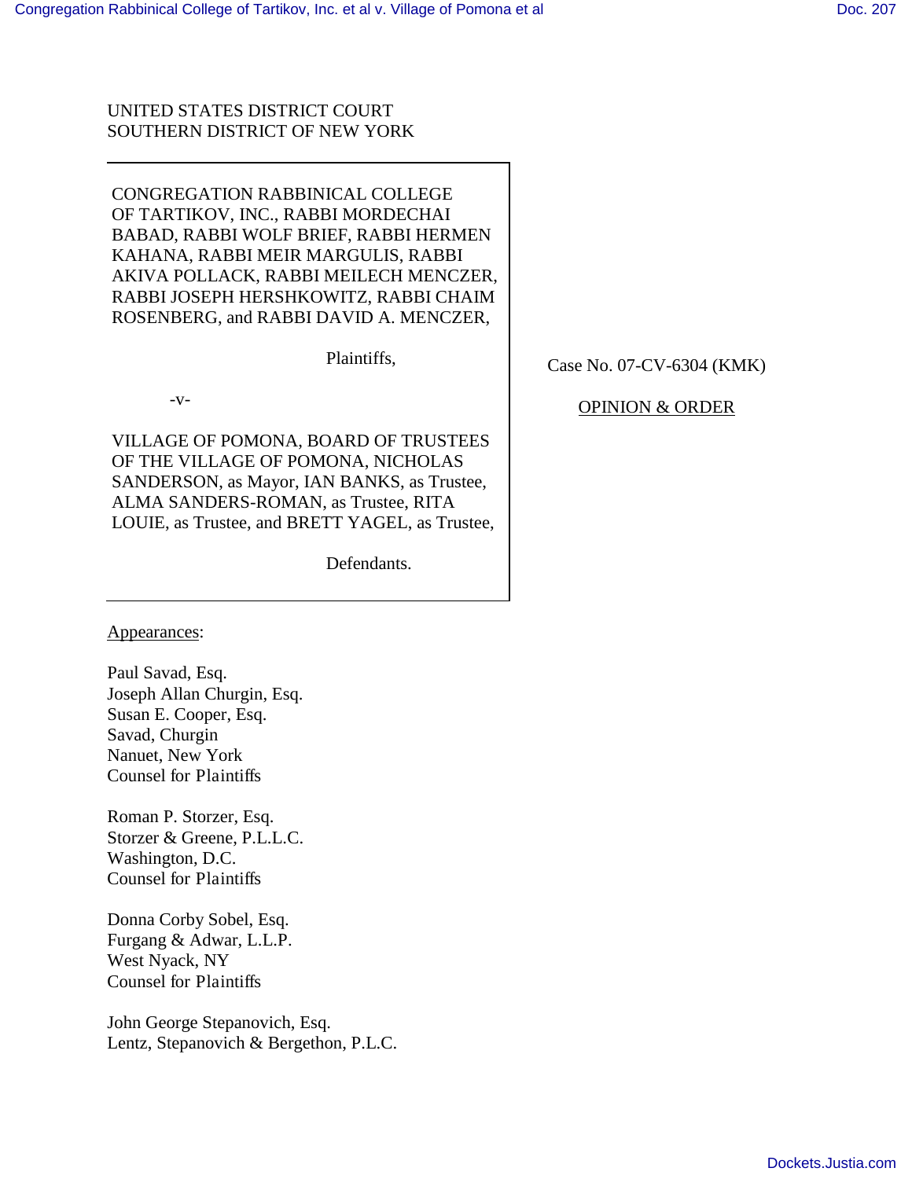UNITED STATES DISTRICT COURT
SOUTHERN DISTRICT OF NEW YORK

CONGREGATION RABBINICAL COLLEGE OF TARTIKOV, INC., RABBI MORDECHAI BABAD, RABBI WOLF BRIEF, RABBI HERMEN KAHANA, RABBI MEIR MARGULIS, RABBI AKIVA POLLACK, RABBI MEILECH MENCZER, RABBI JOSEPH HERSHKOWITZ, RABBI CHAIM ROSENBERG, and RABBI DAVID A. MENCZER,

Plaintiffs,

-v-

VILLAGE OF POMONA, BOARD OF TRUSTEES OF THE VILLAGE OF POMONA, NICHOLAS SANDERSON, as Mayor, IAN BANKS, as Trustee, ALMA SANDERS-ROMAN, as Trustee, RITA LOUIE, as Trustee, and BRETT YAGEL, as Trustee,

Defendants.

Case No. 07-CV-6304 (KMK)

OPINION & ORDER

Appearances:

Paul Savad, Esq.
Joseph Allan Churgin, Esq.
Susan E. Cooper, Esq.
Savad, Churgin
Nanuet, New York
Counsel for Plaintiffs

Roman P. Storzer, Esq.
Storzer & Greene, P.L.L.C.
Washington, D.C.
Counsel for Plaintiffs

Donna Corby Sobel, Esq.
Furgang & Adwar, L.L.P.
West Nyack, NY
Counsel for Plaintiffs

John George Stepanovich, Esq.
Lentz, Stepanovich & Bergethon, P.L.C.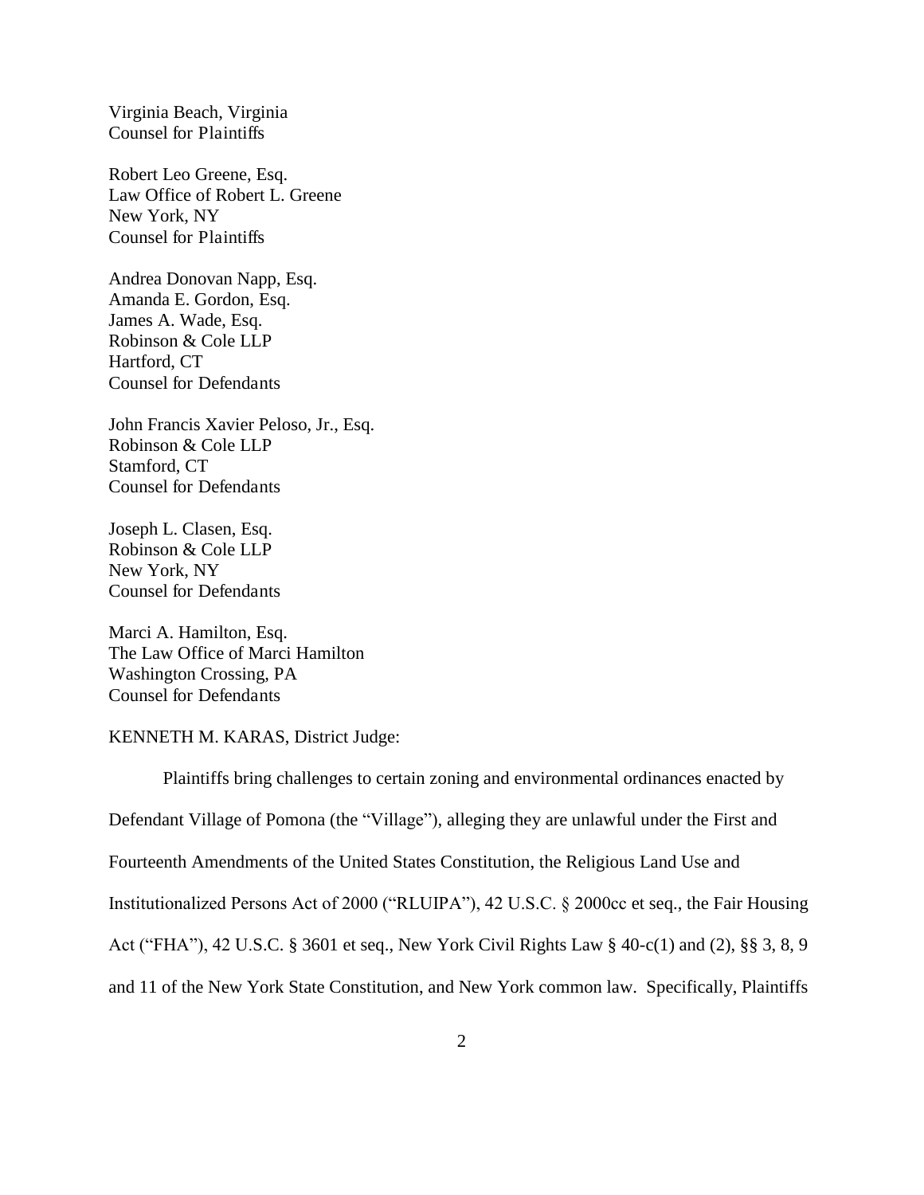Virginia Beach, Virginia
Counsel for Plaintiffs

Robert Leo Greene, Esq.
Law Office of Robert L. Greene
New York, NY
Counsel for Plaintiffs

Andrea Donovan Napp, Esq.
Amanda E. Gordon, Esq.
James A. Wade, Esq.
Robinson & Cole LLP
Hartford, CT
Counsel for Defendants

John Francis Xavier Peloso, Jr., Esq.
Robinson & Cole LLP
Stamford, CT
Counsel for Defendants

Joseph L. Clasen, Esq.
Robinson & Cole LLP
New York, NY
Counsel for Defendants

Marci A. Hamilton, Esq.
The Law Office of Marci Hamilton
Washington Crossing, PA
Counsel for Defendants

KENNETH M. KARAS, District Judge:

Plaintiffs bring challenges to certain zoning and environmental ordinances enacted by Defendant Village of Pomona (the "Village"), alleging they are unlawful under the First and Fourteenth Amendments of the United States Constitution, the Religious Land Use and Institutionalized Persons Act of 2000 ("RLUIPA"), 42 U.S.C. § 2000cc et seq., the Fair Housing Act ("FHA"), 42 U.S.C. § 3601 et seq., New York Civil Rights Law § 40-c(1) and (2), §§ 3, 8, 9 and 11 of the New York State Constitution, and New York common law. Specifically, Plaintiffs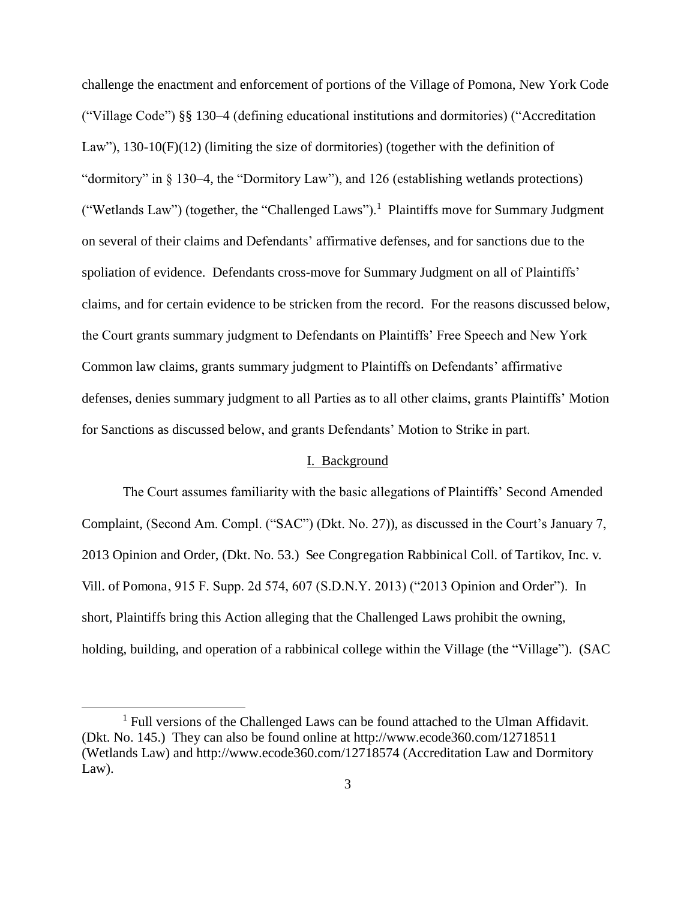challenge the enactment and enforcement of portions of the Village of Pomona, New York Code ("Village Code") §§ 130–4 (defining educational institutions and dormitories) ("Accreditation Law"), 130-10(F)(12) (limiting the size of dormitories) (together with the definition of "dormitory" in § 130–4, the "Dormitory Law"), and 126 (establishing wetlands protections) ("Wetlands Law") (together, the "Challenged Laws").[1] Plaintiffs move for Summary Judgment on several of their claims and Defendants' affirmative defenses, and for sanctions due to the spoliation of evidence. Defendants cross-move for Summary Judgment on all of Plaintiffs' claims, and for certain evidence to be stricken from the record. For the reasons discussed below, the Court grants summary judgment to Defendants on Plaintiffs' Free Speech and New York Common law claims, grants summary judgment to Plaintiffs on Defendants' affirmative defenses, denies summary judgment to all Parties as to all other claims, grants Plaintiffs' Motion for Sanctions as discussed below, and grants Defendants' Motion to Strike in part.

## I. Background

The Court assumes familiarity with the basic allegations of Plaintiffs' Second Amended Complaint, (Second Am. Compl. ("SAC") (Dkt. No. 27)), as discussed in the Court's January 7, 2013 Opinion and Order, (Dkt. No. 53.) See Congregation Rabbinical Coll. of Tartikov, Inc. v. Vill. of Pomona, 915 F. Supp. 2d 574, 607 (S.D.N.Y. 2013) ("2013 Opinion and Order"). In short, Plaintiffs bring this Action alleging that the Challenged Laws prohibit the owning, holding, building, and operation of a rabbinical college within the Village (the "Village"). (SAC

[1] Full versions of the Challenged Laws can be found attached to the Ulman Affidavit. (Dkt. No. 145.) They can also be found online at http://www.ecode360.com/12718511 (Wetlands Law) and http://www.ecode360.com/12718574 (Accreditation Law and Dormitory Law).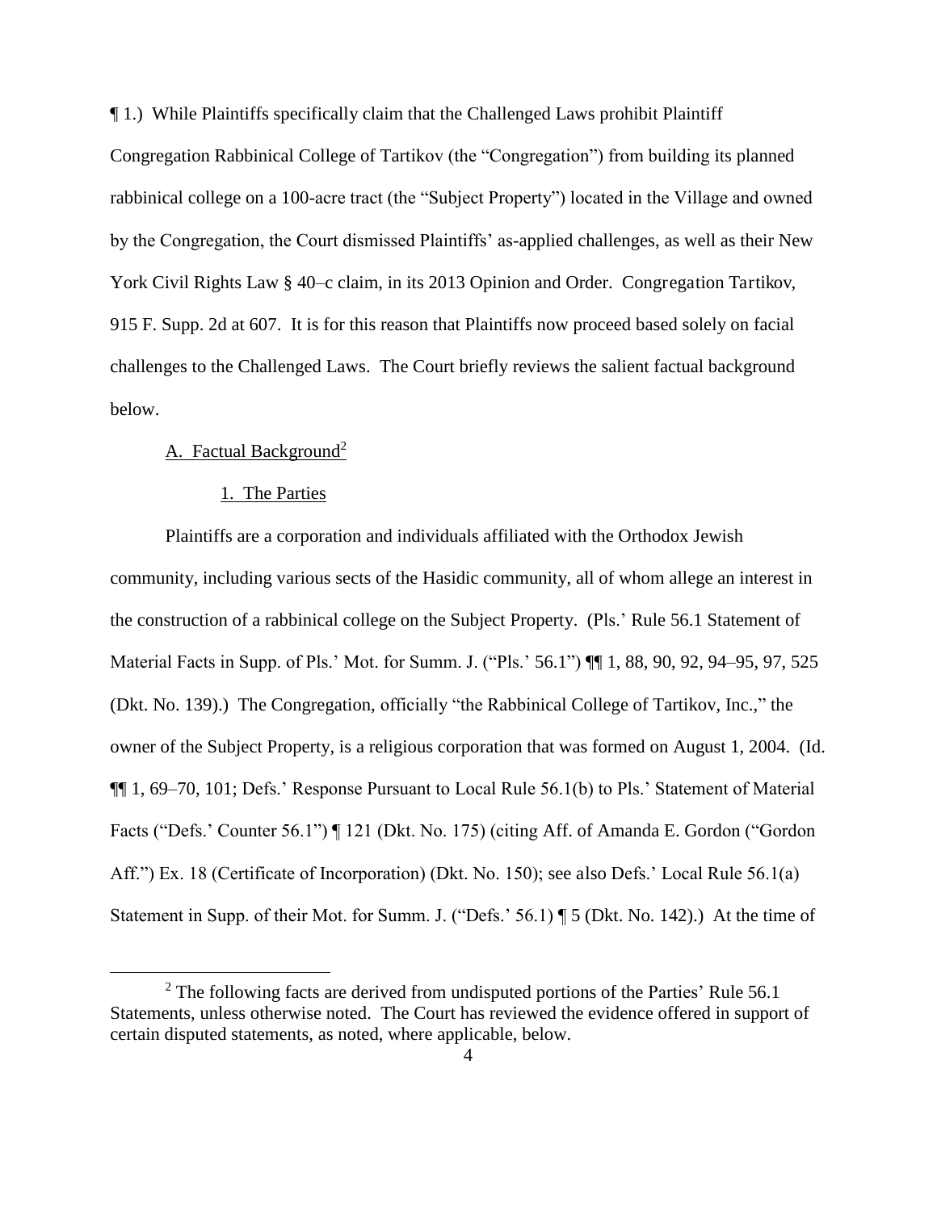¶ 1.) While Plaintiffs specifically claim that the Challenged Laws prohibit Plaintiff Congregation Rabbinical College of Tartikov (the "Congregation") from building its planned rabbinical college on a 100-acre tract (the "Subject Property") located in the Village and owned by the Congregation, the Court dismissed Plaintiffs' as-applied challenges, as well as their New York Civil Rights Law § 40–c claim, in its 2013 Opinion and Order. *Congregation Tartikov*, 915 F. Supp. 2d at 607. It is for this reason that Plaintiffs now proceed based solely on facial challenges to the Challenged Laws. The Court briefly reviews the salient factual background below.

A. Factual Background[2]

1. The Parties

Plaintiffs are a corporation and individuals affiliated with the Orthodox Jewish community, including various sects of the Hasidic community, all of whom allege an interest in the construction of a rabbinical college on the Subject Property. (Pls.' Rule 56.1 Statement of Material Facts in Supp. of Pls.' Mot. for Summ. J. ("Pls.' 56.1") ¶¶ 1, 88, 90, 92, 94–95, 97, 525 (Dkt. No. 139).) The Congregation, officially "the Rabbinical College of Tartikov, Inc.," the owner of the Subject Property, is a religious corporation that was formed on August 1, 2004. (*Id.* ¶¶ 1, 69–70, 101; Defs.' Response Pursuant to Local Rule 56.1(b) to Pls.' Statement of Material Facts ("Defs.' Counter 56.1") ¶ 121 (Dkt. No. 175) (citing Aff. of Amanda E. Gordon ("Gordon Aff.") Ex. 18 (Certificate of Incorporation) (Dkt. No. 150); *see also* Defs.' Local Rule 56.1(a) Statement in Supp. of their Mot. for Summ. J. ("Defs.' 56.1) ¶ 5 (Dkt. No. 142).) At the time of

[2] The following facts are derived from undisputed portions of the Parties' Rule 56.1 Statements, unless otherwise noted. The Court has reviewed the evidence offered in support of certain disputed statements, as noted, where applicable, below.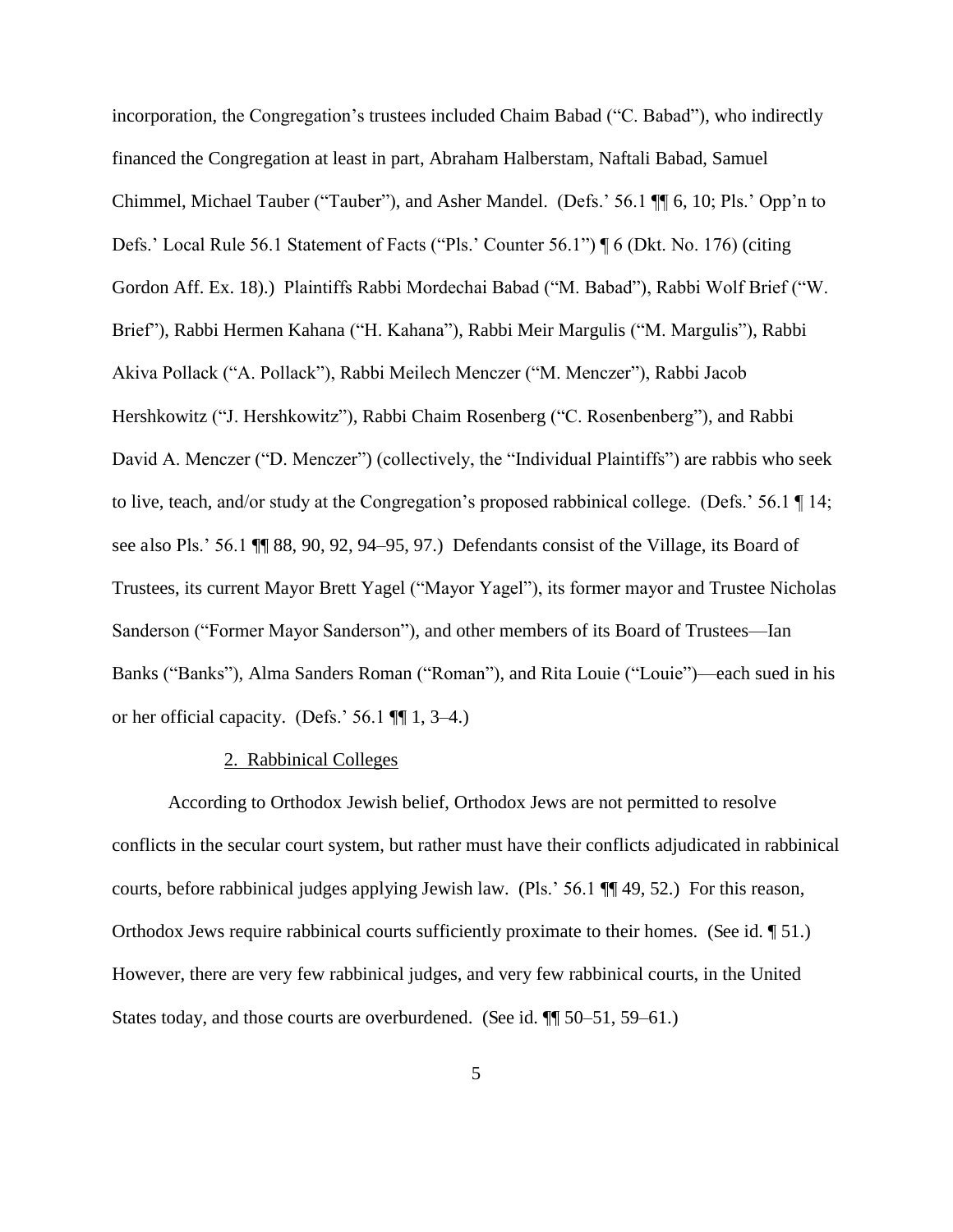incorporation, the Congregation's trustees included Chaim Babad ("C. Babad"), who indirectly financed the Congregation at least in part, Abraham Halberstam, Naftali Babad, Samuel Chimmel, Michael Tauber ("Tauber"), and Asher Mandel. (Defs.' 56.1 ¶¶ 6, 10; Pls.' Opp'n to Defs.' Local Rule 56.1 Statement of Facts ("Pls.' Counter 56.1") ¶ 6 (Dkt. No. 176) (citing Gordon Aff. Ex. 18).) Plaintiffs Rabbi Mordechai Babad ("M. Babad"), Rabbi Wolf Brief ("W. Brief"), Rabbi Hermen Kahana ("H. Kahana"), Rabbi Meir Margulis ("M. Margulis"), Rabbi Akiva Pollack ("A. Pollack"), Rabbi Meilech Menczer ("M. Menczer"), Rabbi Jacob Hershkowitz ("J. Hershkowitz"), Rabbi Chaim Rosenberg ("C. Rosenbenberg"), and Rabbi David A. Menczer ("D. Menczer") (collectively, the "Individual Plaintiffs") are rabbis who seek to live, teach, and/or study at the Congregation's proposed rabbinical college. (Defs.' 56.1 ¶ 14; see also Pls.' 56.1 ¶¶ 88, 90, 92, 94–95, 97.) Defendants consist of the Village, its Board of Trustees, its current Mayor Brett Yagel ("Mayor Yagel"), its former mayor and Trustee Nicholas Sanderson ("Former Mayor Sanderson"), and other members of its Board of Trustees—Ian Banks ("Banks"), Alma Sanders Roman ("Roman"), and Rita Louie ("Louie")—each sued in his or her official capacity. (Defs.' 56.1 ¶¶ 1, 3–4.)

2. Rabbinical Colleges

According to Orthodox Jewish belief, Orthodox Jews are not permitted to resolve conflicts in the secular court system, but rather must have their conflicts adjudicated in rabbinical courts, before rabbinical judges applying Jewish law. (Pls.' 56.1 ¶¶ 49, 52.) For this reason, Orthodox Jews require rabbinical courts sufficiently proximate to their homes. (See id. ¶ 51.) However, there are very few rabbinical judges, and very few rabbinical courts, in the United States today, and those courts are overburdened. (See id. ¶¶ 50–51, 59–61.)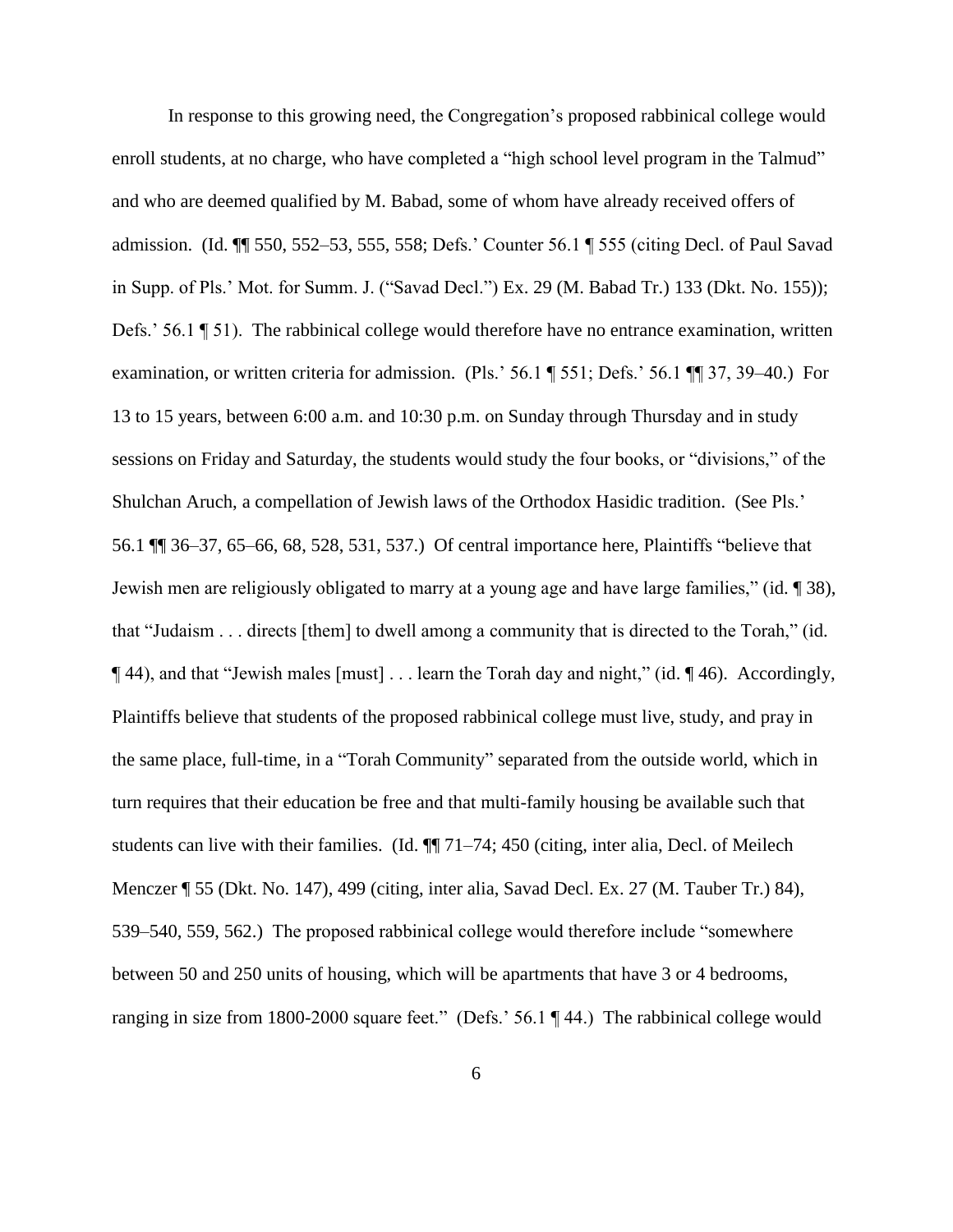In response to this growing need, the Congregation's proposed rabbinical college would enroll students, at no charge, who have completed a "high school level program in the Talmud" and who are deemed qualified by M. Babad, some of whom have already received offers of admission. (Id. ¶¶ 550, 552–53, 555, 558; Defs.' Counter 56.1 ¶ 555 (citing Decl. of Paul Savad in Supp. of Pls.' Mot. for Summ. J. ("Savad Decl.") Ex. 29 (M. Babad Tr.) 133 (Dkt. No. 155)); Defs.' 56.1 ¶ 51). The rabbinical college would therefore have no entrance examination, written examination, or written criteria for admission. (Pls.' 56.1 ¶ 551; Defs.' 56.1 ¶¶ 37, 39–40.) For 13 to 15 years, between 6:00 a.m. and 10:30 p.m. on Sunday through Thursday and in study sessions on Friday and Saturday, the students would study the four books, or "divisions," of the Shulchan Aruch, a compellation of Jewish laws of the Orthodox Hasidic tradition. (See Pls.' 56.1 ¶¶ 36–37, 65–66, 68, 528, 531, 537.) Of central importance here, Plaintiffs "believe that Jewish men are religiously obligated to marry at a young age and have large families," (id. ¶ 38), that "Judaism . . . directs [them] to dwell among a community that is directed to the Torah," (id. ¶ 44), and that "Jewish males [must] . . . learn the Torah day and night," (id. ¶ 46). Accordingly, Plaintiffs believe that students of the proposed rabbinical college must live, study, and pray in the same place, full-time, in a "Torah Community" separated from the outside world, which in turn requires that their education be free and that multi-family housing be available such that students can live with their families. (Id. ¶¶ 71–74; 450 (citing, inter alia, Decl. of Meilech Menczer ¶ 55 (Dkt. No. 147), 499 (citing, inter alia, Savad Decl. Ex. 27 (M. Tauber Tr.) 84), 539–540, 559, 562.) The proposed rabbinical college would therefore include "somewhere between 50 and 250 units of housing, which will be apartments that have 3 or 4 bedrooms, ranging in size from 1800-2000 square feet." (Defs.' 56.1 ¶ 44.) The rabbinical college would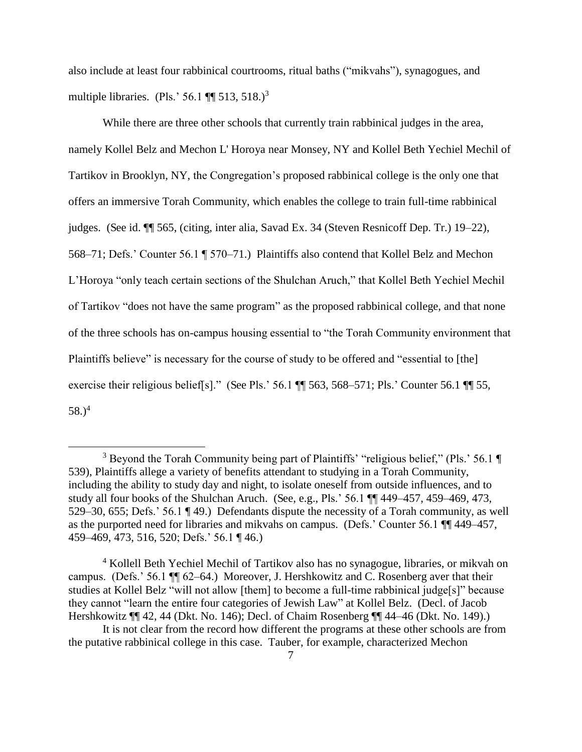also include at least four rabbinical courtrooms, ritual baths ("mikvahs"), synagogues, and multiple libraries. (Pls.' 56.1 ¶¶ 513, 518.)[3]

While there are three other schools that currently train rabbinical judges in the area, namely Kollel Belz and Mechon L' Horoya near Monsey, NY and Kollel Beth Yechiel Mechil of Tartikov in Brooklyn, NY, the Congregation's proposed rabbinical college is the only one that offers an immersive Torah Community, which enables the college to train full-time rabbinical judges. (See id. ¶¶ 565, (citing, inter alia, Savad Ex. 34 (Steven Resnicoff Dep. Tr.) 19–22), 568–71; Defs.' Counter 56.1 ¶ 570–71.) Plaintiffs also contend that Kollel Belz and Mechon L'Horoya "only teach certain sections of the Shulchan Aruch," that Kollel Beth Yechiel Mechil of Tartikov "does not have the same program" as the proposed rabbinical college, and that none of the three schools has on-campus housing essential to "the Torah Community environment that Plaintiffs believe" is necessary for the course of study to be offered and "essential to [the] exercise their religious belief[s]." (See Pls.' 56.1 ¶¶ 563, 568–571; Pls.' Counter 56.1 ¶¶ 55, 58.)[4]

---

[3] Beyond the Torah Community being part of Plaintiffs' "religious belief," (Pls.' 56.1 ¶ 539), Plaintiffs allege a variety of benefits attendant to studying in a Torah Community, including the ability to study day and night, to isolate oneself from outside influences, and to study all four books of the Shulchan Aruch. (See, e.g., Pls.' 56.1 ¶¶ 449–457, 459–469, 473, 529–30, 655; Defs.' 56.1 ¶ 49.) Defendants dispute the necessity of a Torah community, as well as the purported need for libraries and mikvahs on campus. (Defs.' Counter 56.1 ¶¶ 449–457, 459–469, 473, 516, 520; Defs.' 56.1 ¶ 46.)

[4] Kollell Beth Yechiel Mechil of Tartikov also has no synagogue, libraries, or mikvah on campus. (Defs.' 56.1 ¶¶ 62–64.) Moreover, J. Hershkowitz and C. Rosenberg aver that their studies at Kollel Belz "will not allow [them] to become a full-time rabbinical judge[s]" because they cannot "learn the entire four categories of Jewish Law" at Kollel Belz. (Decl. of Jacob Hershkowitz ¶¶ 42, 44 (Dkt. No. 146); Decl. of Chaim Rosenberg ¶¶ 44–46 (Dkt. No. 149).)

It is not clear from the record how different the programs at these other schools are from the putative rabbinical college in this case. Tauber, for example, characterized Mechon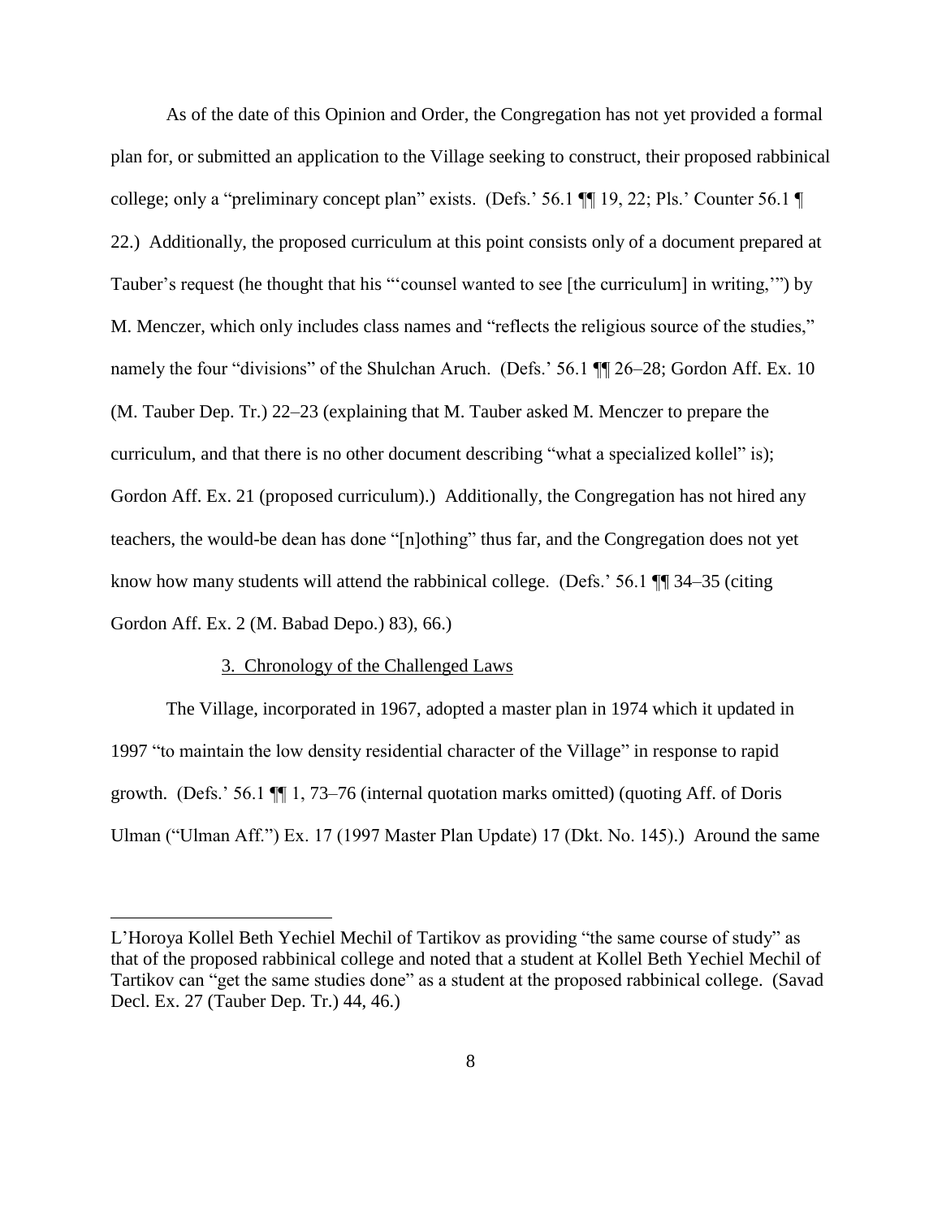As of the date of this Opinion and Order, the Congregation has not yet provided a formal plan for, or submitted an application to the Village seeking to construct, their proposed rabbinical college; only a "preliminary concept plan" exists. (Defs.' 56.1 ¶¶ 19, 22; Pls.' Counter 56.1 ¶ 22.) Additionally, the proposed curriculum at this point consists only of a document prepared at Tauber's request (he thought that his "'counsel wanted to see [the curriculum] in writing,'") by M. Menczer, which only includes class names and "reflects the religious source of the studies," namely the four "divisions" of the Shulchan Aruch. (Defs.' 56.1 ¶¶ 26–28; Gordon Aff. Ex. 10 (M. Tauber Dep. Tr.) 22–23 (explaining that M. Tauber asked M. Menczer to prepare the curriculum, and that there is no other document describing "what a specialized kollel" is); Gordon Aff. Ex. 21 (proposed curriculum).) Additionally, the Congregation has not hired any teachers, the would-be dean has done "[n]othing" thus far, and the Congregation does not yet know how many students will attend the rabbinical college. (Defs.' 56.1 ¶¶ 34–35 (citing Gordon Aff. Ex. 2 (M. Babad Depo.) 83), 66.)

3. Chronology of the Challenged Laws

The Village, incorporated in 1967, adopted a master plan in 1974 which it updated in 1997 "to maintain the low density residential character of the Village" in response to rapid growth. (Defs.' 56.1 ¶¶ 1, 73–76 (internal quotation marks omitted) (quoting Aff. of Doris Ulman ("Ulman Aff.") Ex. 17 (1997 Master Plan Update) 17 (Dkt. No. 145).) Around the same

---

L'Horoya Kollel Beth Yechiel Mechil of Tartikov as providing "the same course of study" as that of the proposed rabbinical college and noted that a student at Kollel Beth Yechiel Mechil of Tartikov can "get the same studies done" as a student at the proposed rabbinical college. (Savad Decl. Ex. 27 (Tauber Dep. Tr.) 44, 46.)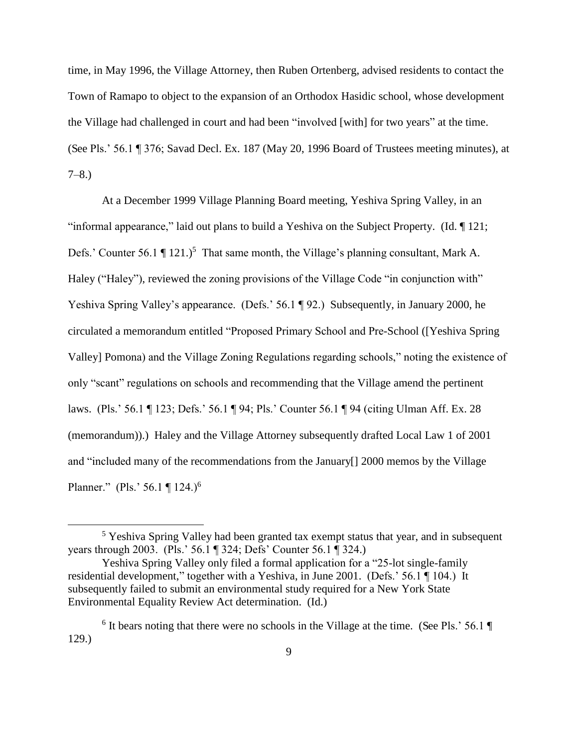time, in May 1996, the Village Attorney, then Ruben Ortenberg, advised residents to contact the Town of Ramapo to object to the expansion of an Orthodox Hasidic school, whose development the Village had challenged in court and had been "involved [with] for two years" at the time. (See Pls.' 56.1 ¶ 376; Savad Decl. Ex. 187 (May 20, 1996 Board of Trustees meeting minutes), at 7–8.)

At a December 1999 Village Planning Board meeting, Yeshiva Spring Valley, in an "informal appearance," laid out plans to build a Yeshiva on the Subject Property. (Id. ¶ 121; Defs.' Counter 56.1 ¶ 121.)[5] That same month, the Village's planning consultant, Mark A. Haley ("Haley"), reviewed the zoning provisions of the Village Code "in conjunction with" Yeshiva Spring Valley's appearance. (Defs.' 56.1 ¶ 92.) Subsequently, in January 2000, he circulated a memorandum entitled "Proposed Primary School and Pre-School ([Yeshiva Spring Valley] Pomona) and the Village Zoning Regulations regarding schools," noting the existence of only "scant" regulations on schools and recommending that the Village amend the pertinent laws. (Pls.' 56.1 ¶ 123; Defs.' 56.1 ¶ 94; Pls.' Counter 56.1 ¶ 94 (citing Ulman Aff. Ex. 28 (memorandum)).) Haley and the Village Attorney subsequently drafted Local Law 1 of 2001 and "included many of the recommendations from the January[] 2000 memos by the Village Planner." (Pls.' 56.1 ¶ 124.)[6]

---

[5] Yeshiva Spring Valley had been granted tax exempt status that year, and in subsequent years through 2003. (Pls.' 56.1 ¶ 324; Defs' Counter 56.1 ¶ 324.)

Yeshiva Spring Valley only filed a formal application for a "25-lot single-family residential development," together with a Yeshiva, in June 2001. (Defs.' 56.1 ¶ 104.) It subsequently failed to submit an environmental study required for a New York State Environmental Equality Review Act determination. (Id.)

[6] It bears noting that there were no schools in the Village at the time. (See Pls.' 56.1 ¶ 129.)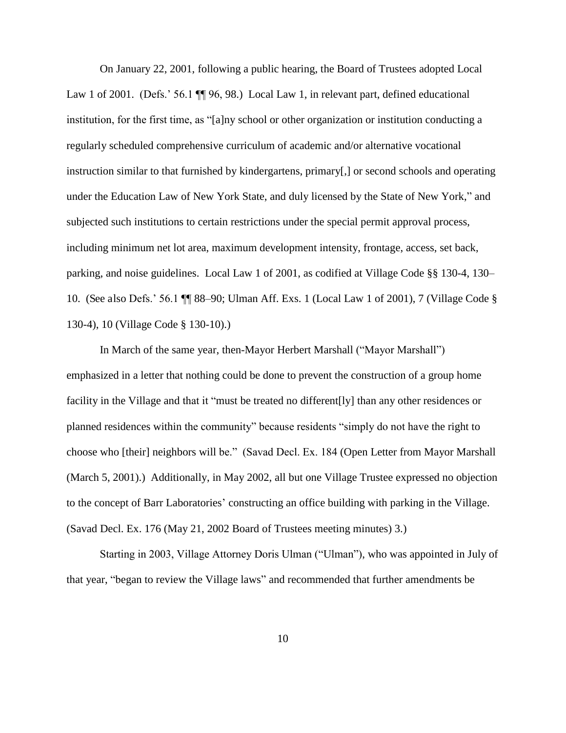On January 22, 2001, following a public hearing, the Board of Trustees adopted Local Law 1 of 2001. (Defs.' 56.1 ¶¶ 96, 98.) Local Law 1, in relevant part, defined educational institution, for the first time, as "[a]ny school or other organization or institution conducting a regularly scheduled comprehensive curriculum of academic and/or alternative vocational instruction similar to that furnished by kindergartens, primary[,] or second schools and operating under the Education Law of New York State, and duly licensed by the State of New York," and subjected such institutions to certain restrictions under the special permit approval process, including minimum net lot area, maximum development intensity, frontage, access, set back, parking, and noise guidelines. Local Law 1 of 2001, as codified at Village Code §§ 130-4, 130–10. (See also Defs.' 56.1 ¶¶ 88–90; Ulman Aff. Exs. 1 (Local Law 1 of 2001), 7 (Village Code § 130-4), 10 (Village Code § 130-10).)

In March of the same year, then-Mayor Herbert Marshall ("Mayor Marshall") emphasized in a letter that nothing could be done to prevent the construction of a group home facility in the Village and that it "must be treated no different[ly] than any other residences or planned residences within the community" because residents "simply do not have the right to choose who [their] neighbors will be." (Savad Decl. Ex. 184 (Open Letter from Mayor Marshall (March 5, 2001).) Additionally, in May 2002, all but one Village Trustee expressed no objection to the concept of Barr Laboratories' constructing an office building with parking in the Village. (Savad Decl. Ex. 176 (May 21, 2002 Board of Trustees meeting minutes) 3.)

Starting in 2003, Village Attorney Doris Ulman ("Ulman"), who was appointed in July of that year, "began to review the Village laws" and recommended that further amendments be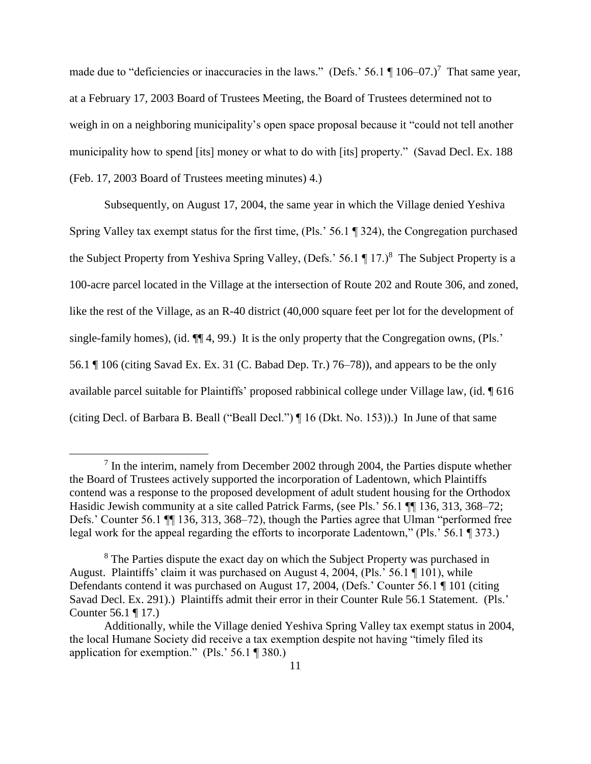made due to "deficiencies or inaccuracies in the laws." (Defs.' 56.1 ¶ 106–07.)[7] That same year, at a February 17, 2003 Board of Trustees Meeting, the Board of Trustees determined not to weigh in on a neighboring municipality's open space proposal because it "could not tell another municipality how to spend [its] money or what to do with [its] property." (Savad Decl. Ex. 188 (Feb. 17, 2003 Board of Trustees meeting minutes) 4.)

Subsequently, on August 17, 2004, the same year in which the Village denied Yeshiva Spring Valley tax exempt status for the first time, (Pls.' 56.1 ¶ 324), the Congregation purchased the Subject Property from Yeshiva Spring Valley, (Defs.' 56.1 ¶ 17.)[8] The Subject Property is a 100-acre parcel located in the Village at the intersection of Route 202 and Route 306, and zoned, like the rest of the Village, as an R-40 district (40,000 square feet per lot for the development of single-family homes), (id. ¶¶ 4, 99.) It is the only property that the Congregation owns, (Pls.' 56.1 ¶ 106 (citing Savad Ex. Ex. 31 (C. Babad Dep. Tr.) 76–78)), and appears to be the only available parcel suitable for Plaintiffs' proposed rabbinical college under Village law, (id. ¶ 616 (citing Decl. of Barbara B. Beall ("Beall Decl.") ¶ 16 (Dkt. No. 153)).) In June of that same

---

[7] In the interim, namely from December 2002 through 2004, the Parties dispute whether the Board of Trustees actively supported the incorporation of Ladentown, which Plaintiffs contend was a response to the proposed development of adult student housing for the Orthodox Hasidic Jewish community at a site called Patrick Farms, (see Pls.' 56.1 ¶¶ 136, 313, 368–72; Defs.' Counter 56.1 ¶¶ 136, 313, 368–72), though the Parties agree that Ulman "performed free legal work for the appeal regarding the efforts to incorporate Ladentown," (Pls.' 56.1 ¶ 373.)

[8] The Parties dispute the exact day on which the Subject Property was purchased in August. Plaintiffs' claim it was purchased on August 4, 2004, (Pls.' 56.1 ¶ 101), while Defendants contend it was purchased on August 17, 2004, (Defs.' Counter 56.1 ¶ 101 (citing Savad Decl. Ex. 291).) Plaintiffs admit their error in their Counter Rule 56.1 Statement. (Pls.' Counter 56.1 ¶ 17.)

Additionally, while the Village denied Yeshiva Spring Valley tax exempt status in 2004, the local Humane Society did receive a tax exemption despite not having "timely filed its application for exemption." (Pls.' 56.1 ¶ 380.)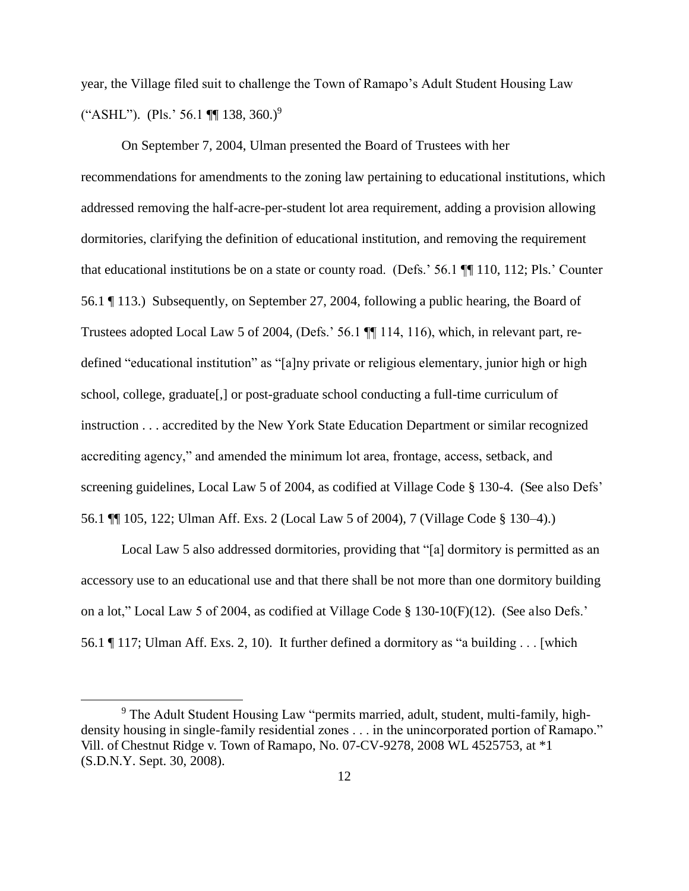year, the Village filed suit to challenge the Town of Ramapo's Adult Student Housing Law ("ASHL"). (Pls.' 56.1 ¶¶ 138, 360.)[9]

On September 7, 2004, Ulman presented the Board of Trustees with her recommendations for amendments to the zoning law pertaining to educational institutions, which addressed removing the half-acre-per-student lot area requirement, adding a provision allowing dormitories, clarifying the definition of educational institution, and removing the requirement that educational institutions be on a state or county road. (Defs.' 56.1 ¶¶ 110, 112; Pls.' Counter 56.1 ¶ 113.) Subsequently, on September 27, 2004, following a public hearing, the Board of Trustees adopted Local Law 5 of 2004, (Defs.' 56.1 ¶¶ 114, 116), which, in relevant part, re-defined "educational institution" as "[a]ny private or religious elementary, junior high or high school, college, graduate[,] or post-graduate school conducting a full-time curriculum of instruction . . . accredited by the New York State Education Department or similar recognized accrediting agency," and amended the minimum lot area, frontage, access, setback, and screening guidelines, Local Law 5 of 2004, as codified at Village Code § 130-4. (See also Defs' 56.1 ¶¶ 105, 122; Ulman Aff. Exs. 2 (Local Law 5 of 2004), 7 (Village Code § 130–4).)

Local Law 5 also addressed dormitories, providing that "[a] dormitory is permitted as an accessory use to an educational use and that there shall be not more than one dormitory building on a lot," Local Law 5 of 2004, as codified at Village Code § 130-10(F)(12). (See also Defs.' 56.1 ¶ 117; Ulman Aff. Exs. 2, 10). It further defined a dormitory as "a building . . . [which

[9] The Adult Student Housing Law "permits married, adult, student, multi-family, high-density housing in single-family residential zones . . . in the unincorporated portion of Ramapo." Vill. of Chestnut Ridge v. Town of Ramapo, No. 07-CV-9278, 2008 WL 4525753, at *1 (S.D.N.Y. Sept. 30, 2008).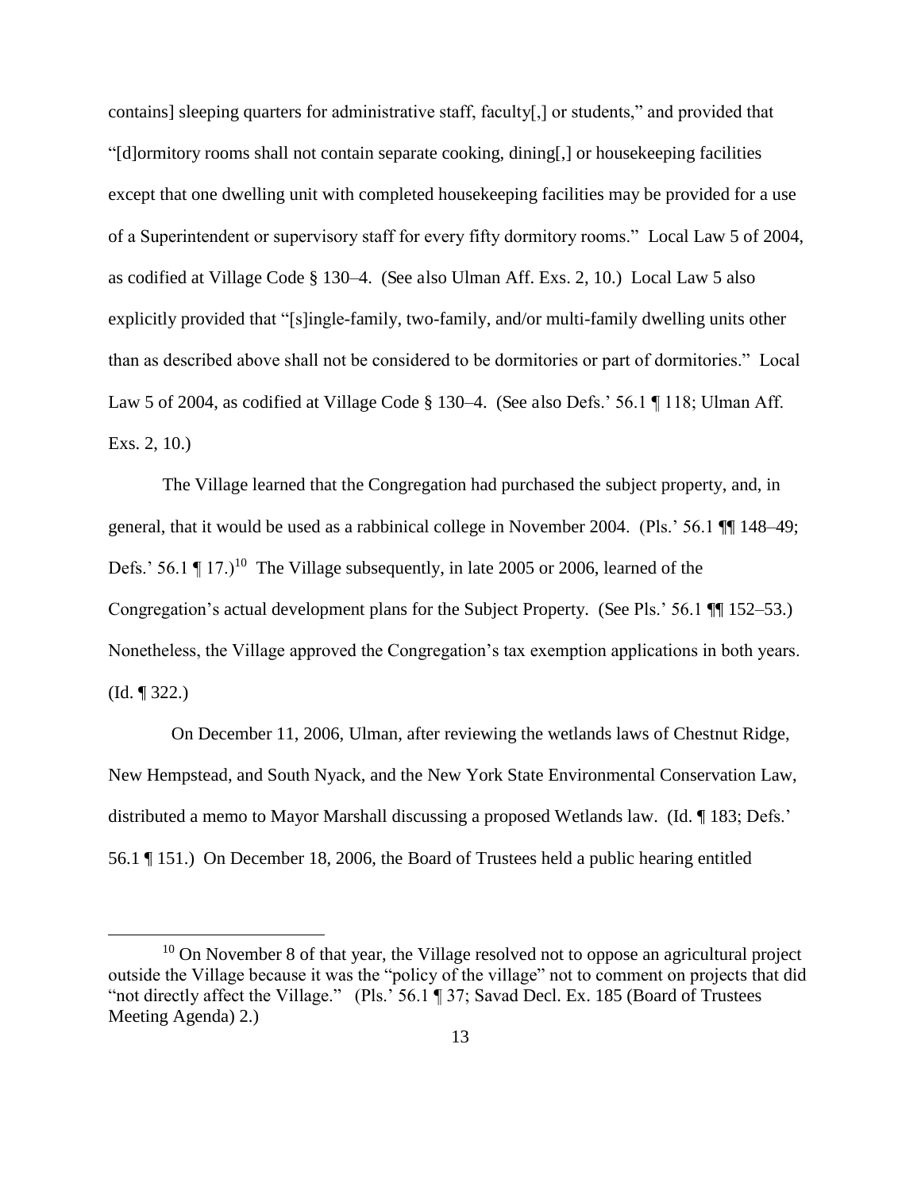contains] sleeping quarters for administrative staff, faculty[,] or students," and provided that "[d]ormitory rooms shall not contain separate cooking, dining[,] or housekeeping facilities except that one dwelling unit with completed housekeeping facilities may be provided for a use of a Superintendent or supervisory staff for every fifty dormitory rooms." Local Law 5 of 2004, as codified at Village Code § 130–4. (See also Ulman Aff. Exs. 2, 10.) Local Law 5 also explicitly provided that "[s]ingle-family, two-family, and/or multi-family dwelling units other than as described above shall not be considered to be dormitories or part of dormitories." Local Law 5 of 2004, as codified at Village Code § 130–4. (See also Defs.' 56.1 ¶ 118; Ulman Aff. Exs. 2, 10.)

The Village learned that the Congregation had purchased the subject property, and, in general, that it would be used as a rabbinical college in November 2004. (Pls.' 56.1 ¶¶ 148–49; Defs.' 56.1 ¶ 17.)[10] The Village subsequently, in late 2005 or 2006, learned of the Congregation's actual development plans for the Subject Property. (See Pls.' 56.1 ¶¶ 152–53.) Nonetheless, the Village approved the Congregation's tax exemption applications in both years. (Id. ¶ 322.)

On December 11, 2006, Ulman, after reviewing the wetlands laws of Chestnut Ridge, New Hempstead, and South Nyack, and the New York State Environmental Conservation Law, distributed a memo to Mayor Marshall discussing a proposed Wetlands law. (Id. ¶ 183; Defs.' 56.1 ¶ 151.) On December 18, 2006, the Board of Trustees held a public hearing entitled

[10] On November 8 of that year, the Village resolved not to oppose an agricultural project outside the Village because it was the "policy of the village" not to comment on projects that did "not directly affect the Village." (Pls.' 56.1 ¶ 37; Savad Decl. Ex. 185 (Board of Trustees Meeting Agenda) 2.)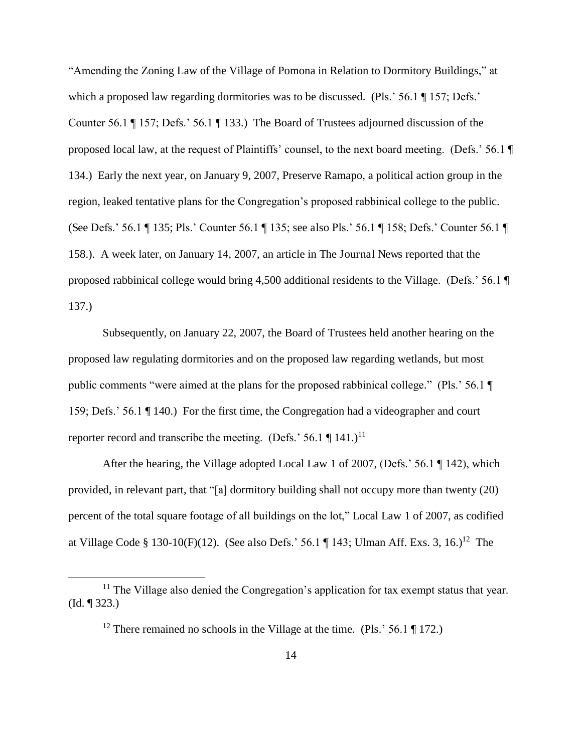"Amending the Zoning Law of the Village of Pomona in Relation to Dormitory Buildings," at which a proposed law regarding dormitories was to be discussed. (Pls.' 56.1 ¶ 157; Defs.' Counter 56.1 ¶ 157; Defs.' 56.1 ¶ 133.) The Board of Trustees adjourned discussion of the proposed local law, at the request of Plaintiffs' counsel, to the next board meeting. (Defs.' 56.1 ¶ 134.) Early the next year, on January 9, 2007, Preserve Ramapo, a political action group in the region, leaked tentative plans for the Congregation's proposed rabbinical college to the public. (See Defs.' 56.1 ¶ 135; Pls.' Counter 56.1 ¶ 135; see also Pls.' 56.1 ¶ 158; Defs.' Counter 56.1 ¶ 158.). A week later, on January 14, 2007, an article in The Journal News reported that the proposed rabbinical college would bring 4,500 additional residents to the Village. (Defs.' 56.1 ¶ 137.)

Subsequently, on January 22, 2007, the Board of Trustees held another hearing on the proposed law regulating dormitories and on the proposed law regarding wetlands, but most public comments "were aimed at the plans for the proposed rabbinical college." (Pls.' 56.1 ¶ 159; Defs.' 56.1 ¶ 140.) For the first time, the Congregation had a videographer and court reporter record and transcribe the meeting. (Defs.' 56.1 ¶ 141.)[11]

After the hearing, the Village adopted Local Law 1 of 2007, (Defs.' 56.1 ¶ 142), which provided, in relevant part, that "[a] dormitory building shall not occupy more than twenty (20) percent of the total square footage of all buildings on the lot," Local Law 1 of 2007, as codified at Village Code § 130-10(F)(12). (See also Defs.' 56.1 ¶ 143; Ulman Aff. Exs. 3, 16.)[12] The

[11] The Village also denied the Congregation's application for tax exempt status that year. (Id. ¶ 323.)

[12] There remained no schools in the Village at the time. (Pls.' 56.1 ¶ 172.)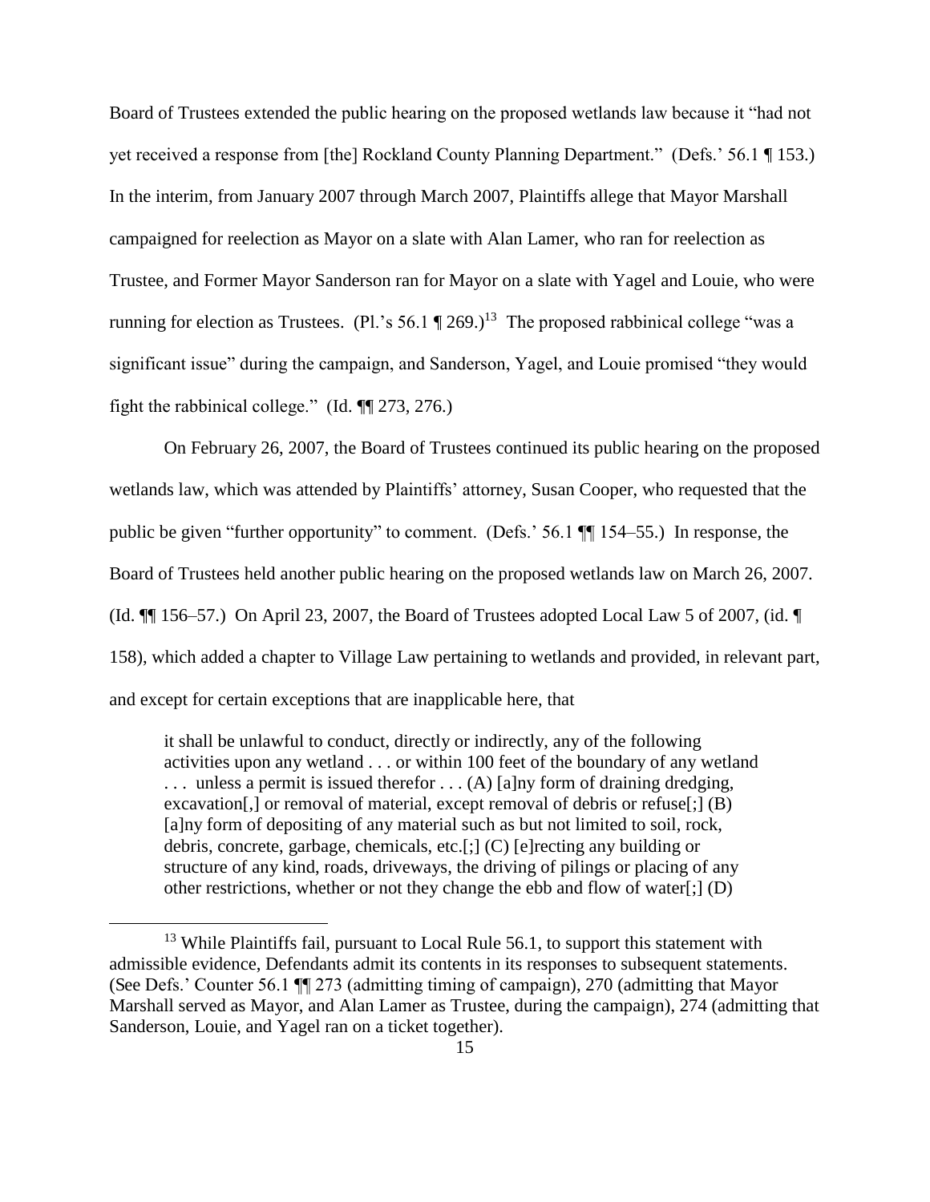Board of Trustees extended the public hearing on the proposed wetlands law because it "had not yet received a response from [the] Rockland County Planning Department." (Defs.' 56.1 ¶ 153.) In the interim, from January 2007 through March 2007, Plaintiffs allege that Mayor Marshall campaigned for reelection as Mayor on a slate with Alan Lamer, who ran for reelection as Trustee, and Former Mayor Sanderson ran for Mayor on a slate with Yagel and Louie, who were running for election as Trustees. (Pl.'s 56.1 ¶ 269.)[13] The proposed rabbinical college "was a significant issue" during the campaign, and Sanderson, Yagel, and Louie promised "they would fight the rabbinical college." (Id. ¶¶ 273, 276.)

On February 26, 2007, the Board of Trustees continued its public hearing on the proposed wetlands law, which was attended by Plaintiffs' attorney, Susan Cooper, who requested that the public be given "further opportunity" to comment. (Defs.' 56.1 ¶¶ 154–55.) In response, the Board of Trustees held another public hearing on the proposed wetlands law on March 26, 2007. (Id. ¶¶ 156–57.) On April 23, 2007, the Board of Trustees adopted Local Law 5 of 2007, (id. ¶ 158), which added a chapter to Village Law pertaining to wetlands and provided, in relevant part, and except for certain exceptions that are inapplicable here, that

> it shall be unlawful to conduct, directly or indirectly, any of the following activities upon any wetland . . . or within 100 feet of the boundary of any wetland . . . unless a permit is issued therefor . . . (A) [a]ny form of draining dredging, excavation[,] or removal of material, except removal of debris or refuse[;] (B) [a]ny form of depositing of any material such as but not limited to soil, rock, debris, concrete, garbage, chemicals, etc.[;] (C) [e]recting any building or structure of any kind, roads, driveways, the driving of pilings or placing of any other restrictions, whether or not they change the ebb and flow of water[;] (D)

[13] While Plaintiffs fail, pursuant to Local Rule 56.1, to support this statement with admissible evidence, Defendants admit its contents in its responses to subsequent statements. (See Defs.' Counter 56.1 ¶¶ 273 (admitting timing of campaign), 270 (admitting that Mayor Marshall served as Mayor, and Alan Lamer as Trustee, during the campaign), 274 (admitting that Sanderson, Louie, and Yagel ran on a ticket together).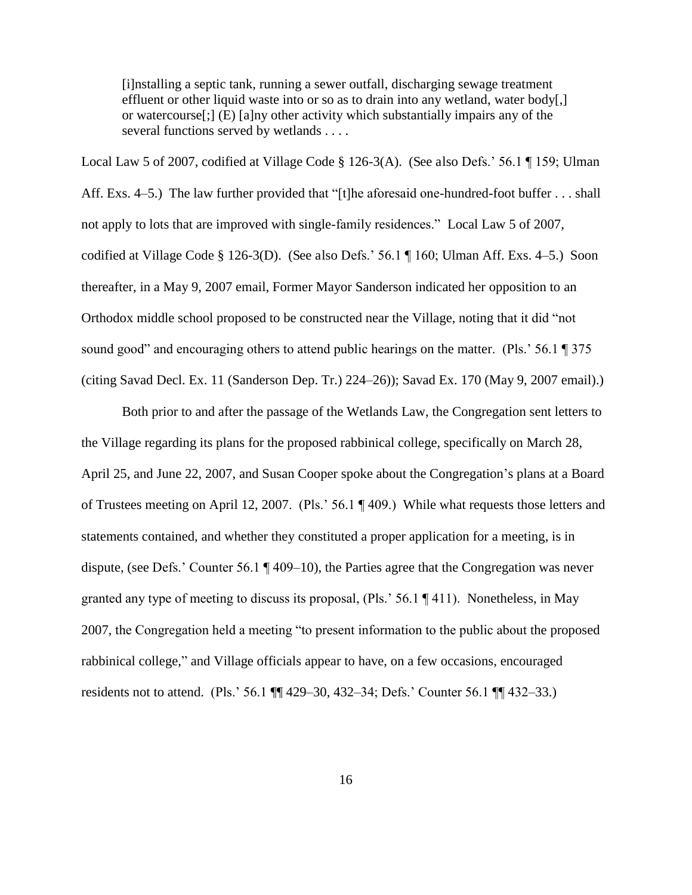> [i]nstalling a septic tank, running a sewer outfall, discharging sewage treatment effluent or other liquid waste into or so as to drain into any wetland, water body[,] or watercourse[;] (E) [a]ny other activity which substantially impairs any of the several functions served by wetlands . . . .

Local Law 5 of 2007, codified at Village Code § 126-3(A). (See also Defs.' 56.1 ¶ 159; Ulman Aff. Exs. 4–5.) The law further provided that "[t]he aforesaid one-hundred-foot buffer . . . shall not apply to lots that are improved with single-family residences." Local Law 5 of 2007, codified at Village Code § 126-3(D). (See also Defs.' 56.1 ¶ 160; Ulman Aff. Exs. 4–5.) Soon thereafter, in a May 9, 2007 email, Former Mayor Sanderson indicated her opposition to an Orthodox middle school proposed to be constructed near the Village, noting that it did "not sound good" and encouraging others to attend public hearings on the matter. (Pls.' 56.1 ¶ 375 (citing Savad Decl. Ex. 11 (Sanderson Dep. Tr.) 224–26)); Savad Ex. 170 (May 9, 2007 email).)

Both prior to and after the passage of the Wetlands Law, the Congregation sent letters to the Village regarding its plans for the proposed rabbinical college, specifically on March 28, April 25, and June 22, 2007, and Susan Cooper spoke about the Congregation's plans at a Board of Trustees meeting on April 12, 2007. (Pls.' 56.1 ¶ 409.) While what requests those letters and statements contained, and whether they constituted a proper application for a meeting, is in dispute, (see Defs.' Counter 56.1 ¶ 409–10), the Parties agree that the Congregation was never granted any type of meeting to discuss its proposal, (Pls.' 56.1 ¶ 411). Nonetheless, in May 2007, the Congregation held a meeting "to present information to the public about the proposed rabbinical college," and Village officials appear to have, on a few occasions, encouraged residents not to attend. (Pls.' 56.1 ¶¶ 429–30, 432–34; Defs.' Counter 56.1 ¶¶ 432–33.)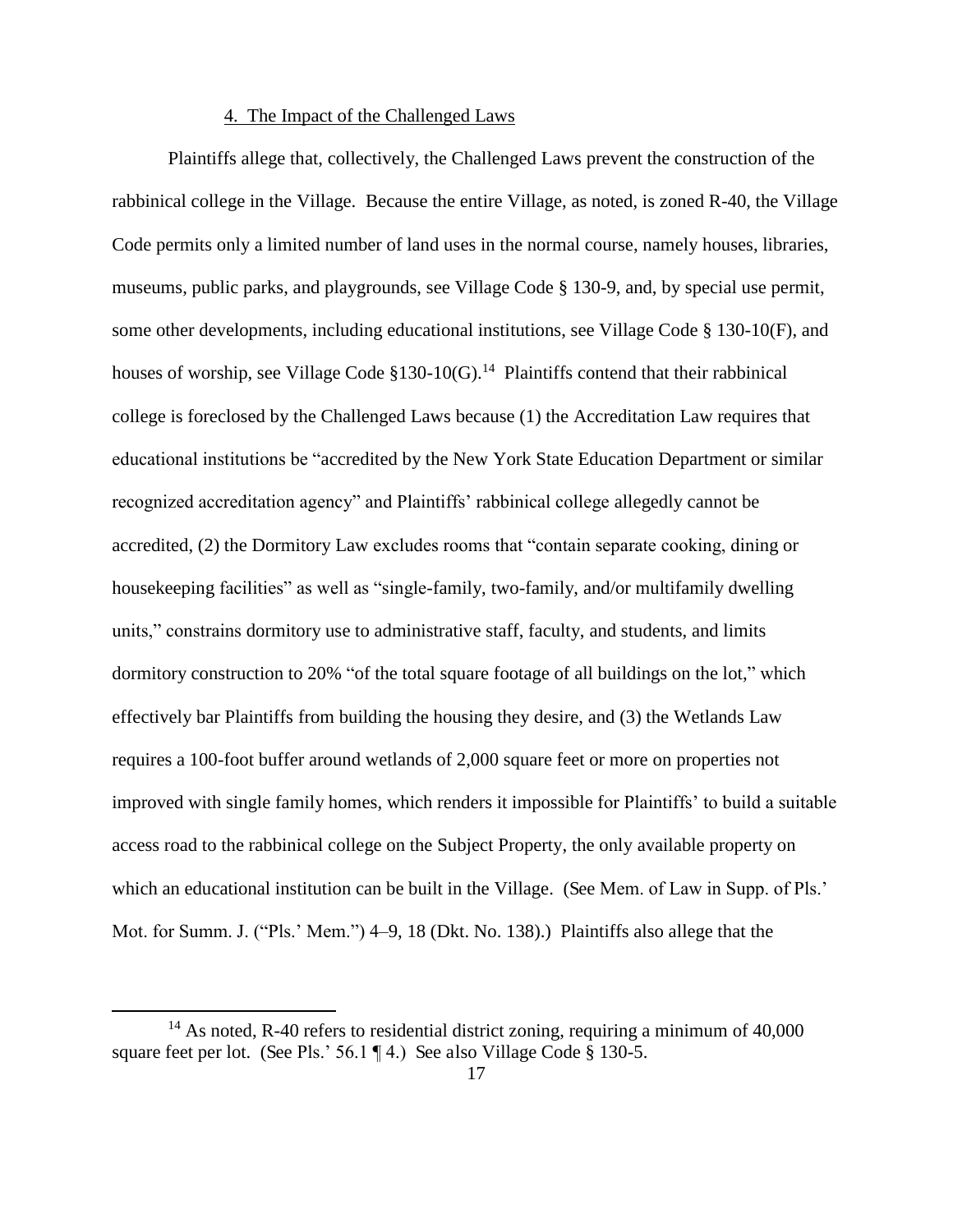4. The Impact of the Challenged Laws

Plaintiffs allege that, collectively, the Challenged Laws prevent the construction of the rabbinical college in the Village. Because the entire Village, as noted, is zoned R-40, the Village Code permits only a limited number of land uses in the normal course, namely houses, libraries, museums, public parks, and playgrounds, see Village Code § 130-9, and, by special use permit, some other developments, including educational institutions, see Village Code § 130-10(F), and houses of worship, see Village Code §130-10(G).[14] Plaintiffs contend that their rabbinical college is foreclosed by the Challenged Laws because (1) the Accreditation Law requires that educational institutions be "accredited by the New York State Education Department or similar recognized accreditation agency" and Plaintiffs' rabbinical college allegedly cannot be accredited, (2) the Dormitory Law excludes rooms that "contain separate cooking, dining or housekeeping facilities" as well as "single-family, two-family, and/or multifamily dwelling units," constrains dormitory use to administrative staff, faculty, and students, and limits dormitory construction to 20% "of the total square footage of all buildings on the lot," which effectively bar Plaintiffs from building the housing they desire, and (3) the Wetlands Law requires a 100-foot buffer around wetlands of 2,000 square feet or more on properties not improved with single family homes, which renders it impossible for Plaintiffs' to build a suitable access road to the rabbinical college on the Subject Property, the only available property on which an educational institution can be built in the Village. (See Mem. of Law in Supp. of Pls.' Mot. for Summ. J. ("Pls.' Mem.") 4–9, 18 (Dkt. No. 138).) Plaintiffs also allege that the

[14] As noted, R-40 refers to residential district zoning, requiring a minimum of 40,000 square feet per lot. (See Pls.' 56.1 ¶ 4.) See also Village Code § 130-5.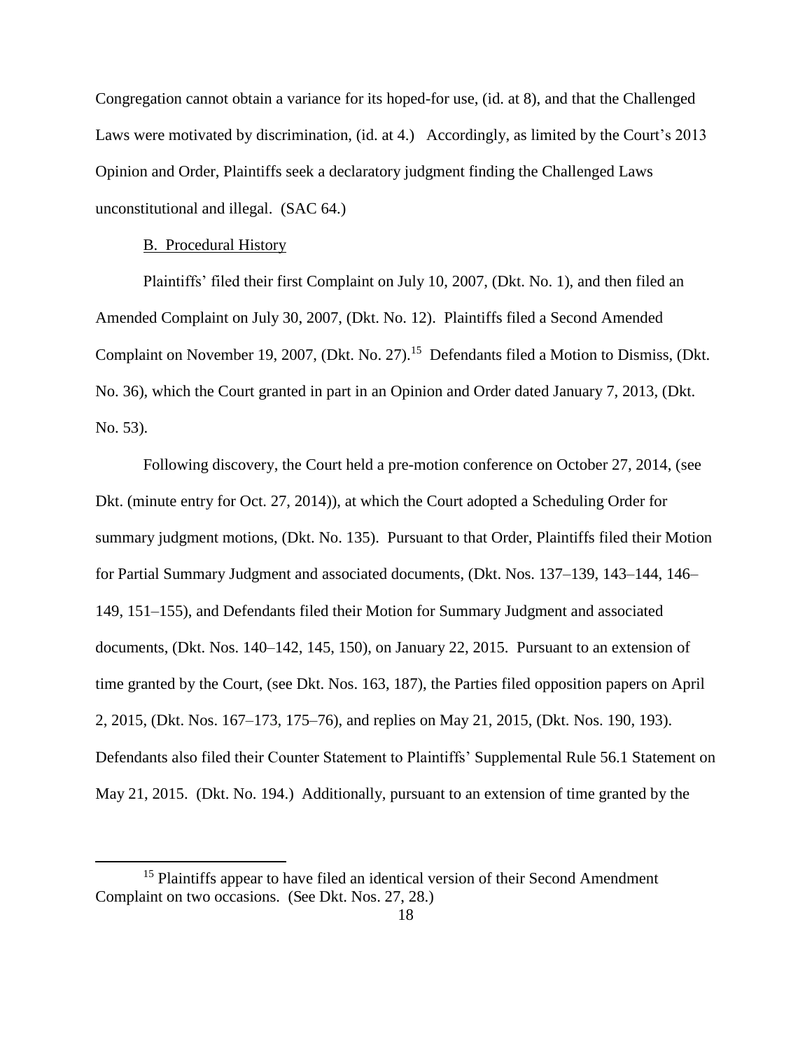Congregation cannot obtain a variance for its hoped-for use, (id. at 8), and that the Challenged Laws were motivated by discrimination, (id. at 4.) Accordingly, as limited by the Court's 2013 Opinion and Order, Plaintiffs seek a declaratory judgment finding the Challenged Laws unconstitutional and illegal. (SAC 64.)

B. Procedural History

Plaintiffs' filed their first Complaint on July 10, 2007, (Dkt. No. 1), and then filed an Amended Complaint on July 30, 2007, (Dkt. No. 12). Plaintiffs filed a Second Amended Complaint on November 19, 2007, (Dkt. No. 27).[15] Defendants filed a Motion to Dismiss, (Dkt. No. 36), which the Court granted in part in an Opinion and Order dated January 7, 2013, (Dkt. No. 53).

Following discovery, the Court held a pre-motion conference on October 27, 2014, (see Dkt. (minute entry for Oct. 27, 2014)), at which the Court adopted a Scheduling Order for summary judgment motions, (Dkt. No. 135). Pursuant to that Order, Plaintiffs filed their Motion for Partial Summary Judgment and associated documents, (Dkt. Nos. 137–139, 143–144, 146–149, 151–155), and Defendants filed their Motion for Summary Judgment and associated documents, (Dkt. Nos. 140–142, 145, 150), on January 22, 2015. Pursuant to an extension of time granted by the Court, (see Dkt. Nos. 163, 187), the Parties filed opposition papers on April 2, 2015, (Dkt. Nos. 167–173, 175–76), and replies on May 21, 2015, (Dkt. Nos. 190, 193). Defendants also filed their Counter Statement to Plaintiffs' Supplemental Rule 56.1 Statement on May 21, 2015. (Dkt. No. 194.) Additionally, pursuant to an extension of time granted by the

[15] Plaintiffs appear to have filed an identical version of their Second Amendment Complaint on two occasions. (See Dkt. Nos. 27, 28.)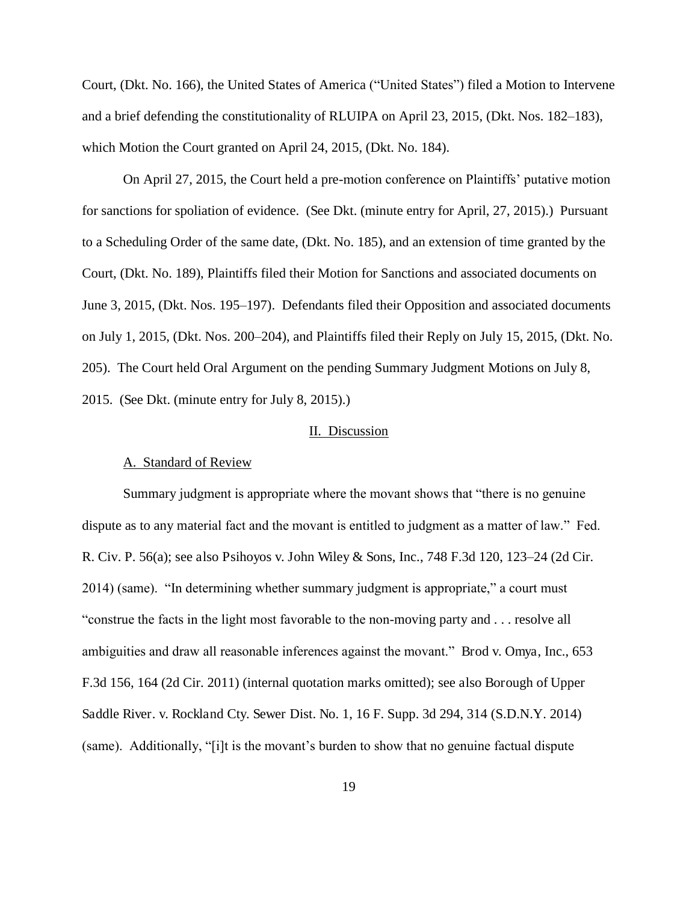Court, (Dkt. No. 166), the United States of America ("United States") filed a Motion to Intervene and a brief defending the constitutionality of RLUIPA on April 23, 2015, (Dkt. Nos. 182–183), which Motion the Court granted on April 24, 2015, (Dkt. No. 184).

On April 27, 2015, the Court held a pre-motion conference on Plaintiffs' putative motion for sanctions for spoliation of evidence. (See Dkt. (minute entry for April, 27, 2015).) Pursuant to a Scheduling Order of the same date, (Dkt. No. 185), and an extension of time granted by the Court, (Dkt. No. 189), Plaintiffs filed their Motion for Sanctions and associated documents on June 3, 2015, (Dkt. Nos. 195–197). Defendants filed their Opposition and associated documents on July 1, 2015, (Dkt. Nos. 200–204), and Plaintiffs filed their Reply on July 15, 2015, (Dkt. No. 205). The Court held Oral Argument on the pending Summary Judgment Motions on July 8, 2015. (See Dkt. (minute entry for July 8, 2015).)

## II. Discussion

### A. Standard of Review

Summary judgment is appropriate where the movant shows that "there is no genuine dispute as to any material fact and the movant is entitled to judgment as a matter of law." Fed. R. Civ. P. 56(a); see also Psihoyos v. John Wiley & Sons, Inc., 748 F.3d 120, 123–24 (2d Cir. 2014) (same). "In determining whether summary judgment is appropriate," a court must "construe the facts in the light most favorable to the non-moving party and . . . resolve all ambiguities and draw all reasonable inferences against the movant." Brod v. Omya, Inc., 653 F.3d 156, 164 (2d Cir. 2011) (internal quotation marks omitted); see also Borough of Upper Saddle River. v. Rockland Cty. Sewer Dist. No. 1, 16 F. Supp. 3d 294, 314 (S.D.N.Y. 2014) (same). Additionally, "[i]t is the movant's burden to show that no genuine factual dispute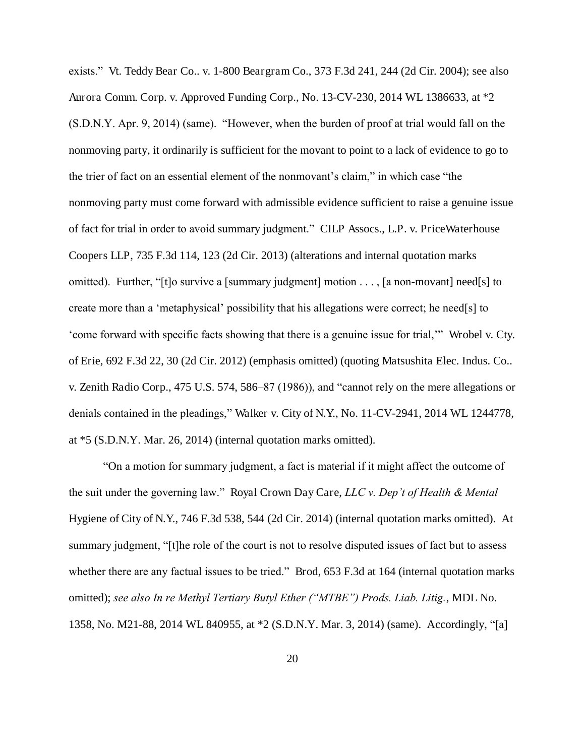exists." Vt. Teddy Bear Co.. v. 1-800 Beargram Co., 373 F.3d 241, 244 (2d Cir. 2004); see also Aurora Comm. Corp. v. Approved Funding Corp., No. 13-CV-230, 2014 WL 1386633, at *2 (S.D.N.Y. Apr. 9, 2014) (same). "However, when the burden of proof at trial would fall on the nonmoving party, it ordinarily is sufficient for the movant to point to a lack of evidence to go to the trier of fact on an essential element of the nonmovant's claim," in which case "the nonmoving party must come forward with admissible evidence sufficient to raise a genuine issue of fact for trial in order to avoid summary judgment." CILP Assocs., L.P. v. PriceWaterhouse Coopers LLP, 735 F.3d 114, 123 (2d Cir. 2013) (alterations and internal quotation marks omitted). Further, "[t]o survive a [summary judgment] motion . . . , [a non-movant] need[s] to create more than a 'metaphysical' possibility that his allegations were correct; he need[s] to 'come forward with specific facts showing that there is a genuine issue for trial,'" Wrobel v. Cty. of Erie, 692 F.3d 22, 30 (2d Cir. 2012) (emphasis omitted) (quoting Matsushita Elec. Indus. Co.. v. Zenith Radio Corp., 475 U.S. 574, 586–87 (1986)), and "cannot rely on the mere allegations or denials contained in the pleadings," Walker v. City of N.Y., No. 11-CV-2941, 2014 WL 1244778, at *5 (S.D.N.Y. Mar. 26, 2014) (internal quotation marks omitted).

"On a motion for summary judgment, a fact is material if it might affect the outcome of the suit under the governing law." Royal Crown Day Care, *LLC v. Dep't of Health & Mental* Hygiene of City of N.Y., 746 F.3d 538, 544 (2d Cir. 2014) (internal quotation marks omitted). At summary judgment, "[t]he role of the court is not to resolve disputed issues of fact but to assess whether there are any factual issues to be tried." Brod, 653 F.3d at 164 (internal quotation marks omitted); *see also In re Methyl Tertiary Butyl Ether ("MTBE") Prods. Liab. Litig.*, MDL No. 1358, No. M21-88, 2014 WL 840955, at *2 (S.D.N.Y. Mar. 3, 2014) (same). Accordingly, "[a]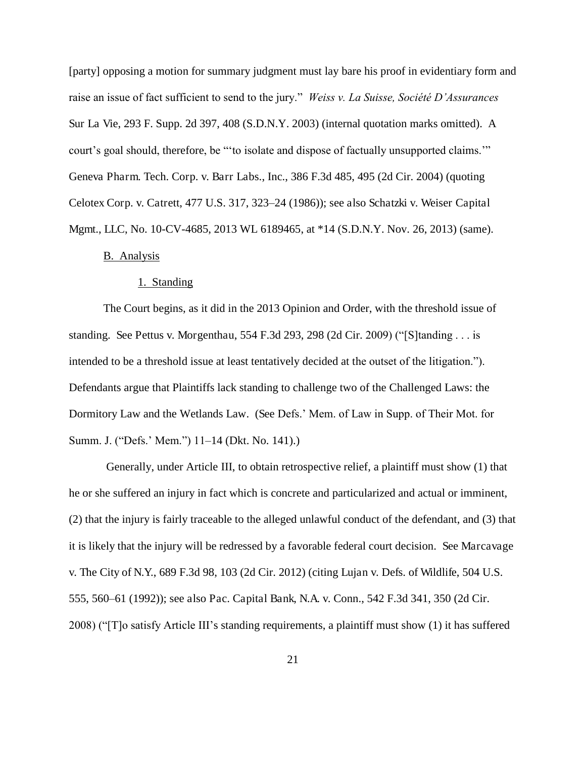[party] opposing a motion for summary judgment must lay bare his proof in evidentiary form and raise an issue of fact sufficient to send to the jury." *Weiss v. La Suisse, Société D'Assurances* Sur La Vie, 293 F. Supp. 2d 397, 408 (S.D.N.Y. 2003) (internal quotation marks omitted). A court's goal should, therefore, be "'to isolate and dispose of factually unsupported claims.'" Geneva Pharm. Tech. Corp. v. Barr Labs., Inc., 386 F.3d 485, 495 (2d Cir. 2004) (quoting Celotex Corp. v. Catrett, 477 U.S. 317, 323–24 (1986)); see also Schatzki v. Weiser Capital Mgmt., LLC, No. 10-CV-4685, 2013 WL 6189465, at *14 (S.D.N.Y. Nov. 26, 2013) (same).

B. Analysis

1. Standing

The Court begins, as it did in the 2013 Opinion and Order, with the threshold issue of standing. See Pettus v. Morgenthau, 554 F.3d 293, 298 (2d Cir. 2009) ("[S]tanding . . . is intended to be a threshold issue at least tentatively decided at the outset of the litigation."). Defendants argue that Plaintiffs lack standing to challenge two of the Challenged Laws: the Dormitory Law and the Wetlands Law. (See Defs.' Mem. of Law in Supp. of Their Mot. for Summ. J. ("Defs.' Mem.") 11–14 (Dkt. No. 141).)

Generally, under Article III, to obtain retrospective relief, a plaintiff must show (1) that he or she suffered an injury in fact which is concrete and particularized and actual or imminent, (2) that the injury is fairly traceable to the alleged unlawful conduct of the defendant, and (3) that it is likely that the injury will be redressed by a favorable federal court decision. See Marcavage v. The City of N.Y., 689 F.3d 98, 103 (2d Cir. 2012) (citing Lujan v. Defs. of Wildlife, 504 U.S. 555, 560–61 (1992)); see also Pac. Capital Bank, N.A. v. Conn., 542 F.3d 341, 350 (2d Cir. 2008) ("[T]o satisfy Article III's standing requirements, a plaintiff must show (1) it has suffered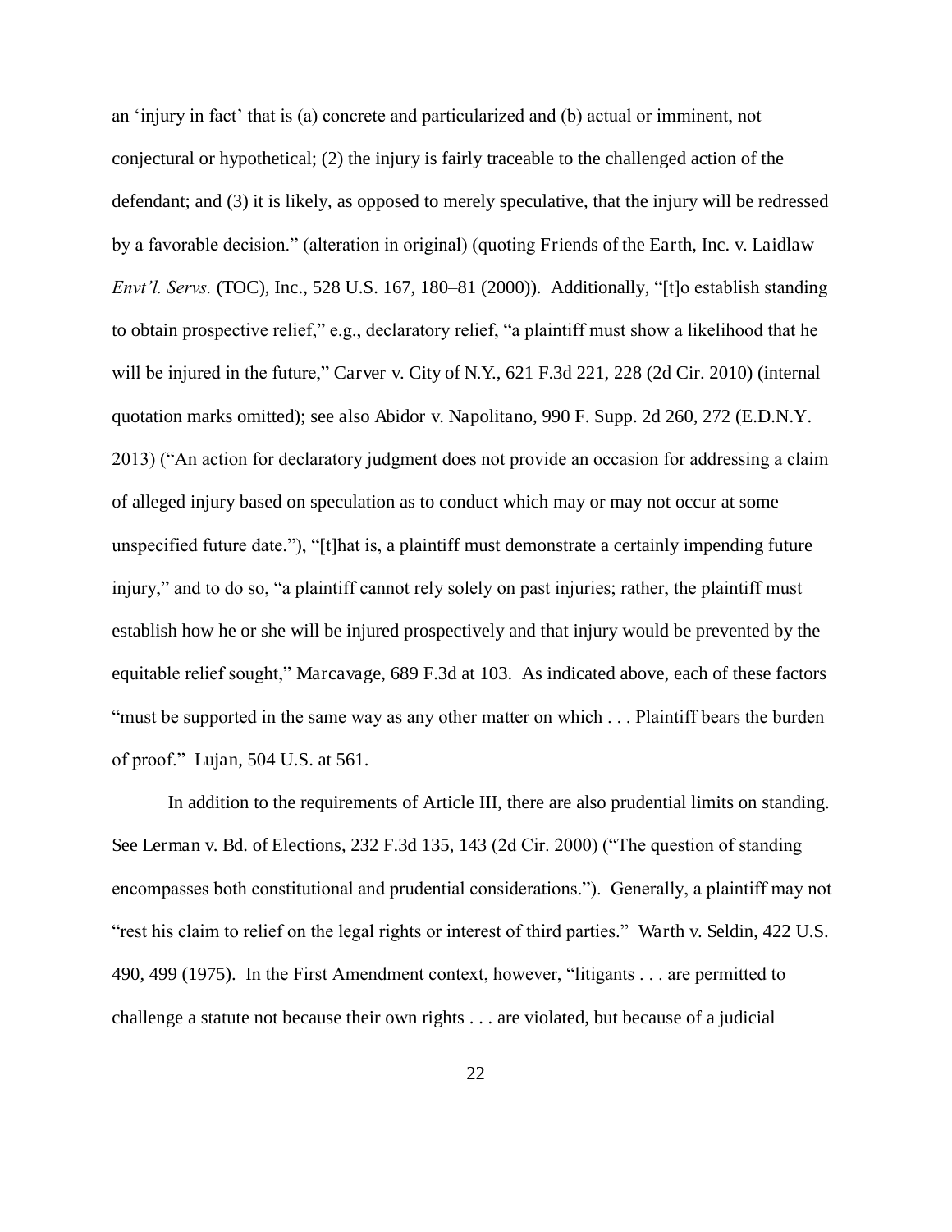an 'injury in fact' that is (a) concrete and particularized and (b) actual or imminent, not conjectural or hypothetical; (2) the injury is fairly traceable to the challenged action of the defendant; and (3) it is likely, as opposed to merely speculative, that the injury will be redressed by a favorable decision." (alteration in original) (quoting Friends of the Earth, Inc. v. Laidlaw *Envt'l. Servs.* (TOC), Inc., 528 U.S. 167, 180–81 (2000)). Additionally, "[t]o establish standing to obtain prospective relief," e.g., declaratory relief, "a plaintiff must show a likelihood that he will be injured in the future," Carver v. City of N.Y., 621 F.3d 221, 228 (2d Cir. 2010) (internal quotation marks omitted); see also Abidor v. Napolitano, 990 F. Supp. 2d 260, 272 (E.D.N.Y. 2013) ("An action for declaratory judgment does not provide an occasion for addressing a claim of alleged injury based on speculation as to conduct which may or may not occur at some unspecified future date."), "[t]hat is, a plaintiff must demonstrate a certainly impending future injury," and to do so, "a plaintiff cannot rely solely on past injuries; rather, the plaintiff must establish how he or she will be injured prospectively and that injury would be prevented by the equitable relief sought," Marcavage, 689 F.3d at 103. As indicated above, each of these factors "must be supported in the same way as any other matter on which . . . Plaintiff bears the burden of proof." Lujan, 504 U.S. at 561.

In addition to the requirements of Article III, there are also prudential limits on standing. See Lerman v. Bd. of Elections, 232 F.3d 135, 143 (2d Cir. 2000) ("The question of standing encompasses both constitutional and prudential considerations."). Generally, a plaintiff may not "rest his claim to relief on the legal rights or interest of third parties." Warth v. Seldin, 422 U.S. 490, 499 (1975). In the First Amendment context, however, "litigants . . . are permitted to challenge a statute not because their own rights . . . are violated, but because of a judicial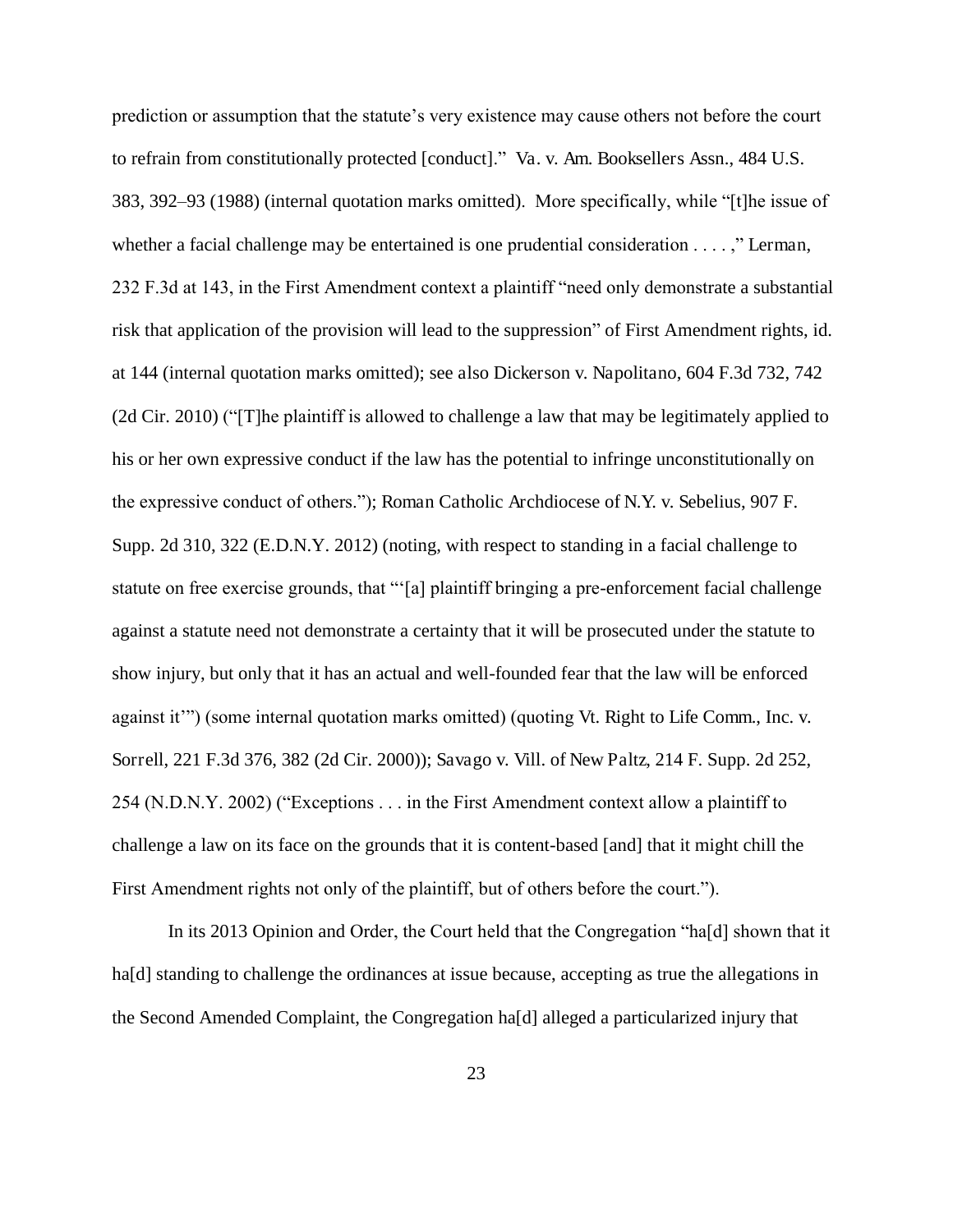prediction or assumption that the statute's very existence may cause others not before the court to refrain from constitutionally protected [conduct]." Va. v. Am. Booksellers Assn., 484 U.S. 383, 392–93 (1988) (internal quotation marks omitted). More specifically, while "[t]he issue of whether a facial challenge may be entertained is one prudential consideration . . . ," Lerman, 232 F.3d at 143, in the First Amendment context a plaintiff "need only demonstrate a substantial risk that application of the provision will lead to the suppression" of First Amendment rights, id. at 144 (internal quotation marks omitted); see also Dickerson v. Napolitano, 604 F.3d 732, 742 (2d Cir. 2010) ("[T]he plaintiff is allowed to challenge a law that may be legitimately applied to his or her own expressive conduct if the law has the potential to infringe unconstitutionally on the expressive conduct of others."); Roman Catholic Archdiocese of N.Y. v. Sebelius, 907 F. Supp. 2d 310, 322 (E.D.N.Y. 2012) (noting, with respect to standing in a facial challenge to statute on free exercise grounds, that "'[a] plaintiff bringing a pre-enforcement facial challenge against a statute need not demonstrate a certainty that it will be prosecuted under the statute to show injury, but only that it has an actual and well-founded fear that the law will be enforced against it'") (some internal quotation marks omitted) (quoting Vt. Right to Life Comm., Inc. v. Sorrell, 221 F.3d 376, 382 (2d Cir. 2000)); Savago v. Vill. of New Paltz, 214 F. Supp. 2d 252, 254 (N.D.N.Y. 2002) ("Exceptions . . . in the First Amendment context allow a plaintiff to challenge a law on its face on the grounds that it is content-based [and] that it might chill the First Amendment rights not only of the plaintiff, but of others before the court.").

In its 2013 Opinion and Order, the Court held that the Congregation "ha[d] shown that it ha[d] standing to challenge the ordinances at issue because, accepting as true the allegations in the Second Amended Complaint, the Congregation ha[d] alleged a particularized injury that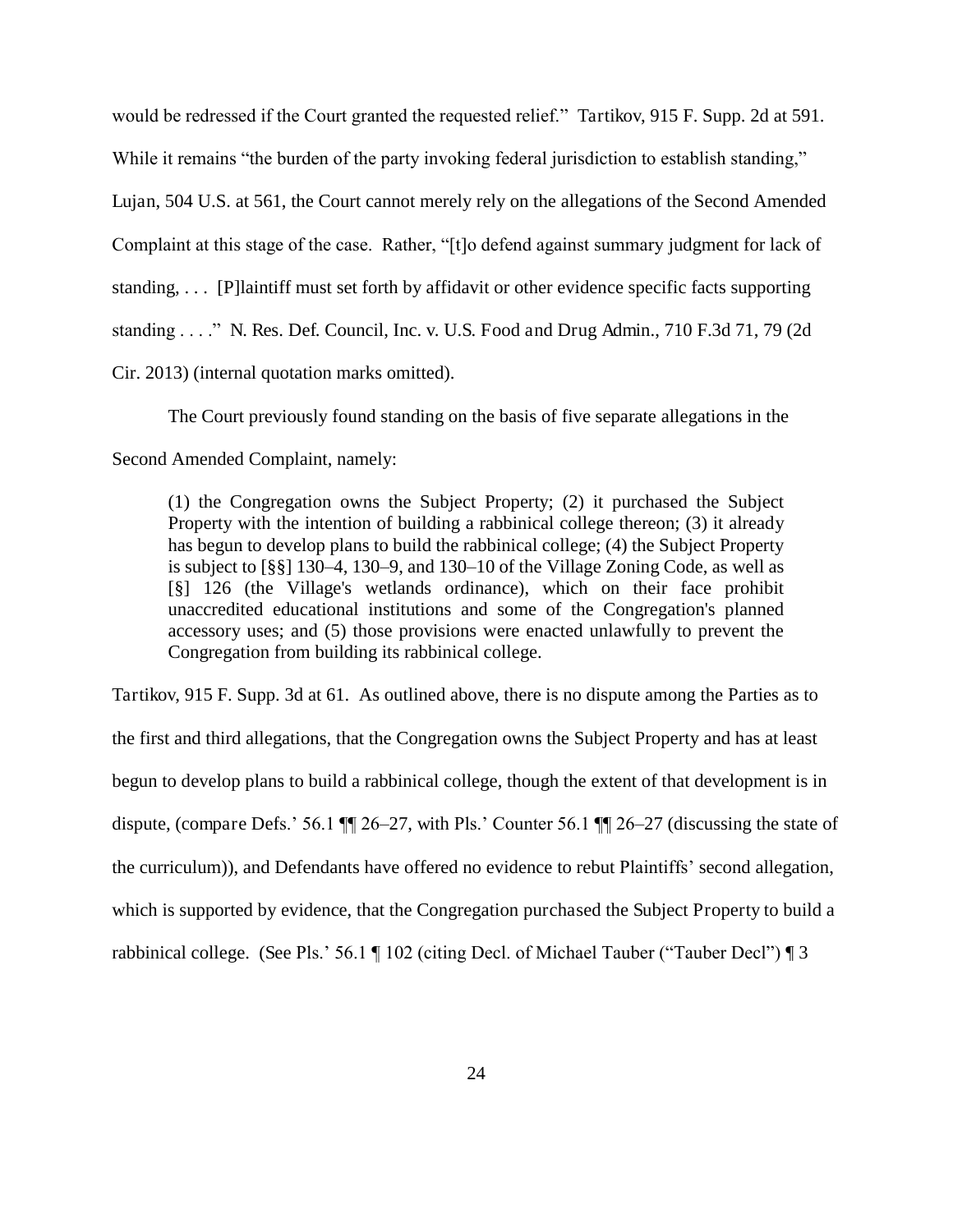would be redressed if the Court granted the requested relief." *Tartikov*, 915 F. Supp. 2d at 591. While it remains "the burden of the party invoking federal jurisdiction to establish standing," *Lujan*, 504 U.S. at 561, the Court cannot merely rely on the allegations of the Second Amended Complaint at this stage of the case. Rather, "[t]o defend against summary judgment for lack of standing, . . . [P]laintiff must set forth by affidavit or other evidence specific facts supporting standing . . . ." *N. Res. Def. Council, Inc. v. U.S. Food and Drug Admin.*, 710 F.3d 71, 79 (2d Cir. 2013) (internal quotation marks omitted).

The Court previously found standing on the basis of five separate allegations in the Second Amended Complaint, namely:

> (1) the Congregation owns the Subject Property; (2) it purchased the Subject Property with the intention of building a rabbinical college thereon; (3) it already has begun to develop plans to build the rabbinical college; (4) the Subject Property is subject to [§§] 130–4, 130–9, and 130–10 of the Village Zoning Code, as well as [§] 126 (the Village's wetlands ordinance), which on their face prohibit unaccredited educational institutions and some of the Congregation's planned accessory uses; and (5) those provisions were enacted unlawfully to prevent the Congregation from building its rabbinical college.

*Tartikov*, 915 F. Supp. 3d at 61. As outlined above, there is no dispute among the Parties as to the first and third allegations, that the Congregation owns the Subject Property and has at least begun to develop plans to build a rabbinical college, though the extent of that development is in dispute, (*compare* Defs.' 56.1 ¶¶ 26–27, *with* Pls.' Counter 56.1 ¶¶ 26–27 (discussing the state of the curriculum)), and Defendants have offered no evidence to rebut Plaintiffs' second allegation, which is supported by evidence, that the Congregation purchased the Subject Property to build a rabbinical college. (*See* Pls.' 56.1 ¶ 102 (citing Decl. of Michael Tauber ("Tauber Decl") ¶ 3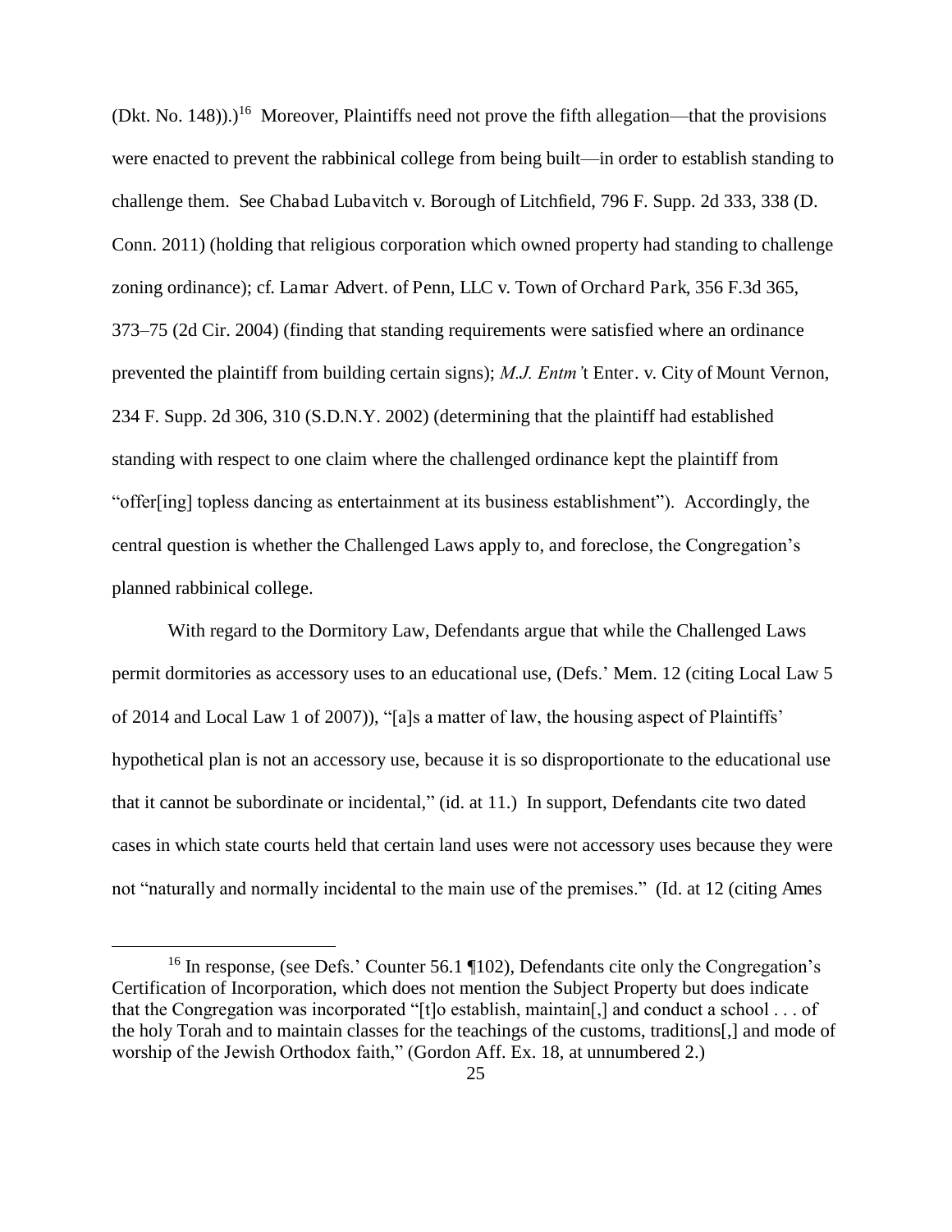(Dkt. No. 148)).)[16] Moreover, Plaintiffs need not prove the fifth allegation—that the provisions were enacted to prevent the rabbinical college from being built—in order to establish standing to challenge them. See Chabad Lubavitch v. Borough of Litchfield, 796 F. Supp. 2d 333, 338 (D. Conn. 2011) (holding that religious corporation which owned property had standing to challenge zoning ordinance); cf. Lamar Advert. of Penn, LLC v. Town of Orchard Park, 356 F.3d 365, 373–75 (2d Cir. 2004) (finding that standing requirements were satisfied where an ordinance prevented the plaintiff from building certain signs); *M.J. Entm'*t Enter. v. City of Mount Vernon, 234 F. Supp. 2d 306, 310 (S.D.N.Y. 2002) (determining that the plaintiff had established standing with respect to one claim where the challenged ordinance kept the plaintiff from "offer[ing] topless dancing as entertainment at its business establishment"). Accordingly, the central question is whether the Challenged Laws apply to, and foreclose, the Congregation's planned rabbinical college.

With regard to the Dormitory Law, Defendants argue that while the Challenged Laws permit dormitories as accessory uses to an educational use, (Defs.' Mem. 12 (citing Local Law 5 of 2014 and Local Law 1 of 2007)), "[a]s a matter of law, the housing aspect of Plaintiffs' hypothetical plan is not an accessory use, because it is so disproportionate to the educational use that it cannot be subordinate or incidental," (id. at 11.) In support, Defendants cite two dated cases in which state courts held that certain land uses were not accessory uses because they were not "naturally and normally incidental to the main use of the premises." (Id. at 12 (citing Ames

[16] In response, (see Defs.' Counter 56.1 ¶102), Defendants cite only the Congregation's Certification of Incorporation, which does not mention the Subject Property but does indicate that the Congregation was incorporated "[t]o establish, maintain[,] and conduct a school . . . of the holy Torah and to maintain classes for the teachings of the customs, traditions[,] and mode of worship of the Jewish Orthodox faith," (Gordon Aff. Ex. 18, at unnumbered 2.)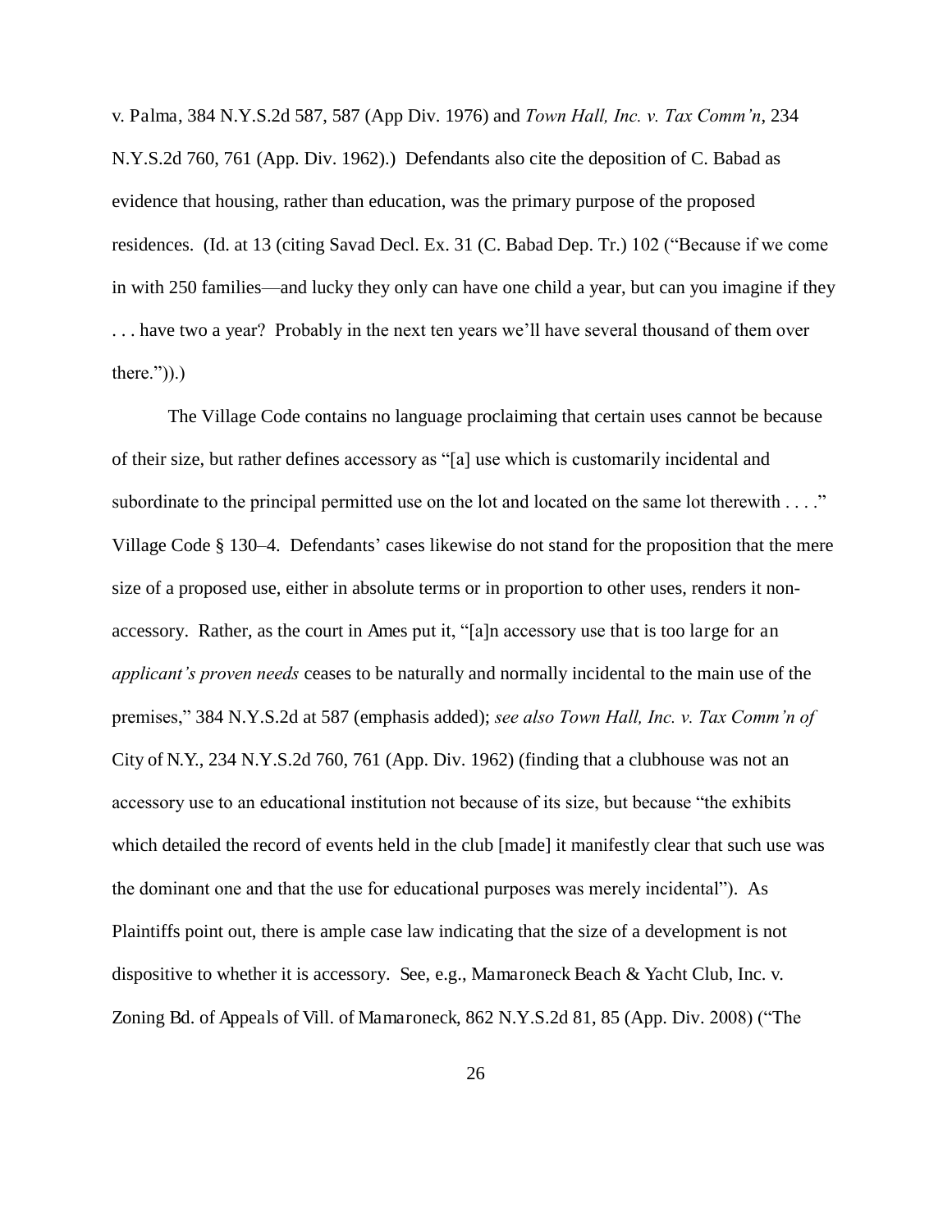v. Palma, 384 N.Y.S.2d 587, 587 (App Div. 1976) and *Town Hall, Inc. v. Tax Comm'n*, 234 N.Y.S.2d 760, 761 (App. Div. 1962).) Defendants also cite the deposition of C. Babad as evidence that housing, rather than education, was the primary purpose of the proposed residences. (Id. at 13 (citing Savad Decl. Ex. 31 (C. Babad Dep. Tr.) 102 ("Because if we come in with 250 families—and lucky they only can have one child a year, but can you imagine if they . . . have two a year? Probably in the next ten years we'll have several thousand of them over there.")).)

The Village Code contains no language proclaiming that certain uses cannot be because of their size, but rather defines accessory as "[a] use which is customarily incidental and subordinate to the principal permitted use on the lot and located on the same lot therewith . . . ." Village Code § 130–4. Defendants' cases likewise do not stand for the proposition that the mere size of a proposed use, either in absolute terms or in proportion to other uses, renders it non-accessory. Rather, as the court in Ames put it, "[a]n accessory use that is too large for an *applicant's proven needs* ceases to be naturally and normally incidental to the main use of the premises," 384 N.Y.S.2d at 587 (emphasis added); *see also Town Hall, Inc. v. Tax Comm'n of* City of N.Y., 234 N.Y.S.2d 760, 761 (App. Div. 1962) (finding that a clubhouse was not an accessory use to an educational institution not because of its size, but because "the exhibits which detailed the record of events held in the club [made] it manifestly clear that such use was the dominant one and that the use for educational purposes was merely incidental"). As Plaintiffs point out, there is ample case law indicating that the size of a development is not dispositive to whether it is accessory. See, e.g., Mamaroneck Beach & Yacht Club, Inc. v. Zoning Bd. of Appeals of Vill. of Mamaroneck, 862 N.Y.S.2d 81, 85 (App. Div. 2008) ("The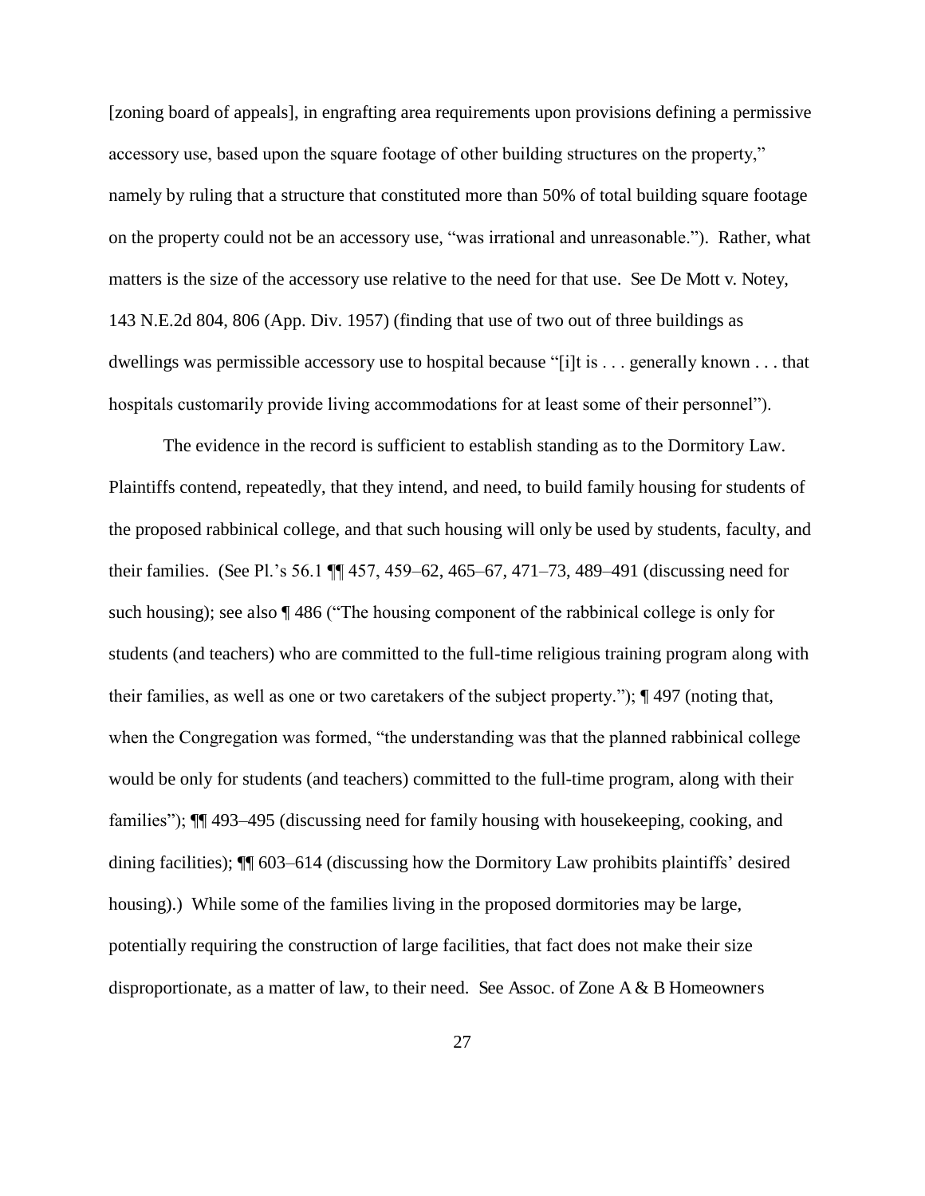[zoning board of appeals], in engrafting area requirements upon provisions defining a permissive accessory use, based upon the square footage of other building structures on the property," namely by ruling that a structure that constituted more than 50% of total building square footage on the property could not be an accessory use, "was irrational and unreasonable."). Rather, what matters is the size of the accessory use relative to the need for that use. See De Mott v. Notey, 143 N.E.2d 804, 806 (App. Div. 1957) (finding that use of two out of three buildings as dwellings was permissible accessory use to hospital because "[i]t is . . . generally known . . . that hospitals customarily provide living accommodations for at least some of their personnel").

The evidence in the record is sufficient to establish standing as to the Dormitory Law. Plaintiffs contend, repeatedly, that they intend, and need, to build family housing for students of the proposed rabbinical college, and that such housing will only be used by students, faculty, and their families. (See Pl.'s 56.1 ¶¶ 457, 459–62, 465–67, 471–73, 489–491 (discussing need for such housing); see also ¶ 486 ("The housing component of the rabbinical college is only for students (and teachers) who are committed to the full-time religious training program along with their families, as well as one or two caretakers of the subject property."); ¶ 497 (noting that, when the Congregation was formed, "the understanding was that the planned rabbinical college would be only for students (and teachers) committed to the full-time program, along with their families"); ¶¶ 493–495 (discussing need for family housing with housekeeping, cooking, and dining facilities); ¶¶ 603–614 (discussing how the Dormitory Law prohibits plaintiffs' desired housing).) While some of the families living in the proposed dormitories may be large, potentially requiring the construction of large facilities, that fact does not make their size disproportionate, as a matter of law, to their need. See Assoc. of Zone A & B Homeowners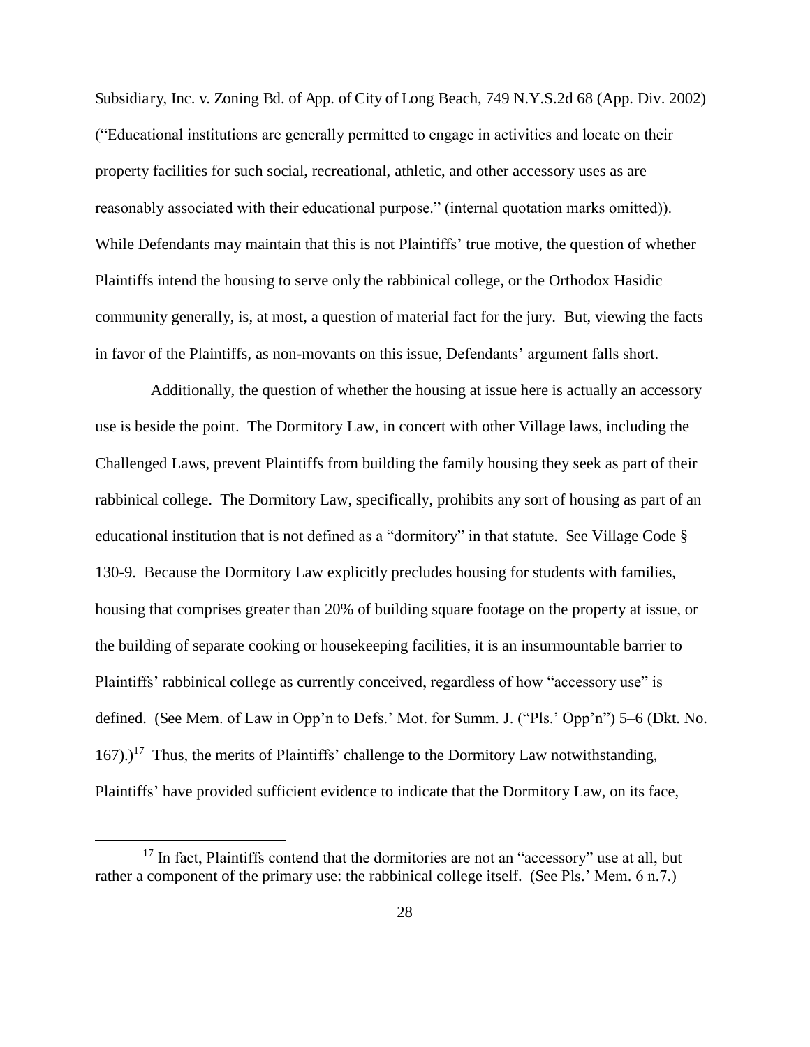Subsidiary, Inc. v. Zoning Bd. of App. of City of Long Beach, 749 N.Y.S.2d 68 (App. Div. 2002) ("Educational institutions are generally permitted to engage in activities and locate on their property facilities for such social, recreational, athletic, and other accessory uses as are reasonably associated with their educational purpose." (internal quotation marks omitted)). While Defendants may maintain that this is not Plaintiffs' true motive, the question of whether Plaintiffs intend the housing to serve only the rabbinical college, or the Orthodox Hasidic community generally, is, at most, a question of material fact for the jury. But, viewing the facts in favor of the Plaintiffs, as non-movants on this issue, Defendants' argument falls short.

Additionally, the question of whether the housing at issue here is actually an accessory use is beside the point. The Dormitory Law, in concert with other Village laws, including the Challenged Laws, prevent Plaintiffs from building the family housing they seek as part of their rabbinical college. The Dormitory Law, specifically, prohibits any sort of housing as part of an educational institution that is not defined as a "dormitory" in that statute. See Village Code § 130-9. Because the Dormitory Law explicitly precludes housing for students with families, housing that comprises greater than 20% of building square footage on the property at issue, or the building of separate cooking or housekeeping facilities, it is an insurmountable barrier to Plaintiffs' rabbinical college as currently conceived, regardless of how "accessory use" is defined. (See Mem. of Law in Opp'n to Defs.' Mot. for Summ. J. ("Pls.' Opp'n") 5–6 (Dkt. No. 167).)[17] Thus, the merits of Plaintiffs' challenge to the Dormitory Law notwithstanding, Plaintiffs' have provided sufficient evidence to indicate that the Dormitory Law, on its face,

[17] In fact, Plaintiffs contend that the dormitories are not an "accessory" use at all, but rather a component of the primary use: the rabbinical college itself. (See Pls.' Mem. 6 n.7.)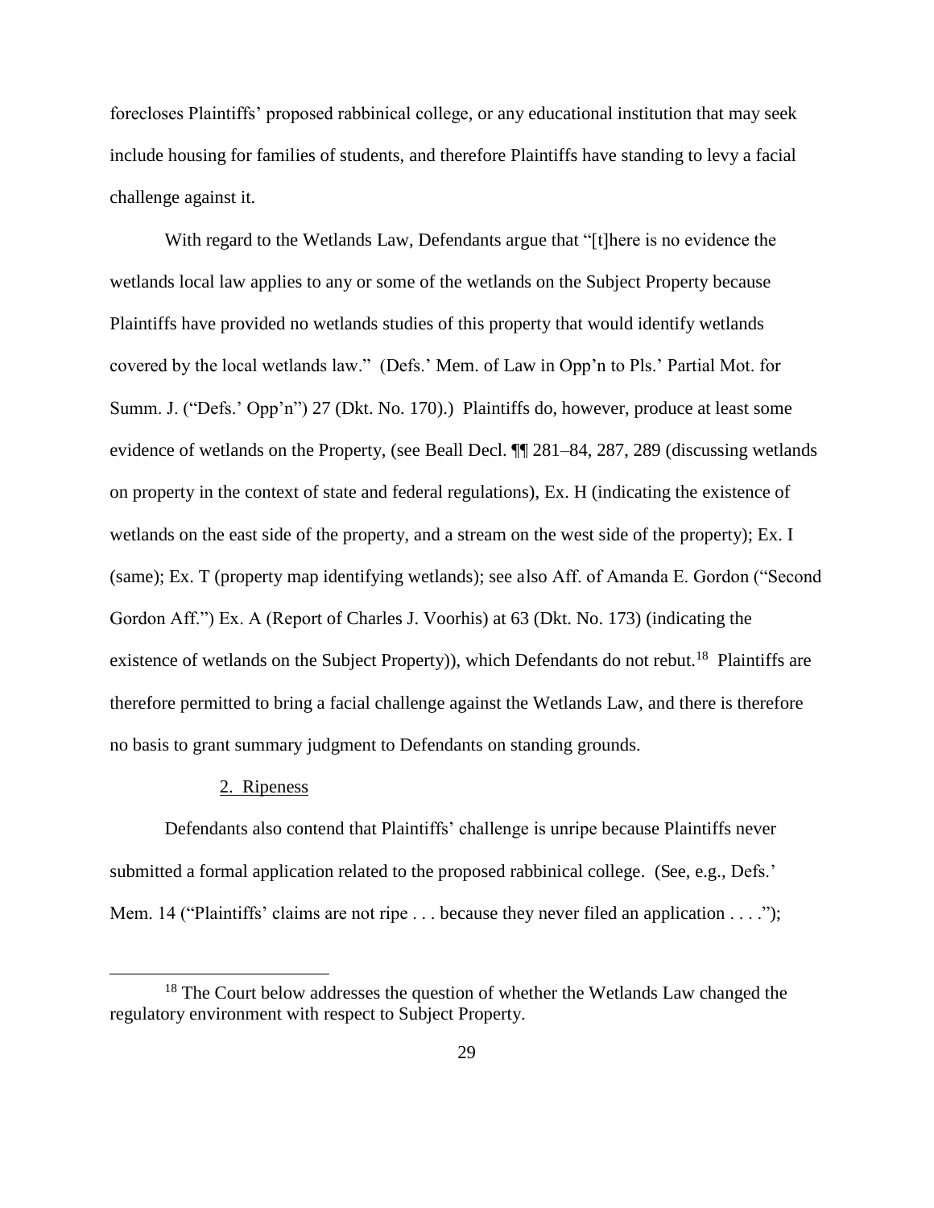forecloses Plaintiffs' proposed rabbinical college, or any educational institution that may seek include housing for families of students, and therefore Plaintiffs have standing to levy a facial challenge against it.

With regard to the Wetlands Law, Defendants argue that "[t]here is no evidence the wetlands local law applies to any or some of the wetlands on the Subject Property because Plaintiffs have provided no wetlands studies of this property that would identify wetlands covered by the local wetlands law." (Defs.' Mem. of Law in Opp'n to Pls.' Partial Mot. for Summ. J. ("Defs.' Opp'n") 27 (Dkt. No. 170).) Plaintiffs do, however, produce at least some evidence of wetlands on the Property, (see Beall Decl. ¶¶ 281–84, 287, 289 (discussing wetlands on property in the context of state and federal regulations), Ex. H (indicating the existence of wetlands on the east side of the property, and a stream on the west side of the property); Ex. I (same); Ex. T (property map identifying wetlands); see also Aff. of Amanda E. Gordon ("Second Gordon Aff.") Ex. A (Report of Charles J. Voorhis) at 63 (Dkt. No. 173) (indicating the existence of wetlands on the Subject Property)), which Defendants do not rebut.[18] Plaintiffs are therefore permitted to bring a facial challenge against the Wetlands Law, and there is therefore no basis to grant summary judgment to Defendants on standing grounds.

2. Ripeness

Defendants also contend that Plaintiffs' challenge is unripe because Plaintiffs never submitted a formal application related to the proposed rabbinical college. (See, e.g., Defs.' Mem. 14 ("Plaintiffs' claims are not ripe . . . because they never filed an application . . . .");

[18] The Court below addresses the question of whether the Wetlands Law changed the regulatory environment with respect to Subject Property.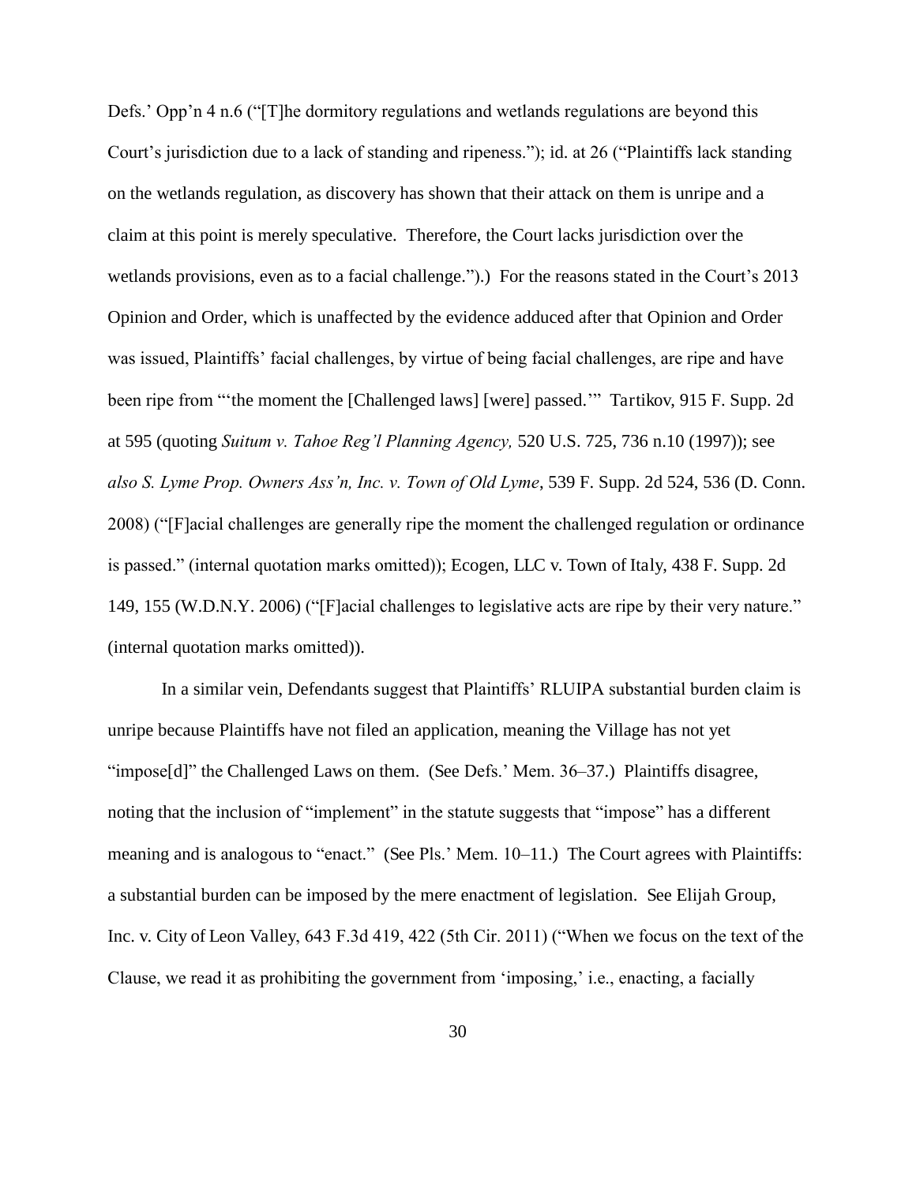Defs.' Opp'n 4 n.6 ("[T]he dormitory regulations and wetlands regulations are beyond this Court's jurisdiction due to a lack of standing and ripeness."); id. at 26 ("Plaintiffs lack standing on the wetlands regulation, as discovery has shown that their attack on them is unripe and a claim at this point is merely speculative. Therefore, the Court lacks jurisdiction over the wetlands provisions, even as to a facial challenge.").) For the reasons stated in the Court's 2013 Opinion and Order, which is unaffected by the evidence adduced after that Opinion and Order was issued, Plaintiffs' facial challenges, by virtue of being facial challenges, are ripe and have been ripe from "'the moment the [Challenged laws] [were] passed.'" Tartikov, 915 F. Supp. 2d at 595 (quoting *Suitum v. Tahoe Reg'l Planning Agency,* 520 U.S. 725, 736 n.10 (1997)); see *also S. Lyme Prop. Owners Ass'n, Inc. v. Town of Old Lyme*, 539 F. Supp. 2d 524, 536 (D. Conn. 2008) ("[F]acial challenges are generally ripe the moment the challenged regulation or ordinance is passed." (internal quotation marks omitted)); Ecogen, LLC v. Town of Italy, 438 F. Supp. 2d 149, 155 (W.D.N.Y. 2006) ("[F]acial challenges to legislative acts are ripe by their very nature." (internal quotation marks omitted)).

In a similar vein, Defendants suggest that Plaintiffs' RLUIPA substantial burden claim is unripe because Plaintiffs have not filed an application, meaning the Village has not yet "impose[d]" the Challenged Laws on them. (See Defs.' Mem. 36–37.) Plaintiffs disagree, noting that the inclusion of "implement" in the statute suggests that "impose" has a different meaning and is analogous to "enact." (See Pls.' Mem. 10–11.) The Court agrees with Plaintiffs: a substantial burden can be imposed by the mere enactment of legislation. See Elijah Group, Inc. v. City of Leon Valley, 643 F.3d 419, 422 (5th Cir. 2011) ("When we focus on the text of the Clause, we read it as prohibiting the government from 'imposing,' i.e., enacting, a facially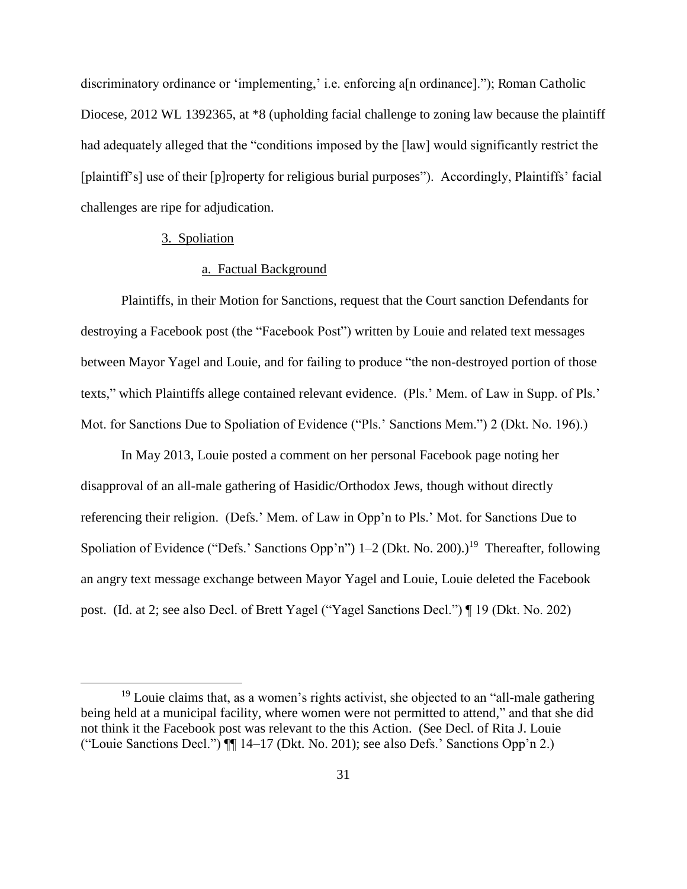discriminatory ordinance or 'implementing,' i.e. enforcing a[n ordinance]."); Roman Catholic Diocese, 2012 WL 1392365, at *8 (upholding facial challenge to zoning law because the plaintiff had adequately alleged that the "conditions imposed by the [law] would significantly restrict the [plaintiff's] use of their [p]roperty for religious burial purposes"). Accordingly, Plaintiffs' facial challenges are ripe for adjudication.

3. Spoliation

a. Factual Background

Plaintiffs, in their Motion for Sanctions, request that the Court sanction Defendants for destroying a Facebook post (the "Facebook Post") written by Louie and related text messages between Mayor Yagel and Louie, and for failing to produce "the non-destroyed portion of those texts," which Plaintiffs allege contained relevant evidence. (Pls.' Mem. of Law in Supp. of Pls.' Mot. for Sanctions Due to Spoliation of Evidence ("Pls.' Sanctions Mem.") 2 (Dkt. No. 196).)

In May 2013, Louie posted a comment on her personal Facebook page noting her disapproval of an all-male gathering of Hasidic/Orthodox Jews, though without directly referencing their religion. (Defs.' Mem. of Law in Opp'n to Pls.' Mot. for Sanctions Due to Spoliation of Evidence ("Defs.' Sanctions Opp'n") 1–2 (Dkt. No. 200).)[19] Thereafter, following an angry text message exchange between Mayor Yagel and Louie, Louie deleted the Facebook post. (Id. at 2; see also Decl. of Brett Yagel ("Yagel Sanctions Decl.") ¶ 19 (Dkt. No. 202)

[19] Louie claims that, as a women's rights activist, she objected to an "all-male gathering being held at a municipal facility, where women were not permitted to attend," and that she did not think it the Facebook post was relevant to the this Action. (See Decl. of Rita J. Louie ("Louie Sanctions Decl.") ¶¶ 14–17 (Dkt. No. 201); see also Defs.' Sanctions Opp'n 2.)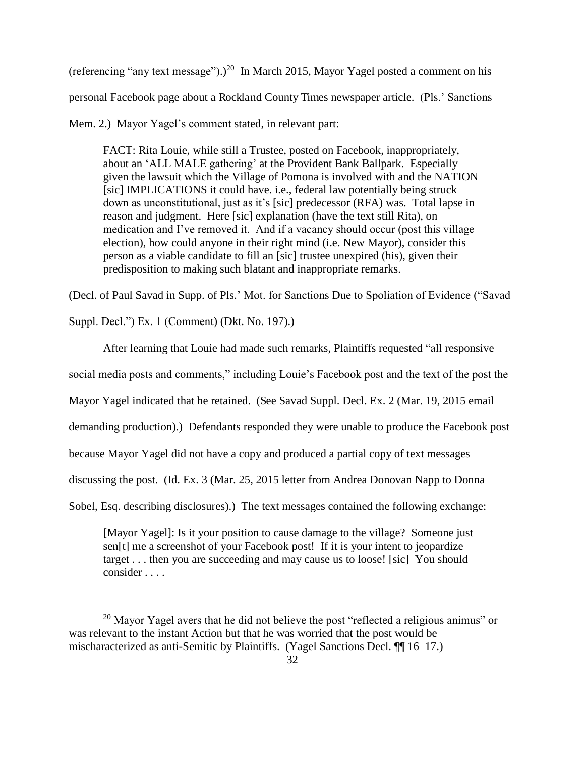(referencing "any text message").)[20] In March 2015, Mayor Yagel posted a comment on his personal Facebook page about a Rockland County Times newspaper article. (Pls.' Sanctions Mem. 2.) Mayor Yagel's comment stated, in relevant part:

> FACT: Rita Louie, while still a Trustee, posted on Facebook, inappropriately, about an 'ALL MALE gathering' at the Provident Bank Ballpark. Especially given the lawsuit which the Village of Pomona is involved with and the NATION [sic] IMPLICATIONS it could have. i.e., federal law potentially being struck down as unconstitutional, just as it's [sic] predecessor (RFA) was. Total lapse in reason and judgment. Here [sic] explanation (have the text still Rita), on medication and I've removed it. And if a vacancy should occur (post this village election), how could anyone in their right mind (i.e. New Mayor), consider this person as a viable candidate to fill an [sic] trustee unexpired (his), given their predisposition to making such blatant and inappropriate remarks.

(Decl. of Paul Savad in Supp. of Pls.' Mot. for Sanctions Due to Spoliation of Evidence ("Savad Suppl. Decl.") Ex. 1 (Comment) (Dkt. No. 197).)

After learning that Louie had made such remarks, Plaintiffs requested "all responsive social media posts and comments," including Louie's Facebook post and the text of the post the Mayor Yagel indicated that he retained. (See Savad Suppl. Decl. Ex. 2 (Mar. 19, 2015 email demanding production).) Defendants responded they were unable to produce the Facebook post because Mayor Yagel did not have a copy and produced a partial copy of text messages discussing the post. (Id. Ex. 3 (Mar. 25, 2015 letter from Andrea Donovan Napp to Donna Sobel, Esq. describing disclosures).) The text messages contained the following exchange:

> [Mayor Yagel]: Is it your position to cause damage to the village? Someone just sen[t] me a screenshot of your Facebook post! If it is your intent to jeopardize target . . . then you are succeeding and may cause us to loose! [sic] You should consider . . . .

[20] Mayor Yagel avers that he did not believe the post "reflected a religious animus" or was relevant to the instant Action but that he was worried that the post would be mischaracterized as anti-Semitic by Plaintiffs. (Yagel Sanctions Decl. ¶¶ 16–17.)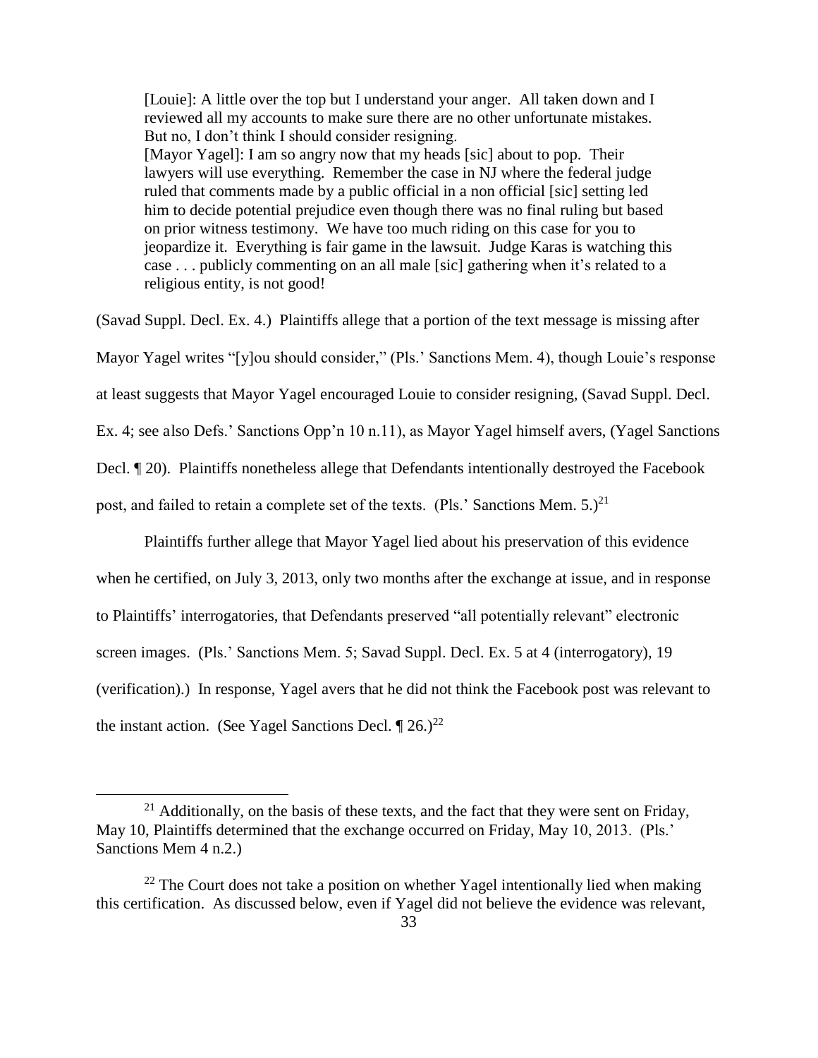> [Louie]: A little over the top but I understand your anger. All taken down and I reviewed all my accounts to make sure there are no other unfortunate mistakes. But no, I don't think I should consider resigning.
> [Mayor Yagel]: I am so angry now that my heads [sic] about to pop. Their lawyers will use everything. Remember the case in NJ where the federal judge ruled that comments made by a public official in a non official [sic] setting led him to decide potential prejudice even though there was no final ruling but based on prior witness testimony. We have too much riding on this case for you to jeopardize it. Everything is fair game in the lawsuit. Judge Karas is watching this case . . . publicly commenting on an all male [sic] gathering when it's related to a religious entity, is not good!

(Savad Suppl. Decl. Ex. 4.) Plaintiffs allege that a portion of the text message is missing after Mayor Yagel writes "[y]ou should consider," (Pls.' Sanctions Mem. 4), though Louie's response at least suggests that Mayor Yagel encouraged Louie to consider resigning, (Savad Suppl. Decl. Ex. 4; see also Defs.' Sanctions Opp'n 10 n.11), as Mayor Yagel himself avers, (Yagel Sanctions Decl. ¶ 20). Plaintiffs nonetheless allege that Defendants intentionally destroyed the Facebook post, and failed to retain a complete set of the texts. (Pls.' Sanctions Mem. 5.)[21]

Plaintiffs further allege that Mayor Yagel lied about his preservation of this evidence when he certified, on July 3, 2013, only two months after the exchange at issue, and in response to Plaintiffs' interrogatories, that Defendants preserved "all potentially relevant" electronic screen images. (Pls.' Sanctions Mem. 5; Savad Suppl. Decl. Ex. 5 at 4 (interrogatory), 19 (verification).) In response, Yagel avers that he did not think the Facebook post was relevant to the instant action. (See Yagel Sanctions Decl. ¶ 26.)[22]

---

[21] Additionally, on the basis of these texts, and the fact that they were sent on Friday, May 10, Plaintiffs determined that the exchange occurred on Friday, May 10, 2013. (Pls.' Sanctions Mem 4 n.2.)

[22] The Court does not take a position on whether Yagel intentionally lied when making this certification. As discussed below, even if Yagel did not believe the evidence was relevant,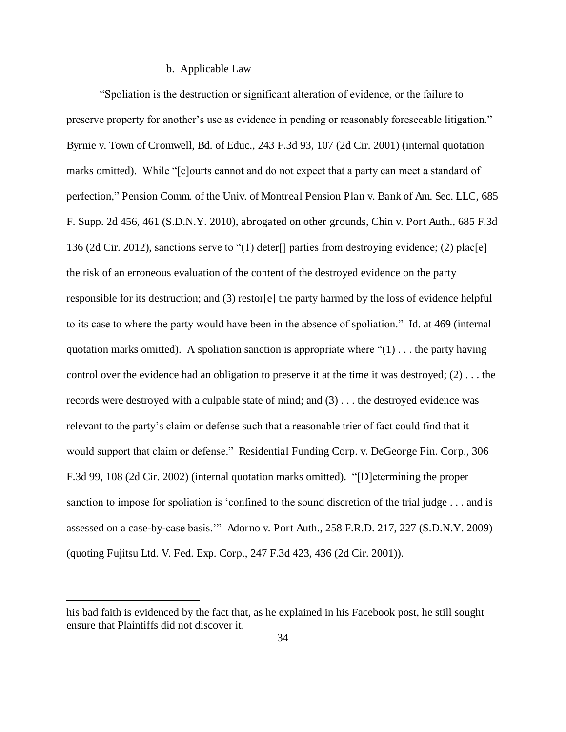### b. Applicable Law

"Spoliation is the destruction or significant alteration of evidence, or the failure to preserve property for another's use as evidence in pending or reasonably foreseeable litigation." Byrnie v. Town of Cromwell, Bd. of Educ., 243 F.3d 93, 107 (2d Cir. 2001) (internal quotation marks omitted). While "[c]ourts cannot and do not expect that a party can meet a standard of perfection," Pension Comm. of the Univ. of Montreal Pension Plan v. Bank of Am. Sec. LLC, 685 F. Supp. 2d 456, 461 (S.D.N.Y. 2010), abrogated on other grounds, Chin v. Port Auth., 685 F.3d 136 (2d Cir. 2012), sanctions serve to "(1) deter[] parties from destroying evidence; (2) plac[e] the risk of an erroneous evaluation of the content of the destroyed evidence on the party responsible for its destruction; and (3) restor[e] the party harmed by the loss of evidence helpful to its case to where the party would have been in the absence of spoliation." Id. at 469 (internal quotation marks omitted). A spoliation sanction is appropriate where "(1) . . . the party having control over the evidence had an obligation to preserve it at the time it was destroyed; (2) . . . the records were destroyed with a culpable state of mind; and (3) . . . the destroyed evidence was relevant to the party's claim or defense such that a reasonable trier of fact could find that it would support that claim or defense." Residential Funding Corp. v. DeGeorge Fin. Corp., 306 F.3d 99, 108 (2d Cir. 2002) (internal quotation marks omitted). "[D]etermining the proper sanction to impose for spoliation is 'confined to the sound discretion of the trial judge . . . and is assessed on a case-by-case basis.'" Adorno v. Port Auth., 258 F.R.D. 217, 227 (S.D.N.Y. 2009) (quoting Fujitsu Ltd. V. Fed. Exp. Corp., 247 F.3d 423, 436 (2d Cir. 2001)).

---

his bad faith is evidenced by the fact that, as he explained in his Facebook post, he still sought ensure that Plaintiffs did not discover it.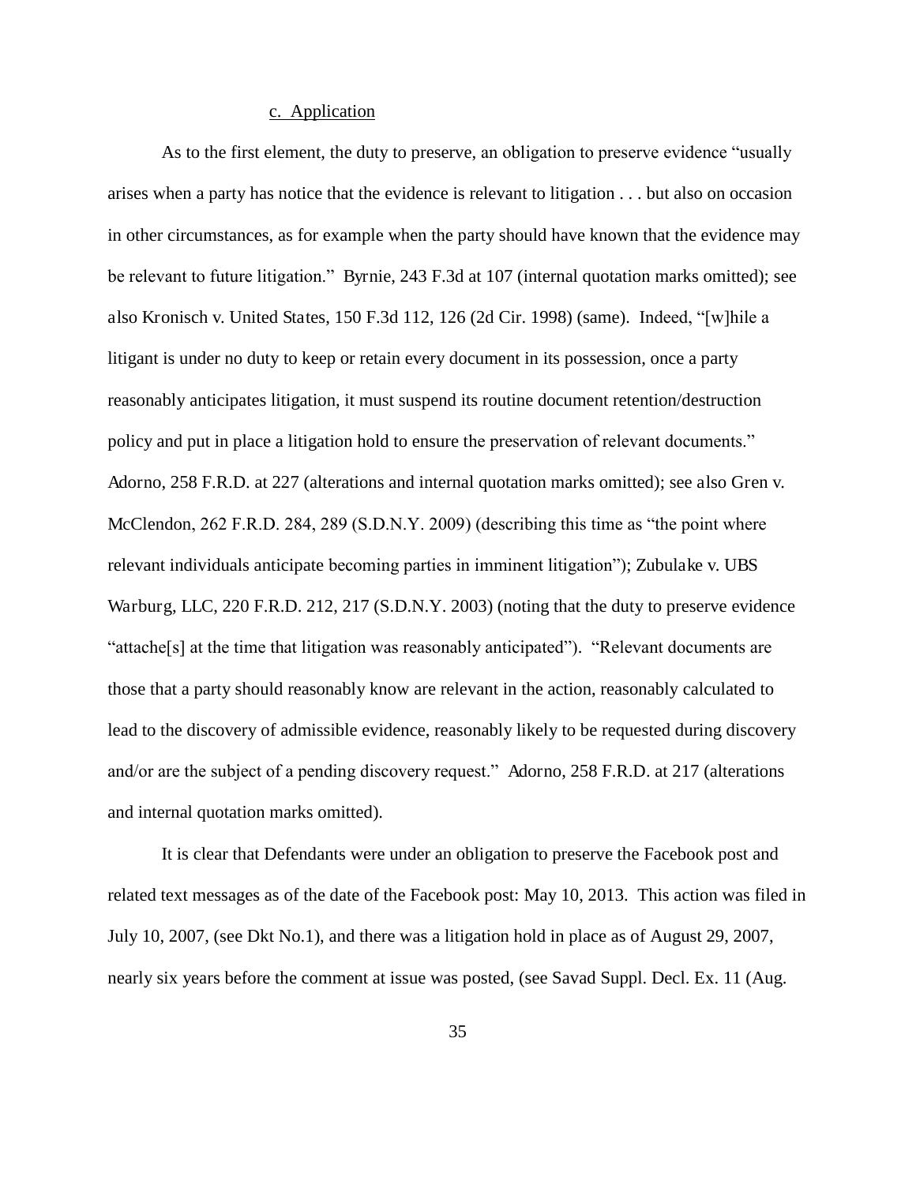c. Application

As to the first element, the duty to preserve, an obligation to preserve evidence "usually arises when a party has notice that the evidence is relevant to litigation . . . but also on occasion in other circumstances, as for example when the party should have known that the evidence may be relevant to future litigation." Byrnie, 243 F.3d at 107 (internal quotation marks omitted); see also Kronisch v. United States, 150 F.3d 112, 126 (2d Cir. 1998) (same). Indeed, "[w]hile a litigant is under no duty to keep or retain every document in its possession, once a party reasonably anticipates litigation, it must suspend its routine document retention/destruction policy and put in place a litigation hold to ensure the preservation of relevant documents." Adorno, 258 F.R.D. at 227 (alterations and internal quotation marks omitted); see also Gren v. McClendon, 262 F.R.D. 284, 289 (S.D.N.Y. 2009) (describing this time as "the point where relevant individuals anticipate becoming parties in imminent litigation"); Zubulake v. UBS Warburg, LLC, 220 F.R.D. 212, 217 (S.D.N.Y. 2003) (noting that the duty to preserve evidence "attache[s] at the time that litigation was reasonably anticipated"). "Relevant documents are those that a party should reasonably know are relevant in the action, reasonably calculated to lead to the discovery of admissible evidence, reasonably likely to be requested during discovery and/or are the subject of a pending discovery request." Adorno, 258 F.R.D. at 217 (alterations and internal quotation marks omitted).

It is clear that Defendants were under an obligation to preserve the Facebook post and related text messages as of the date of the Facebook post: May 10, 2013. This action was filed in July 10, 2007, (see Dkt No.1), and there was a litigation hold in place as of August 29, 2007, nearly six years before the comment at issue was posted, (see Savad Suppl. Decl. Ex. 11 (Aug.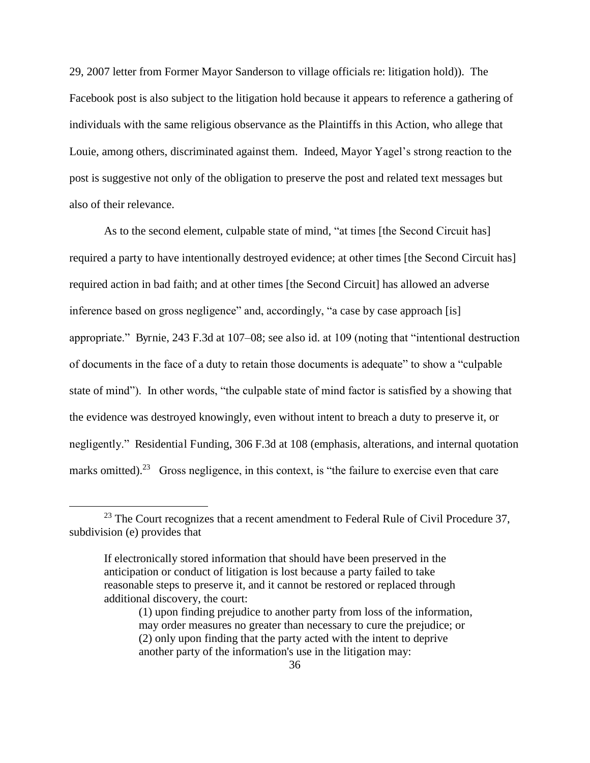29, 2007 letter from Former Mayor Sanderson to village officials re: litigation hold)). The Facebook post is also subject to the litigation hold because it appears to reference a gathering of individuals with the same religious observance as the Plaintiffs in this Action, who allege that Louie, among others, discriminated against them. Indeed, Mayor Yagel's strong reaction to the post is suggestive not only of the obligation to preserve the post and related text messages but also of their relevance.

As to the second element, culpable state of mind, "at times [the Second Circuit has] required a party to have intentionally destroyed evidence; at other times [the Second Circuit has] required action in bad faith; and at other times [the Second Circuit] has allowed an adverse inference based on gross negligence" and, accordingly, "a case by case approach [is] appropriate." Byrnie, 243 F.3d at 107–08; see also id. at 109 (noting that "intentional destruction of documents in the face of a duty to retain those documents is adequate" to show a "culpable state of mind"). In other words, "the culpable state of mind factor is satisfied by a showing that the evidence was destroyed knowingly, even without intent to breach a duty to preserve it, or negligently." Residential Funding, 306 F.3d at 108 (emphasis, alterations, and internal quotation marks omitted).[23] Gross negligence, in this context, is "the failure to exercise even that care

---

[23] The Court recognizes that a recent amendment to Federal Rule of Civil Procedure 37, subdivision (e) provides that

> If electronically stored information that should have been preserved in the anticipation or conduct of litigation is lost because a party failed to take reasonable steps to preserve it, and it cannot be restored or replaced through additional discovery, the court:
>
> (1) upon finding prejudice to another party from loss of the information, may order measures no greater than necessary to cure the prejudice; or
> (2) only upon finding that the party acted with the intent to deprive another party of the information's use in the litigation may: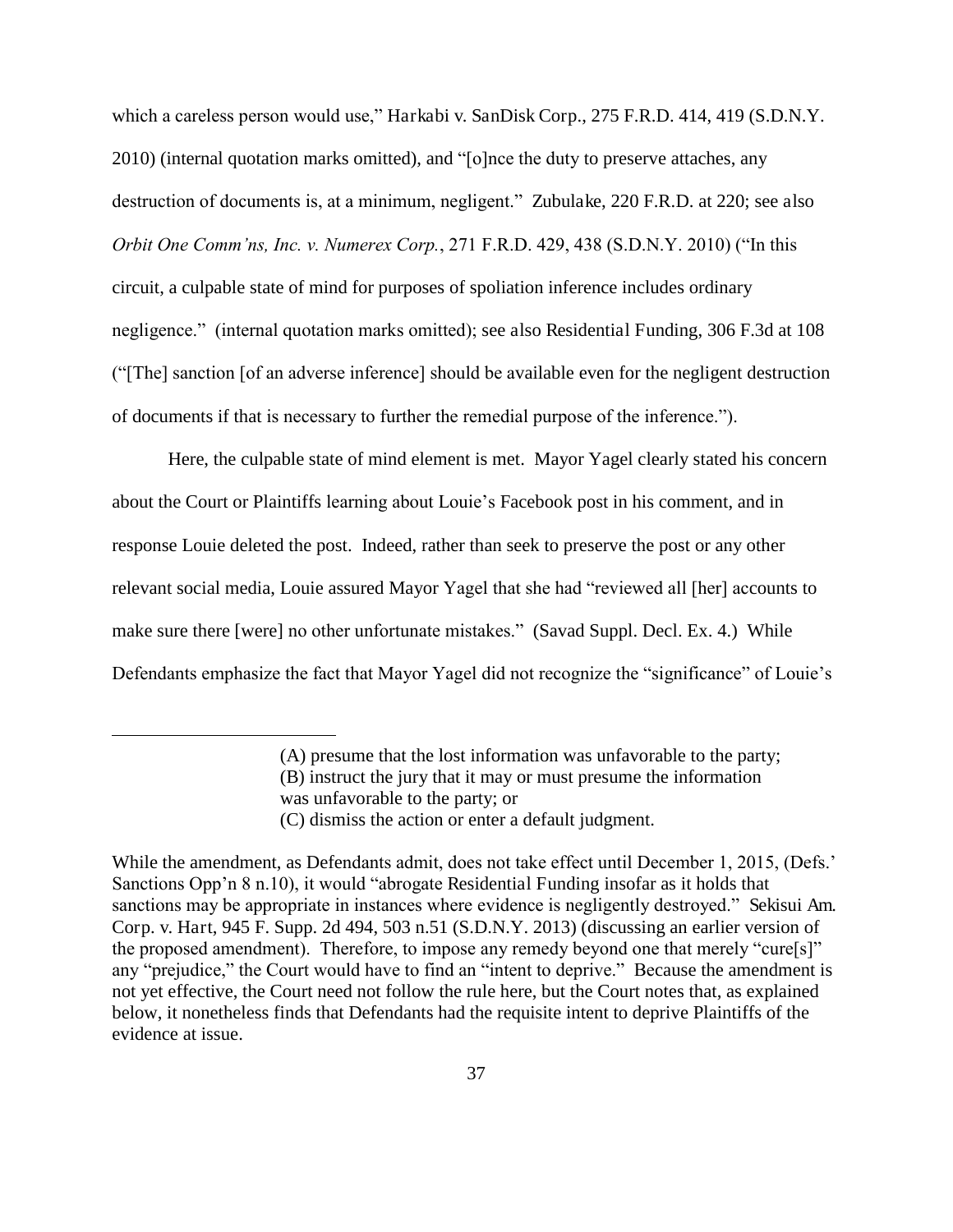which a careless person would use," Harkabi v. SanDisk Corp., 275 F.R.D. 414, 419 (S.D.N.Y. 2010) (internal quotation marks omitted), and "[o]nce the duty to preserve attaches, any destruction of documents is, at a minimum, negligent." Zubulake, 220 F.R.D. at 220; see also *Orbit One Comm'ns, Inc. v. Numerex Corp.*, 271 F.R.D. 429, 438 (S.D.N.Y. 2010) ("In this circuit, a culpable state of mind for purposes of spoliation inference includes ordinary negligence." (internal quotation marks omitted); see also Residential Funding, 306 F.3d at 108 ("[The] sanction [of an adverse inference] should be available even for the negligent destruction of documents if that is necessary to further the remedial purpose of the inference.").

Here, the culpable state of mind element is met. Mayor Yagel clearly stated his concern about the Court or Plaintiffs learning about Louie's Facebook post in his comment, and in response Louie deleted the post. Indeed, rather than seek to preserve the post or any other relevant social media, Louie assured Mayor Yagel that she had "reviewed all [her] accounts to make sure there [were] no other unfortunate mistakes." (Savad Suppl. Decl. Ex. 4.) While Defendants emphasize the fact that Mayor Yagel did not recognize the "significance" of Louie's

---

(A) presume that the lost information was unfavorable to the party;
(B) instruct the jury that it may or must presume the information was unfavorable to the party; or
(C) dismiss the action or enter a default judgment.

While the amendment, as Defendants admit, does not take effect until December 1, 2015, (Defs.' Sanctions Opp'n 8 n.10), it would "abrogate Residential Funding insofar as it holds that sanctions may be appropriate in instances where evidence is negligently destroyed." Sekisui Am. Corp. v. Hart, 945 F. Supp. 2d 494, 503 n.51 (S.D.N.Y. 2013) (discussing an earlier version of the proposed amendment). Therefore, to impose any remedy beyond one that merely "cure[s]" any "prejudice," the Court would have to find an "intent to deprive." Because the amendment is not yet effective, the Court need not follow the rule here, but the Court notes that, as explained below, it nonetheless finds that Defendants had the requisite intent to deprive Plaintiffs of the evidence at issue.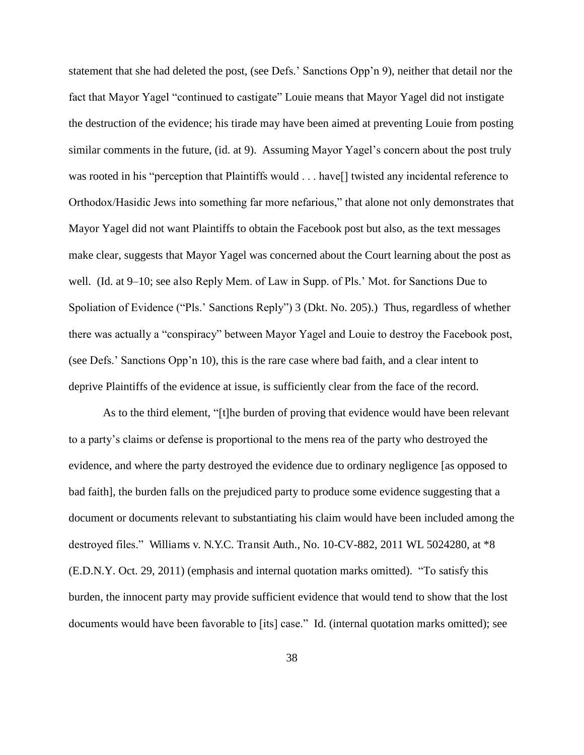statement that she had deleted the post, (see Defs.' Sanctions Opp'n 9), neither that detail nor the fact that Mayor Yagel "continued to castigate" Louie means that Mayor Yagel did not instigate the destruction of the evidence; his tirade may have been aimed at preventing Louie from posting similar comments in the future, (id. at 9). Assuming Mayor Yagel's concern about the post truly was rooted in his "perception that Plaintiffs would . . . have[] twisted any incidental reference to Orthodox/Hasidic Jews into something far more nefarious," that alone not only demonstrates that Mayor Yagel did not want Plaintiffs to obtain the Facebook post but also, as the text messages make clear, suggests that Mayor Yagel was concerned about the Court learning about the post as well. (Id. at 9–10; see also Reply Mem. of Law in Supp. of Pls.' Mot. for Sanctions Due to Spoliation of Evidence ("Pls.' Sanctions Reply") 3 (Dkt. No. 205).) Thus, regardless of whether there was actually a "conspiracy" between Mayor Yagel and Louie to destroy the Facebook post, (see Defs.' Sanctions Opp'n 10), this is the rare case where bad faith, and a clear intent to deprive Plaintiffs of the evidence at issue, is sufficiently clear from the face of the record.

As to the third element, "[t]he burden of proving that evidence would have been relevant to a party's claims or defense is proportional to the mens rea of the party who destroyed the evidence, and where the party destroyed the evidence due to ordinary negligence [as opposed to bad faith], the burden falls on the prejudiced party to produce some evidence suggesting that a document or documents relevant to substantiating his claim would have been included among the destroyed files." *Williams v. N.Y.C. Transit Auth.*, No. 10-CV-882, 2011 WL 5024280, at *8 (E.D.N.Y. Oct. 29, 2011) (emphasis and internal quotation marks omitted). "To satisfy this burden, the innocent party may provide sufficient evidence that would tend to show that the lost documents would have been favorable to [its] case." *Id.* (internal quotation marks omitted); see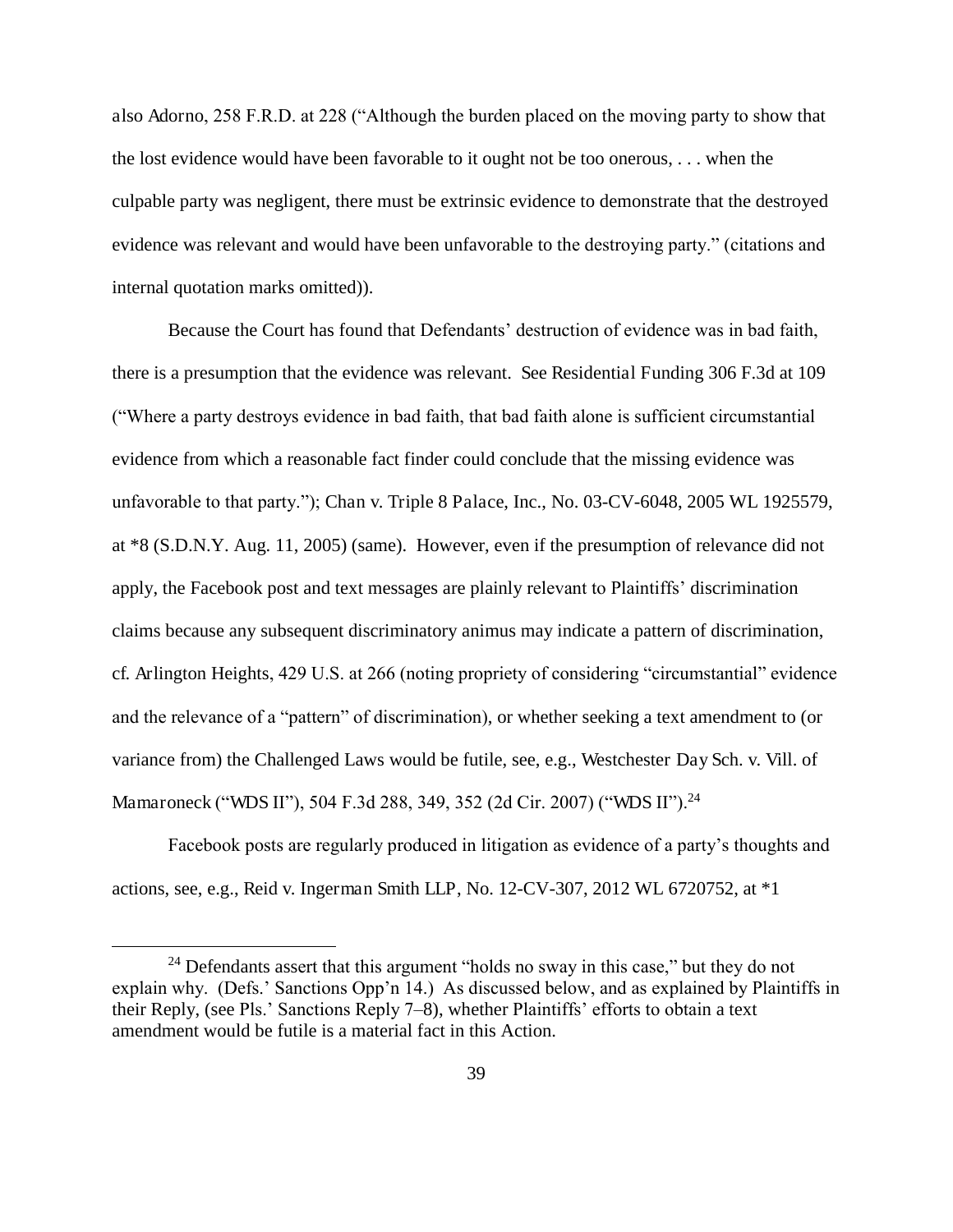also Adorno, 258 F.R.D. at 228 ("Although the burden placed on the moving party to show that the lost evidence would have been favorable to it ought not be too onerous, . . . when the culpable party was negligent, there must be extrinsic evidence to demonstrate that the destroyed evidence was relevant and would have been unfavorable to the destroying party." (citations and internal quotation marks omitted)).

Because the Court has found that Defendants' destruction of evidence was in bad faith, there is a presumption that the evidence was relevant. See Residential Funding 306 F.3d at 109 ("Where a party destroys evidence in bad faith, that bad faith alone is sufficient circumstantial evidence from which a reasonable fact finder could conclude that the missing evidence was unfavorable to that party."); Chan v. Triple 8 Palace, Inc., No. 03-CV-6048, 2005 WL 1925579, at *8 (S.D.N.Y. Aug. 11, 2005) (same). However, even if the presumption of relevance did not apply, the Facebook post and text messages are plainly relevant to Plaintiffs' discrimination claims because any subsequent discriminatory animus may indicate a pattern of discrimination, cf. Arlington Heights, 429 U.S. at 266 (noting propriety of considering "circumstantial" evidence and the relevance of a "pattern" of discrimination), or whether seeking a text amendment to (or variance from) the Challenged Laws would be futile, see, e.g., Westchester Day Sch. v. Vill. of Mamaroneck ("WDS II"), 504 F.3d 288, 349, 352 (2d Cir. 2007) ("WDS II").[24]

Facebook posts are regularly produced in litigation as evidence of a party's thoughts and actions, see, e.g., Reid v. Ingerman Smith LLP, No. 12-CV-307, 2012 WL 6720752, at *1

---

[24] Defendants assert that this argument "holds no sway in this case," but they do not explain why. (Defs.' Sanctions Opp'n 14.) As discussed below, and as explained by Plaintiffs in their Reply, (see Pls.' Sanctions Reply 7–8), whether Plaintiffs' efforts to obtain a text amendment would be futile is a material fact in this Action.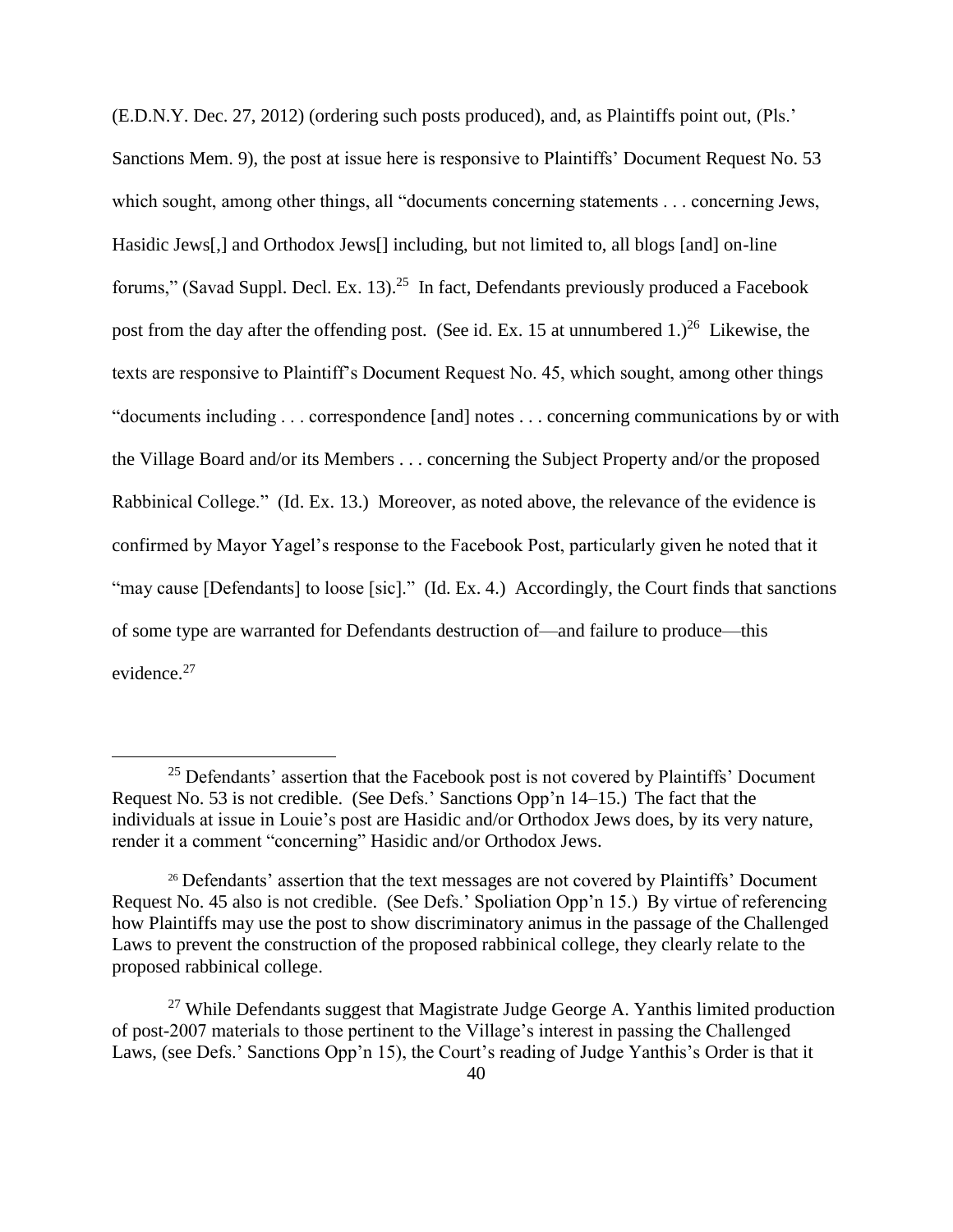(E.D.N.Y. Dec. 27, 2012) (ordering such posts produced), and, as Plaintiffs point out, (Pls.' Sanctions Mem. 9), the post at issue here is responsive to Plaintiffs' Document Request No. 53 which sought, among other things, all "documents concerning statements . . . concerning Jews, Hasidic Jews[,] and Orthodox Jews[] including, but not limited to, all blogs [and] on-line forums," (Savad Suppl. Decl. Ex. 13).[25] In fact, Defendants previously produced a Facebook post from the day after the offending post. (See id. Ex. 15 at unnumbered 1.)[26] Likewise, the texts are responsive to Plaintiff's Document Request No. 45, which sought, among other things "documents including . . . correspondence [and] notes . . . concerning communications by or with the Village Board and/or its Members . . . concerning the Subject Property and/or the proposed Rabbinical College." (Id. Ex. 13.) Moreover, as noted above, the relevance of the evidence is confirmed by Mayor Yagel's response to the Facebook Post, particularly given he noted that it "may cause [Defendants] to loose [sic]." (Id. Ex. 4.) Accordingly, the Court finds that sanctions of some type are warranted for Defendants destruction of—and failure to produce—this evidence.[27]

---

[25] Defendants' assertion that the Facebook post is not covered by Plaintiffs' Document Request No. 53 is not credible. (See Defs.' Sanctions Opp'n 14–15.) The fact that the individuals at issue in Louie's post are Hasidic and/or Orthodox Jews does, by its very nature, render it a comment "concerning" Hasidic and/or Orthodox Jews.

[26] Defendants' assertion that the text messages are not covered by Plaintiffs' Document Request No. 45 also is not credible. (See Defs.' Spoliation Opp'n 15.) By virtue of referencing how Plaintiffs may use the post to show discriminatory animus in the passage of the Challenged Laws to prevent the construction of the proposed rabbinical college, they clearly relate to the proposed rabbinical college.

[27] While Defendants suggest that Magistrate Judge George A. Yanthis limited production of post-2007 materials to those pertinent to the Village's interest in passing the Challenged Laws, (see Defs.' Sanctions Opp'n 15), the Court's reading of Judge Yanthis's Order is that it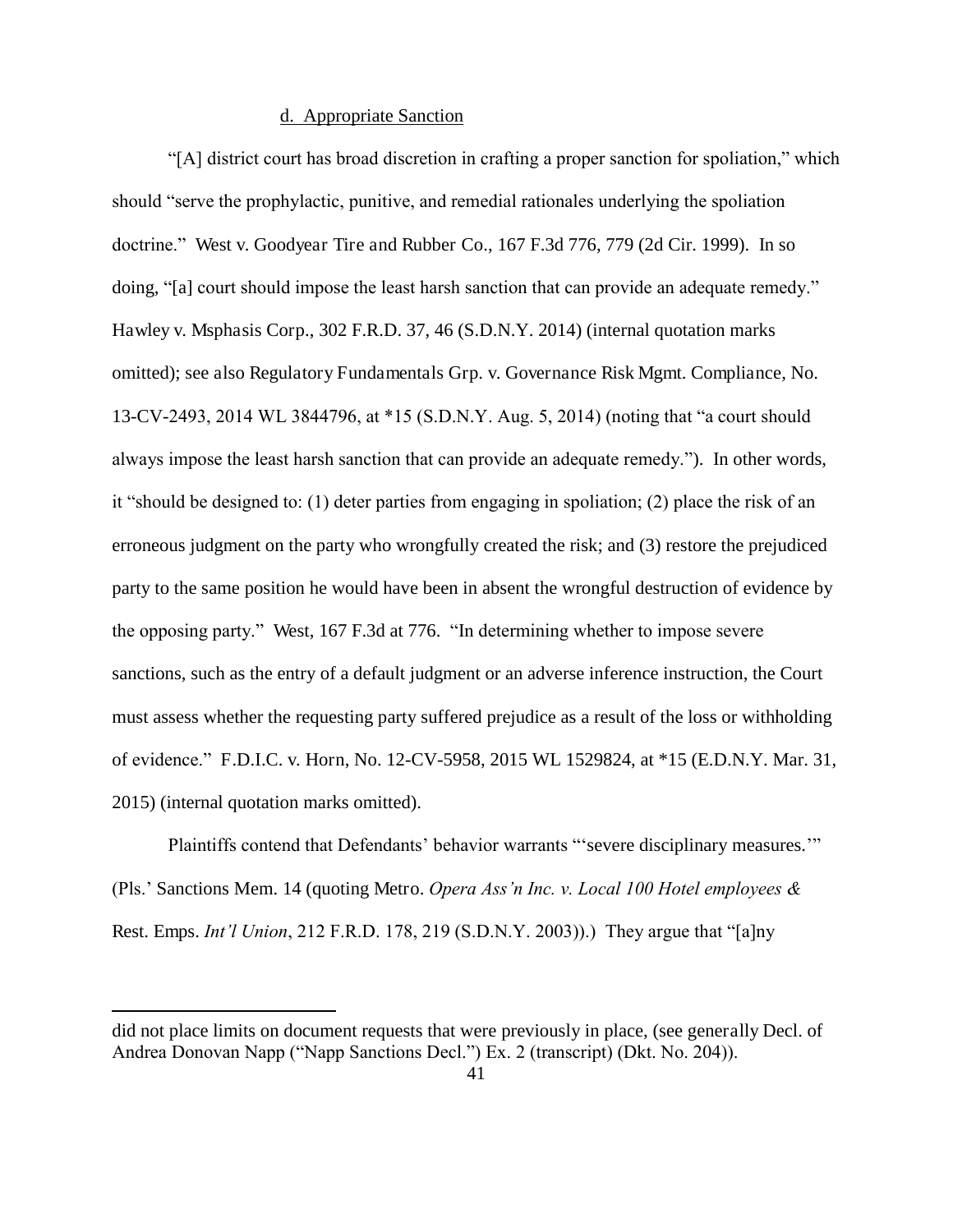d. Appropriate Sanction

"[A] district court has broad discretion in crafting a proper sanction for spoliation," which should "serve the prophylactic, punitive, and remedial rationales underlying the spoliation doctrine." West v. Goodyear Tire and Rubber Co., 167 F.3d 776, 779 (2d Cir. 1999). In so doing, "[a] court should impose the least harsh sanction that can provide an adequate remedy." Hawley v. Msphasis Corp., 302 F.R.D. 37, 46 (S.D.N.Y. 2014) (internal quotation marks omitted); see also Regulatory Fundamentals Grp. v. Governance Risk Mgmt. Compliance, No. 13-CV-2493, 2014 WL 3844796, at *15 (S.D.N.Y. Aug. 5, 2014) (noting that "a court should always impose the least harsh sanction that can provide an adequate remedy."). In other words, it "should be designed to: (1) deter parties from engaging in spoliation; (2) place the risk of an erroneous judgment on the party who wrongfully created the risk; and (3) restore the prejudiced party to the same position he would have been in absent the wrongful destruction of evidence by the opposing party." West, 167 F.3d at 776. "In determining whether to impose severe sanctions, such as the entry of a default judgment or an adverse inference instruction, the Court must assess whether the requesting party suffered prejudice as a result of the loss or withholding of evidence." F.D.I.C. v. Horn, No. 12-CV-5958, 2015 WL 1529824, at *15 (E.D.N.Y. Mar. 31, 2015) (internal quotation marks omitted).

Plaintiffs contend that Defendants' behavior warrants "'severe disciplinary measures.'" (Pls.' Sanctions Mem. 14 (quoting Metro. *Opera Ass'n Inc. v. Local 100 Hotel employees &* Rest. Emps. *Int'l Union*, 212 F.R.D. 178, 219 (S.D.N.Y. 2003)).) They argue that "[a]ny

---

did not place limits on document requests that were previously in place, (see generally Decl. of Andrea Donovan Napp ("Napp Sanctions Decl.") Ex. 2 (transcript) (Dkt. No. 204)).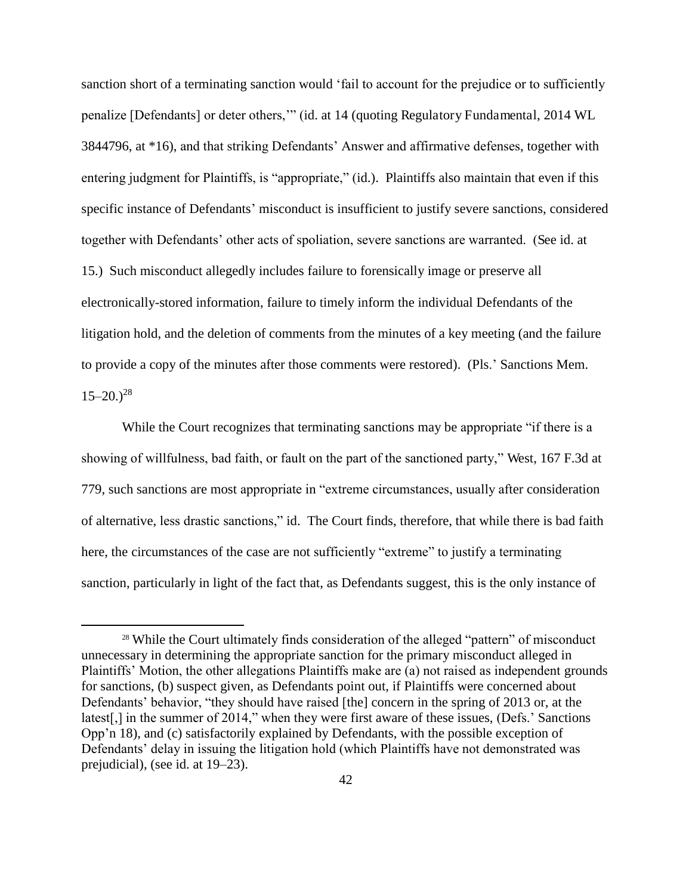sanction short of a terminating sanction would 'fail to account for the prejudice or to sufficiently penalize [Defendants] or deter others,'" (id. at 14 (quoting Regulatory Fundamental, 2014 WL 3844796, at *16), and that striking Defendants' Answer and affirmative defenses, together with entering judgment for Plaintiffs, is "appropriate," (id.). Plaintiffs also maintain that even if this specific instance of Defendants' misconduct is insufficient to justify severe sanctions, considered together with Defendants' other acts of spoliation, severe sanctions are warranted. (See id. at 15.) Such misconduct allegedly includes failure to forensically image or preserve all electronically-stored information, failure to timely inform the individual Defendants of the litigation hold, and the deletion of comments from the minutes of a key meeting (and the failure to provide a copy of the minutes after those comments were restored). (Pls.' Sanctions Mem. 15–20.)[28]

While the Court recognizes that terminating sanctions may be appropriate "if there is a showing of willfulness, bad faith, or fault on the part of the sanctioned party," West, 167 F.3d at 779, such sanctions are most appropriate in "extreme circumstances, usually after consideration of alternative, less drastic sanctions," id. The Court finds, therefore, that while there is bad faith here, the circumstances of the case are not sufficiently "extreme" to justify a terminating sanction, particularly in light of the fact that, as Defendants suggest, this is the only instance of

[28] While the Court ultimately finds consideration of the alleged "pattern" of misconduct unnecessary in determining the appropriate sanction for the primary misconduct alleged in Plaintiffs' Motion, the other allegations Plaintiffs make are (a) not raised as independent grounds for sanctions, (b) suspect given, as Defendants point out, if Plaintiffs were concerned about Defendants' behavior, "they should have raised [the] concern in the spring of 2013 or, at the latest[,] in the summer of 2014," when they were first aware of these issues, (Defs.' Sanctions Opp'n 18), and (c) satisfactorily explained by Defendants, with the possible exception of Defendants' delay in issuing the litigation hold (which Plaintiffs have not demonstrated was prejudicial), (see id. at 19–23).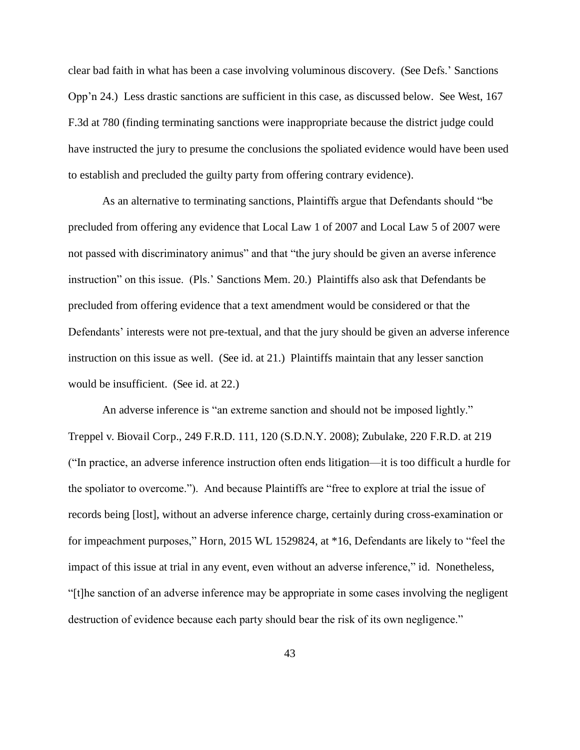clear bad faith in what has been a case involving voluminous discovery. (See Defs.' Sanctions Opp'n 24.) Less drastic sanctions are sufficient in this case, as discussed below. See West, 167 F.3d at 780 (finding terminating sanctions were inappropriate because the district judge could have instructed the jury to presume the conclusions the spoliated evidence would have been used to establish and precluded the guilty party from offering contrary evidence).

As an alternative to terminating sanctions, Plaintiffs argue that Defendants should "be precluded from offering any evidence that Local Law 1 of 2007 and Local Law 5 of 2007 were not passed with discriminatory animus" and that "the jury should be given an averse inference instruction" on this issue. (Pls.' Sanctions Mem. 20.) Plaintiffs also ask that Defendants be precluded from offering evidence that a text amendment would be considered or that the Defendants' interests were not pre-textual, and that the jury should be given an adverse inference instruction on this issue as well. (See id. at 21.) Plaintiffs maintain that any lesser sanction would be insufficient. (See id. at 22.)

An adverse inference is "an extreme sanction and should not be imposed lightly." Treppel v. Biovail Corp., 249 F.R.D. 111, 120 (S.D.N.Y. 2008); Zubulake, 220 F.R.D. at 219 ("In practice, an adverse inference instruction often ends litigation—it is too difficult a hurdle for the spoliator to overcome."). And because Plaintiffs are "free to explore at trial the issue of records being [lost], without an adverse inference charge, certainly during cross-examination or for impeachment purposes," Horn, 2015 WL 1529824, at *16, Defendants are likely to "feel the impact of this issue at trial in any event, even without an adverse inference," id. Nonetheless, "[t]he sanction of an adverse inference may be appropriate in some cases involving the negligent destruction of evidence because each party should bear the risk of its own negligence."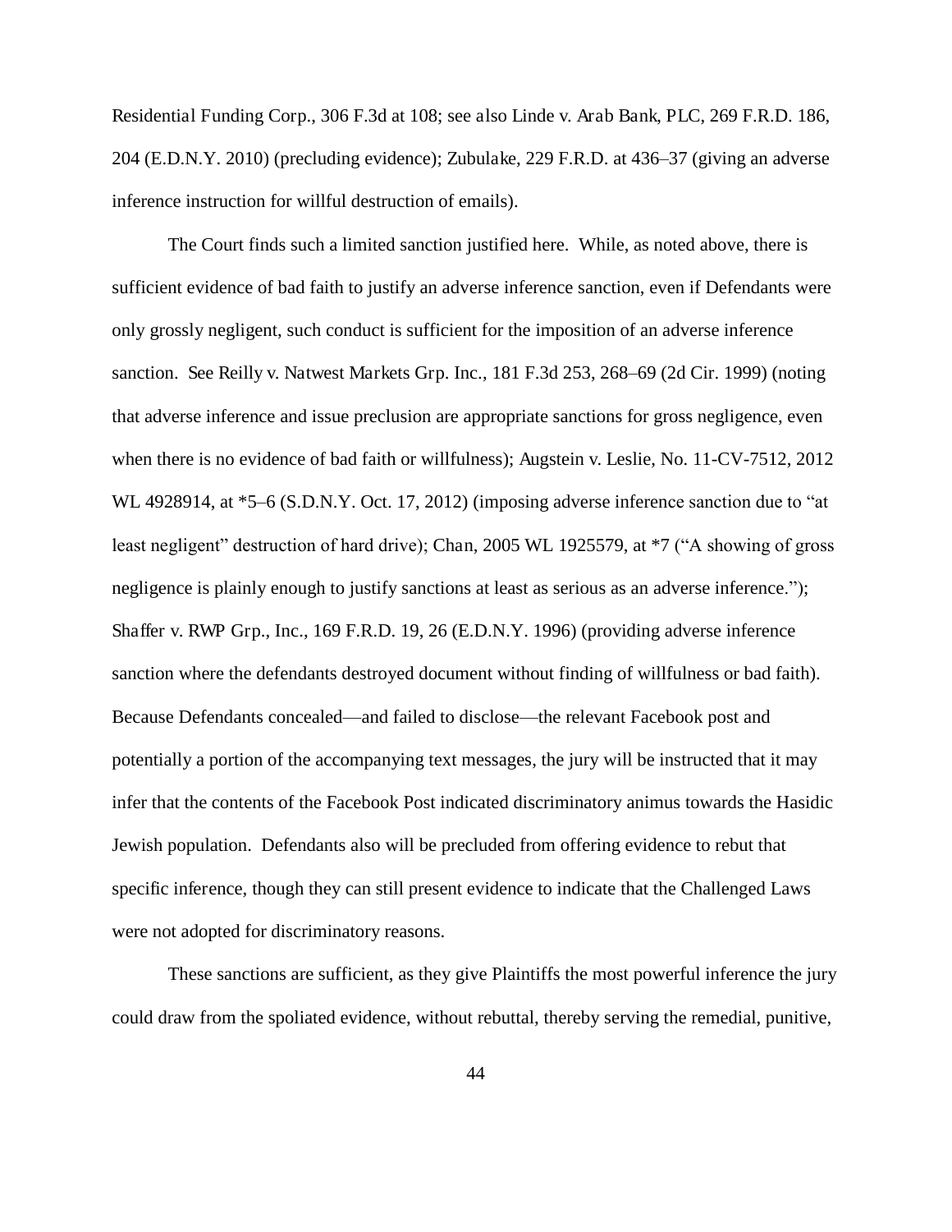Residential Funding Corp., 306 F.3d at 108; see also Linde v. Arab Bank, PLC, 269 F.R.D. 186, 204 (E.D.N.Y. 2010) (precluding evidence); Zubulake, 229 F.R.D. at 436–37 (giving an adverse inference instruction for willful destruction of emails).

The Court finds such a limited sanction justified here. While, as noted above, there is sufficient evidence of bad faith to justify an adverse inference sanction, even if Defendants were only grossly negligent, such conduct is sufficient for the imposition of an adverse inference sanction. See Reilly v. Natwest Markets Grp. Inc., 181 F.3d 253, 268–69 (2d Cir. 1999) (noting that adverse inference and issue preclusion are appropriate sanctions for gross negligence, even when there is no evidence of bad faith or willfulness); Augstein v. Leslie, No. 11-CV-7512, 2012 WL 4928914, at *5–6 (S.D.N.Y. Oct. 17, 2012) (imposing adverse inference sanction due to "at least negligent" destruction of hard drive); Chan, 2005 WL 1925579, at *7 ("A showing of gross negligence is plainly enough to justify sanctions at least as serious as an adverse inference."); Shaffer v. RWP Grp., Inc., 169 F.R.D. 19, 26 (E.D.N.Y. 1996) (providing adverse inference sanction where the defendants destroyed document without finding of willfulness or bad faith). Because Defendants concealed—and failed to disclose—the relevant Facebook post and potentially a portion of the accompanying text messages, the jury will be instructed that it may infer that the contents of the Facebook Post indicated discriminatory animus towards the Hasidic Jewish population. Defendants also will be precluded from offering evidence to rebut that specific inference, though they can still present evidence to indicate that the Challenged Laws were not adopted for discriminatory reasons.

These sanctions are sufficient, as they give Plaintiffs the most powerful inference the jury could draw from the spoliated evidence, without rebuttal, thereby serving the remedial, punitive,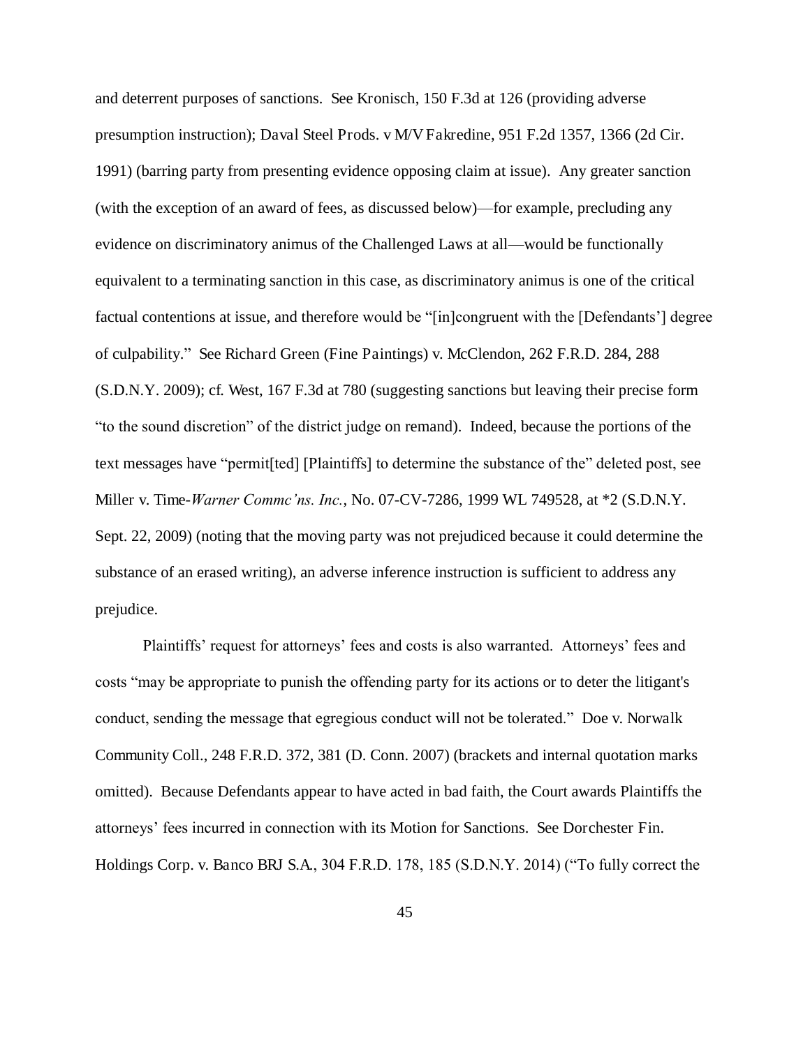and deterrent purposes of sanctions. See Kronisch, 150 F.3d at 126 (providing adverse presumption instruction); Daval Steel Prods. v M/V Fakredine, 951 F.2d 1357, 1366 (2d Cir. 1991) (barring party from presenting evidence opposing claim at issue). Any greater sanction (with the exception of an award of fees, as discussed below)—for example, precluding any evidence on discriminatory animus of the Challenged Laws at all—would be functionally equivalent to a terminating sanction in this case, as discriminatory animus is one of the critical factual contentions at issue, and therefore would be "[in]congruent with the [Defendants'] degree of culpability." See Richard Green (Fine Paintings) v. McClendon, 262 F.R.D. 284, 288 (S.D.N.Y. 2009); cf. West, 167 F.3d at 780 (suggesting sanctions but leaving their precise form "to the sound discretion" of the district judge on remand). Indeed, because the portions of the text messages have "permit[ted] [Plaintiffs] to determine the substance of the" deleted post, see Miller v. Time-*Warner Commc'ns. Inc.*, No. 07-CV-7286, 1999 WL 749528, at *2 (S.D.N.Y. Sept. 22, 2009) (noting that the moving party was not prejudiced because it could determine the substance of an erased writing), an adverse inference instruction is sufficient to address any prejudice.

Plaintiffs' request for attorneys' fees and costs is also warranted. Attorneys' fees and costs "may be appropriate to punish the offending party for its actions or to deter the litigant's conduct, sending the message that egregious conduct will not be tolerated." Doe v. Norwalk Community Coll., 248 F.R.D. 372, 381 (D. Conn. 2007) (brackets and internal quotation marks omitted). Because Defendants appear to have acted in bad faith, the Court awards Plaintiffs the attorneys' fees incurred in connection with its Motion for Sanctions. See Dorchester Fin. Holdings Corp. v. Banco BRJ S.A., 304 F.R.D. 178, 185 (S.D.N.Y. 2014) ("To fully correct the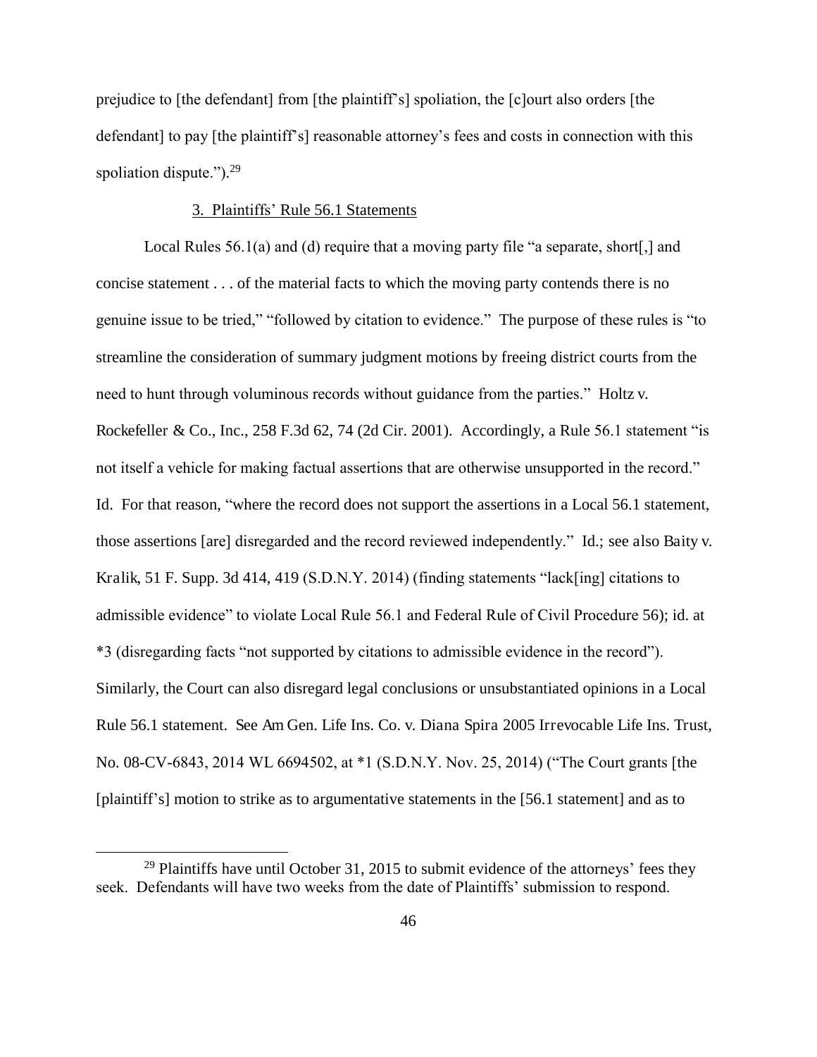prejudice to [the defendant] from [the plaintiff's] spoliation, the [c]ourt also orders [the defendant] to pay [the plaintiff's] reasonable attorney's fees and costs in connection with this spoliation dispute.").[29]

3. Plaintiffs' Rule 56.1 Statements

Local Rules 56.1(a) and (d) require that a moving party file "a separate, short[,] and concise statement . . . of the material facts to which the moving party contends there is no genuine issue to be tried," "followed by citation to evidence." The purpose of these rules is "to streamline the consideration of summary judgment motions by freeing district courts from the need to hunt through voluminous records without guidance from the parties." Holtz v. Rockefeller & Co., Inc., 258 F.3d 62, 74 (2d Cir. 2001). Accordingly, a Rule 56.1 statement "is not itself a vehicle for making factual assertions that are otherwise unsupported in the record." Id. For that reason, "where the record does not support the assertions in a Local 56.1 statement, those assertions [are] disregarded and the record reviewed independently." Id.; see also Baity v. Kralik, 51 F. Supp. 3d 414, 419 (S.D.N.Y. 2014) (finding statements "lack[ing] citations to admissible evidence" to violate Local Rule 56.1 and Federal Rule of Civil Procedure 56); id. at *3 (disregarding facts "not supported by citations to admissible evidence in the record"). Similarly, the Court can also disregard legal conclusions or unsubstantiated opinions in a Local Rule 56.1 statement. See Am Gen. Life Ins. Co. v. Diana Spira 2005 Irrevocable Life Ins. Trust, No. 08-CV-6843, 2014 WL 6694502, at *1 (S.D.N.Y. Nov. 25, 2014) ("The Court grants [the [plaintiff's] motion to strike as to argumentative statements in the [56.1 statement] and as to

[29] Plaintiffs have until October 31, 2015 to submit evidence of the attorneys' fees they seek. Defendants will have two weeks from the date of Plaintiffs' submission to respond.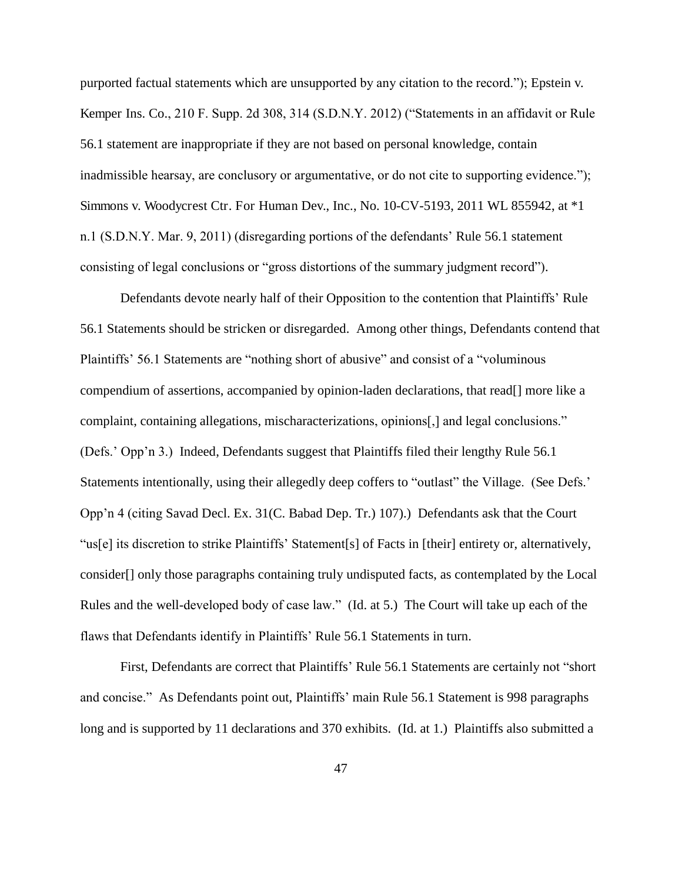purported factual statements which are unsupported by any citation to the record."); Epstein v. Kemper Ins. Co., 210 F. Supp. 2d 308, 314 (S.D.N.Y. 2012) ("Statements in an affidavit or Rule 56.1 statement are inappropriate if they are not based on personal knowledge, contain inadmissible hearsay, are conclusory or argumentative, or do not cite to supporting evidence."); Simmons v. Woodycrest Ctr. For Human Dev., Inc., No. 10-CV-5193, 2011 WL 855942, at *1 n.1 (S.D.N.Y. Mar. 9, 2011) (disregarding portions of the defendants' Rule 56.1 statement consisting of legal conclusions or "gross distortions of the summary judgment record").

Defendants devote nearly half of their Opposition to the contention that Plaintiffs' Rule 56.1 Statements should be stricken or disregarded. Among other things, Defendants contend that Plaintiffs' 56.1 Statements are "nothing short of abusive" and consist of a "voluminous compendium of assertions, accompanied by opinion-laden declarations, that read[] more like a complaint, containing allegations, mischaracterizations, opinions[,] and legal conclusions." (Defs.' Opp'n 3.) Indeed, Defendants suggest that Plaintiffs filed their lengthy Rule 56.1 Statements intentionally, using their allegedly deep coffers to "outlast" the Village. (See Defs.' Opp'n 4 (citing Savad Decl. Ex. 31(C. Babad Dep. Tr.) 107).) Defendants ask that the Court "us[e] its discretion to strike Plaintiffs' Statement[s] of Facts in [their] entirety or, alternatively, consider[] only those paragraphs containing truly undisputed facts, as contemplated by the Local Rules and the well-developed body of case law." (Id. at 5.) The Court will take up each of the flaws that Defendants identify in Plaintiffs' Rule 56.1 Statements in turn.

First, Defendants are correct that Plaintiffs' Rule 56.1 Statements are certainly not "short and concise." As Defendants point out, Plaintiffs' main Rule 56.1 Statement is 998 paragraphs long and is supported by 11 declarations and 370 exhibits. (Id. at 1.) Plaintiffs also submitted a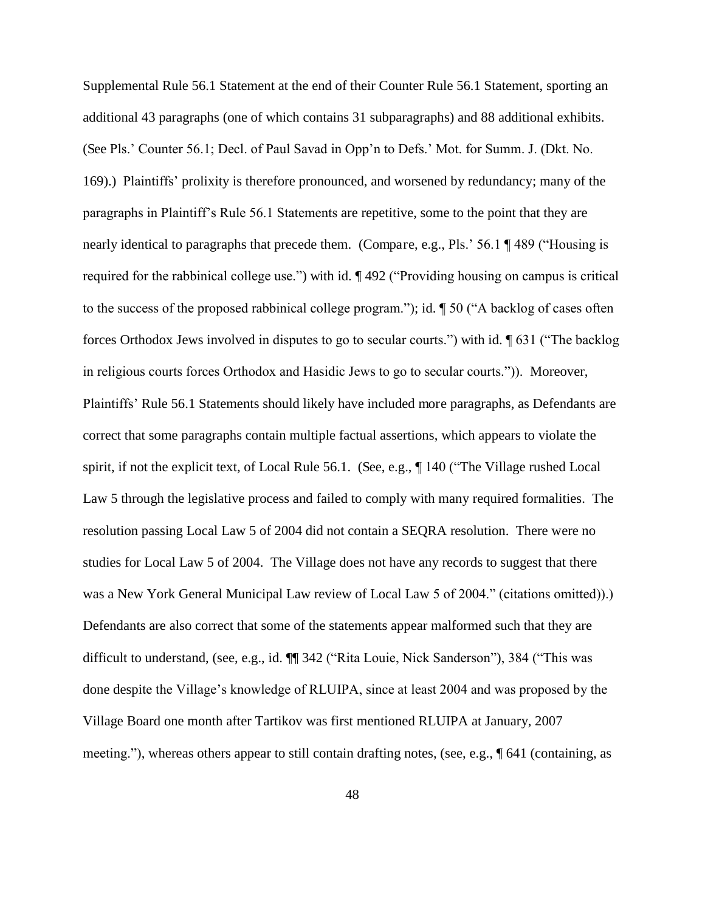Supplemental Rule 56.1 Statement at the end of their Counter Rule 56.1 Statement, sporting an additional 43 paragraphs (one of which contains 31 subparagraphs) and 88 additional exhibits. (See Pls.' Counter 56.1; Decl. of Paul Savad in Opp'n to Defs.' Mot. for Summ. J. (Dkt. No. 169).) Plaintiffs' prolixity is therefore pronounced, and worsened by redundancy; many of the paragraphs in Plaintiff's Rule 56.1 Statements are repetitive, some to the point that they are nearly identical to paragraphs that precede them. (Compare, e.g., Pls.' 56.1 ¶ 489 ("Housing is required for the rabbinical college use.") with id. ¶ 492 ("Providing housing on campus is critical to the success of the proposed rabbinical college program."); id. ¶ 50 ("A backlog of cases often forces Orthodox Jews involved in disputes to go to secular courts.") with id. ¶ 631 ("The backlog in religious courts forces Orthodox and Hasidic Jews to go to secular courts.")). Moreover, Plaintiffs' Rule 56.1 Statements should likely have included more paragraphs, as Defendants are correct that some paragraphs contain multiple factual assertions, which appears to violate the spirit, if not the explicit text, of Local Rule 56.1. (See, e.g., ¶ 140 ("The Village rushed Local Law 5 through the legislative process and failed to comply with many required formalities. The resolution passing Local Law 5 of 2004 did not contain a SEQRA resolution. There were no studies for Local Law 5 of 2004. The Village does not have any records to suggest that there was a New York General Municipal Law review of Local Law 5 of 2004." (citations omitted)).) Defendants are also correct that some of the statements appear malformed such that they are difficult to understand, (see, e.g., id. ¶¶ 342 ("Rita Louie, Nick Sanderson"), 384 ("This was done despite the Village's knowledge of RLUIPA, since at least 2004 and was proposed by the Village Board one month after Tartikov was first mentioned RLUIPA at January, 2007 meeting."), whereas others appear to still contain drafting notes, (see, e.g., ¶ 641 (containing, as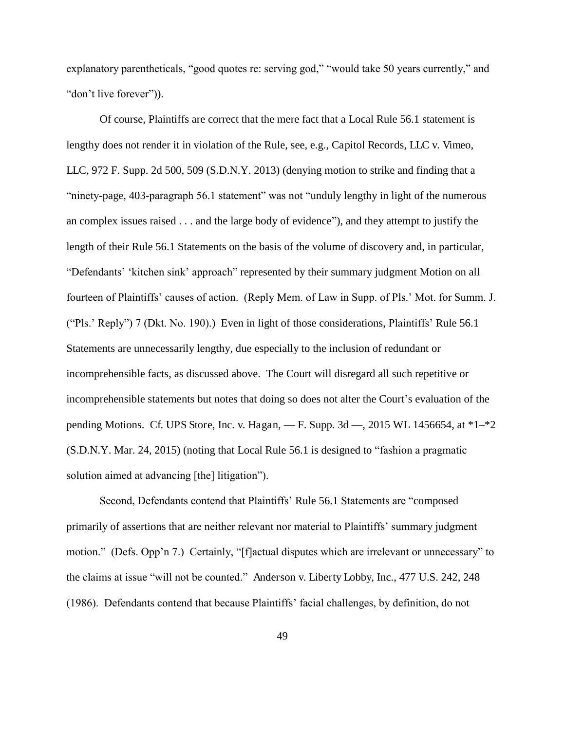explanatory parentheticals, "good quotes re: serving god," "would take 50 years currently," and "don't live forever")).

Of course, Plaintiffs are correct that the mere fact that a Local Rule 56.1 statement is lengthy does not render it in violation of the Rule, see, e.g., Capitol Records, LLC v. Vimeo, LLC, 972 F. Supp. 2d 500, 509 (S.D.N.Y. 2013) (denying motion to strike and finding that a "ninety-page, 403-paragraph 56.1 statement" was not "unduly lengthy in light of the numerous an complex issues raised . . . and the large body of evidence"), and they attempt to justify the length of their Rule 56.1 Statements on the basis of the volume of discovery and, in particular, "Defendants' 'kitchen sink' approach" represented by their summary judgment Motion on all fourteen of Plaintiffs' causes of action. (Reply Mem. of Law in Supp. of Pls.' Mot. for Summ. J. ("Pls.' Reply") 7 (Dkt. No. 190).) Even in light of those considerations, Plaintiffs' Rule 56.1 Statements are unnecessarily lengthy, due especially to the inclusion of redundant or incomprehensible facts, as discussed above. The Court will disregard all such repetitive or incomprehensible statements but notes that doing so does not alter the Court's evaluation of the pending Motions. Cf. UPS Store, Inc. v. Hagan, — F. Supp. 3d —, 2015 WL 1456654, at *1–*2 (S.D.N.Y. Mar. 24, 2015) (noting that Local Rule 56.1 is designed to "fashion a pragmatic solution aimed at advancing [the] litigation").

Second, Defendants contend that Plaintiffs' Rule 56.1 Statements are "composed primarily of assertions that are neither relevant nor material to Plaintiffs' summary judgment motion." (Defs. Opp'n 7.) Certainly, "[f]actual disputes which are irrelevant or unnecessary" to the claims at issue "will not be counted." Anderson v. Liberty Lobby, Inc., 477 U.S. 242, 248 (1986). Defendants contend that because Plaintiffs' facial challenges, by definition, do not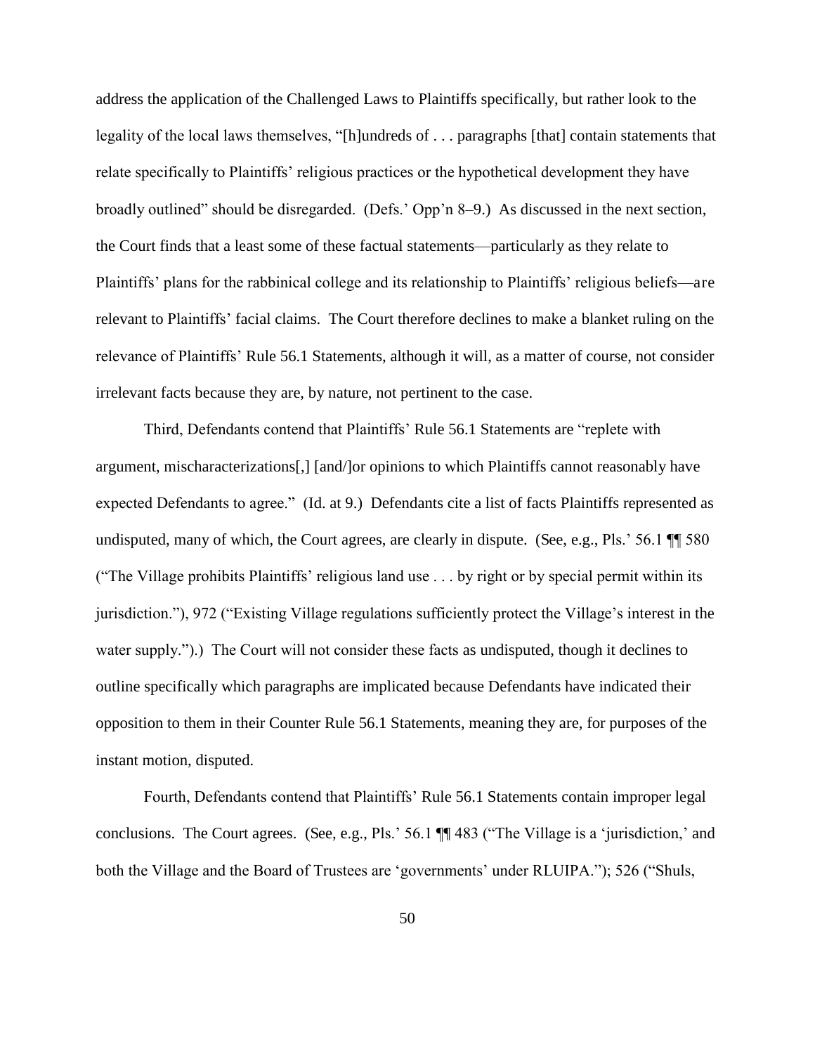address the application of the Challenged Laws to Plaintiffs specifically, but rather look to the legality of the local laws themselves, "[h]undreds of . . . paragraphs [that] contain statements that relate specifically to Plaintiffs' religious practices or the hypothetical development they have broadly outlined" should be disregarded. (Defs.' Opp'n 8–9.) As discussed in the next section, the Court finds that a least some of these factual statements—particularly as they relate to Plaintiffs' plans for the rabbinical college and its relationship to Plaintiffs' religious beliefs—are relevant to Plaintiffs' facial claims. The Court therefore declines to make a blanket ruling on the relevance of Plaintiffs' Rule 56.1 Statements, although it will, as a matter of course, not consider irrelevant facts because they are, by nature, not pertinent to the case.

Third, Defendants contend that Plaintiffs' Rule 56.1 Statements are "replete with argument, mischaracterizations[,] [and/]or opinions to which Plaintiffs cannot reasonably have expected Defendants to agree." (Id. at 9.) Defendants cite a list of facts Plaintiffs represented as undisputed, many of which, the Court agrees, are clearly in dispute. (See, e.g., Pls.' 56.1 ¶¶ 580 ("The Village prohibits Plaintiffs' religious land use . . . by right or by special permit within its jurisdiction."), 972 ("Existing Village regulations sufficiently protect the Village's interest in the water supply.").) The Court will not consider these facts as undisputed, though it declines to outline specifically which paragraphs are implicated because Defendants have indicated their opposition to them in their Counter Rule 56.1 Statements, meaning they are, for purposes of the instant motion, disputed.

Fourth, Defendants contend that Plaintiffs' Rule 56.1 Statements contain improper legal conclusions. The Court agrees. (See, e.g., Pls.' 56.1 ¶¶ 483 ("The Village is a 'jurisdiction,' and both the Village and the Board of Trustees are 'governments' under RLUIPA."); 526 ("Shuls,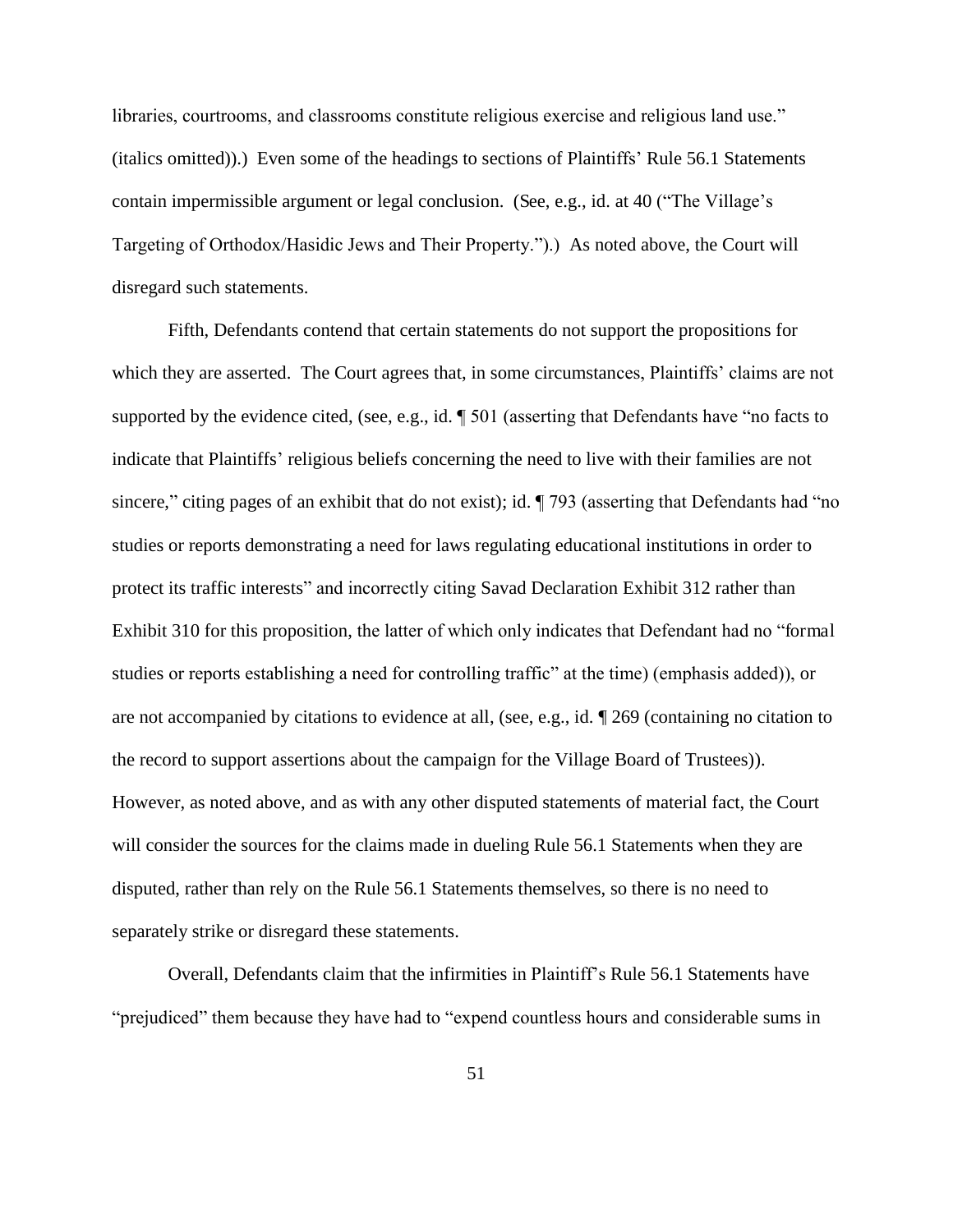libraries, courtrooms, and classrooms constitute religious exercise and religious land use." (italics omitted)).) Even some of the headings to sections of Plaintiffs' Rule 56.1 Statements contain impermissible argument or legal conclusion. (See, e.g., id. at 40 ("The Village's Targeting of Orthodox/Hasidic Jews and Their Property.").) As noted above, the Court will disregard such statements.

Fifth, Defendants contend that certain statements do not support the propositions for which they are asserted. The Court agrees that, in some circumstances, Plaintiffs' claims are not supported by the evidence cited, (see, e.g., id. ¶ 501 (asserting that Defendants have "no facts to indicate that Plaintiffs' religious beliefs concerning the need to live with their families are not sincere," citing pages of an exhibit that do not exist); id. ¶ 793 (asserting that Defendants had "no studies or reports demonstrating a need for laws regulating educational institutions in order to protect its traffic interests" and incorrectly citing Savad Declaration Exhibit 312 rather than Exhibit 310 for this proposition, the latter of which only indicates that Defendant had no "formal studies or reports establishing a need for controlling traffic" at the time) (emphasis added)), or are not accompanied by citations to evidence at all, (see, e.g., id. ¶ 269 (containing no citation to the record to support assertions about the campaign for the Village Board of Trustees)). However, as noted above, and as with any other disputed statements of material fact, the Court will consider the sources for the claims made in dueling Rule 56.1 Statements when they are disputed, rather than rely on the Rule 56.1 Statements themselves, so there is no need to separately strike or disregard these statements.

Overall, Defendants claim that the infirmities in Plaintiff's Rule 56.1 Statements have "prejudiced" them because they have had to "expend countless hours and considerable sums in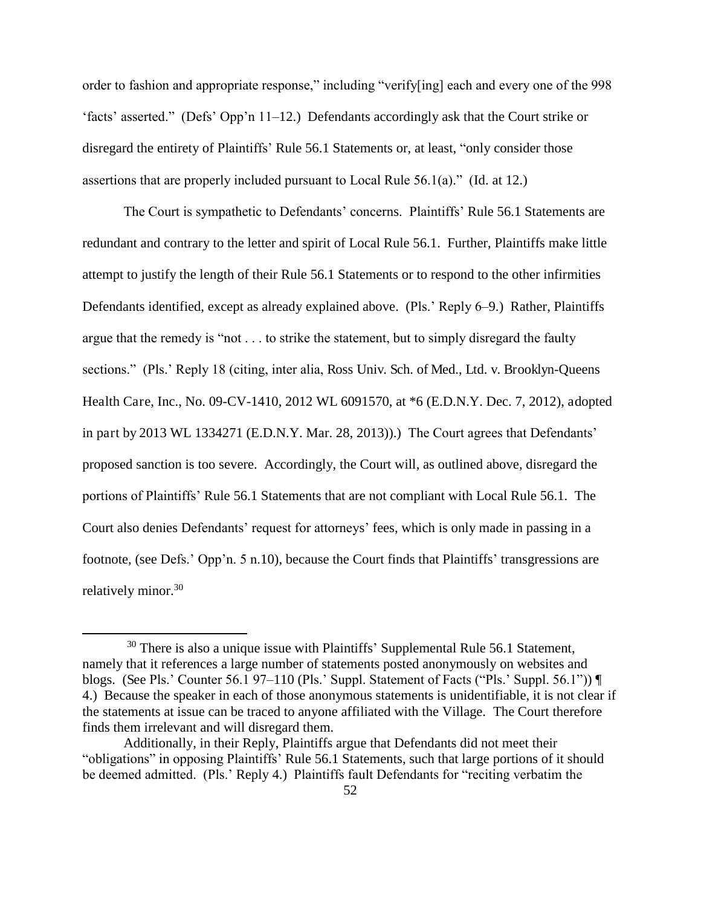order to fashion and appropriate response," including "verify[ing] each and every one of the 998 'facts' asserted." (Defs' Opp'n 11–12.) Defendants accordingly ask that the Court strike or disregard the entirety of Plaintiffs' Rule 56.1 Statements or, at least, "only consider those assertions that are properly included pursuant to Local Rule 56.1(a)." (Id. at 12.)

The Court is sympathetic to Defendants' concerns. Plaintiffs' Rule 56.1 Statements are redundant and contrary to the letter and spirit of Local Rule 56.1. Further, Plaintiffs make little attempt to justify the length of their Rule 56.1 Statements or to respond to the other infirmities Defendants identified, except as already explained above. (Pls.' Reply 6–9.) Rather, Plaintiffs argue that the remedy is "not . . . to strike the statement, but to simply disregard the faulty sections." (Pls.' Reply 18 (citing, inter alia, Ross Univ. Sch. of Med., Ltd. v. Brooklyn-Queens Health Care, Inc., No. 09-CV-1410, 2012 WL 6091570, at *6 (E.D.N.Y. Dec. 7, 2012), adopted in part by 2013 WL 1334271 (E.D.N.Y. Mar. 28, 2013)).) The Court agrees that Defendants' proposed sanction is too severe. Accordingly, the Court will, as outlined above, disregard the portions of Plaintiffs' Rule 56.1 Statements that are not compliant with Local Rule 56.1. The Court also denies Defendants' request for attorneys' fees, which is only made in passing in a footnote, (see Defs.' Opp'n. 5 n.10), because the Court finds that Plaintiffs' transgressions are relatively minor.[30]

---

[30] There is also a unique issue with Plaintiffs' Supplemental Rule 56.1 Statement, namely that it references a large number of statements posted anonymously on websites and blogs. (See Pls.' Counter 56.1 97–110 (Pls.' Suppl. Statement of Facts ("Pls.' Suppl. 56.1")) ¶ 4.) Because the speaker in each of those anonymous statements is unidentifiable, it is not clear if the statements at issue can be traced to anyone affiliated with the Village. The Court therefore finds them irrelevant and will disregard them.

Additionally, in their Reply, Plaintiffs argue that Defendants did not meet their "obligations" in opposing Plaintiffs' Rule 56.1 Statements, such that large portions of it should be deemed admitted. (Pls.' Reply 4.) Plaintiffs fault Defendants for "reciting verbatim the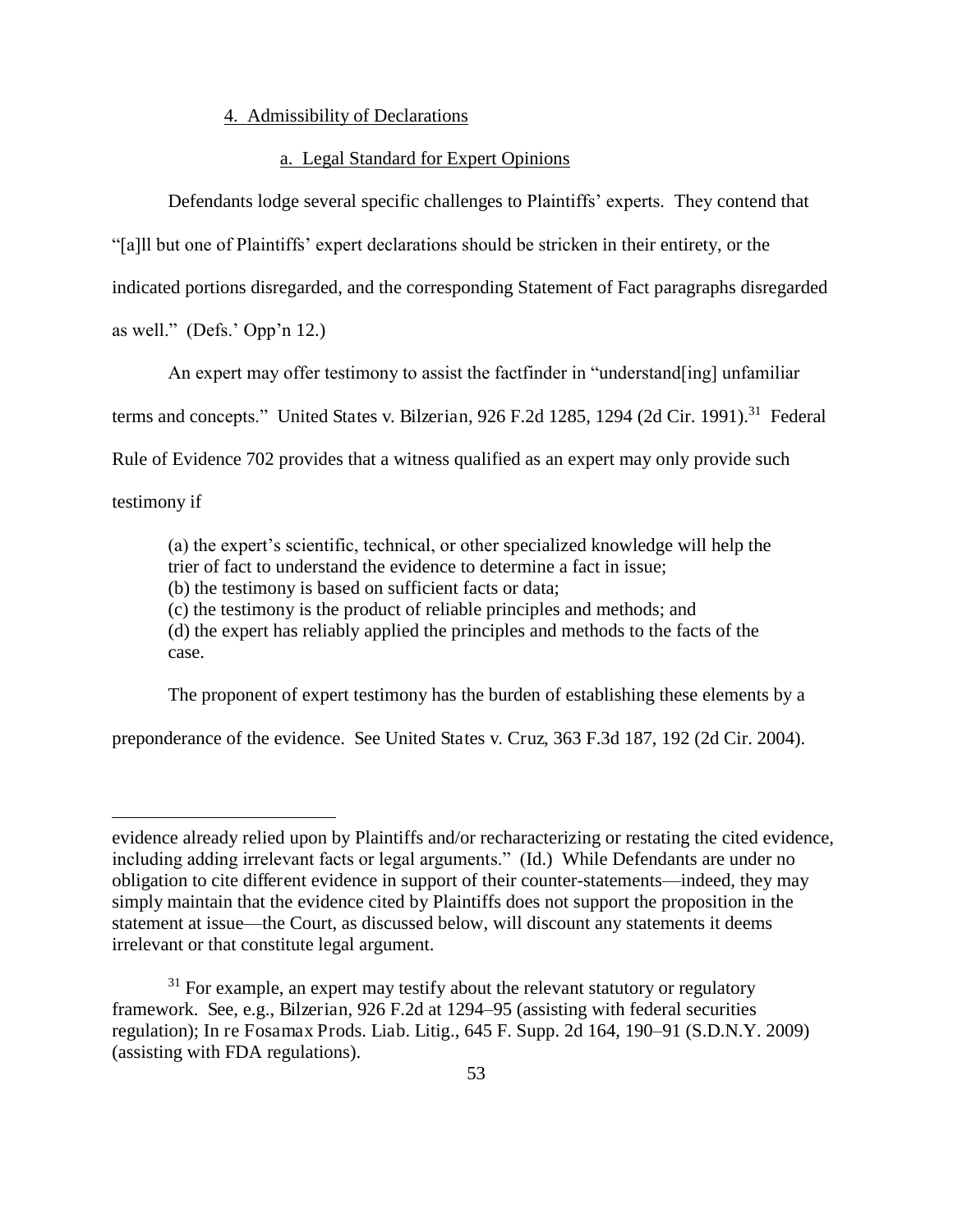4. Admissibility of Declarations

a. Legal Standard for Expert Opinions

Defendants lodge several specific challenges to Plaintiffs' experts. They contend that "[a]ll but one of Plaintiffs' expert declarations should be stricken in their entirety, or the indicated portions disregarded, and the corresponding Statement of Fact paragraphs disregarded as well." (Defs.' Opp'n 12.)

An expert may offer testimony to assist the factfinder in "understand[ing] unfamiliar terms and concepts." United States v. Bilzerian, 926 F.2d 1285, 1294 (2d Cir. 1991).[31] Federal Rule of Evidence 702 provides that a witness qualified as an expert may only provide such testimony if

> (a) the expert's scientific, technical, or other specialized knowledge will help the trier of fact to understand the evidence to determine a fact in issue;
> (b) the testimony is based on sufficient facts or data;
> (c) the testimony is the product of reliable principles and methods; and
> (d) the expert has reliably applied the principles and methods to the facts of the case.

The proponent of expert testimony has the burden of establishing these elements by a preponderance of the evidence. See United States v. Cruz, 363 F.3d 187, 192 (2d Cir. 2004).

---

evidence already relied upon by Plaintiffs and/or recharacterizing or restating the cited evidence, including adding irrelevant facts or legal arguments." (Id.) While Defendants are under no obligation to cite different evidence in support of their counter-statements—indeed, they may simply maintain that the evidence cited by Plaintiffs does not support the proposition in the statement at issue—the Court, as discussed below, will discount any statements it deems irrelevant or that constitute legal argument.

[31] For example, an expert may testify about the relevant statutory or regulatory framework. See, e.g., Bilzerian, 926 F.2d at 1294–95 (assisting with federal securities regulation); In re Fosamax Prods. Liab. Litig., 645 F. Supp. 2d 164, 190–91 (S.D.N.Y. 2009) (assisting with FDA regulations).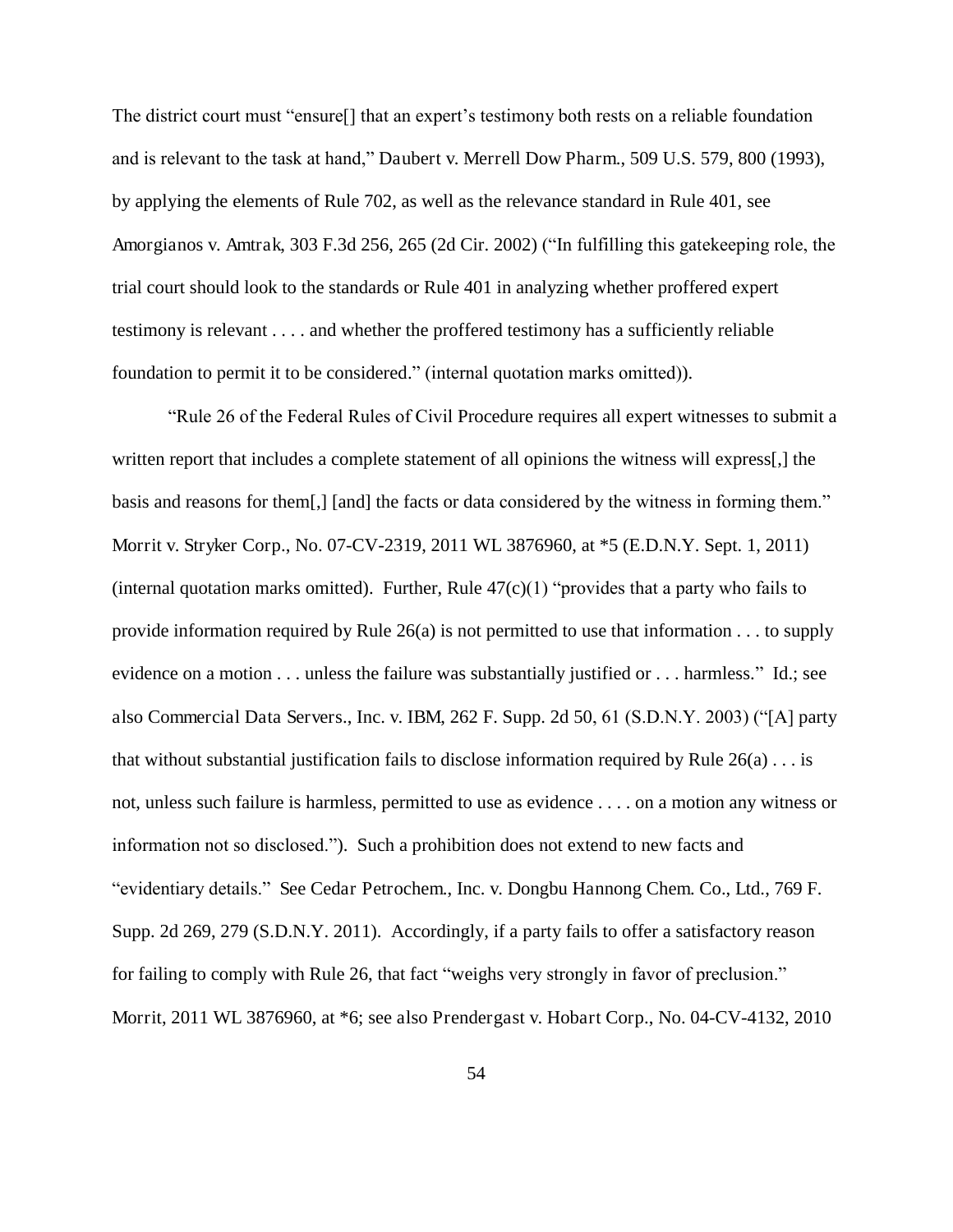The district court must "ensure[] that an expert's testimony both rests on a reliable foundation and is relevant to the task at hand," Daubert v. Merrell Dow Pharm., 509 U.S. 579, 800 (1993), by applying the elements of Rule 702, as well as the relevance standard in Rule 401, see Amorgianos v. Amtrak, 303 F.3d 256, 265 (2d Cir. 2002) ("In fulfilling this gatekeeping role, the trial court should look to the standards or Rule 401 in analyzing whether proffered expert testimony is relevant . . . . and whether the proffered testimony has a sufficiently reliable foundation to permit it to be considered." (internal quotation marks omitted)).

"Rule 26 of the Federal Rules of Civil Procedure requires all expert witnesses to submit a written report that includes a complete statement of all opinions the witness will express[,] the basis and reasons for them[,] [and] the facts or data considered by the witness in forming them." Morrit v. Stryker Corp., No. 07-CV-2319, 2011 WL 3876960, at *5 (E.D.N.Y. Sept. 1, 2011) (internal quotation marks omitted). Further, Rule 47(c)(1) "provides that a party who fails to provide information required by Rule 26(a) is not permitted to use that information . . . to supply evidence on a motion . . . unless the failure was substantially justified or . . . harmless." Id.; see also Commercial Data Servers., Inc. v. IBM, 262 F. Supp. 2d 50, 61 (S.D.N.Y. 2003) ("[A] party that without substantial justification fails to disclose information required by Rule 26(a) . . . is not, unless such failure is harmless, permitted to use as evidence . . . . on a motion any witness or information not so disclosed."). Such a prohibition does not extend to new facts and "evidentiary details." See Cedar Petrochem., Inc. v. Dongbu Hannong Chem. Co., Ltd., 769 F. Supp. 2d 269, 279 (S.D.N.Y. 2011). Accordingly, if a party fails to offer a satisfactory reason for failing to comply with Rule 26, that fact "weighs very strongly in favor of preclusion." Morrit, 2011 WL 3876960, at *6; see also Prendergast v. Hobart Corp., No. 04-CV-4132, 2010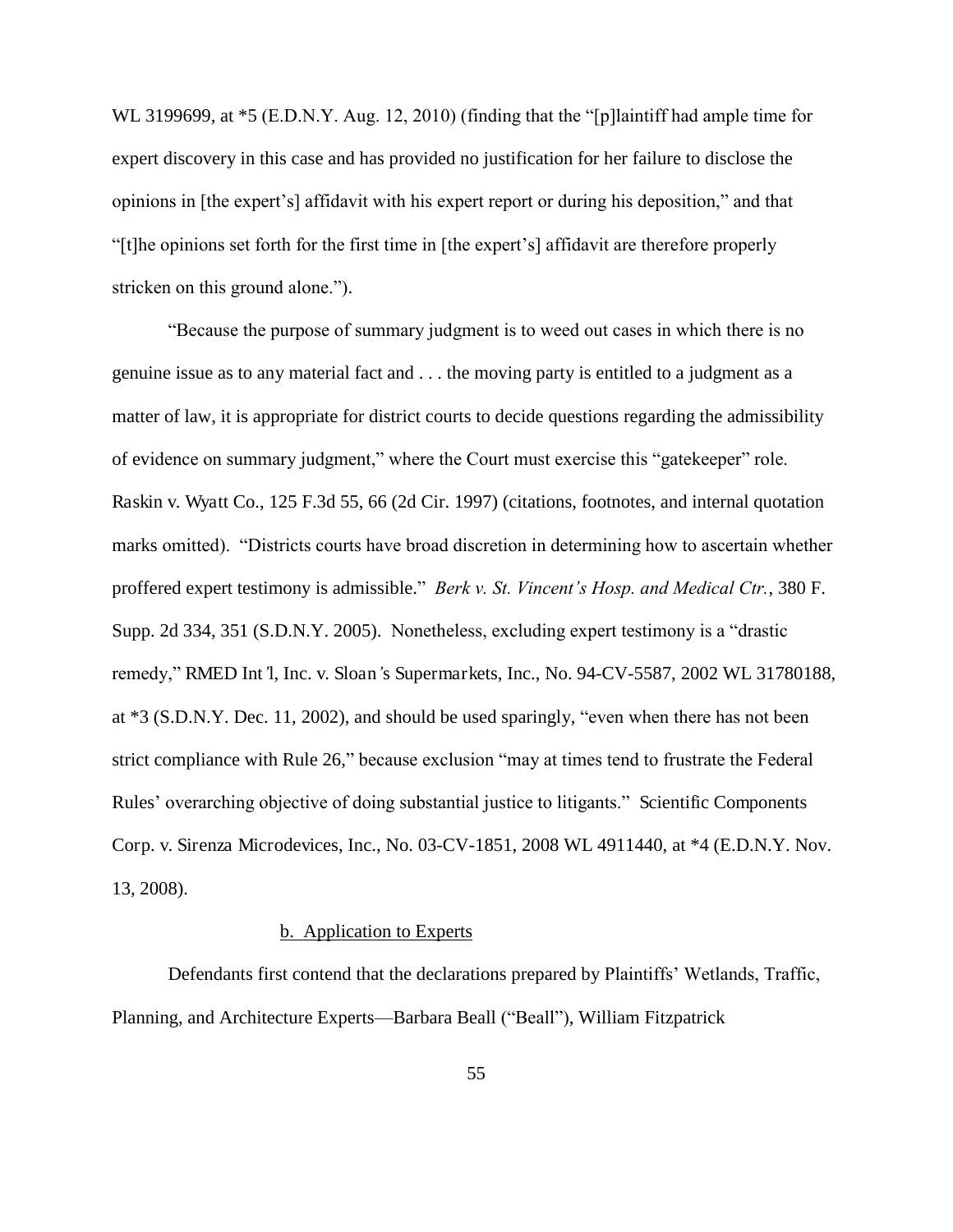WL 3199699, at *5 (E.D.N.Y. Aug. 12, 2010) (finding that the "[p]laintiff had ample time for expert discovery in this case and has provided no justification for her failure to disclose the opinions in [the expert's] affidavit with his expert report or during his deposition," and that "[t]he opinions set forth for the first time in [the expert's] affidavit are therefore properly stricken on this ground alone.").

"Because the purpose of summary judgment is to weed out cases in which there is no genuine issue as to any material fact and . . . the moving party is entitled to a judgment as a matter of law, it is appropriate for district courts to decide questions regarding the admissibility of evidence on summary judgment," where the Court must exercise this "gatekeeper" role. Raskin v. Wyatt Co., 125 F.3d 55, 66 (2d Cir. 1997) (citations, footnotes, and internal quotation marks omitted). "Districts courts have broad discretion in determining how to ascertain whether proffered expert testimony is admissible." *Berk v. St. Vincent's Hosp. and Medical Ctr.*, 380 F. Supp. 2d 334, 351 (S.D.N.Y. 2005). Nonetheless, excluding expert testimony is a "drastic remedy," RMED Int'l, Inc. v. Sloan's Supermarkets, Inc., No. 94-CV-5587, 2002 WL 31780188, at *3 (S.D.N.Y. Dec. 11, 2002), and should be used sparingly, "even when there has not been strict compliance with Rule 26," because exclusion "may at times tend to frustrate the Federal Rules' overarching objective of doing substantial justice to litigants." Scientific Components Corp. v. Sirenza Microdevices, Inc., No. 03-CV-1851, 2008 WL 4911440, at *4 (E.D.N.Y. Nov. 13, 2008).

b. Application to Experts

Defendants first contend that the declarations prepared by Plaintiffs' Wetlands, Traffic, Planning, and Architecture Experts—Barbara Beall ("Beall"), William Fitzpatrick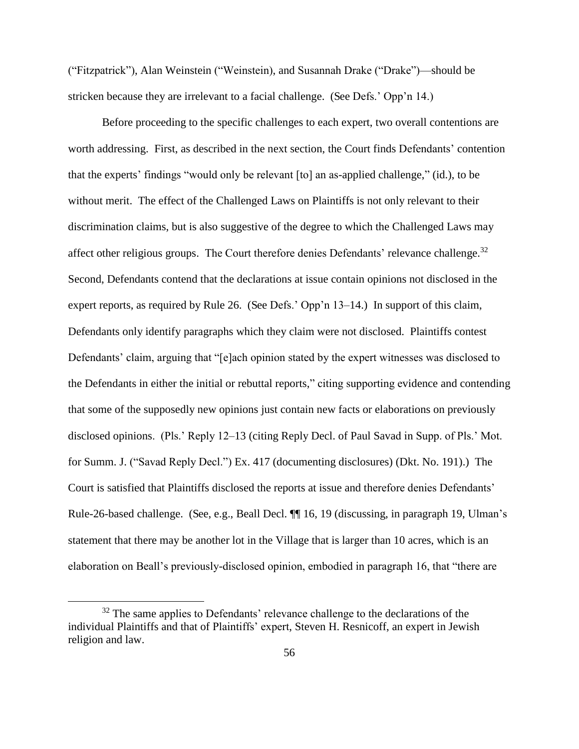(“Fitzpatrick”), Alan Weinstein (“Weinstein), and Susannah Drake (“Drake”)—should be stricken because they are irrelevant to a facial challenge. (See Defs.’ Opp’n 14.)

Before proceeding to the specific challenges to each expert, two overall contentions are worth addressing. First, as described in the next section, the Court finds Defendants’ contention that the experts’ findings “would only be relevant [to] an as-applied challenge,” (id.), to be without merit. The effect of the Challenged Laws on Plaintiffs is not only relevant to their discrimination claims, but is also suggestive of the degree to which the Challenged Laws may affect other religious groups. The Court therefore denies Defendants’ relevance challenge.[32] Second, Defendants contend that the declarations at issue contain opinions not disclosed in the expert reports, as required by Rule 26. (See Defs.’ Opp’n 13–14.) In support of this claim, Defendants only identify paragraphs which they claim were not disclosed. Plaintiffs contest Defendants’ claim, arguing that “[e]ach opinion stated by the expert witnesses was disclosed to the Defendants in either the initial or rebuttal reports,” citing supporting evidence and contending that some of the supposedly new opinions just contain new facts or elaborations on previously disclosed opinions. (Pls.’ Reply 12–13 (citing Reply Decl. of Paul Savad in Supp. of Pls.’ Mot. for Summ. J. (“Savad Reply Decl.”) Ex. 417 (documenting disclosures) (Dkt. No. 191).) The Court is satisfied that Plaintiffs disclosed the reports at issue and therefore denies Defendants’ Rule-26-based challenge. (See, e.g., Beall Decl. ¶¶ 16, 19 (discussing, in paragraph 19, Ulman’s statement that there may be another lot in the Village that is larger than 10 acres, which is an elaboration on Beall’s previously-disclosed opinion, embodied in paragraph 16, that “there are

[32] The same applies to Defendants’ relevance challenge to the declarations of the individual Plaintiffs and that of Plaintiffs’ expert, Steven H. Resnicoff, an expert in Jewish religion and law.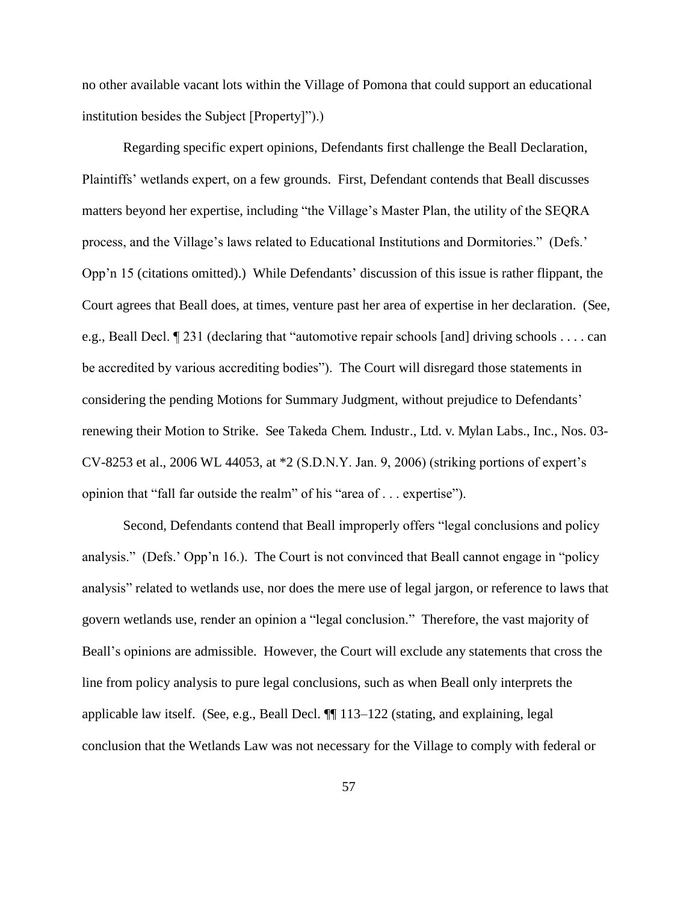no other available vacant lots within the Village of Pomona that could support an educational institution besides the Subject [Property]").)

Regarding specific expert opinions, Defendants first challenge the Beall Declaration, Plaintiffs' wetlands expert, on a few grounds. First, Defendant contends that Beall discusses matters beyond her expertise, including "the Village's Master Plan, the utility of the SEQRA process, and the Village's laws related to Educational Institutions and Dormitories." (Defs.' Opp'n 15 (citations omitted).) While Defendants' discussion of this issue is rather flippant, the Court agrees that Beall does, at times, venture past her area of expertise in her declaration. (See, e.g., Beall Decl. ¶ 231 (declaring that "automotive repair schools [and] driving schools . . . . can be accredited by various accrediting bodies"). The Court will disregard those statements in considering the pending Motions for Summary Judgment, without prejudice to Defendants' renewing their Motion to Strike. See *Takeda Chem. Industr., Ltd. v. Mylan Labs., Inc.*, Nos. 03-CV-8253 et al., 2006 WL 44053, at *2 (S.D.N.Y. Jan. 9, 2006) (striking portions of expert's opinion that "fall far outside the realm" of his "area of . . . expertise").

Second, Defendants contend that Beall improperly offers "legal conclusions and policy analysis." (Defs.' Opp'n 16.). The Court is not convinced that Beall cannot engage in "policy analysis" related to wetlands use, nor does the mere use of legal jargon, or reference to laws that govern wetlands use, render an opinion a "legal conclusion." Therefore, the vast majority of Beall's opinions are admissible. However, the Court will exclude any statements that cross the line from policy analysis to pure legal conclusions, such as when Beall only interprets the applicable law itself. (See, e.g., Beall Decl. ¶¶ 113–122 (stating, and explaining, legal conclusion that the Wetlands Law was not necessary for the Village to comply with federal or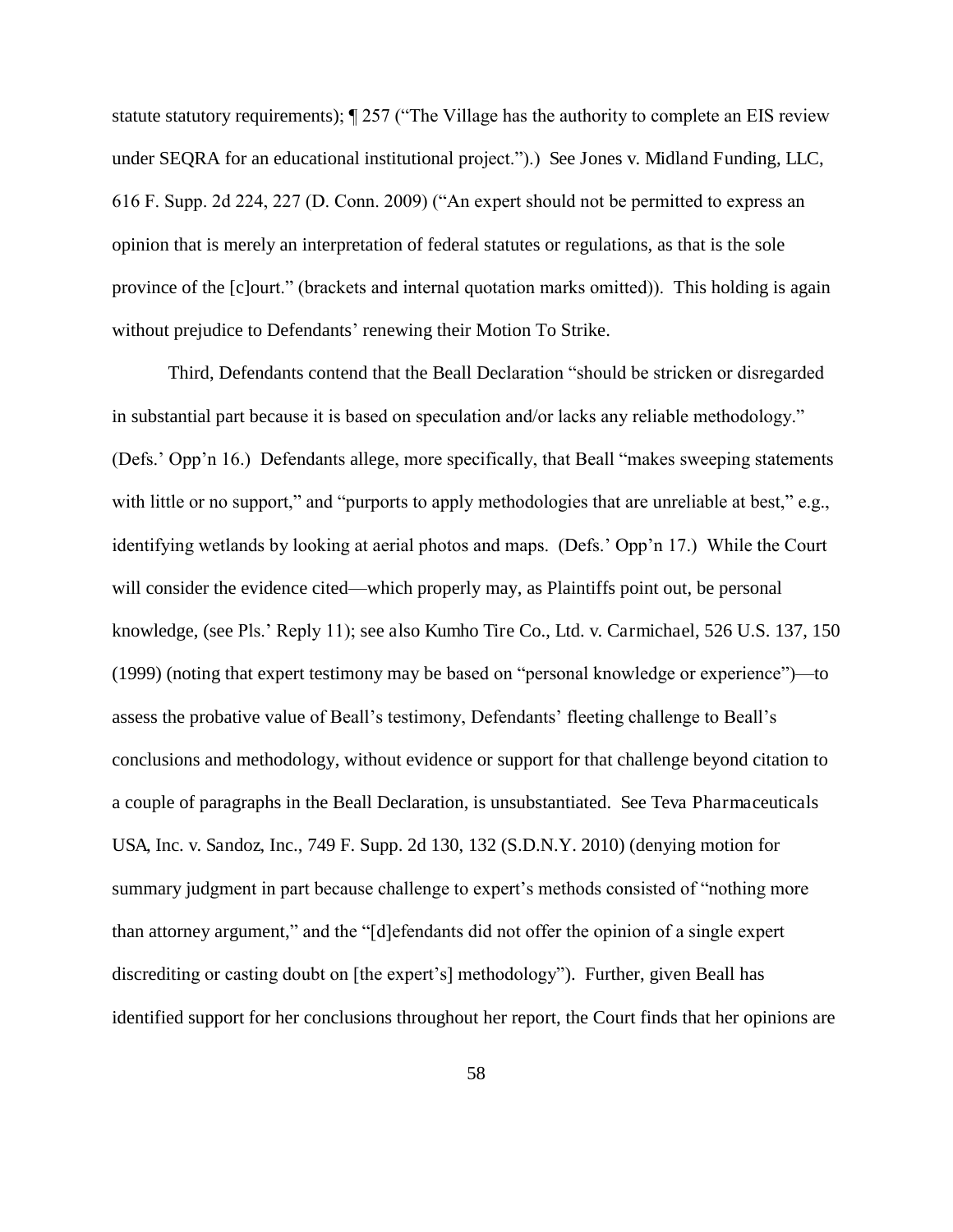statute statutory requirements); ¶ 257 ("The Village has the authority to complete an EIS review under SEQRA for an educational institutional project.").) See Jones v. Midland Funding, LLC, 616 F. Supp. 2d 224, 227 (D. Conn. 2009) ("An expert should not be permitted to express an opinion that is merely an interpretation of federal statutes or regulations, as that is the sole province of the [c]ourt." (brackets and internal quotation marks omitted)). This holding is again without prejudice to Defendants' renewing their Motion To Strike.

Third, Defendants contend that the Beall Declaration "should be stricken or disregarded in substantial part because it is based on speculation and/or lacks any reliable methodology." (Defs.' Opp'n 16.) Defendants allege, more specifically, that Beall "makes sweeping statements with little or no support," and "purports to apply methodologies that are unreliable at best," e.g., identifying wetlands by looking at aerial photos and maps. (Defs.' Opp'n 17.) While the Court will consider the evidence cited—which properly may, as Plaintiffs point out, be personal knowledge, (see Pls.' Reply 11); see also Kumho Tire Co., Ltd. v. Carmichael, 526 U.S. 137, 150 (1999) (noting that expert testimony may be based on "personal knowledge or experience")—to assess the probative value of Beall's testimony, Defendants' fleeting challenge to Beall's conclusions and methodology, without evidence or support for that challenge beyond citation to a couple of paragraphs in the Beall Declaration, is unsubstantiated. See Teva Pharmaceuticals USA, Inc. v. Sandoz, Inc., 749 F. Supp. 2d 130, 132 (S.D.N.Y. 2010) (denying motion for summary judgment in part because challenge to expert's methods consisted of "nothing more than attorney argument," and the "[d]efendants did not offer the opinion of a single expert discrediting or casting doubt on [the expert's] methodology"). Further, given Beall has identified support for her conclusions throughout her report, the Court finds that her opinions are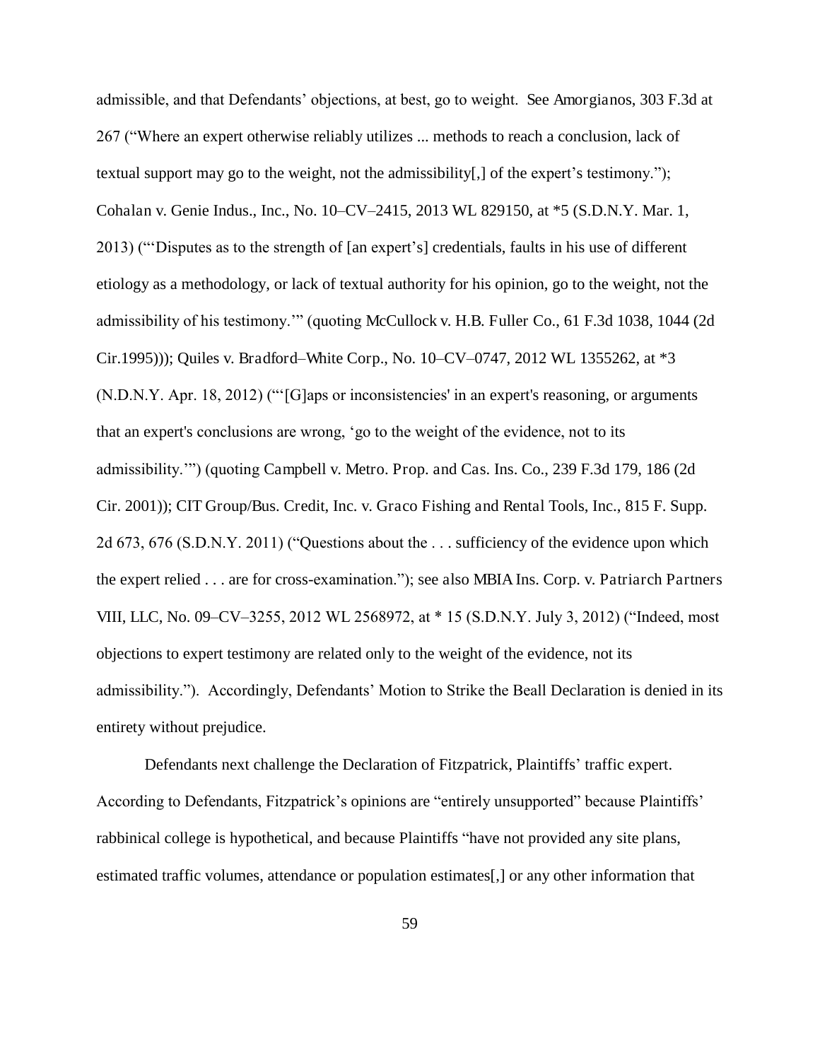admissible, and that Defendants' objections, at best, go to weight. See Amorgianos, 303 F.3d at 267 ("Where an expert otherwise reliably utilizes ... methods to reach a conclusion, lack of textual support may go to the weight, not the admissibility[,] of the expert's testimony."); Cohalan v. Genie Indus., Inc., No. 10–CV–2415, 2013 WL 829150, at *5 (S.D.N.Y. Mar. 1, 2013) ("'Disputes as to the strength of [an expert's] credentials, faults in his use of different etiology as a methodology, or lack of textual authority for his opinion, go to the weight, not the admissibility of his testimony.'" (quoting McCullock v. H.B. Fuller Co., 61 F.3d 1038, 1044 (2d Cir.1995))); Quiles v. Bradford–White Corp., No. 10–CV–0747, 2012 WL 1355262, at *3 (N.D.N.Y. Apr. 18, 2012) ("'[G]aps or inconsistencies' in an expert's reasoning, or arguments that an expert's conclusions are wrong, 'go to the weight of the evidence, not to its admissibility.'") (quoting Campbell v. Metro. Prop. and Cas. Ins. Co., 239 F.3d 179, 186 (2d Cir. 2001)); CIT Group/Bus. Credit, Inc. v. Graco Fishing and Rental Tools, Inc., 815 F. Supp. 2d 673, 676 (S.D.N.Y. 2011) ("Questions about the . . . sufficiency of the evidence upon which the expert relied . . . are for cross-examination."); see also MBIA Ins. Corp. v. Patriarch Partners VIII, LLC, No. 09–CV–3255, 2012 WL 2568972, at * 15 (S.D.N.Y. July 3, 2012) ("Indeed, most objections to expert testimony are related only to the weight of the evidence, not its admissibility."). Accordingly, Defendants' Motion to Strike the Beall Declaration is denied in its entirety without prejudice.

Defendants next challenge the Declaration of Fitzpatrick, Plaintiffs' traffic expert. According to Defendants, Fitzpatrick's opinions are "entirely unsupported" because Plaintiffs' rabbinical college is hypothetical, and because Plaintiffs "have not provided any site plans, estimated traffic volumes, attendance or population estimates[,] or any other information that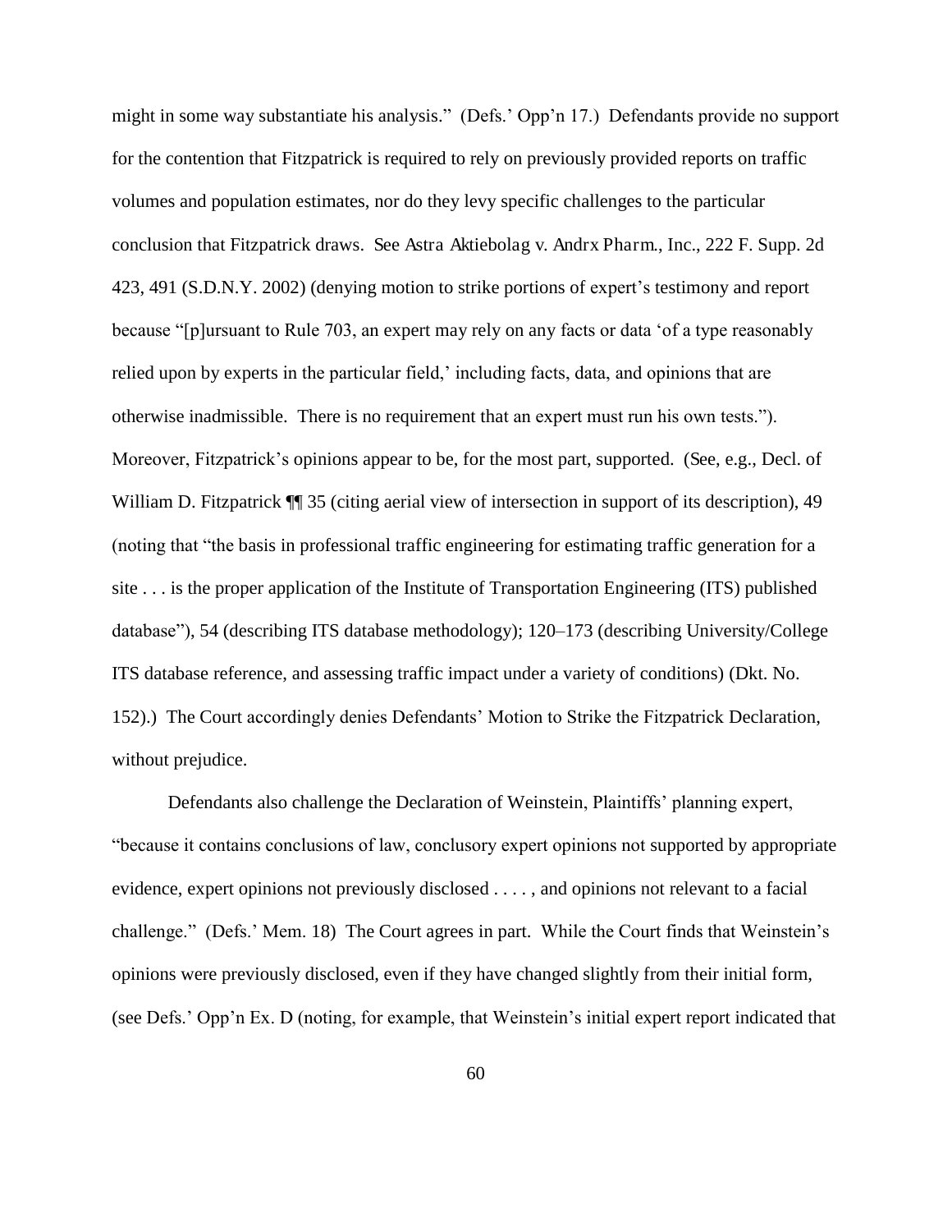might in some way substantiate his analysis." (Defs.' Opp'n 17.) Defendants provide no support for the contention that Fitzpatrick is required to rely on previously provided reports on traffic volumes and population estimates, nor do they levy specific challenges to the particular conclusion that Fitzpatrick draws. See *Astra Aktiebolag v. Andrx Pharm., Inc.*, 222 F. Supp. 2d 423, 491 (S.D.N.Y. 2002) (denying motion to strike portions of expert's testimony and report because "[p]ursuant to Rule 703, an expert may rely on any facts or data 'of a type reasonably relied upon by experts in the particular field,' including facts, data, and opinions that are otherwise inadmissible. There is no requirement that an expert must run his own tests."). Moreover, Fitzpatrick's opinions appear to be, for the most part, supported. (See, e.g., Decl. of William D. Fitzpatrick ¶¶ 35 (citing aerial view of intersection in support of its description), 49 (noting that "the basis in professional traffic engineering for estimating traffic generation for a site . . . is the proper application of the Institute of Transportation Engineering (ITS) published database"), 54 (describing ITS database methodology); 120–173 (describing University/College ITS database reference, and assessing traffic impact under a variety of conditions) (Dkt. No. 152).) The Court accordingly denies Defendants' Motion to Strike the Fitzpatrick Declaration, without prejudice.

Defendants also challenge the Declaration of Weinstein, Plaintiffs' planning expert, "because it contains conclusions of law, conclusory expert opinions not supported by appropriate evidence, expert opinions not previously disclosed . . . . , and opinions not relevant to a facial challenge." (Defs.' Mem. 18) The Court agrees in part. While the Court finds that Weinstein's opinions were previously disclosed, even if they have changed slightly from their initial form, (see Defs.' Opp'n Ex. D (noting, for example, that Weinstein's initial expert report indicated that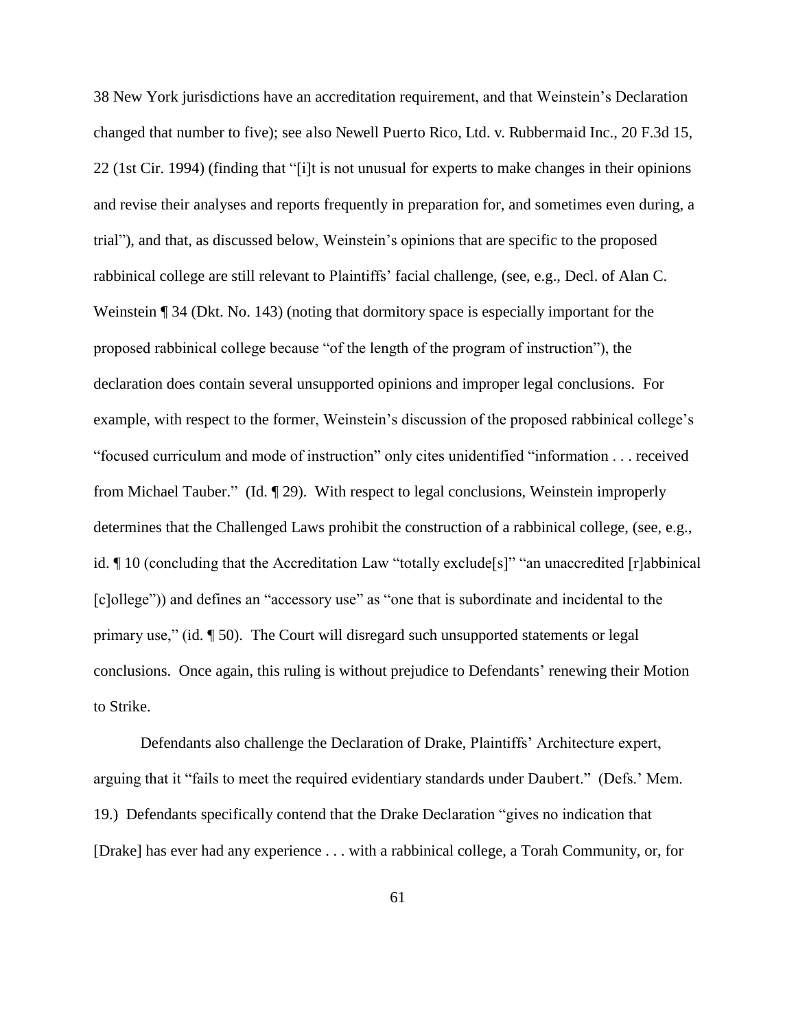38 New York jurisdictions have an accreditation requirement, and that Weinstein's Declaration changed that number to five); see also *Newell Puerto Rico, Ltd. v. Rubbermaid Inc.*, 20 F.3d 15, 22 (1st Cir. 1994) (finding that "[i]t is not unusual for experts to make changes in their opinions and revise their analyses and reports frequently in preparation for, and sometimes even during, a trial"), and that, as discussed below, Weinstein's opinions that are specific to the proposed rabbinical college are still relevant to Plaintiffs' facial challenge, (see, e.g., Decl. of Alan C. Weinstein ¶ 34 (Dkt. No. 143) (noting that dormitory space is especially important for the proposed rabbinical college because "of the length of the program of instruction"), the declaration does contain several unsupported opinions and improper legal conclusions. For example, with respect to the former, Weinstein's discussion of the proposed rabbinical college's "focused curriculum and mode of instruction" only cites unidentified "information . . . received from Michael Tauber." (Id. ¶ 29). With respect to legal conclusions, Weinstein improperly determines that the Challenged Laws prohibit the construction of a rabbinical college, (see, e.g., id. ¶ 10 (concluding that the Accreditation Law "totally exclude[s]" "an unaccredited [r]abbinical [c]ollege")) and defines an "accessory use" as "one that is subordinate and incidental to the primary use," (id. ¶ 50). The Court will disregard such unsupported statements or legal conclusions. Once again, this ruling is without prejudice to Defendants' renewing their Motion to Strike.

Defendants also challenge the Declaration of Drake, Plaintiffs' Architecture expert, arguing that it "fails to meet the required evidentiary standards under *Daubert*." (Defs.' Mem. 19.) Defendants specifically contend that the Drake Declaration "gives no indication that [Drake] has ever had any experience . . . with a rabbinical college, a Torah Community, or, for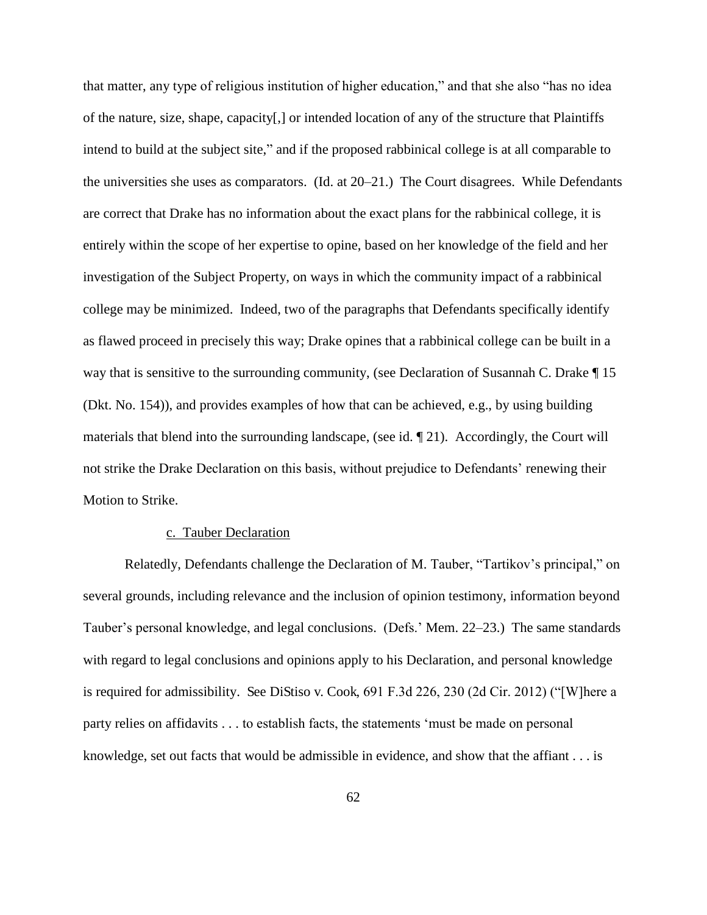that matter, any type of religious institution of higher education," and that she also "has no idea of the nature, size, shape, capacity[,] or intended location of any of the structure that Plaintiffs intend to build at the subject site," and if the proposed rabbinical college is at all comparable to the universities she uses as comparators. (Id. at 20–21.) The Court disagrees. While Defendants are correct that Drake has no information about the exact plans for the rabbinical college, it is entirely within the scope of her expertise to opine, based on her knowledge of the field and her investigation of the Subject Property, on ways in which the community impact of a rabbinical college may be minimized. Indeed, two of the paragraphs that Defendants specifically identify as flawed proceed in precisely this way; Drake opines that a rabbinical college can be built in a way that is sensitive to the surrounding community, (see Declaration of Susannah C. Drake ¶ 15 (Dkt. No. 154)), and provides examples of how that can be achieved, e.g., by using building materials that blend into the surrounding landscape, (see id. ¶ 21). Accordingly, the Court will not strike the Drake Declaration on this basis, without prejudice to Defendants' renewing their Motion to Strike.

c. Tauber Declaration

Relatedly, Defendants challenge the Declaration of M. Tauber, "Tartikov's principal," on several grounds, including relevance and the inclusion of opinion testimony, information beyond Tauber's personal knowledge, and legal conclusions. (Defs.' Mem. 22–23.) The same standards with regard to legal conclusions and opinions apply to his Declaration, and personal knowledge is required for admissibility. See DiStiso v. Cook, 691 F.3d 226, 230 (2d Cir. 2012) ("[W]here a party relies on affidavits . . . to establish facts, the statements 'must be made on personal knowledge, set out facts that would be admissible in evidence, and show that the affiant . . . is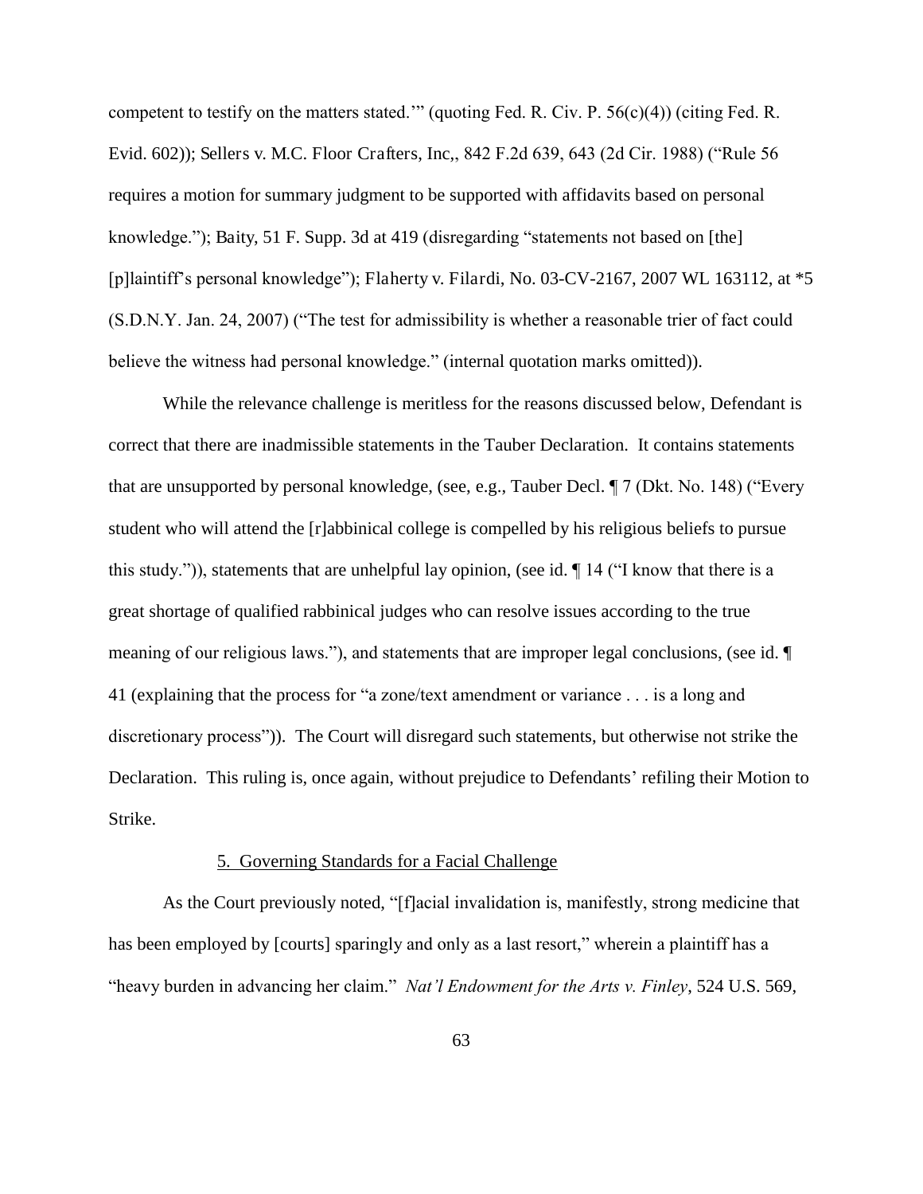competent to testify on the matters stated.'" (quoting Fed. R. Civ. P. 56(c)(4)) (citing Fed. R. Evid. 602)); Sellers v. M.C. Floor Crafters, Inc,, 842 F.2d 639, 643 (2d Cir. 1988) ("Rule 56 requires a motion for summary judgment to be supported with affidavits based on personal knowledge."); Baity, 51 F. Supp. 3d at 419 (disregarding "statements not based on [the] [p]laintiff's personal knowledge"); Flaherty v. Filardi, No. 03-CV-2167, 2007 WL 163112, at *5 (S.D.N.Y. Jan. 24, 2007) ("The test for admissibility is whether a reasonable trier of fact could believe the witness had personal knowledge." (internal quotation marks omitted)).

While the relevance challenge is meritless for the reasons discussed below, Defendant is correct that there are inadmissible statements in the Tauber Declaration. It contains statements that are unsupported by personal knowledge, (see, e.g., Tauber Decl. ¶ 7 (Dkt. No. 148) ("Every student who will attend the [r]abbinical college is compelled by his religious beliefs to pursue this study.")), statements that are unhelpful lay opinion, (see id. ¶ 14 ("I know that there is a great shortage of qualified rabbinical judges who can resolve issues according to the true meaning of our religious laws."), and statements that are improper legal conclusions, (see id. ¶ 41 (explaining that the process for "a zone/text amendment or variance . . . is a long and discretionary process")). The Court will disregard such statements, but otherwise not strike the Declaration. This ruling is, once again, without prejudice to Defendants' refiling their Motion to Strike.

5. Governing Standards for a Facial Challenge

As the Court previously noted, "[f]acial invalidation is, manifestly, strong medicine that has been employed by [courts] sparingly and only as a last resort," wherein a plaintiff has a "heavy burden in advancing her claim." *Nat'l Endowment for the Arts v. Finley*, 524 U.S. 569,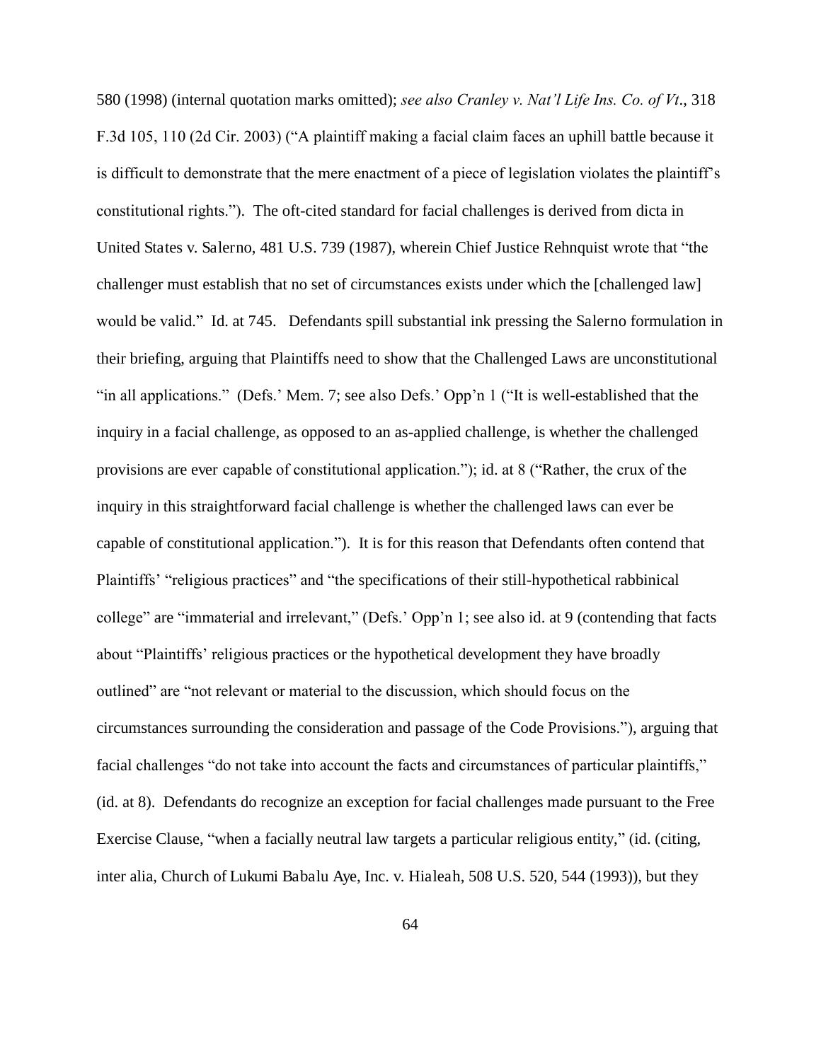580 (1998) (internal quotation marks omitted); *see also Cranley v. Nat'l Life Ins. Co. of Vt*., 318 F.3d 105, 110 (2d Cir. 2003) ("A plaintiff making a facial claim faces an uphill battle because it is difficult to demonstrate that the mere enactment of a piece of legislation violates the plaintiff's constitutional rights."). The oft-cited standard for facial challenges is derived from dicta in United States v. Salerno, 481 U.S. 739 (1987), wherein Chief Justice Rehnquist wrote that "the challenger must establish that no set of circumstances exists under which the [challenged law] would be valid." Id. at 745. Defendants spill substantial ink pressing the Salerno formulation in their briefing, arguing that Plaintiffs need to show that the Challenged Laws are unconstitutional "in all applications." (Defs.' Mem. 7; see also Defs.' Opp'n 1 ("It is well-established that the inquiry in a facial challenge, as opposed to an as-applied challenge, is whether the challenged provisions are ever capable of constitutional application."); id. at 8 ("Rather, the crux of the inquiry in this straightforward facial challenge is whether the challenged laws can ever be capable of constitutional application."). It is for this reason that Defendants often contend that Plaintiffs' "religious practices" and "the specifications of their still-hypothetical rabbinical college" are "immaterial and irrelevant," (Defs.' Opp'n 1; see also id. at 9 (contending that facts about "Plaintiffs' religious practices or the hypothetical development they have broadly outlined" are "not relevant or material to the discussion, which should focus on the circumstances surrounding the consideration and passage of the Code Provisions."), arguing that facial challenges "do not take into account the facts and circumstances of particular plaintiffs," (id. at 8). Defendants do recognize an exception for facial challenges made pursuant to the Free Exercise Clause, "when a facially neutral law targets a particular religious entity," (id. (citing, inter alia, Church of Lukumi Babalu Aye, Inc. v. Hialeah, 508 U.S. 520, 544 (1993)), but they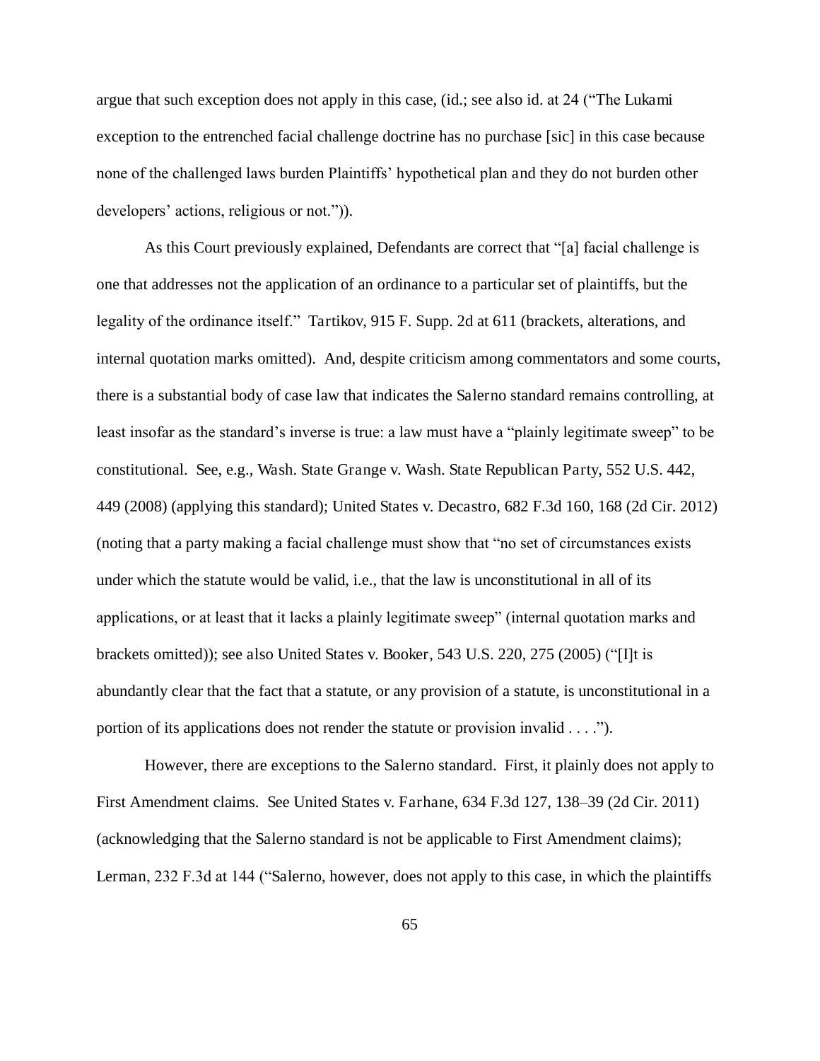argue that such exception does not apply in this case, (id.; see also id. at 24 ("The Lukami exception to the entrenched facial challenge doctrine has no purchase [sic] in this case because none of the challenged laws burden Plaintiffs' hypothetical plan and they do not burden other developers' actions, religious or not.")).

As this Court previously explained, Defendants are correct that "[a] facial challenge is one that addresses not the application of an ordinance to a particular set of plaintiffs, but the legality of the ordinance itself." Tartikov, 915 F. Supp. 2d at 611 (brackets, alterations, and internal quotation marks omitted). And, despite criticism among commentators and some courts, there is a substantial body of case law that indicates the Salerno standard remains controlling, at least insofar as the standard's inverse is true: a law must have a "plainly legitimate sweep" to be constitutional. See, e.g., Wash. State Grange v. Wash. State Republican Party, 552 U.S. 442, 449 (2008) (applying this standard); United States v. Decastro, 682 F.3d 160, 168 (2d Cir. 2012) (noting that a party making a facial challenge must show that "no set of circumstances exists under which the statute would be valid, i.e., that the law is unconstitutional in all of its applications, or at least that it lacks a plainly legitimate sweep" (internal quotation marks and brackets omitted)); see also United States v. Booker, 543 U.S. 220, 275 (2005) ("[I]t is abundantly clear that the fact that a statute, or any provision of a statute, is unconstitutional in a portion of its applications does not render the statute or provision invalid . . . .").

However, there are exceptions to the Salerno standard. First, it plainly does not apply to First Amendment claims. See United States v. Farhane, 634 F.3d 127, 138–39 (2d Cir. 2011) (acknowledging that the Salerno standard is not be applicable to First Amendment claims); Lerman, 232 F.3d at 144 ("Salerno, however, does not apply to this case, in which the plaintiffs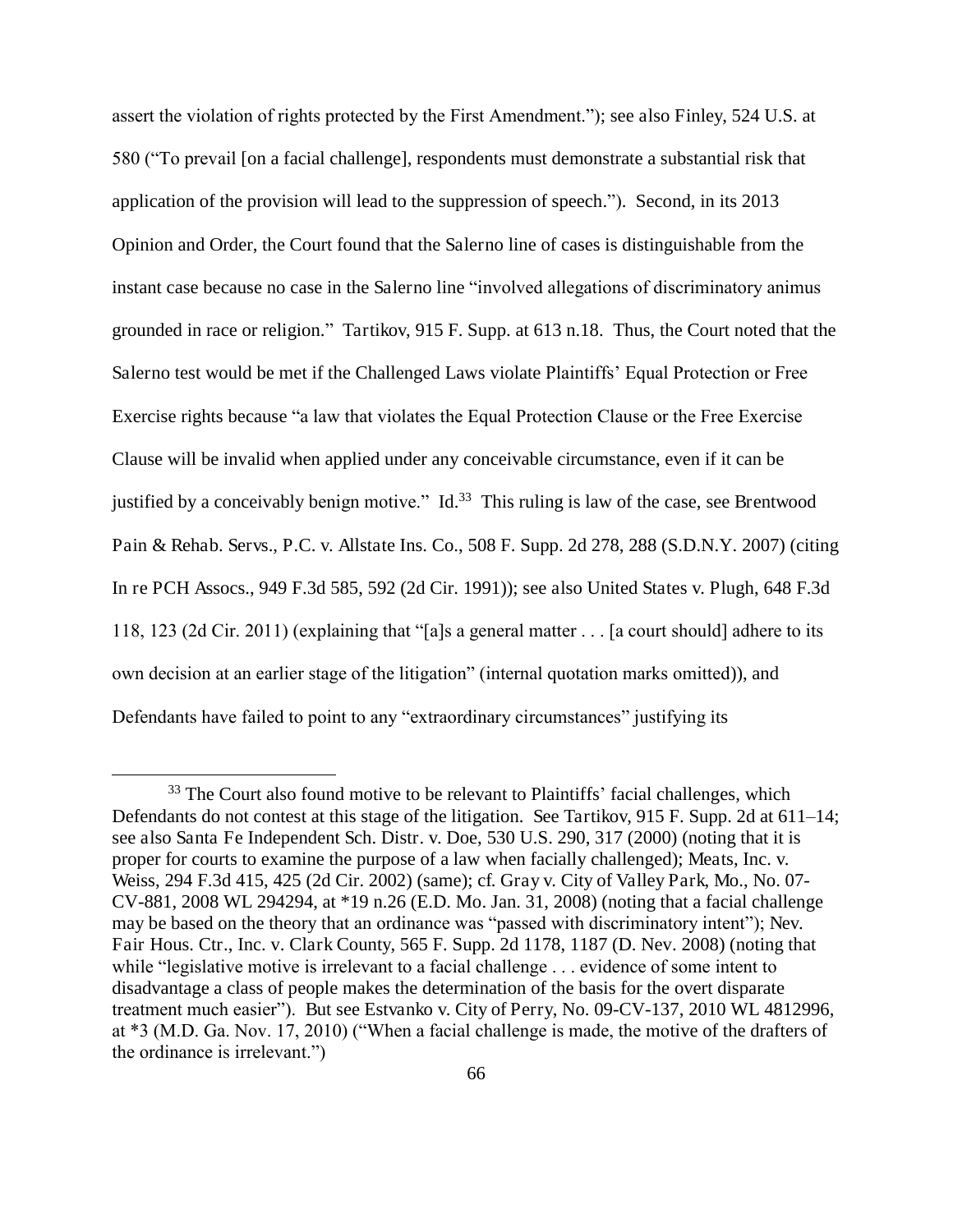assert the violation of rights protected by the First Amendment."); see also Finley, 524 U.S. at 580 ("To prevail [on a facial challenge], respondents must demonstrate a substantial risk that application of the provision will lead to the suppression of speech."). Second, in its 2013 Opinion and Order, the Court found that the Salerno line of cases is distinguishable from the instant case because no case in the Salerno line "involved allegations of discriminatory animus grounded in race or religion." Tartikov, 915 F. Supp. at 613 n.18. Thus, the Court noted that the Salerno test would be met if the Challenged Laws violate Plaintiffs' Equal Protection or Free Exercise rights because "a law that violates the Equal Protection Clause or the Free Exercise Clause will be invalid when applied under any conceivable circumstance, even if it can be justified by a conceivably benign motive." Id.[33] This ruling is law of the case, see Brentwood Pain & Rehab. Servs., P.C. v. Allstate Ins. Co., 508 F. Supp. 2d 278, 288 (S.D.N.Y. 2007) (citing In re PCH Assocs., 949 F.3d 585, 592 (2d Cir. 1991)); see also United States v. Plugh, 648 F.3d 118, 123 (2d Cir. 2011) (explaining that "[a]s a general matter . . . [a court should] adhere to its own decision at an earlier stage of the litigation" (internal quotation marks omitted)), and Defendants have failed to point to any "extraordinary circumstances" justifying its

[33] The Court also found motive to be relevant to Plaintiffs' facial challenges, which Defendants do not contest at this stage of the litigation. See Tartikov, 915 F. Supp. 2d at 611–14; see also Santa Fe Independent Sch. Distr. v. Doe, 530 U.S. 290, 317 (2000) (noting that it is proper for courts to examine the purpose of a law when facially challenged); Meats, Inc. v. Weiss, 294 F.3d 415, 425 (2d Cir. 2002) (same); cf. Gray v. City of Valley Park, Mo., No. 07-CV-881, 2008 WL 294294, at *19 n.26 (E.D. Mo. Jan. 31, 2008) (noting that a facial challenge may be based on the theory that an ordinance was "passed with discriminatory intent"); Nev. Fair Hous. Ctr., Inc. v. Clark County, 565 F. Supp. 2d 1178, 1187 (D. Nev. 2008) (noting that while "legislative motive is irrelevant to a facial challenge . . . evidence of some intent to disadvantage a class of people makes the determination of the basis for the overt disparate treatment much easier"). But see Estvanko v. City of Perry, No. 09-CV-137, 2010 WL 4812996, at *3 (M.D. Ga. Nov. 17, 2010) ("When a facial challenge is made, the motive of the drafters of the ordinance is irrelevant.")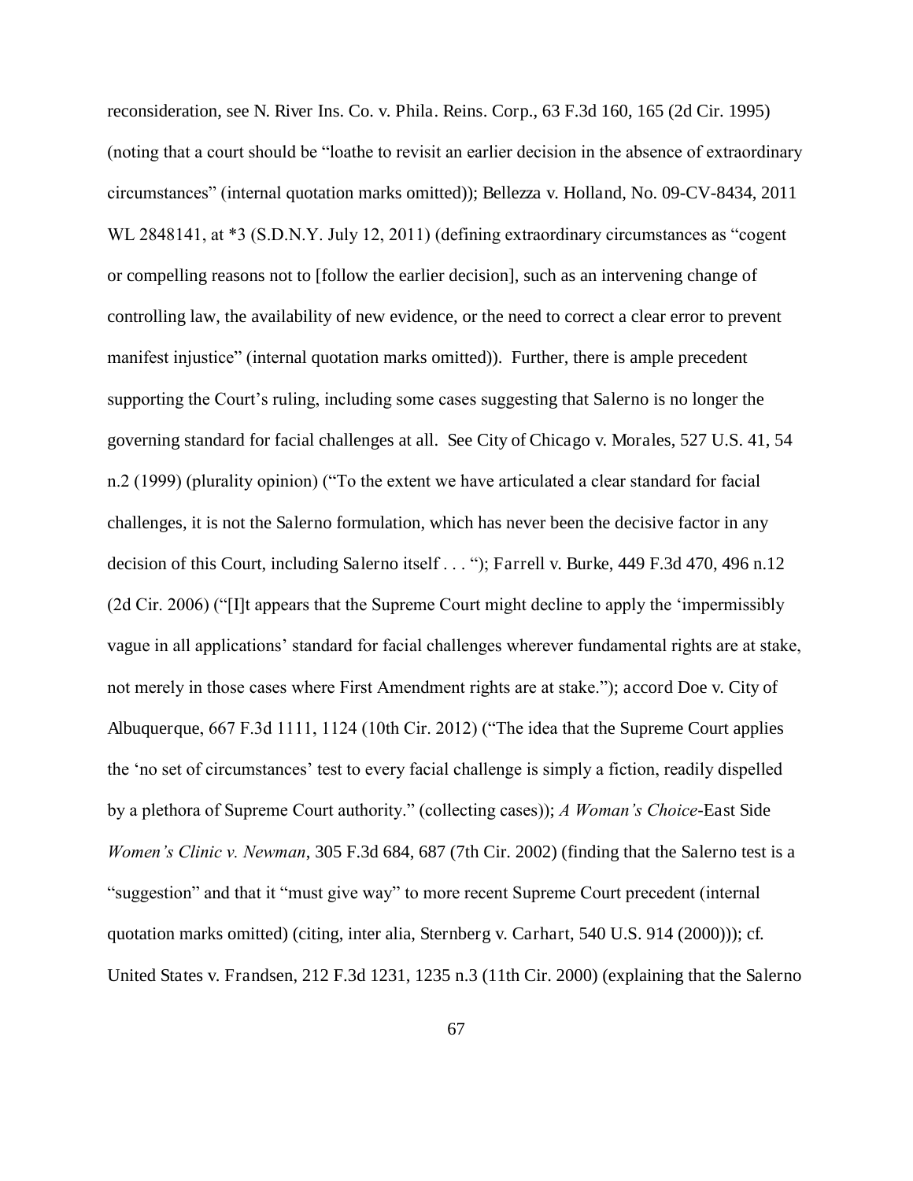reconsideration, see N. River Ins. Co. v. Phila. Reins. Corp., 63 F.3d 160, 165 (2d Cir. 1995) (noting that a court should be "loathe to revisit an earlier decision in the absence of extraordinary circumstances" (internal quotation marks omitted)); Bellezza v. Holland, No. 09-CV-8434, 2011 WL 2848141, at *3 (S.D.N.Y. July 12, 2011) (defining extraordinary circumstances as "cogent or compelling reasons not to [follow the earlier decision], such as an intervening change of controlling law, the availability of new evidence, or the need to correct a clear error to prevent manifest injustice" (internal quotation marks omitted)). Further, there is ample precedent supporting the Court's ruling, including some cases suggesting that Salerno is no longer the governing standard for facial challenges at all. See City of Chicago v. Morales, 527 U.S. 41, 54 n.2 (1999) (plurality opinion) ("To the extent we have articulated a clear standard for facial challenges, it is not the Salerno formulation, which has never been the decisive factor in any decision of this Court, including Salerno itself . . . "); Farrell v. Burke, 449 F.3d 470, 496 n.12 (2d Cir. 2006) ("[I]t appears that the Supreme Court might decline to apply the 'impermissibly vague in all applications' standard for facial challenges wherever fundamental rights are at stake, not merely in those cases where First Amendment rights are at stake."); accord Doe v. City of Albuquerque, 667 F.3d 1111, 1124 (10th Cir. 2012) ("The idea that the Supreme Court applies the 'no set of circumstances' test to every facial challenge is simply a fiction, readily dispelled by a plethora of Supreme Court authority." (collecting cases)); *A Woman's Choice*-East Side *Women's Clinic v. Newman*, 305 F.3d 684, 687 (7th Cir. 2002) (finding that the Salerno test is a "suggestion" and that it "must give way" to more recent Supreme Court precedent (internal quotation marks omitted) (citing, inter alia, Sternberg v. Carhart, 540 U.S. 914 (2000))); cf. United States v. Frandsen, 212 F.3d 1231, 1235 n.3 (11th Cir. 2000) (explaining that the Salerno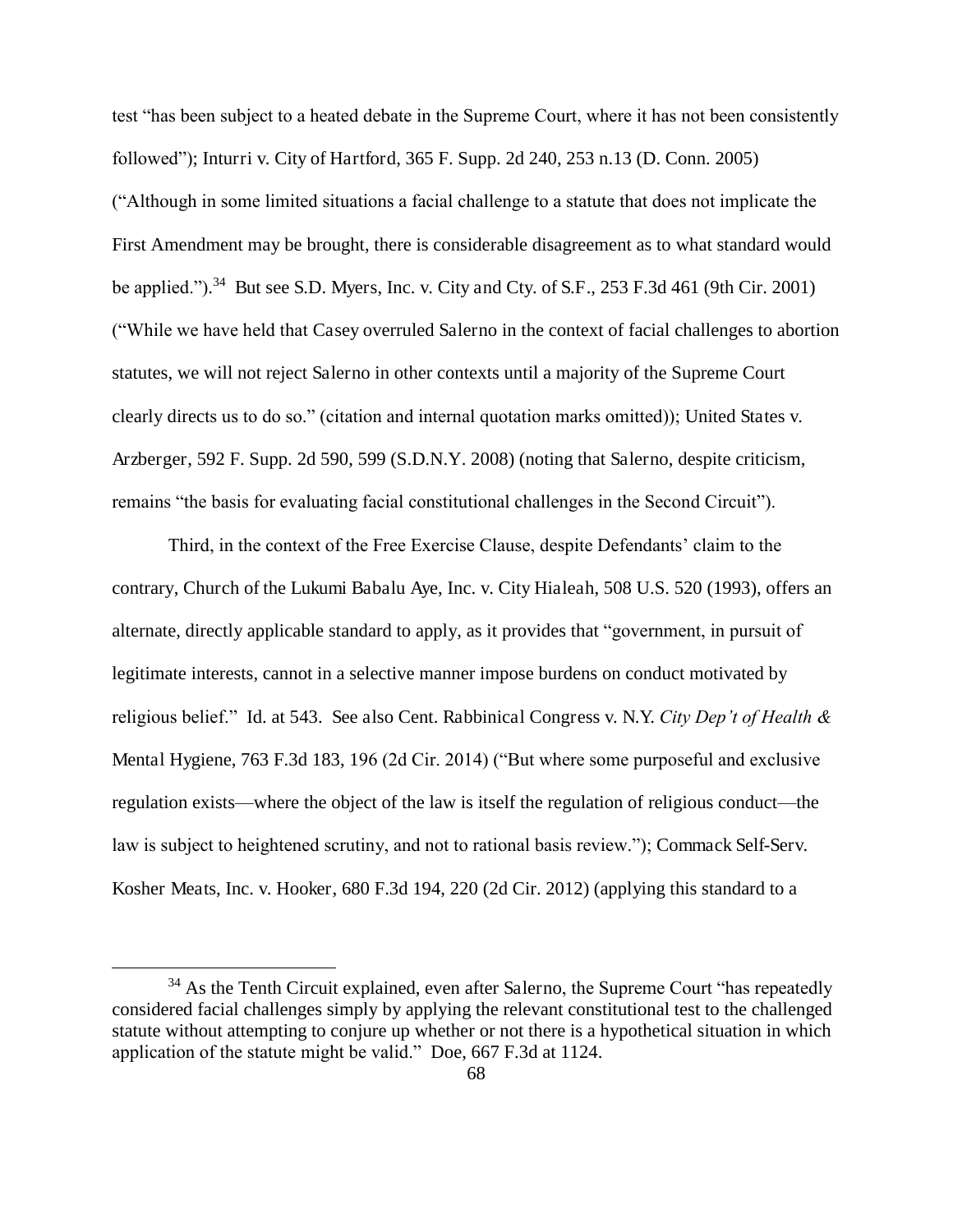test "has been subject to a heated debate in the Supreme Court, where it has not been consistently followed"); Inturri v. City of Hartford, 365 F. Supp. 2d 240, 253 n.13 (D. Conn. 2005) ("Although in some limited situations a facial challenge to a statute that does not implicate the First Amendment may be brought, there is considerable disagreement as to what standard would be applied.").[34] But see S.D. Myers, Inc. v. City and Cty. of S.F., 253 F.3d 461 (9th Cir. 2001) ("While we have held that Casey overruled Salerno in the context of facial challenges to abortion statutes, we will not reject Salerno in other contexts until a majority of the Supreme Court clearly directs us to do so." (citation and internal quotation marks omitted)); United States v. Arzberger, 592 F. Supp. 2d 590, 599 (S.D.N.Y. 2008) (noting that Salerno, despite criticism, remains "the basis for evaluating facial constitutional challenges in the Second Circuit").

Third, in the context of the Free Exercise Clause, despite Defendants' claim to the contrary, Church of the Lukumi Babalu Aye, Inc. v. City Hialeah, 508 U.S. 520 (1993), offers an alternate, directly applicable standard to apply, as it provides that "government, in pursuit of legitimate interests, cannot in a selective manner impose burdens on conduct motivated by religious belief." Id. at 543. See also Cent. Rabbinical Congress v. N.Y. *City Dep't of Health &* Mental Hygiene, 763 F.3d 183, 196 (2d Cir. 2014) ("But where some purposeful and exclusive regulation exists—where the object of the law is itself the regulation of religious conduct—the law is subject to heightened scrutiny, and not to rational basis review."); Commack Self-Serv. Kosher Meats, Inc. v. Hooker, 680 F.3d 194, 220 (2d Cir. 2012) (applying this standard to a

[34] As the Tenth Circuit explained, even after Salerno, the Supreme Court "has repeatedly considered facial challenges simply by applying the relevant constitutional test to the challenged statute without attempting to conjure up whether or not there is a hypothetical situation in which application of the statute might be valid." Doe, 667 F.3d at 1124.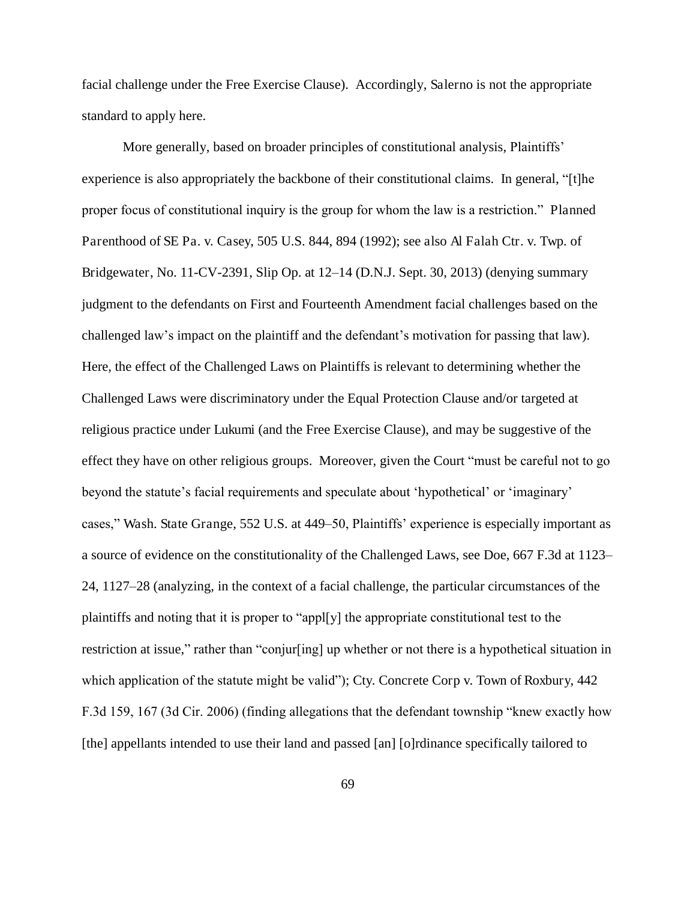facial challenge under the Free Exercise Clause). Accordingly, Salerno is not the appropriate standard to apply here.

More generally, based on broader principles of constitutional analysis, Plaintiffs' experience is also appropriately the backbone of their constitutional claims. In general, "[t]he proper focus of constitutional inquiry is the group for whom the law is a restriction." Planned Parenthood of SE Pa. v. Casey, 505 U.S. 844, 894 (1992); see also Al Falah Ctr. v. Twp. of Bridgewater, No. 11-CV-2391, Slip Op. at 12–14 (D.N.J. Sept. 30, 2013) (denying summary judgment to the defendants on First and Fourteenth Amendment facial challenges based on the challenged law's impact on the plaintiff and the defendant's motivation for passing that law). Here, the effect of the Challenged Laws on Plaintiffs is relevant to determining whether the Challenged Laws were discriminatory under the Equal Protection Clause and/or targeted at religious practice under Lukumi (and the Free Exercise Clause), and may be suggestive of the effect they have on other religious groups. Moreover, given the Court "must be careful not to go beyond the statute's facial requirements and speculate about 'hypothetical' or 'imaginary' cases," Wash. State Grange, 552 U.S. at 449–50, Plaintiffs' experience is especially important as a source of evidence on the constitutionality of the Challenged Laws, see Doe, 667 F.3d at 1123–24, 1127–28 (analyzing, in the context of a facial challenge, the particular circumstances of the plaintiffs and noting that it is proper to "appl[y] the appropriate constitutional test to the restriction at issue," rather than "conjur[ing] up whether or not there is a hypothetical situation in which application of the statute might be valid"); Cty. Concrete Corp v. Town of Roxbury, 442 F.3d 159, 167 (3d Cir. 2006) (finding allegations that the defendant township "knew exactly how [the] appellants intended to use their land and passed [an] [o]rdinance specifically tailored to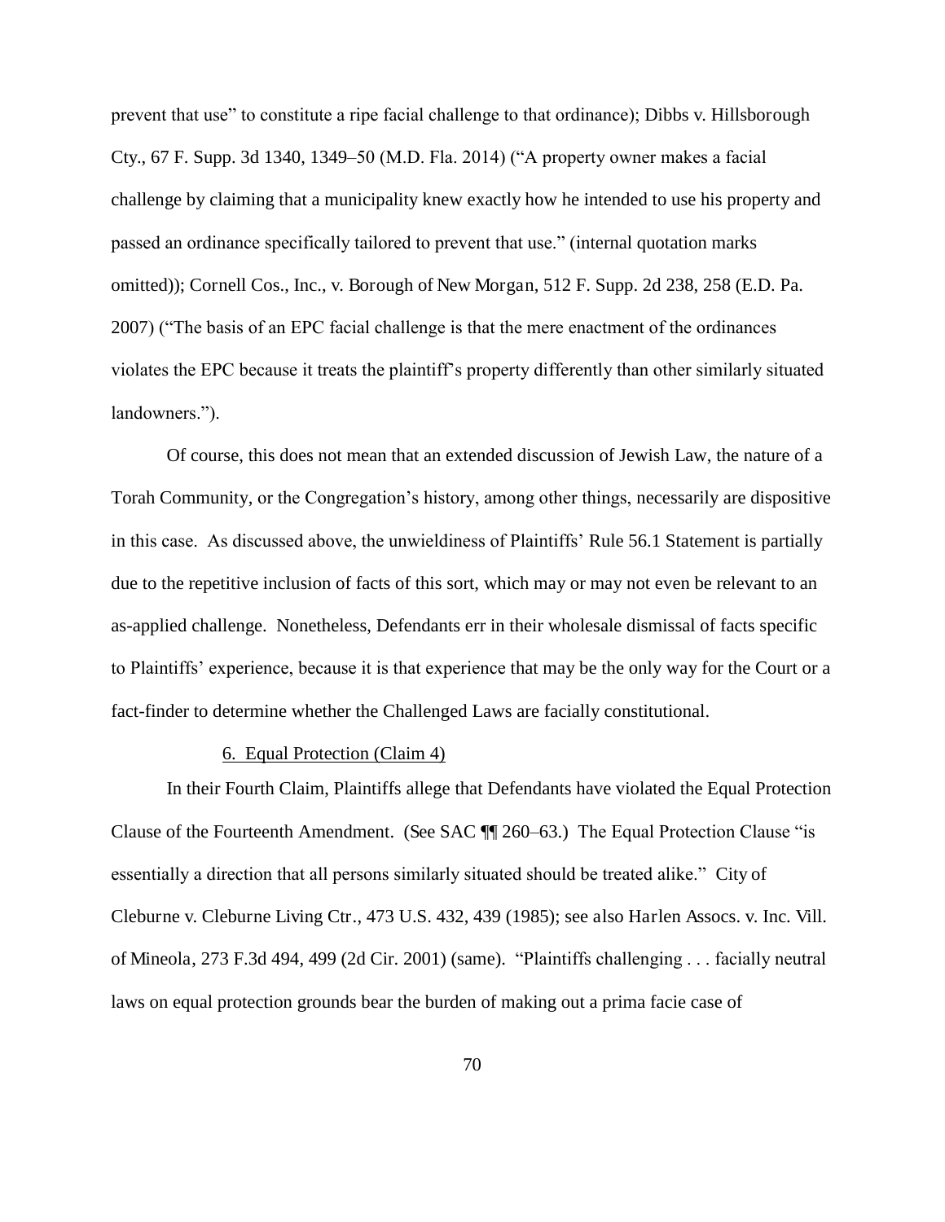prevent that use" to constitute a ripe facial challenge to that ordinance); Dibbs v. Hillsborough Cty., 67 F. Supp. 3d 1340, 1349–50 (M.D. Fla. 2014) ("A property owner makes a facial challenge by claiming that a municipality knew exactly how he intended to use his property and passed an ordinance specifically tailored to prevent that use." (internal quotation marks omitted)); Cornell Cos., Inc., v. Borough of New Morgan, 512 F. Supp. 2d 238, 258 (E.D. Pa. 2007) ("The basis of an EPC facial challenge is that the mere enactment of the ordinances violates the EPC because it treats the plaintiff's property differently than other similarly situated landowners.").

Of course, this does not mean that an extended discussion of Jewish Law, the nature of a Torah Community, or the Congregation's history, among other things, necessarily are dispositive in this case. As discussed above, the unwieldiness of Plaintiffs' Rule 56.1 Statement is partially due to the repetitive inclusion of facts of this sort, which may or may not even be relevant to an as-applied challenge. Nonetheless, Defendants err in their wholesale dismissal of facts specific to Plaintiffs' experience, because it is that experience that may be the only way for the Court or a fact-finder to determine whether the Challenged Laws are facially constitutional.

6. Equal Protection (Claim 4)

In their Fourth Claim, Plaintiffs allege that Defendants have violated the Equal Protection Clause of the Fourteenth Amendment. (See SAC ¶¶ 260–63.) The Equal Protection Clause "is essentially a direction that all persons similarly situated should be treated alike." City of Cleburne v. Cleburne Living Ctr., 473 U.S. 432, 439 (1985); see also Harlen Assocs. v. Inc. Vill. of Mineola, 273 F.3d 494, 499 (2d Cir. 2001) (same). "Plaintiffs challenging . . . facially neutral laws on equal protection grounds bear the burden of making out a prima facie case of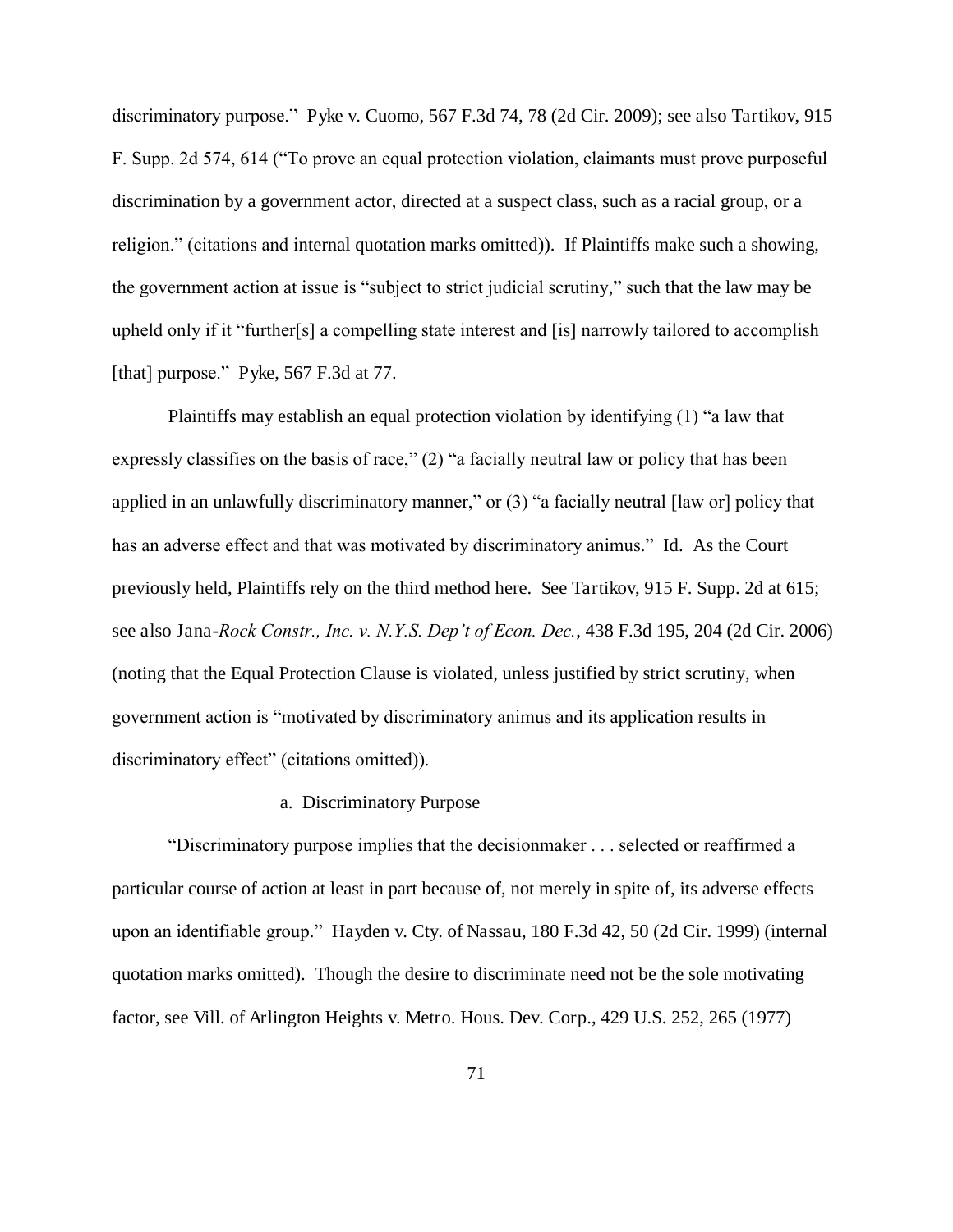discriminatory purpose." Pyke v. Cuomo, 567 F.3d 74, 78 (2d Cir. 2009); see also Tartikov, 915 F. Supp. 2d 574, 614 ("To prove an equal protection violation, claimants must prove purposeful discrimination by a government actor, directed at a suspect class, such as a racial group, or a religion." (citations and internal quotation marks omitted)). If Plaintiffs make such a showing, the government action at issue is "subject to strict judicial scrutiny," such that the law may be upheld only if it "further[s] a compelling state interest and [is] narrowly tailored to accomplish [that] purpose." Pyke, 567 F.3d at 77.

Plaintiffs may establish an equal protection violation by identifying (1) "a law that expressly classifies on the basis of race," (2) "a facially neutral law or policy that has been applied in an unlawfully discriminatory manner," or (3) "a facially neutral [law or] policy that has an adverse effect and that was motivated by discriminatory animus." Id. As the Court previously held, Plaintiffs rely on the third method here. See Tartikov, 915 F. Supp. 2d at 615; see also Jana-*Rock Constr., Inc. v. N.Y.S. Dep't of Econ. Dec.*, 438 F.3d 195, 204 (2d Cir. 2006) (noting that the Equal Protection Clause is violated, unless justified by strict scrutiny, when government action is "motivated by discriminatory animus and its application results in discriminatory effect" (citations omitted)).

a. Discriminatory Purpose

"Discriminatory purpose implies that the decisionmaker . . . selected or reaffirmed a particular course of action at least in part because of, not merely in spite of, its adverse effects upon an identifiable group." Hayden v. Cty. of Nassau, 180 F.3d 42, 50 (2d Cir. 1999) (internal quotation marks omitted). Though the desire to discriminate need not be the sole motivating factor, see Vill. of Arlington Heights v. Metro. Hous. Dev. Corp., 429 U.S. 252, 265 (1977)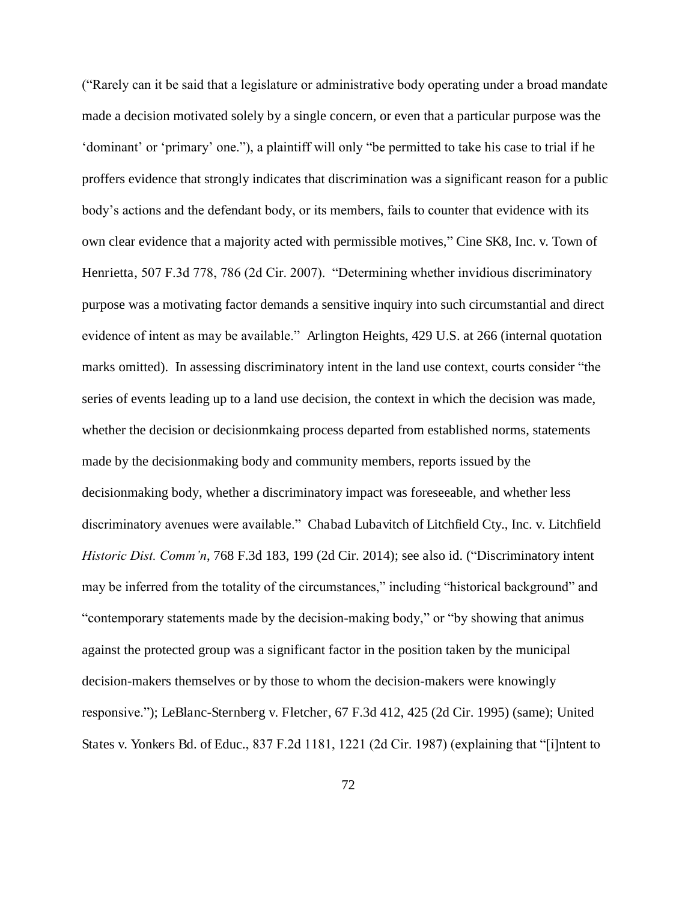("Rarely can it be said that a legislature or administrative body operating under a broad mandate made a decision motivated solely by a single concern, or even that a particular purpose was the 'dominant' or 'primary' one."), a plaintiff will only "be permitted to take his case to trial if he proffers evidence that strongly indicates that discrimination was a significant reason for a public body's actions and the defendant body, or its members, fails to counter that evidence with its own clear evidence that a majority acted with permissible motives," Cine SK8, Inc. v. Town of Henrietta, 507 F.3d 778, 786 (2d Cir. 2007). "Determining whether invidious discriminatory purpose was a motivating factor demands a sensitive inquiry into such circumstantial and direct evidence of intent as may be available." Arlington Heights, 429 U.S. at 266 (internal quotation marks omitted). In assessing discriminatory intent in the land use context, courts consider "the series of events leading up to a land use decision, the context in which the decision was made, whether the decision or decisionmkaing process departed from established norms, statements made by the decisionmaking body and community members, reports issued by the decisionmaking body, whether a discriminatory impact was foreseeable, and whether less discriminatory avenues were available." Chabad Lubavitch of Litchfield Cty., Inc. v. Litchfield *Historic Dist. Comm'n*, 768 F.3d 183, 199 (2d Cir. 2014); see also id. ("Discriminatory intent may be inferred from the totality of the circumstances," including "historical background" and "contemporary statements made by the decision-making body," or "by showing that animus against the protected group was a significant factor in the position taken by the municipal decision-makers themselves or by those to whom the decision-makers were knowingly responsive."); LeBlanc-Sternberg v. Fletcher, 67 F.3d 412, 425 (2d Cir. 1995) (same); United States v. Yonkers Bd. of Educ., 837 F.2d 1181, 1221 (2d Cir. 1987) (explaining that "[i]ntent to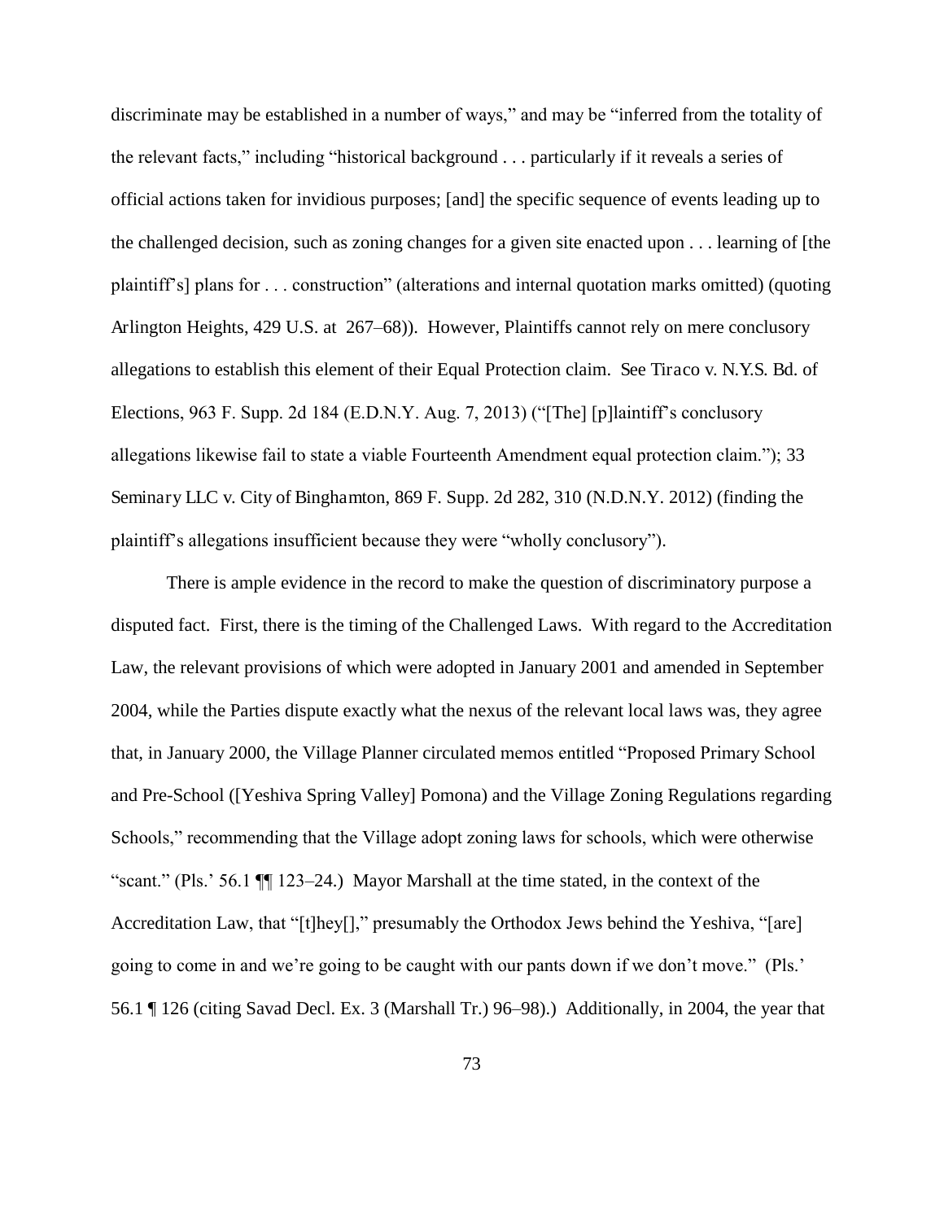discriminate may be established in a number of ways," and may be "inferred from the totality of the relevant facts," including "historical background . . . particularly if it reveals a series of official actions taken for invidious purposes; [and] the specific sequence of events leading up to the challenged decision, such as zoning changes for a given site enacted upon . . . learning of [the plaintiff's] plans for . . . construction" (alterations and internal quotation marks omitted) (quoting Arlington Heights, 429 U.S. at 267–68)). However, Plaintiffs cannot rely on mere conclusory allegations to establish this element of their Equal Protection claim. See Tiraco v. N.Y.S. Bd. of Elections, 963 F. Supp. 2d 184 (E.D.N.Y. Aug. 7, 2013) ("[The] [p]laintiff's conclusory allegations likewise fail to state a viable Fourteenth Amendment equal protection claim."); 33 Seminary LLC v. City of Binghamton, 869 F. Supp. 2d 282, 310 (N.D.N.Y. 2012) (finding the plaintiff's allegations insufficient because they were "wholly conclusory").

There is ample evidence in the record to make the question of discriminatory purpose a disputed fact. First, there is the timing of the Challenged Laws. With regard to the Accreditation Law, the relevant provisions of which were adopted in January 2001 and amended in September 2004, while the Parties dispute exactly what the nexus of the relevant local laws was, they agree that, in January 2000, the Village Planner circulated memos entitled "Proposed Primary School and Pre-School ([Yeshiva Spring Valley] Pomona) and the Village Zoning Regulations regarding Schools," recommending that the Village adopt zoning laws for schools, which were otherwise "scant." (Pls.' 56.1 ¶¶ 123–24.) Mayor Marshall at the time stated, in the context of the Accreditation Law, that "[t]hey[]," presumably the Orthodox Jews behind the Yeshiva, "[are] going to come in and we're going to be caught with our pants down if we don't move." (Pls.' 56.1 ¶ 126 (citing Savad Decl. Ex. 3 (Marshall Tr.) 96–98).) Additionally, in 2004, the year that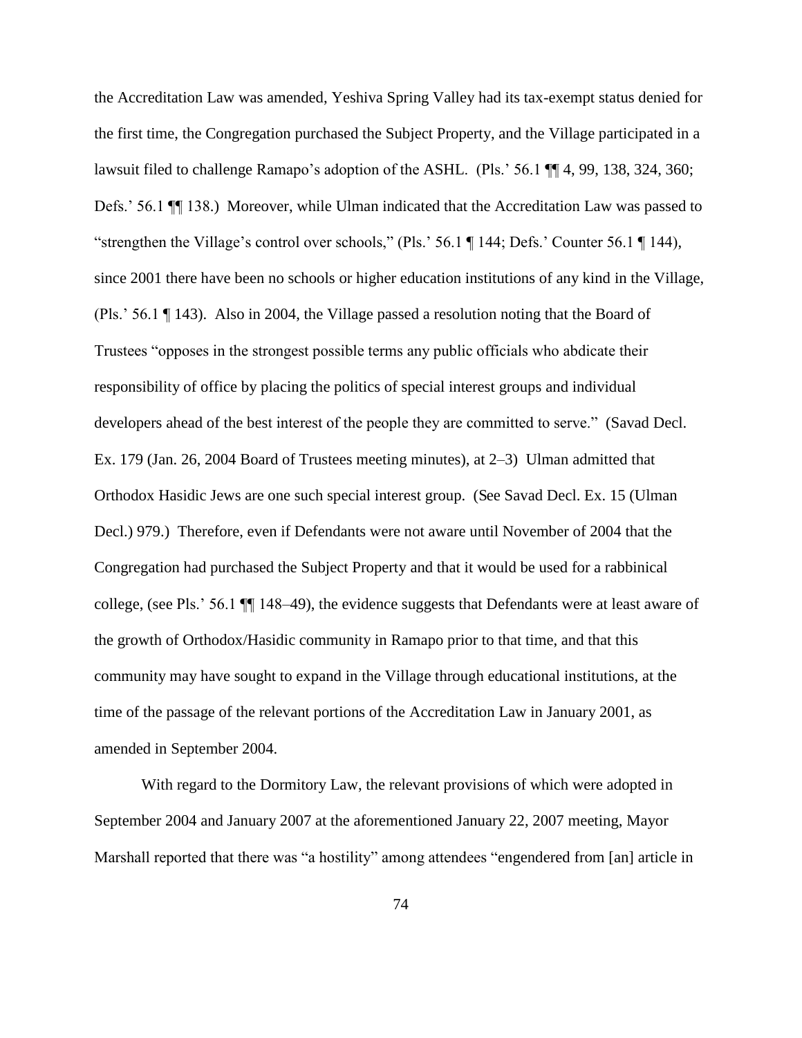the Accreditation Law was amended, Yeshiva Spring Valley had its tax-exempt status denied for the first time, the Congregation purchased the Subject Property, and the Village participated in a lawsuit filed to challenge Ramapo's adoption of the ASHL. (Pls.' 56.1 ¶¶ 4, 99, 138, 324, 360; Defs.' 56.1 ¶¶ 138.) Moreover, while Ulman indicated that the Accreditation Law was passed to "strengthen the Village's control over schools," (Pls.' 56.1 ¶ 144; Defs.' Counter 56.1 ¶ 144), since 2001 there have been no schools or higher education institutions of any kind in the Village, (Pls.' 56.1 ¶ 143). Also in 2004, the Village passed a resolution noting that the Board of Trustees "opposes in the strongest possible terms any public officials who abdicate their responsibility of office by placing the politics of special interest groups and individual developers ahead of the best interest of the people they are committed to serve." (Savad Decl. Ex. 179 (Jan. 26, 2004 Board of Trustees meeting minutes), at 2–3) Ulman admitted that Orthodox Hasidic Jews are one such special interest group. (See Savad Decl. Ex. 15 (Ulman Decl.) 979.) Therefore, even if Defendants were not aware until November of 2004 that the Congregation had purchased the Subject Property and that it would be used for a rabbinical college, (see Pls.' 56.1 ¶¶ 148–49), the evidence suggests that Defendants were at least aware of the growth of Orthodox/Hasidic community in Ramapo prior to that time, and that this community may have sought to expand in the Village through educational institutions, at the time of the passage of the relevant portions of the Accreditation Law in January 2001, as amended in September 2004.

With regard to the Dormitory Law, the relevant provisions of which were adopted in September 2004 and January 2007 at the aforementioned January 22, 2007 meeting, Mayor Marshall reported that there was "a hostility" among attendees "engendered from [an] article in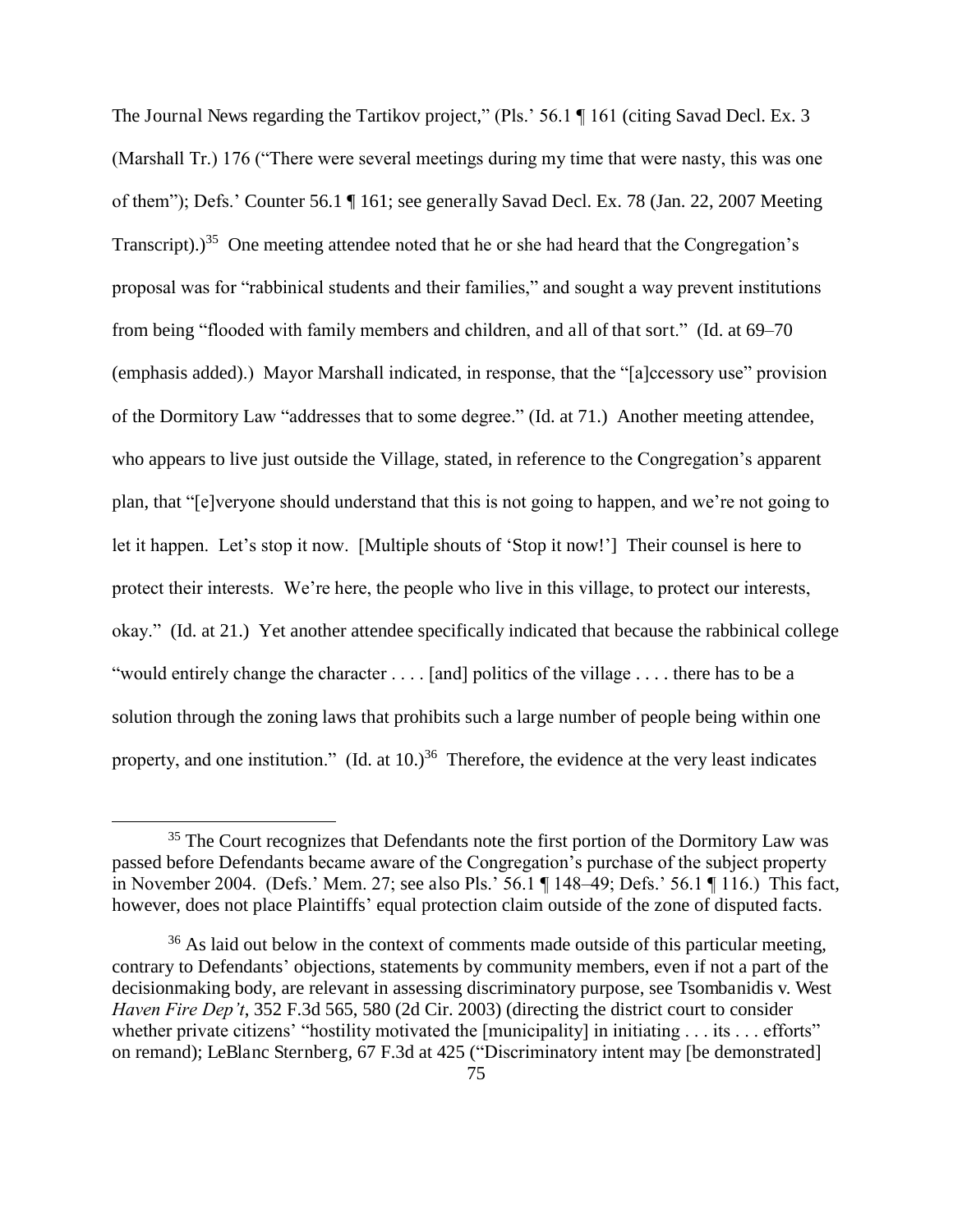The Journal News regarding the Tartikov project," (Pls.' 56.1 ¶ 161 (citing Savad Decl. Ex. 3 (Marshall Tr.) 176 ("There were several meetings during my time that were nasty, this was one of them"); Defs.' Counter 56.1 ¶ 161; see generally Savad Decl. Ex. 78 (Jan. 22, 2007 Meeting Transcript).)[35] One meeting attendee noted that he or she had heard that the Congregation's proposal was for "rabbinical students and their families," and sought a way prevent institutions from being "flooded with family members and children, and all of that sort." (Id. at 69–70 (emphasis added).) Mayor Marshall indicated, in response, that the "[a]ccessory use" provision of the Dormitory Law "addresses that to some degree." (Id. at 71.) Another meeting attendee, who appears to live just outside the Village, stated, in reference to the Congregation's apparent plan, that "[e]veryone should understand that this is not going to happen, and we're not going to let it happen. Let's stop it now. [Multiple shouts of 'Stop it now!'] Their counsel is here to protect their interests. We're here, the people who live in this village, to protect our interests, okay." (Id. at 21.) Yet another attendee specifically indicated that because the rabbinical college "would entirely change the character . . . . [and] politics of the village . . . . there has to be a solution through the zoning laws that prohibits such a large number of people being within one property, and one institution." (Id. at 10.)[36] Therefore, the evidence at the very least indicates

[35] The Court recognizes that Defendants note the first portion of the Dormitory Law was passed before Defendants became aware of the Congregation's purchase of the subject property in November 2004. (Defs.' Mem. 27; see also Pls.' 56.1 ¶ 148–49; Defs.' 56.1 ¶ 116.) This fact, however, does not place Plaintiffs' equal protection claim outside of the zone of disputed facts.

[36] As laid out below in the context of comments made outside of this particular meeting, contrary to Defendants' objections, statements by community members, even if not a part of the decisionmaking body, are relevant in assessing discriminatory purpose, see Tsombanidis v. West *Haven Fire Dep't*, 352 F.3d 565, 580 (2d Cir. 2003) (directing the district court to consider whether private citizens' "hostility motivated the [municipality] in initiating . . . its . . . efforts" on remand); LeBlanc Sternberg, 67 F.3d at 425 ("Discriminatory intent may [be demonstrated]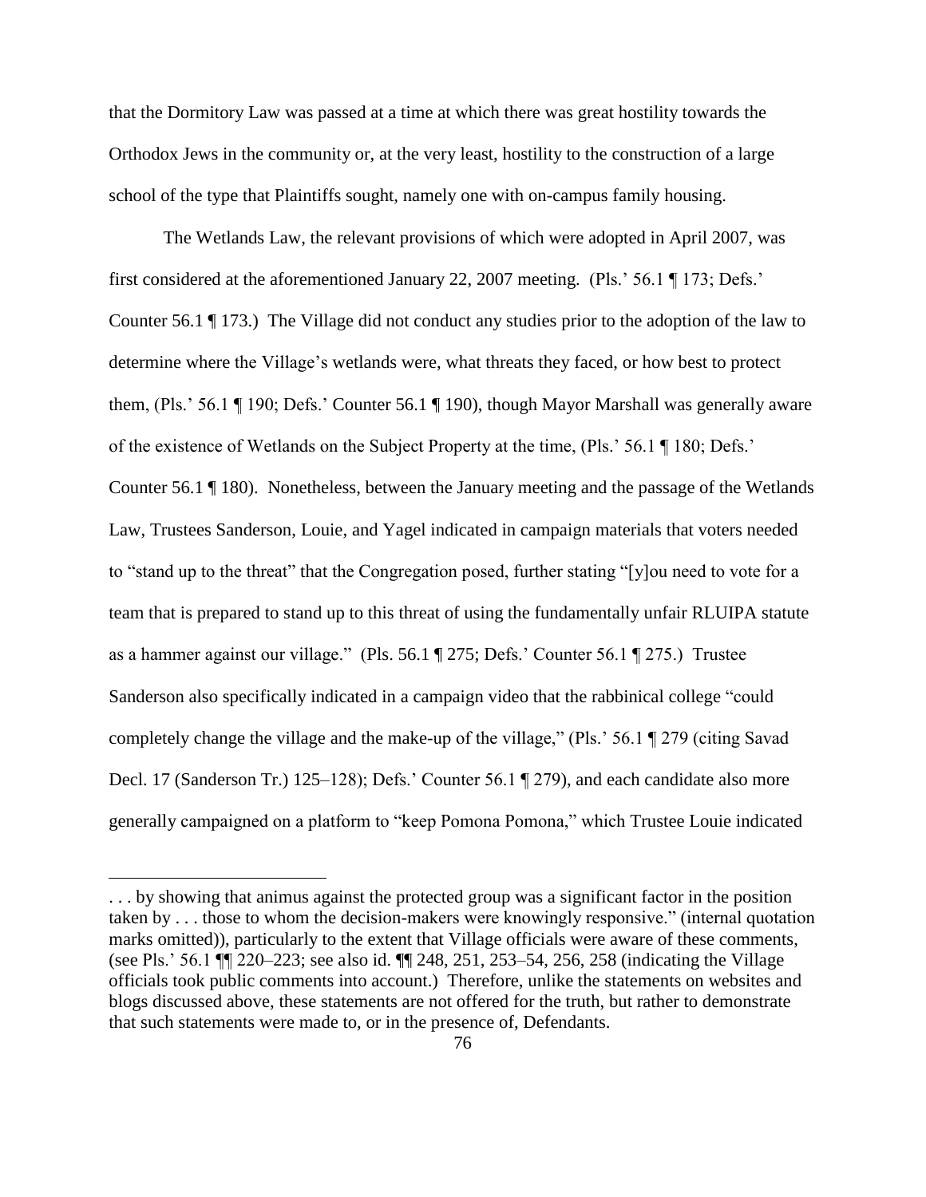that the Dormitory Law was passed at a time at which there was great hostility towards the Orthodox Jews in the community or, at the very least, hostility to the construction of a large school of the type that Plaintiffs sought, namely one with on-campus family housing.

The Wetlands Law, the relevant provisions of which were adopted in April 2007, was first considered at the aforementioned January 22, 2007 meeting. (Pls.' 56.1 ¶ 173; Defs.' Counter 56.1 ¶ 173.) The Village did not conduct any studies prior to the adoption of the law to determine where the Village's wetlands were, what threats they faced, or how best to protect them, (Pls.' 56.1 ¶ 190; Defs.' Counter 56.1 ¶ 190), though Mayor Marshall was generally aware of the existence of Wetlands on the Subject Property at the time, (Pls.' 56.1 ¶ 180; Defs.' Counter 56.1 ¶ 180). Nonetheless, between the January meeting and the passage of the Wetlands Law, Trustees Sanderson, Louie, and Yagel indicated in campaign materials that voters needed to "stand up to the threat" that the Congregation posed, further stating "[y]ou need to vote for a team that is prepared to stand up to this threat of using the fundamentally unfair RLUIPA statute as a hammer against our village." (Pls. 56.1 ¶ 275; Defs.' Counter 56.1 ¶ 275.) Trustee Sanderson also specifically indicated in a campaign video that the rabbinical college "could completely change the village and the make-up of the village," (Pls.' 56.1 ¶ 279 (citing Savad Decl. 17 (Sanderson Tr.) 125–128); Defs.' Counter 56.1 ¶ 279), and each candidate also more generally campaigned on a platform to "keep Pomona Pomona," which Trustee Louie indicated

. . . by showing that animus against the protected group was a significant factor in the position taken by . . . those to whom the decision-makers were knowingly responsive." (internal quotation marks omitted)), particularly to the extent that Village officials were aware of these comments, (see Pls.' 56.1 ¶¶ 220–223; see also id. ¶¶ 248, 251, 253–54, 256, 258 (indicating the Village officials took public comments into account.) Therefore, unlike the statements on websites and blogs discussed above, these statements are not offered for the truth, but rather to demonstrate that such statements were made to, or in the presence of, Defendants.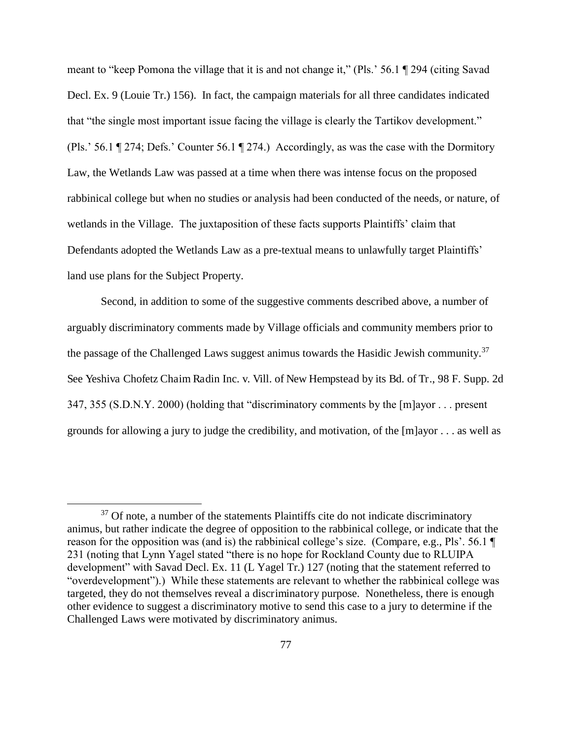meant to "keep Pomona the village that it is and not change it," (Pls.' 56.1 ¶ 294 (citing Savad Decl. Ex. 9 (Louie Tr.) 156). In fact, the campaign materials for all three candidates indicated that "the single most important issue facing the village is clearly the Tartikov development." (Pls.' 56.1 ¶ 274; Defs.' Counter 56.1 ¶ 274.) Accordingly, as was the case with the Dormitory Law, the Wetlands Law was passed at a time when there was intense focus on the proposed rabbinical college but when no studies or analysis had been conducted of the needs, or nature, of wetlands in the Village. The juxtaposition of these facts supports Plaintiffs' claim that Defendants adopted the Wetlands Law as a pre-textual means to unlawfully target Plaintiffs' land use plans for the Subject Property.

Second, in addition to some of the suggestive comments described above, a number of arguably discriminatory comments made by Village officials and community members prior to the passage of the Challenged Laws suggest animus towards the Hasidic Jewish community.[37] See Yeshiva Chofetz Chaim Radin Inc. v. Vill. of New Hempstead by its Bd. of Tr., 98 F. Supp. 2d 347, 355 (S.D.N.Y. 2000) (holding that "discriminatory comments by the [m]ayor . . . present grounds for allowing a jury to judge the credibility, and motivation, of the [m]ayor . . . as well as

---

[37] Of note, a number of the statements Plaintiffs cite do not indicate discriminatory animus, but rather indicate the degree of opposition to the rabbinical college, or indicate that the reason for the opposition was (and is) the rabbinical college's size. (Compare, e.g., Pls'. 56.1 ¶ 231 (noting that Lynn Yagel stated "there is no hope for Rockland County due to RLUIPA development" with Savad Decl. Ex. 11 (L Yagel Tr.) 127 (noting that the statement referred to "overdevelopment").) While these statements are relevant to whether the rabbinical college was targeted, they do not themselves reveal a discriminatory purpose. Nonetheless, there is enough other evidence to suggest a discriminatory motive to send this case to a jury to determine if the Challenged Laws were motivated by discriminatory animus.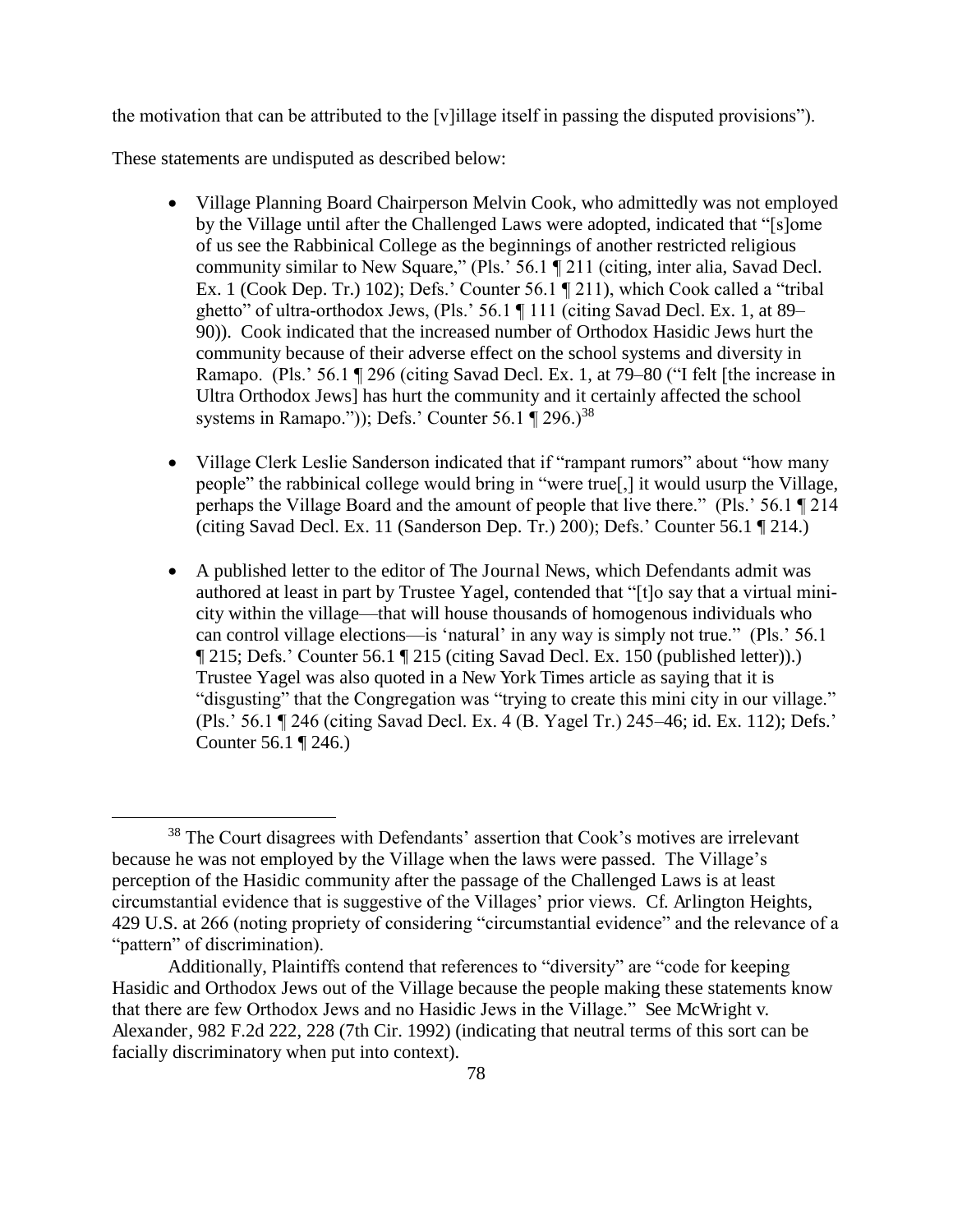the motivation that can be attributed to the [v]illage itself in passing the disputed provisions").

These statements are undisputed as described below:

- Village Planning Board Chairperson Melvin Cook, who admittedly was not employed by the Village until after the Challenged Laws were adopted, indicated that "[s]ome of us see the Rabbinical College as the beginnings of another restricted religious community similar to New Square," (Pls.' 56.1 ¶ 211 (citing, inter alia, Savad Decl. Ex. 1 (Cook Dep. Tr.) 102); Defs.' Counter 56.1 ¶ 211), which Cook called a "tribal ghetto" of ultra-orthodox Jews, (Pls.' 56.1 ¶ 111 (citing Savad Decl. Ex. 1, at 89–90)). Cook indicated that the increased number of Orthodox Hasidic Jews hurt the community because of their adverse effect on the school systems and diversity in Ramapo. (Pls.' 56.1 ¶ 296 (citing Savad Decl. Ex. 1, at 79–80 ("I felt [the increase in Ultra Orthodox Jews] has hurt the community and it certainly affected the school systems in Ramapo.")); Defs.' Counter 56.1 ¶ 296.)[38]

- Village Clerk Leslie Sanderson indicated that if "rampant rumors" about "how many people" the rabbinical college would bring in "were true[,] it would usurp the Village, perhaps the Village Board and the amount of people that live there." (Pls.' 56.1 ¶ 214 (citing Savad Decl. Ex. 11 (Sanderson Dep. Tr.) 200); Defs.' Counter 56.1 ¶ 214.)

- A published letter to the editor of *The Journal News*, which Defendants admit was authored at least in part by Trustee Yagel, contended that "[t]o say that a virtual mini-city within the village—that will house thousands of homogenous individuals who can control village elections—is 'natural' in any way is simply not true." (Pls.' 56.1 ¶ 215; Defs.' Counter 56.1 ¶ 215 (citing Savad Decl. Ex. 150 (published letter)).) Trustee Yagel was also quoted in a *New York Times* article as saying that it is "disgusting" that the Congregation was "trying to create this mini city in our village." (Pls.' 56.1 ¶ 246 (citing Savad Decl. Ex. 4 (B. Yagel Tr.) 245–46; id. Ex. 112); Defs.' Counter 56.1 ¶ 246.)

---

[38] The Court disagrees with Defendants' assertion that Cook's motives are irrelevant because he was not employed by the Village when the laws were passed. The Village's perception of the Hasidic community after the passage of the Challenged Laws is at least circumstantial evidence that is suggestive of the Villages' prior views. Cf. *Arlington Heights*, 429 U.S. at 266 (noting propriety of considering "circumstantial evidence" and the relevance of a "pattern" of discrimination).

Additionally, Plaintiffs contend that references to "diversity" are "code for keeping Hasidic and Orthodox Jews out of the Village because the people making these statements know that there are few Orthodox Jews and no Hasidic Jews in the Village." See *McWright v. Alexander*, 982 F.2d 222, 228 (7th Cir. 1992) (indicating that neutral terms of this sort can be facially discriminatory when put into context).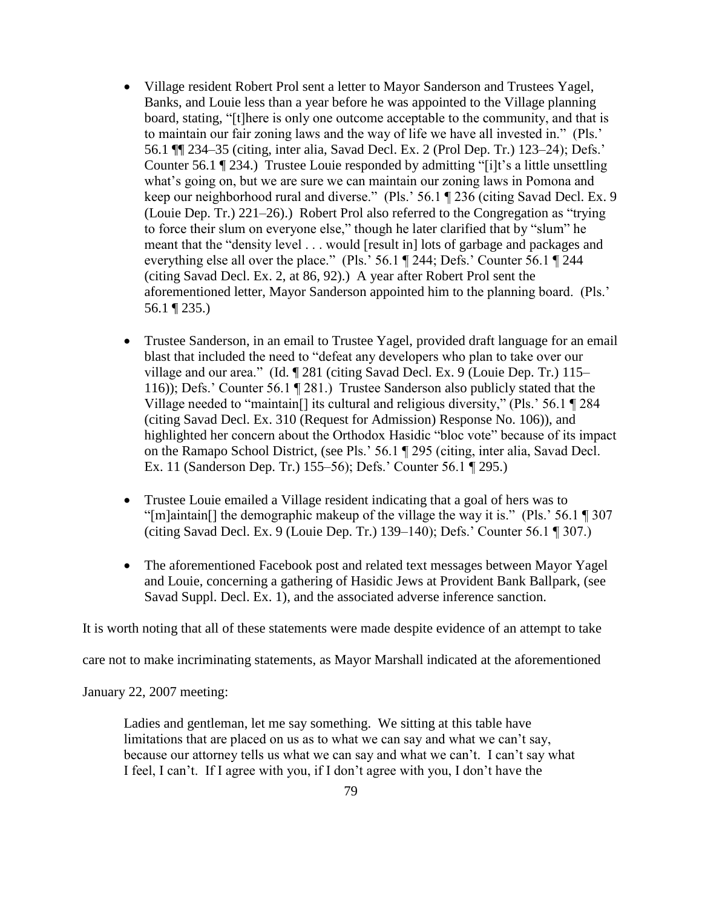- Village resident Robert Prol sent a letter to Mayor Sanderson and Trustees Yagel, Banks, and Louie less than a year before he was appointed to the Village planning board, stating, "[t]here is only one outcome acceptable to the community, and that is to maintain our fair zoning laws and the way of life we have all invested in." (Pls.' 56.1 ¶¶ 234–35 (citing, inter alia, Savad Decl. Ex. 2 (Prol Dep. Tr.) 123–24); Defs.' Counter 56.1 ¶ 234.) Trustee Louie responded by admitting "[i]t's a little unsettling what's going on, but we are sure we can maintain our zoning laws in Pomona and keep our neighborhood rural and diverse." (Pls.' 56.1 ¶ 236 (citing Savad Decl. Ex. 9 (Louie Dep. Tr.) 221–26).) Robert Prol also referred to the Congregation as "trying to force their slum on everyone else," though he later clarified that by "slum" he meant that the "density level . . . would [result in] lots of garbage and packages and everything else all over the place." (Pls.' 56.1 ¶ 244; Defs.' Counter 56.1 ¶ 244 (citing Savad Decl. Ex. 2, at 86, 92).) A year after Robert Prol sent the aforementioned letter, Mayor Sanderson appointed him to the planning board. (Pls.' 56.1 ¶ 235.)

- Trustee Sanderson, in an email to Trustee Yagel, provided draft language for an email blast that included the need to "defeat any developers who plan to take over our village and our area." (Id. ¶ 281 (citing Savad Decl. Ex. 9 (Louie Dep. Tr.) 115–116)); Defs.' Counter 56.1 ¶ 281.) Trustee Sanderson also publicly stated that the Village needed to "maintain[] its cultural and religious diversity," (Pls.' 56.1 ¶ 284 (citing Savad Decl. Ex. 310 (Request for Admission) Response No. 106)), and highlighted her concern about the Orthodox Hasidic "bloc vote" because of its impact on the Ramapo School District, (see Pls.' 56.1 ¶ 295 (citing, inter alia, Savad Decl. Ex. 11 (Sanderson Dep. Tr.) 155–56); Defs.' Counter 56.1 ¶ 295.)

- Trustee Louie emailed a Village resident indicating that a goal of hers was to "[m]aintain[] the demographic makeup of the village the way it is." (Pls.' 56.1 ¶ 307 (citing Savad Decl. Ex. 9 (Louie Dep. Tr.) 139–140); Defs.' Counter 56.1 ¶ 307.)

- The aforementioned Facebook post and related text messages between Mayor Yagel and Louie, concerning a gathering of Hasidic Jews at Provident Bank Ballpark, (see Savad Suppl. Decl. Ex. 1), and the associated adverse inference sanction.

It is worth noting that all of these statements were made despite evidence of an attempt to take care not to make incriminating statements, as Mayor Marshall indicated at the aforementioned January 22, 2007 meeting:

> Ladies and gentleman, let me say something. We sitting at this table have limitations that are placed on us as to what we can say and what we can't say, because our attorney tells us what we can say and what we can't. I can't say what I feel, I can't. If I agree with you, if I don't agree with you, I don't have the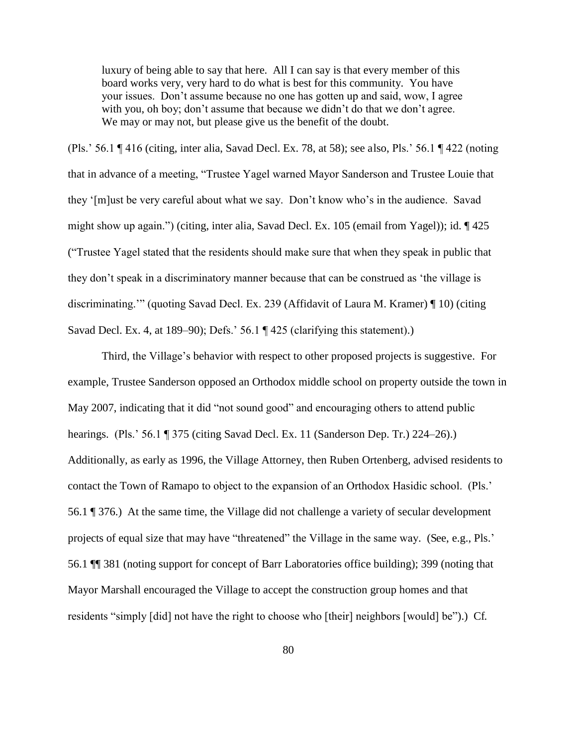> luxury of being able to say that here. All I can say is that every member of this board works very, very hard to do what is best for this community. You have your issues. Don't assume because no one has gotten up and said, wow, I agree with you, oh boy; don't assume that because we didn't do that we don't agree. We may or may not, but please give us the benefit of the doubt.

(Pls.' 56.1 ¶ 416 (citing, inter alia, Savad Decl. Ex. 78, at 58); see also, Pls.' 56.1 ¶ 422 (noting that in advance of a meeting, "Trustee Yagel warned Mayor Sanderson and Trustee Louie that they '[m]ust be very careful about what we say. Don't know who's in the audience. Savad might show up again.") (citing, inter alia, Savad Decl. Ex. 105 (email from Yagel)); id. ¶ 425 ("Trustee Yagel stated that the residents should make sure that when they speak in public that they don't speak in a discriminatory manner because that can be construed as 'the village is discriminating.'" (quoting Savad Decl. Ex. 239 (Affidavit of Laura M. Kramer) ¶ 10) (citing Savad Decl. Ex. 4, at 189–90); Defs.' 56.1 ¶ 425 (clarifying this statement).)

Third, the Village's behavior with respect to other proposed projects is suggestive. For example, Trustee Sanderson opposed an Orthodox middle school on property outside the town in May 2007, indicating that it did "not sound good" and encouraging others to attend public hearings. (Pls.' 56.1 ¶ 375 (citing Savad Decl. Ex. 11 (Sanderson Dep. Tr.) 224–26).) Additionally, as early as 1996, the Village Attorney, then Ruben Ortenberg, advised residents to contact the Town of Ramapo to object to the expansion of an Orthodox Hasidic school. (Pls.' 56.1 ¶ 376.) At the same time, the Village did not challenge a variety of secular development projects of equal size that may have "threatened" the Village in the same way. (See, e.g., Pls.' 56.1 ¶¶ 381 (noting support for concept of Barr Laboratories office building); 399 (noting that Mayor Marshall encouraged the Village to accept the construction group homes and that residents "simply [did] not have the right to choose who [their] neighbors [would] be").) Cf.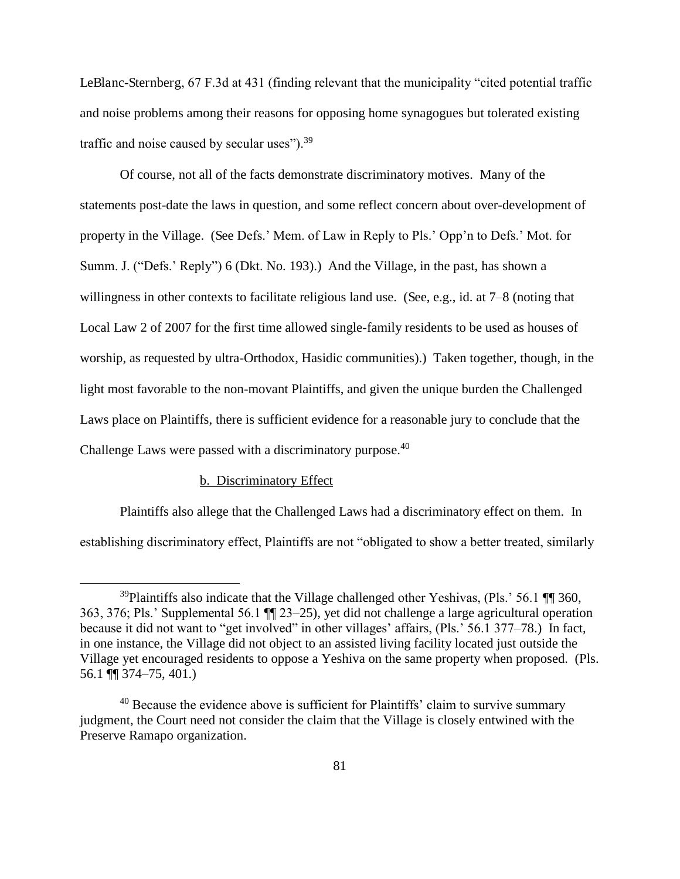LeBlanc-Sternberg, 67 F.3d at 431 (finding relevant that the municipality "cited potential traffic and noise problems among their reasons for opposing home synagogues but tolerated existing traffic and noise caused by secular uses").[39]

Of course, not all of the facts demonstrate discriminatory motives. Many of the statements post-date the laws in question, and some reflect concern about over-development of property in the Village. (See Defs.' Mem. of Law in Reply to Pls.' Opp'n to Defs.' Mot. for Summ. J. ("Defs.' Reply") 6 (Dkt. No. 193).) And the Village, in the past, has shown a willingness in other contexts to facilitate religious land use. (See, e.g., id. at 7–8 (noting that Local Law 2 of 2007 for the first time allowed single-family residents to be used as houses of worship, as requested by ultra-Orthodox, Hasidic communities).) Taken together, though, in the light most favorable to the non-movant Plaintiffs, and given the unique burden the Challenged Laws place on Plaintiffs, there is sufficient evidence for a reasonable jury to conclude that the Challenge Laws were passed with a discriminatory purpose.[40]

b. Discriminatory Effect

Plaintiffs also allege that the Challenged Laws had a discriminatory effect on them. In establishing discriminatory effect, Plaintiffs are not "obligated to show a better treated, similarly

---

[39] Plaintiffs also indicate that the Village challenged other Yeshivas, (Pls.' 56.1 ¶¶ 360, 363, 376; Pls.' Supplemental 56.1 ¶¶ 23–25), yet did not challenge a large agricultural operation because it did not want to "get involved" in other villages' affairs, (Pls.' 56.1 377–78.) In fact, in one instance, the Village did not object to an assisted living facility located just outside the Village yet encouraged residents to oppose a Yeshiva on the same property when proposed. (Pls. 56.1 ¶¶ 374–75, 401.)

[40] Because the evidence above is sufficient for Plaintiffs' claim to survive summary judgment, the Court need not consider the claim that the Village is closely entwined with the Preserve Ramapo organization.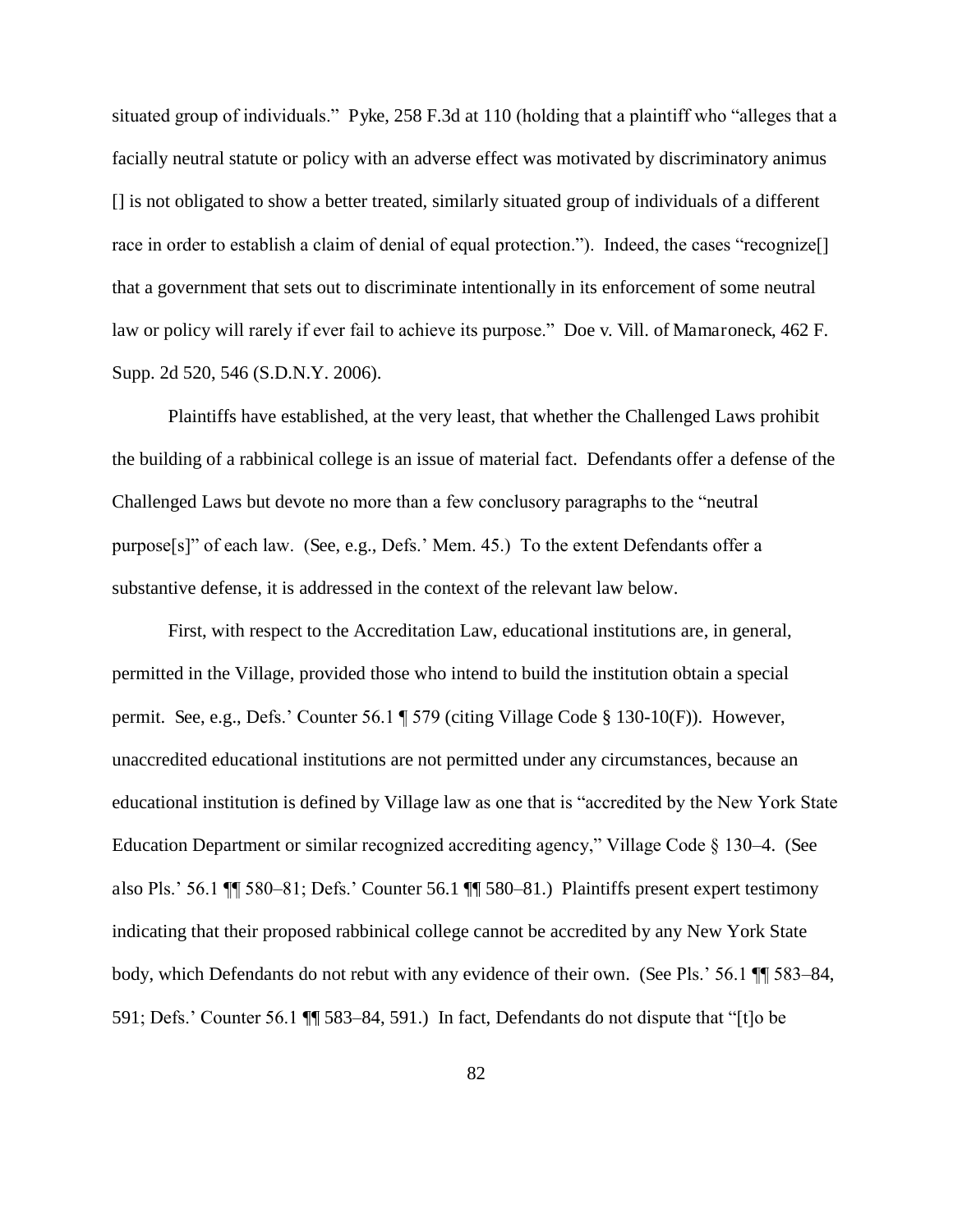situated group of individuals." Pyke, 258 F.3d at 110 (holding that a plaintiff who "alleges that a facially neutral statute or policy with an adverse effect was motivated by discriminatory animus [] is not obligated to show a better treated, similarly situated group of individuals of a different race in order to establish a claim of denial of equal protection."). Indeed, the cases "recognize[] that a government that sets out to discriminate intentionally in its enforcement of some neutral law or policy will rarely if ever fail to achieve its purpose." Doe v. Vill. of Mamaroneck, 462 F. Supp. 2d 520, 546 (S.D.N.Y. 2006).

Plaintiffs have established, at the very least, that whether the Challenged Laws prohibit the building of a rabbinical college is an issue of material fact. Defendants offer a defense of the Challenged Laws but devote no more than a few conclusory paragraphs to the "neutral purpose[s]" of each law. (See, e.g., Defs.' Mem. 45.) To the extent Defendants offer a substantive defense, it is addressed in the context of the relevant law below.

First, with respect to the Accreditation Law, educational institutions are, in general, permitted in the Village, provided those who intend to build the institution obtain a special permit. See, e.g., Defs.' Counter 56.1 ¶ 579 (citing Village Code § 130-10(F)). However, unaccredited educational institutions are not permitted under any circumstances, because an educational institution is defined by Village law as one that is "accredited by the New York State Education Department or similar recognized accrediting agency," Village Code § 130–4. (See also Pls.' 56.1 ¶¶ 580–81; Defs.' Counter 56.1 ¶¶ 580–81.) Plaintiffs present expert testimony indicating that their proposed rabbinical college cannot be accredited by any New York State body, which Defendants do not rebut with any evidence of their own. (See Pls.' 56.1 ¶¶ 583–84, 591; Defs.' Counter 56.1 ¶¶ 583–84, 591.) In fact, Defendants do not dispute that "[t]o be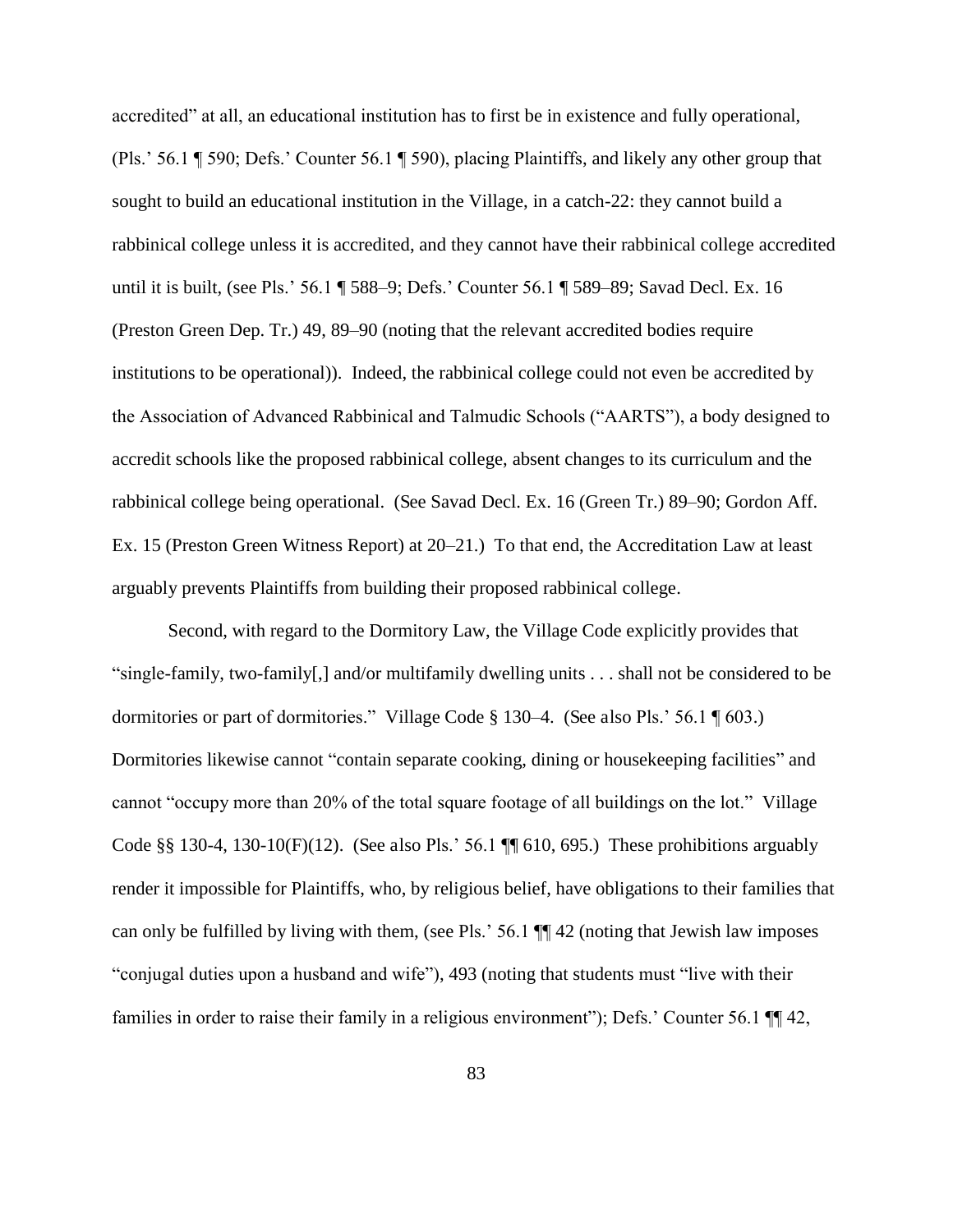accredited" at all, an educational institution has to first be in existence and fully operational, (Pls.' 56.1 ¶ 590; Defs.' Counter 56.1 ¶ 590), placing Plaintiffs, and likely any other group that sought to build an educational institution in the Village, in a catch-22: they cannot build a rabbinical college unless it is accredited, and they cannot have their rabbinical college accredited until it is built, (see Pls.' 56.1 ¶ 588–9; Defs.' Counter 56.1 ¶ 589–89; Savad Decl. Ex. 16 (Preston Green Dep. Tr.) 49, 89–90 (noting that the relevant accredited bodies require institutions to be operational)). Indeed, the rabbinical college could not even be accredited by the Association of Advanced Rabbinical and Talmudic Schools ("AARTS"), a body designed to accredit schools like the proposed rabbinical college, absent changes to its curriculum and the rabbinical college being operational. (See Savad Decl. Ex. 16 (Green Tr.) 89–90; Gordon Aff. Ex. 15 (Preston Green Witness Report) at 20–21.) To that end, the Accreditation Law at least arguably prevents Plaintiffs from building their proposed rabbinical college.

Second, with regard to the Dormitory Law, the Village Code explicitly provides that "single-family, two-family[,] and/or multifamily dwelling units . . . shall not be considered to be dormitories or part of dormitories." Village Code § 130–4. (See also Pls.' 56.1 ¶ 603.) Dormitories likewise cannot "contain separate cooking, dining or housekeeping facilities" and cannot "occupy more than 20% of the total square footage of all buildings on the lot." Village Code §§ 130-4, 130-10(F)(12). (See also Pls.' 56.1 ¶¶ 610, 695.) These prohibitions arguably render it impossible for Plaintiffs, who, by religious belief, have obligations to their families that can only be fulfilled by living with them, (see Pls.' 56.1 ¶¶ 42 (noting that Jewish law imposes "conjugal duties upon a husband and wife"), 493 (noting that students must "live with their families in order to raise their family in a religious environment"); Defs.' Counter 56.1 ¶¶ 42,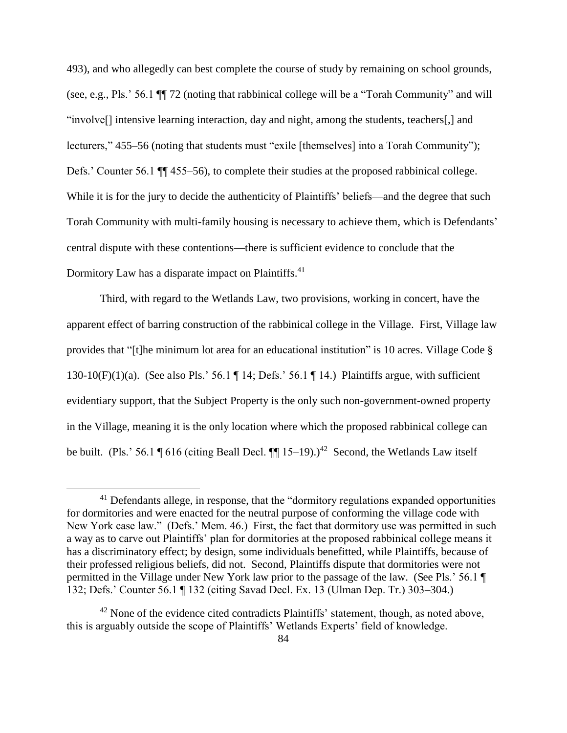493), and who allegedly can best complete the course of study by remaining on school grounds, (see, e.g., Pls.' 56.1 ¶¶ 72 (noting that rabbinical college will be a "Torah Community" and will "involve[] intensive learning interaction, day and night, among the students, teachers[,] and lecturers," 455–56 (noting that students must "exile [themselves] into a Torah Community"); Defs.' Counter 56.1 ¶¶ 455–56), to complete their studies at the proposed rabbinical college. While it is for the jury to decide the authenticity of Plaintiffs' beliefs—and the degree that such Torah Community with multi-family housing is necessary to achieve them, which is Defendants' central dispute with these contentions—there is sufficient evidence to conclude that the Dormitory Law has a disparate impact on Plaintiffs.[41]

Third, with regard to the Wetlands Law, two provisions, working in concert, have the apparent effect of barring construction of the rabbinical college in the Village. First, Village law provides that "[t]he minimum lot area for an educational institution" is 10 acres. Village Code § 130-10(F)(1)(a). (See also Pls.' 56.1 ¶ 14; Defs.' 56.1 ¶ 14.) Plaintiffs argue, with sufficient evidentiary support, that the Subject Property is the only such non-government-owned property in the Village, meaning it is the only location where which the proposed rabbinical college can be built. (Pls.' 56.1 ¶ 616 (citing Beall Decl. ¶¶ 15–19).)[42] Second, the Wetlands Law itself

[41] Defendants allege, in response, that the "dormitory regulations expanded opportunities for dormitories and were enacted for the neutral purpose of conforming the village code with New York case law." (Defs.' Mem. 46.) First, the fact that dormitory use was permitted in such a way as to carve out Plaintiffs' plan for dormitories at the proposed rabbinical college means it has a discriminatory effect; by design, some individuals benefitted, while Plaintiffs, because of their professed religious beliefs, did not. Second, Plaintiffs dispute that dormitories were not permitted in the Village under New York law prior to the passage of the law. (See Pls.' 56.1 ¶ 132; Defs.' Counter 56.1 ¶ 132 (citing Savad Decl. Ex. 13 (Ulman Dep. Tr.) 303–304.)

[42] None of the evidence cited contradicts Plaintiffs' statement, though, as noted above, this is arguably outside the scope of Plaintiffs' Wetlands Experts' field of knowledge.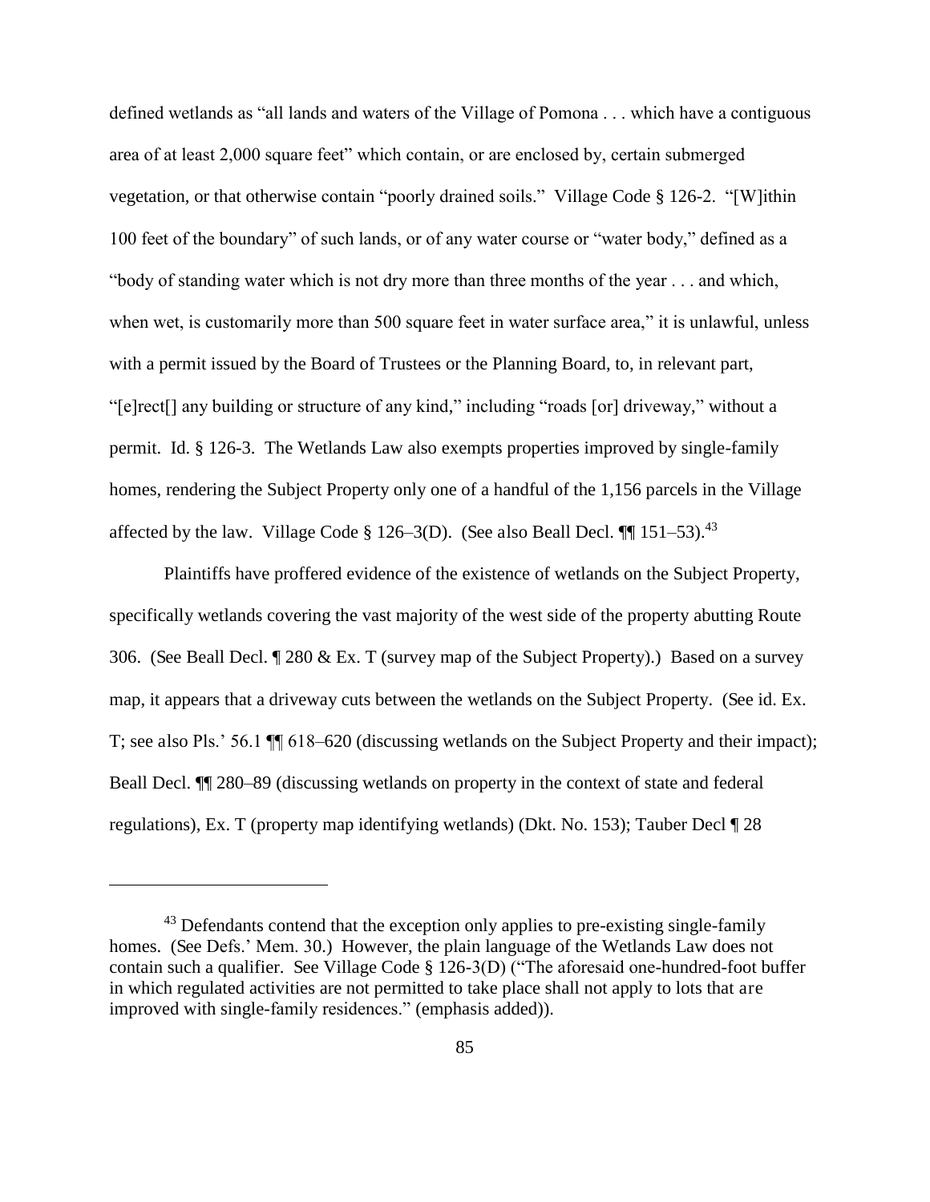defined wetlands as "all lands and waters of the Village of Pomona . . . which have a contiguous area of at least 2,000 square feet" which contain, or are enclosed by, certain submerged vegetation, or that otherwise contain "poorly drained soils." Village Code § 126-2. "[W]ithin 100 feet of the boundary" of such lands, or of any water course or "water body," defined as a "body of standing water which is not dry more than three months of the year . . . and which, when wet, is customarily more than 500 square feet in water surface area," it is unlawful, unless with a permit issued by the Board of Trustees or the Planning Board, to, in relevant part, "[e]rect[] any building or structure of any kind," including "roads [or] driveway," without a permit. Id. § 126-3. The Wetlands Law also exempts properties improved by single-family homes, rendering the Subject Property only one of a handful of the 1,156 parcels in the Village affected by the law. Village Code § 126–3(D). (See also Beall Decl. ¶¶ 151–53).[43]

Plaintiffs have proffered evidence of the existence of wetlands on the Subject Property, specifically wetlands covering the vast majority of the west side of the property abutting Route 306. (See Beall Decl. ¶ 280 & Ex. T (survey map of the Subject Property).) Based on a survey map, it appears that a driveway cuts between the wetlands on the Subject Property. (See id. Ex. T; see also Pls.' 56.1 ¶¶ 618–620 (discussing wetlands on the Subject Property and their impact); Beall Decl. ¶¶ 280–89 (discussing wetlands on property in the context of state and federal regulations), Ex. T (property map identifying wetlands) (Dkt. No. 153); Tauber Decl ¶ 28

---

[43] Defendants contend that the exception only applies to pre-existing single-family homes. (See Defs.' Mem. 30.) However, the plain language of the Wetlands Law does not contain such a qualifier. See Village Code § 126-3(D) ("The aforesaid one-hundred-foot buffer in which regulated activities are not permitted to take place shall not apply to lots that *are* improved with single-family residences." (emphasis added)).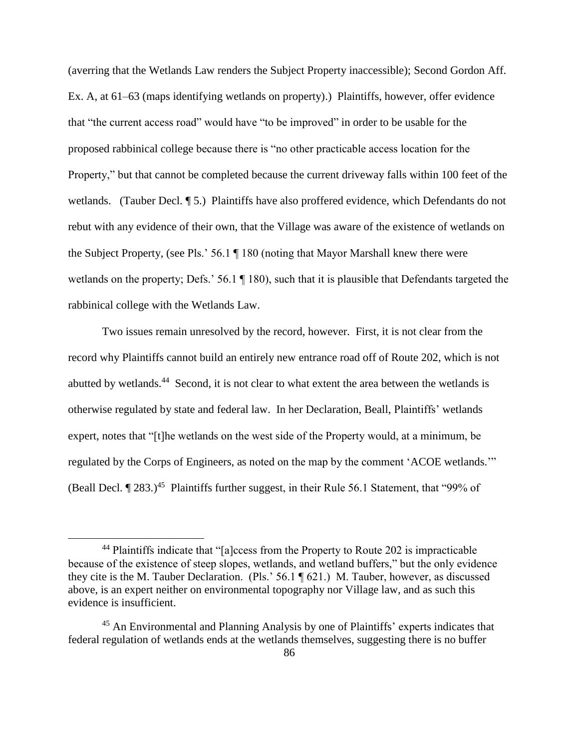(averring that the Wetlands Law renders the Subject Property inaccessible); Second Gordon Aff. Ex. A, at 61–63 (maps identifying wetlands on property).) Plaintiffs, however, offer evidence that "the current access road" would have "to be improved" in order to be usable for the proposed rabbinical college because there is "no other practicable access location for the Property," but that cannot be completed because the current driveway falls within 100 feet of the wetlands. (Tauber Decl. ¶ 5.) Plaintiffs have also proffered evidence, which Defendants do not rebut with any evidence of their own, that the Village was aware of the existence of wetlands on the Subject Property, (see Pls.' 56.1 ¶ 180 (noting that Mayor Marshall knew there were wetlands on the property; Defs.' 56.1 ¶ 180), such that it is plausible that Defendants targeted the rabbinical college with the Wetlands Law.

Two issues remain unresolved by the record, however. First, it is not clear from the record why Plaintiffs cannot build an entirely new entrance road off of Route 202, which is not abutted by wetlands.[44] Second, it is not clear to what extent the area between the wetlands is otherwise regulated by state and federal law. In her Declaration, Beall, Plaintiffs' wetlands expert, notes that "[t]he wetlands on the west side of the Property would, at a minimum, be regulated by the Corps of Engineers, as noted on the map by the comment 'ACOE wetlands.'" (Beall Decl. ¶ 283.)[45] Plaintiffs further suggest, in their Rule 56.1 Statement, that "99% of

---

[44] Plaintiffs indicate that "[a]ccess from the Property to Route 202 is impracticable because of the existence of steep slopes, wetlands, and wetland buffers," but the only evidence they cite is the M. Tauber Declaration. (Pls.' 56.1 ¶ 621.) M. Tauber, however, as discussed above, is an expert neither on environmental topography nor Village law, and as such this evidence is insufficient.

[45] An Environmental and Planning Analysis by one of Plaintiffs' experts indicates that federal regulation of wetlands ends at the wetlands themselves, suggesting there is no buffer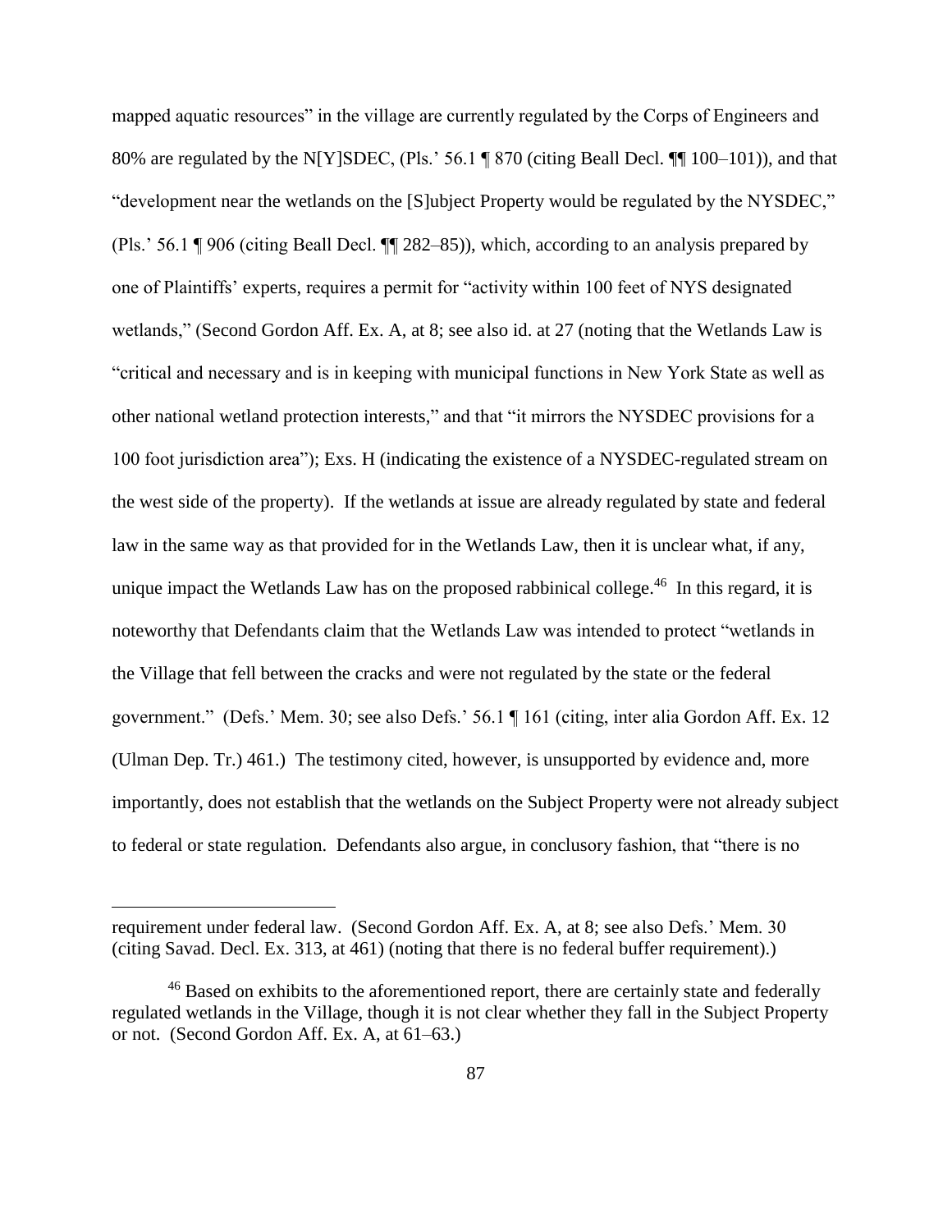mapped aquatic resources" in the village are currently regulated by the Corps of Engineers and 80% are regulated by the N[Y]SDEC, (Pls.' 56.1 ¶ 870 (citing Beall Decl. ¶¶ 100–101)), and that "development near the wetlands on the [S]ubject Property would be regulated by the NYSDEC," (Pls.' 56.1 ¶ 906 (citing Beall Decl. ¶¶ 282–85)), which, according to an analysis prepared by one of Plaintiffs' experts, requires a permit for "activity within 100 feet of NYS designated wetlands," (Second Gordon Aff. Ex. A, at 8; see also id. at 27 (noting that the Wetlands Law is "critical and necessary and is in keeping with municipal functions in New York State as well as other national wetland protection interests," and that "it mirrors the NYSDEC provisions for a 100 foot jurisdiction area"); Exs. H (indicating the existence of a NYSDEC-regulated stream on the west side of the property). If the wetlands at issue are already regulated by state and federal law in the same way as that provided for in the Wetlands Law, then it is unclear what, if any, unique impact the Wetlands Law has on the proposed rabbinical college.[46] In this regard, it is noteworthy that Defendants claim that the Wetlands Law was intended to protect "wetlands in the Village that fell between the cracks and were not regulated by the state or the federal government." (Defs.' Mem. 30; see also Defs.' 56.1 ¶ 161 (citing, inter alia Gordon Aff. Ex. 12 (Ulman Dep. Tr.) 461.) The testimony cited, however, is unsupported by evidence and, more importantly, does not establish that the wetlands on the Subject Property were not already subject to federal or state regulation. Defendants also argue, in conclusory fashion, that "there is no

---

requirement under federal law. (Second Gordon Aff. Ex. A, at 8; see also Defs.' Mem. 30 (citing Savad. Decl. Ex. 313, at 461) (noting that there is no federal buffer requirement).)

[46] Based on exhibits to the aforementioned report, there are certainly state and federally regulated wetlands in the Village, though it is not clear whether they fall in the Subject Property or not. (Second Gordon Aff. Ex. A, at 61–63.)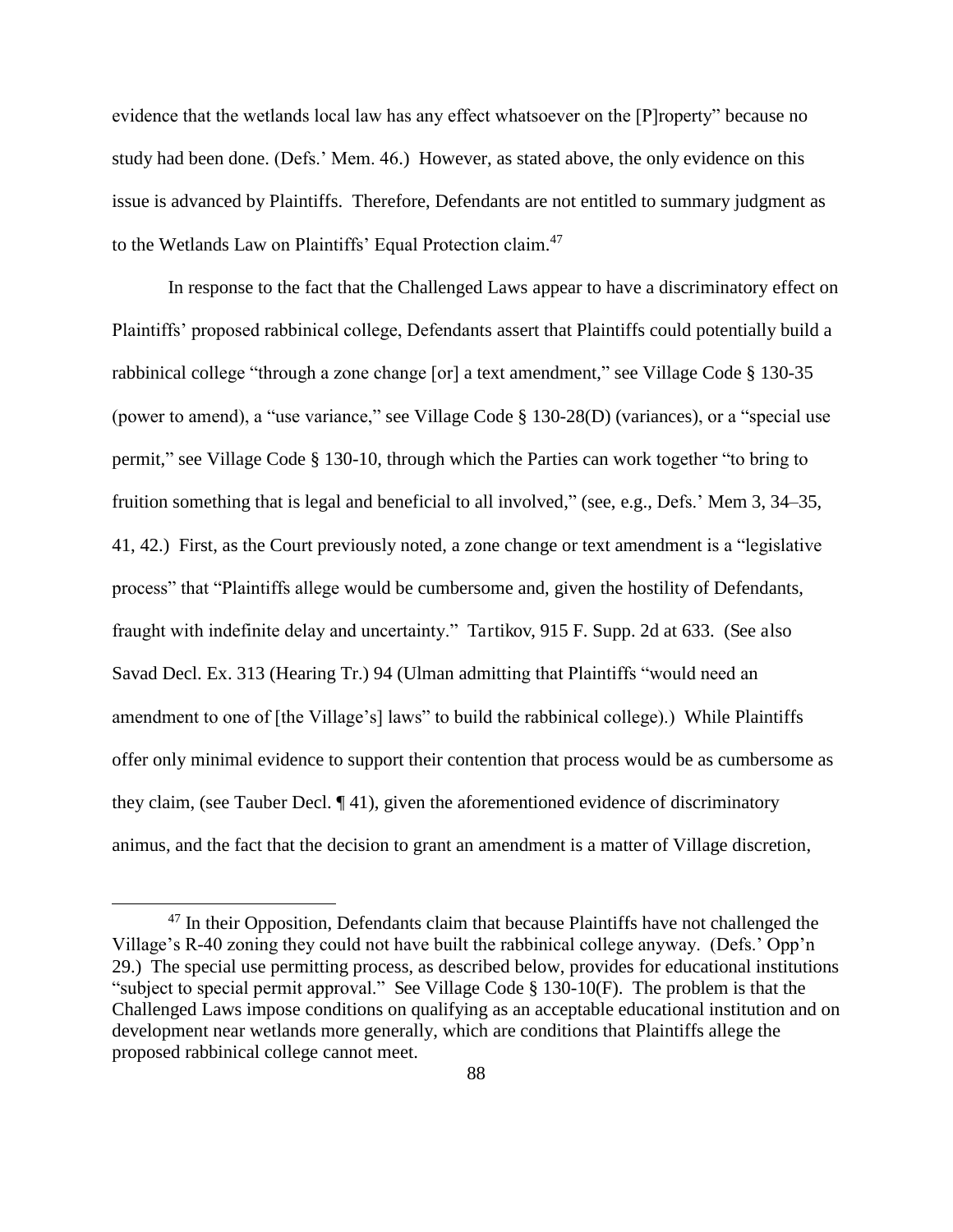evidence that the wetlands local law has any effect whatsoever on the [P]roperty" because no study had been done. (Defs.' Mem. 46.) However, as stated above, the only evidence on this issue is advanced by Plaintiffs. Therefore, Defendants are not entitled to summary judgment as to the Wetlands Law on Plaintiffs' Equal Protection claim.[47]

In response to the fact that the Challenged Laws appear to have a discriminatory effect on Plaintiffs' proposed rabbinical college, Defendants assert that Plaintiffs could potentially build a rabbinical college "through a zone change [or] a text amendment," see Village Code § 130-35 (power to amend), a "use variance," see Village Code § 130-28(D) (variances), or a "special use permit," see Village Code § 130-10, through which the Parties can work together "to bring to fruition something that is legal and beneficial to all involved," (see, e.g., Defs.' Mem 3, 34–35, 41, 42.) First, as the Court previously noted, a zone change or text amendment is a "legislative process" that "Plaintiffs allege would be cumbersome and, given the hostility of Defendants, fraught with indefinite delay and uncertainty." *Tartikov*, 915 F. Supp. 2d at 633. (See also Savad Decl. Ex. 313 (Hearing Tr.) 94 (Ulman admitting that Plaintiffs "would need an amendment to one of [the Village's] laws" to build the rabbinical college).) While Plaintiffs offer only minimal evidence to support their contention that process would be as cumbersome as they claim, (see Tauber Decl. ¶ 41), given the aforementioned evidence of discriminatory animus, and the fact that the decision to grant an amendment is a matter of Village discretion,

[47] In their Opposition, Defendants claim that because Plaintiffs have not challenged the Village's R-40 zoning they could not have built the rabbinical college anyway. (Defs.' Opp'n 29.) The special use permitting process, as described below, provides for educational institutions "subject to special permit approval." See Village Code § 130-10(F). The problem is that the Challenged Laws impose conditions on qualifying as an acceptable educational institution and on development near wetlands more generally, which are conditions that Plaintiffs allege the proposed rabbinical college cannot meet.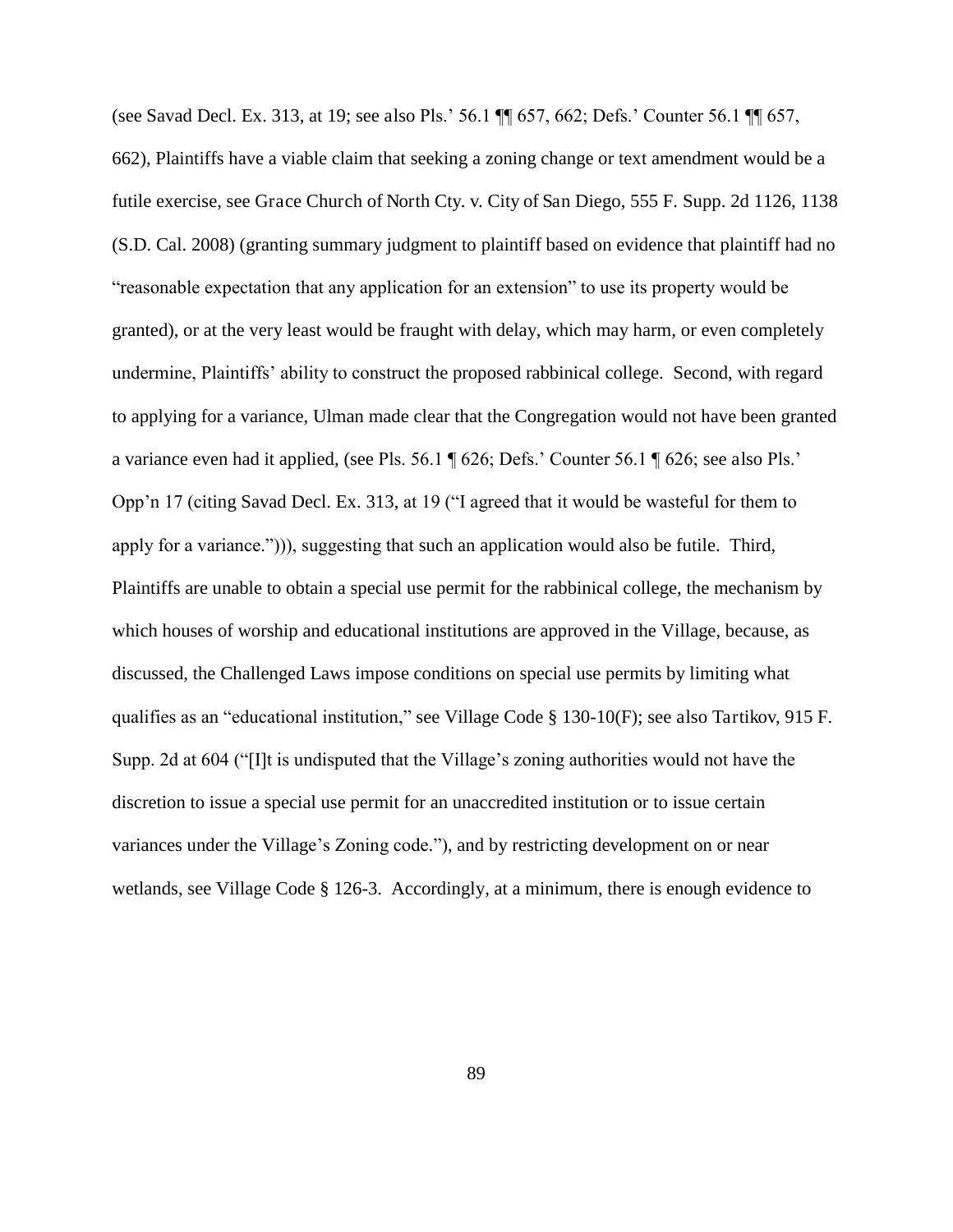(see Savad Decl. Ex. 313, at 19; see also Pls.' 56.1 ¶¶ 657, 662; Defs.' Counter 56.1 ¶¶ 657, 662), Plaintiffs have a viable claim that seeking a zoning change or text amendment would be a futile exercise, see Grace Church of North Cty. v. City of San Diego, 555 F. Supp. 2d 1126, 1138 (S.D. Cal. 2008) (granting summary judgment to plaintiff based on evidence that plaintiff had no "reasonable expectation that any application for an extension" to use its property would be granted), or at the very least would be fraught with delay, which may harm, or even completely undermine, Plaintiffs' ability to construct the proposed rabbinical college. Second, with regard to applying for a variance, Ulman made clear that the Congregation would not have been granted a variance even had it applied, (see Pls. 56.1 ¶ 626; Defs.' Counter 56.1 ¶ 626; see also Pls.' Opp'n 17 (citing Savad Decl. Ex. 313, at 19 ("I agreed that it would be wasteful for them to apply for a variance."))), suggesting that such an application would also be futile. Third, Plaintiffs are unable to obtain a special use permit for the rabbinical college, the mechanism by which houses of worship and educational institutions are approved in the Village, because, as discussed, the Challenged Laws impose conditions on special use permits by limiting what qualifies as an "educational institution," see Village Code § 130-10(F); see also Tartikov, 915 F. Supp. 2d at 604 ("[I]t is undisputed that the Village's zoning authorities would not have the discretion to issue a special use permit for an unaccredited institution or to issue certain variances under the Village's Zoning code."), and by restricting development on or near wetlands, see Village Code § 126-3. Accordingly, at a minimum, there is enough evidence to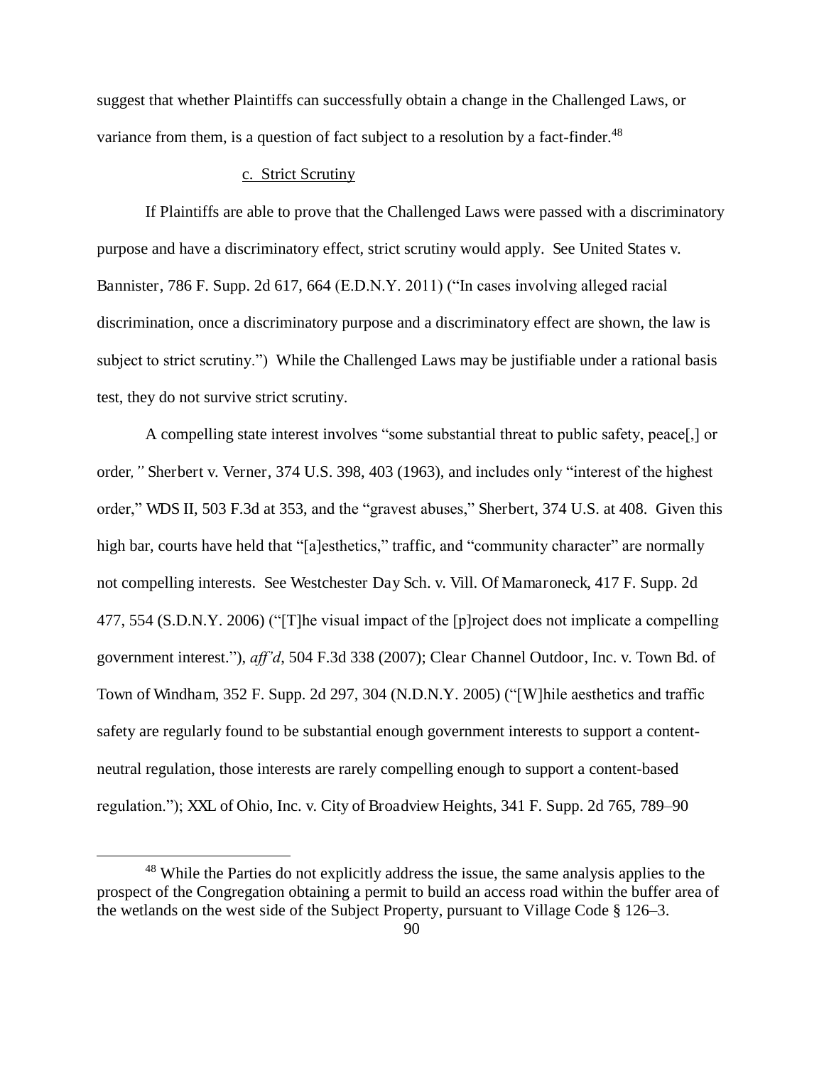suggest that whether Plaintiffs can successfully obtain a change in the Challenged Laws, or variance from them, is a question of fact subject to a resolution by a fact-finder.[48]

c. Strict Scrutiny

If Plaintiffs are able to prove that the Challenged Laws were passed with a discriminatory purpose and have a discriminatory effect, strict scrutiny would apply. See United States v. Bannister, 786 F. Supp. 2d 617, 664 (E.D.N.Y. 2011) ("In cases involving alleged racial discrimination, once a discriminatory purpose and a discriminatory effect are shown, the law is subject to strict scrutiny.") While the Challenged Laws may be justifiable under a rational basis test, they do not survive strict scrutiny.

A compelling state interest involves "some substantial threat to public safety, peace[,] or order*,"* Sherbert v. Verner, 374 U.S. 398, 403 (1963), and includes only "interest of the highest order," WDS II, 503 F.3d at 353, and the "gravest abuses," Sherbert, 374 U.S. at 408. Given this high bar, courts have held that "[a]esthetics," traffic, and "community character" are normally not compelling interests. See Westchester Day Sch. v. Vill. Of Mamaroneck, 417 F. Supp. 2d 477, 554 (S.D.N.Y. 2006) ("[T]he visual impact of the [p]roject does not implicate a compelling government interest."), *aff'd*, 504 F.3d 338 (2007); Clear Channel Outdoor, Inc. v. Town Bd. of Town of Windham, 352 F. Supp. 2d 297, 304 (N.D.N.Y. 2005) ("[W]hile aesthetics and traffic safety are regularly found to be substantial enough government interests to support a content-neutral regulation, those interests are rarely compelling enough to support a content-based regulation."); XXL of Ohio, Inc. v. City of Broadview Heights, 341 F. Supp. 2d 765, 789–90

[48] While the Parties do not explicitly address the issue, the same analysis applies to the prospect of the Congregation obtaining a permit to build an access road within the buffer area of the wetlands on the west side of the Subject Property, pursuant to Village Code § 126–3.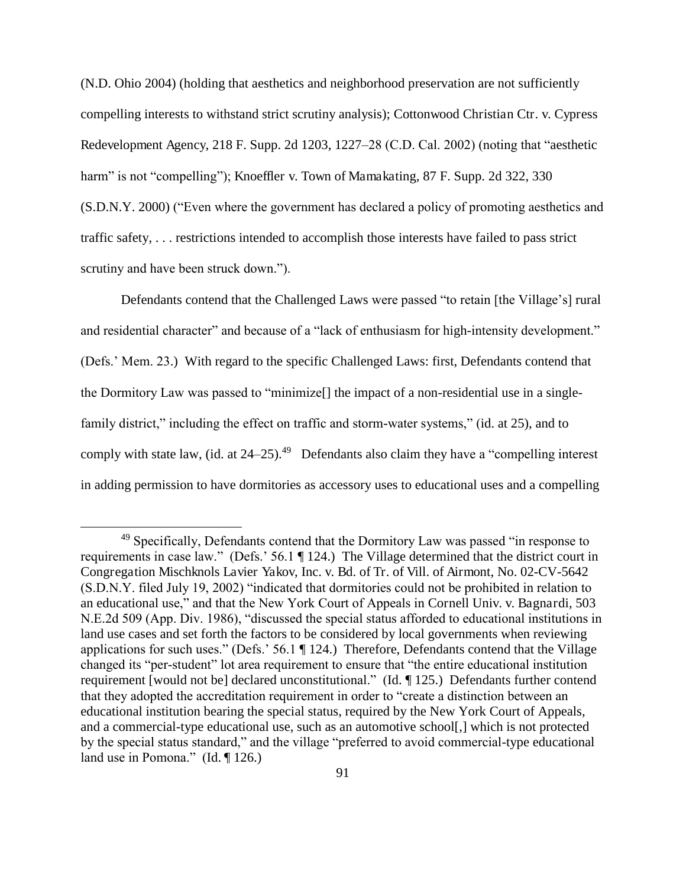(N.D. Ohio 2004) (holding that aesthetics and neighborhood preservation are not sufficiently compelling interests to withstand strict scrutiny analysis); Cottonwood Christian Ctr. v. Cypress Redevelopment Agency, 218 F. Supp. 2d 1203, 1227–28 (C.D. Cal. 2002) (noting that "aesthetic harm" is not "compelling"); Knoeffler v. Town of Mamakating, 87 F. Supp. 2d 322, 330 (S.D.N.Y. 2000) ("Even where the government has declared a policy of promoting aesthetics and traffic safety, . . . restrictions intended to accomplish those interests have failed to pass strict scrutiny and have been struck down.").

Defendants contend that the Challenged Laws were passed "to retain [the Village's] rural and residential character" and because of a "lack of enthusiasm for high-intensity development." (Defs.' Mem. 23.) With regard to the specific Challenged Laws: first, Defendants contend that the Dormitory Law was passed to "minimize[] the impact of a non-residential use in a single-family district," including the effect on traffic and storm-water systems," (id. at 25), and to comply with state law, (id. at 24–25).[49] Defendants also claim they have a "compelling interest in adding permission to have dormitories as accessory uses to educational uses and a compelling

---

[49] Specifically, Defendants contend that the Dormitory Law was passed "in response to requirements in case law." (Defs.' 56.1 ¶ 124.) The Village determined that the district court in Congregation Mischknols Lavier Yakov, Inc. v. Bd. of Tr. of Vill. of Airmont, No. 02-CV-5642 (S.D.N.Y. filed July 19, 2002) "indicated that dormitories could not be prohibited in relation to an educational use," and that the New York Court of Appeals in Cornell Univ. v. Bagnardi, 503 N.E.2d 509 (App. Div. 1986), "discussed the special status afforded to educational institutions in land use cases and set forth the factors to be considered by local governments when reviewing applications for such uses." (Defs.' 56.1 ¶ 124.) Therefore, Defendants contend that the Village changed its "per-student" lot area requirement to ensure that "the entire educational institution requirement [would not be] declared unconstitutional." (Id. ¶ 125.) Defendants further contend that they adopted the accreditation requirement in order to "create a distinction between an educational institution bearing the special status, required by the New York Court of Appeals, and a commercial-type educational use, such as an automotive school[,] which is not protected by the special status standard," and the village "preferred to avoid commercial-type educational land use in Pomona." (Id. ¶ 126.)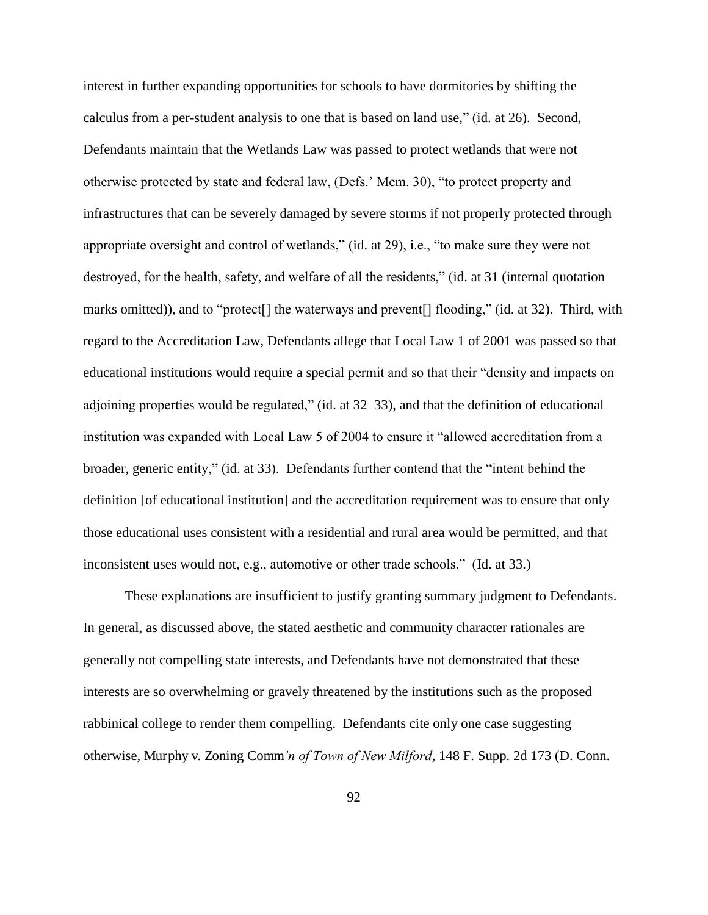interest in further expanding opportunities for schools to have dormitories by shifting the calculus from a per-student analysis to one that is based on land use," (id. at 26). Second, Defendants maintain that the Wetlands Law was passed to protect wetlands that were not otherwise protected by state and federal law, (Defs.' Mem. 30), "to protect property and infrastructures that can be severely damaged by severe storms if not properly protected through appropriate oversight and control of wetlands," (id. at 29), i.e., "to make sure they were not destroyed, for the health, safety, and welfare of all the residents," (id. at 31 (internal quotation marks omitted)), and to "protect[] the waterways and prevent[] flooding," (id. at 32). Third, with regard to the Accreditation Law, Defendants allege that Local Law 1 of 2001 was passed so that educational institutions would require a special permit and so that their "density and impacts on adjoining properties would be regulated," (id. at 32–33), and that the definition of educational institution was expanded with Local Law 5 of 2004 to ensure it "allowed accreditation from a broader, generic entity," (id. at 33). Defendants further contend that the "intent behind the definition [of educational institution] and the accreditation requirement was to ensure that only those educational uses consistent with a residential and rural area would be permitted, and that inconsistent uses would not, e.g., automotive or other trade schools." (Id. at 33.)

These explanations are insufficient to justify granting summary judgment to Defendants. In general, as discussed above, the stated aesthetic and community character rationales are generally not compelling state interests, and Defendants have not demonstrated that these interests are so overwhelming or gravely threatened by the institutions such as the proposed rabbinical college to render them compelling. Defendants cite only one case suggesting otherwise, *Murphy v. Zoning Comm'n of Town of New Milford*, 148 F. Supp. 2d 173 (D. Conn.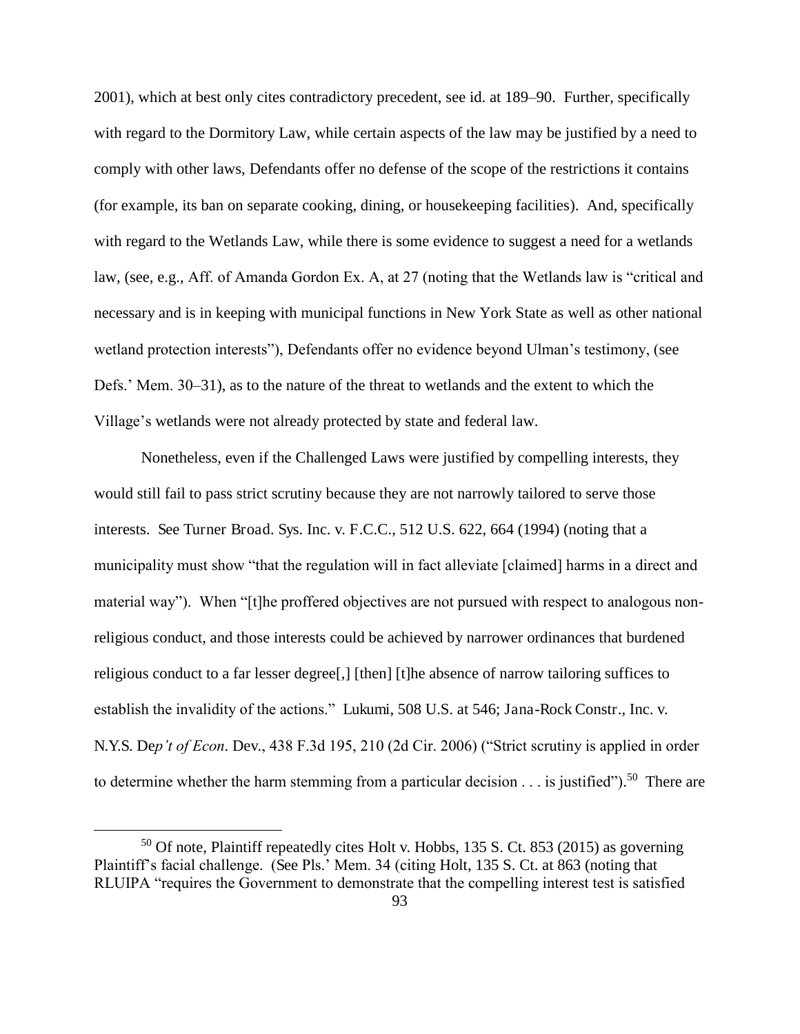2001), which at best only cites contradictory precedent, see id. at 189–90. Further, specifically with regard to the Dormitory Law, while certain aspects of the law may be justified by a need to comply with other laws, Defendants offer no defense of the scope of the restrictions it contains (for example, its ban on separate cooking, dining, or housekeeping facilities). And, specifically with regard to the Wetlands Law, while there is some evidence to suggest a need for a wetlands law, (see, e.g., Aff. of Amanda Gordon Ex. A, at 27 (noting that the Wetlands law is "critical and necessary and is in keeping with municipal functions in New York State as well as other national wetland protection interests"), Defendants offer no evidence beyond Ulman's testimony, (see Defs.' Mem. 30–31), as to the nature of the threat to wetlands and the extent to which the Village's wetlands were not already protected by state and federal law.

Nonetheless, even if the Challenged Laws were justified by compelling interests, they would still fail to pass strict scrutiny because they are not narrowly tailored to serve those interests. See Turner Broad. Sys. Inc. v. F.C.C., 512 U.S. 622, 664 (1994) (noting that a municipality must show "that the regulation will in fact alleviate [claimed] harms in a direct and material way"). When "[t]he proffered objectives are not pursued with respect to analogous non-religious conduct, and those interests could be achieved by narrower ordinances that burdened religious conduct to a far lesser degree[,] [then] [t]he absence of narrow tailoring suffices to establish the invalidity of the actions." Lukumi, 508 U.S. at 546; Jana-Rock Constr., Inc. v. N.Y.S. De*p't of Econ*. Dev., 438 F.3d 195, 210 (2d Cir. 2006) ("Strict scrutiny is applied in order to determine whether the harm stemming from a particular decision . . . is justified").[50] There are

[50] Of note, Plaintiff repeatedly cites Holt v. Hobbs, 135 S. Ct. 853 (2015) as governing Plaintiff's facial challenge. (See Pls.' Mem. 34 (citing Holt, 135 S. Ct. at 863 (noting that RLUIPA "requires the Government to demonstrate that the compelling interest test is satisfied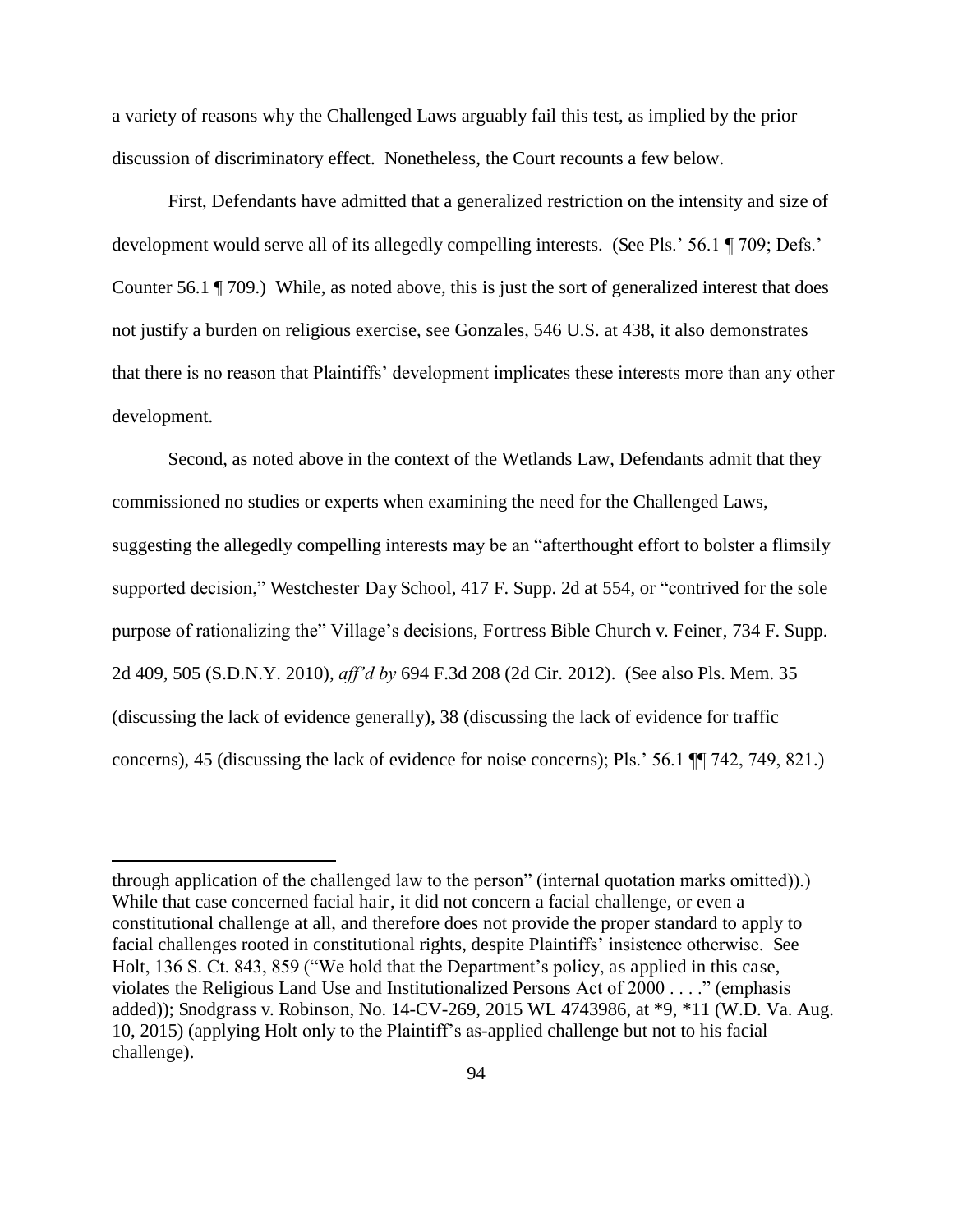a variety of reasons why the Challenged Laws arguably fail this test, as implied by the prior discussion of discriminatory effect. Nonetheless, the Court recounts a few below.

First, Defendants have admitted that a generalized restriction on the intensity and size of development would serve all of its allegedly compelling interests. (See Pls.' 56.1 ¶ 709; Defs.' Counter 56.1 ¶ 709.) While, as noted above, this is just the sort of generalized interest that does not justify a burden on religious exercise, see Gonzales, 546 U.S. at 438, it also demonstrates that there is no reason that Plaintiffs' development implicates these interests more than any other development.

Second, as noted above in the context of the Wetlands Law, Defendants admit that they commissioned no studies or experts when examining the need for the Challenged Laws, suggesting the allegedly compelling interests may be an "afterthought effort to bolster a flimsily supported decision," Westchester Day School, 417 F. Supp. 2d at 554, or "contrived for the sole purpose of rationalizing the" Village's decisions, Fortress Bible Church v. Feiner, 734 F. Supp. 2d 409, 505 (S.D.N.Y. 2010), *aff'd by* 694 F.3d 208 (2d Cir. 2012). (See also Pls. Mem. 35 (discussing the lack of evidence generally), 38 (discussing the lack of evidence for traffic concerns), 45 (discussing the lack of evidence for noise concerns); Pls.' 56.1 ¶¶ 742, 749, 821.)

---

through application of the challenged law to the person" (internal quotation marks omitted)).) While that case concerned facial hair, it did not concern a facial challenge, or even a constitutional challenge at all, and therefore does not provide the proper standard to apply to facial challenges rooted in constitutional rights, despite Plaintiffs' insistence otherwise. See Holt, 136 S. Ct. 843, 859 ("We hold that the Department's policy, as applied in this case, violates the Religious Land Use and Institutionalized Persons Act of 2000 . . . ." (emphasis added)); Snodgrass v. Robinson, No. 14-CV-269, 2015 WL 4743986, at *9, *11 (W.D. Va. Aug. 10, 2015) (applying Holt only to the Plaintiff's as-applied challenge but not to his facial challenge).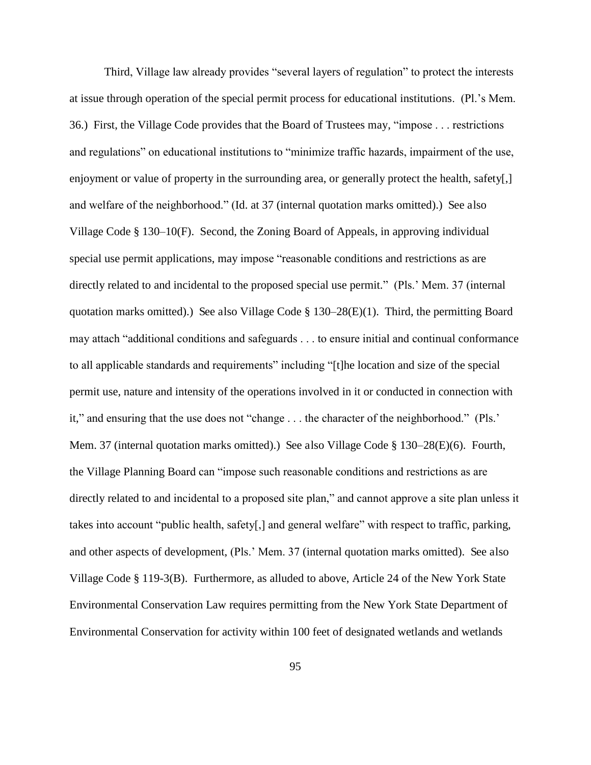Third, Village law already provides "several layers of regulation" to protect the interests at issue through operation of the special permit process for educational institutions. (Pl.'s Mem. 36.) First, the Village Code provides that the Board of Trustees may, "impose . . . restrictions and regulations" on educational institutions to "minimize traffic hazards, impairment of the use, enjoyment or value of property in the surrounding area, or generally protect the health, safety[,] and welfare of the neighborhood." (Id. at 37 (internal quotation marks omitted).) See also Village Code § 130–10(F). Second, the Zoning Board of Appeals, in approving individual special use permit applications, may impose "reasonable conditions and restrictions as are directly related to and incidental to the proposed special use permit." (Pls.' Mem. 37 (internal quotation marks omitted).) See also Village Code § 130–28(E)(1). Third, the permitting Board may attach "additional conditions and safeguards . . . to ensure initial and continual conformance to all applicable standards and requirements" including "[t]he location and size of the special permit use, nature and intensity of the operations involved in it or conducted in connection with it," and ensuring that the use does not "change . . . the character of the neighborhood." (Pls.' Mem. 37 (internal quotation marks omitted).) See also Village Code § 130–28(E)(6). Fourth, the Village Planning Board can "impose such reasonable conditions and restrictions as are directly related to and incidental to a proposed site plan," and cannot approve a site plan unless it takes into account "public health, safety[,] and general welfare" with respect to traffic, parking, and other aspects of development, (Pls.' Mem. 37 (internal quotation marks omitted). See also Village Code § 119-3(B). Furthermore, as alluded to above, Article 24 of the New York State Environmental Conservation Law requires permitting from the New York State Department of Environmental Conservation for activity within 100 feet of designated wetlands and wetlands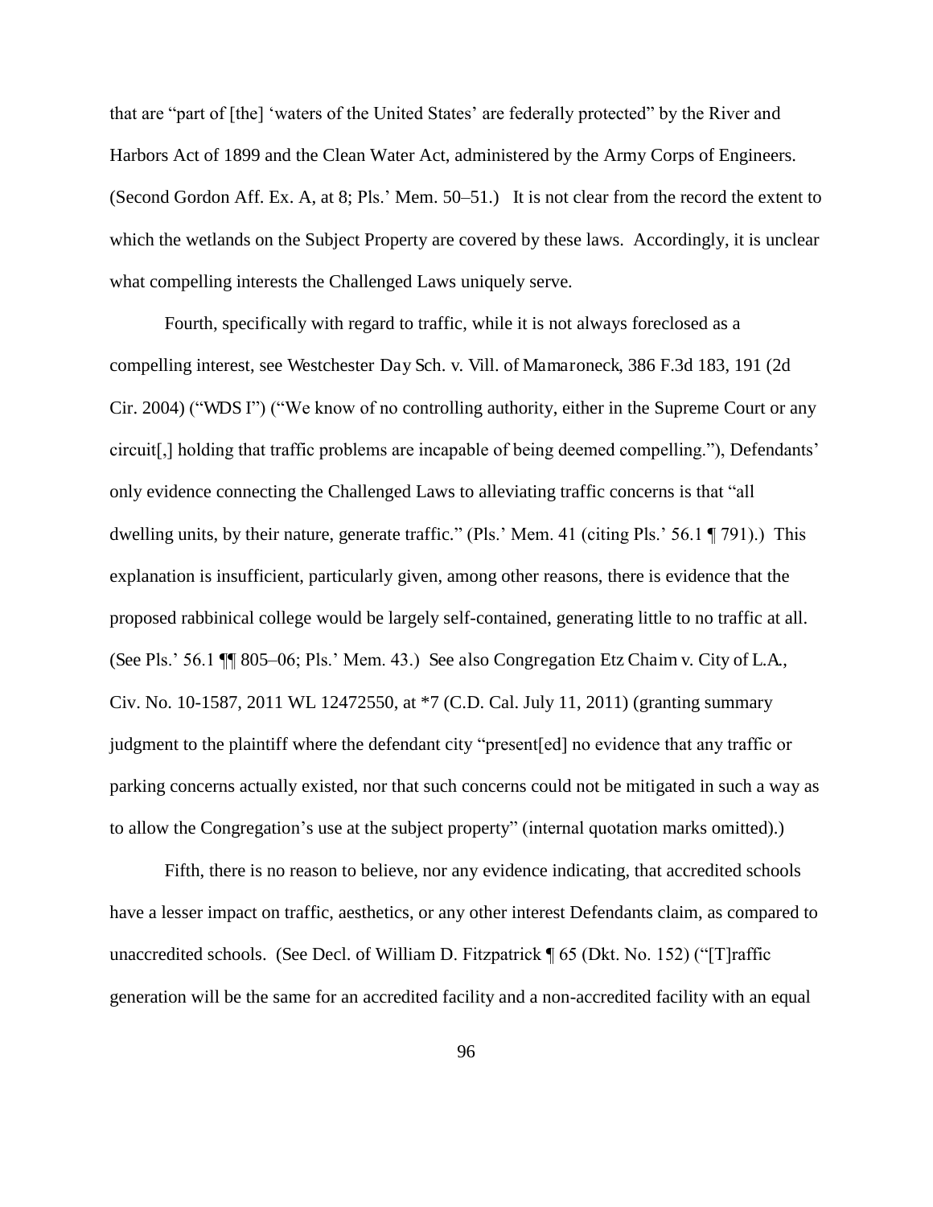that are "part of [the] 'waters of the United States' are federally protected" by the River and Harbors Act of 1899 and the Clean Water Act, administered by the Army Corps of Engineers. (Second Gordon Aff. Ex. A, at 8; Pls.' Mem. 50–51.) It is not clear from the record the extent to which the wetlands on the Subject Property are covered by these laws. Accordingly, it is unclear what compelling interests the Challenged Laws uniquely serve.

Fourth, specifically with regard to traffic, while it is not always foreclosed as a compelling interest, see Westchester Day Sch. v. Vill. of Mamaroneck, 386 F.3d 183, 191 (2d Cir. 2004) ("WDS I") ("We know of no controlling authority, either in the Supreme Court or any circuit[,] holding that traffic problems are incapable of being deemed compelling."), Defendants' only evidence connecting the Challenged Laws to alleviating traffic concerns is that "all dwelling units, by their nature, generate traffic." (Pls.' Mem. 41 (citing Pls.' 56.1 ¶ 791).) This explanation is insufficient, particularly given, among other reasons, there is evidence that the proposed rabbinical college would be largely self-contained, generating little to no traffic at all. (See Pls.' 56.1 ¶¶ 805–06; Pls.' Mem. 43.) See also Congregation Etz Chaim v. City of L.A., Civ. No. 10-1587, 2011 WL 12472550, at *7 (C.D. Cal. July 11, 2011) (granting summary judgment to the plaintiff where the defendant city "present[ed] no evidence that any traffic or parking concerns actually existed, nor that such concerns could not be mitigated in such a way as to allow the Congregation's use at the subject property" (internal quotation marks omitted).)

Fifth, there is no reason to believe, nor any evidence indicating, that accredited schools have a lesser impact on traffic, aesthetics, or any other interest Defendants claim, as compared to unaccredited schools. (See Decl. of William D. Fitzpatrick ¶ 65 (Dkt. No. 152) ("[T]raffic generation will be the same for an accredited facility and a non-accredited facility with an equal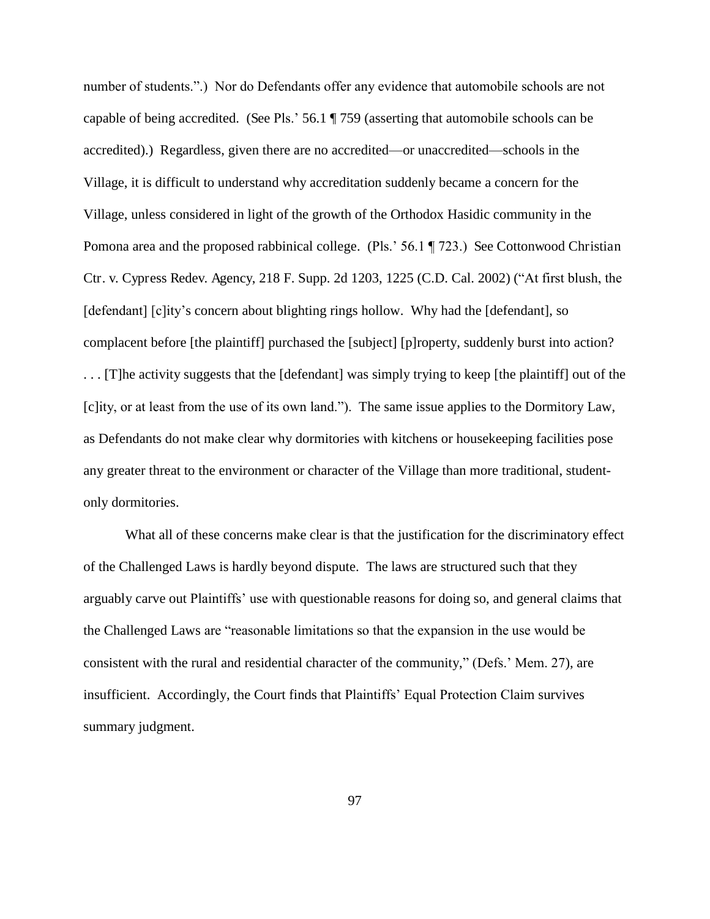number of students.".) Nor do Defendants offer any evidence that automobile schools are not capable of being accredited. (See Pls.' 56.1 ¶ 759 (asserting that automobile schools can be accredited).) Regardless, given there are no accredited—or unaccredited—schools in the Village, it is difficult to understand why accreditation suddenly became a concern for the Village, unless considered in light of the growth of the Orthodox Hasidic community in the Pomona area and the proposed rabbinical college. (Pls.' 56.1 ¶ 723.) See Cottonwood Christian Ctr. v. Cypress Redev. Agency, 218 F. Supp. 2d 1203, 1225 (C.D. Cal. 2002) ("At first blush, the [defendant] [c]ity's concern about blighting rings hollow. Why had the [defendant], so complacent before [the plaintiff] purchased the [subject] [p]roperty, suddenly burst into action? . . . [T]he activity suggests that the [defendant] was simply trying to keep [the plaintiff] out of the [c]ity, or at least from the use of its own land."). The same issue applies to the Dormitory Law, as Defendants do not make clear why dormitories with kitchens or housekeeping facilities pose any greater threat to the environment or character of the Village than more traditional, student-only dormitories.

What all of these concerns make clear is that the justification for the discriminatory effect of the Challenged Laws is hardly beyond dispute. The laws are structured such that they arguably carve out Plaintiffs' use with questionable reasons for doing so, and general claims that the Challenged Laws are "reasonable limitations so that the expansion in the use would be consistent with the rural and residential character of the community," (Defs.' Mem. 27), are insufficient. Accordingly, the Court finds that Plaintiffs' Equal Protection Claim survives summary judgment.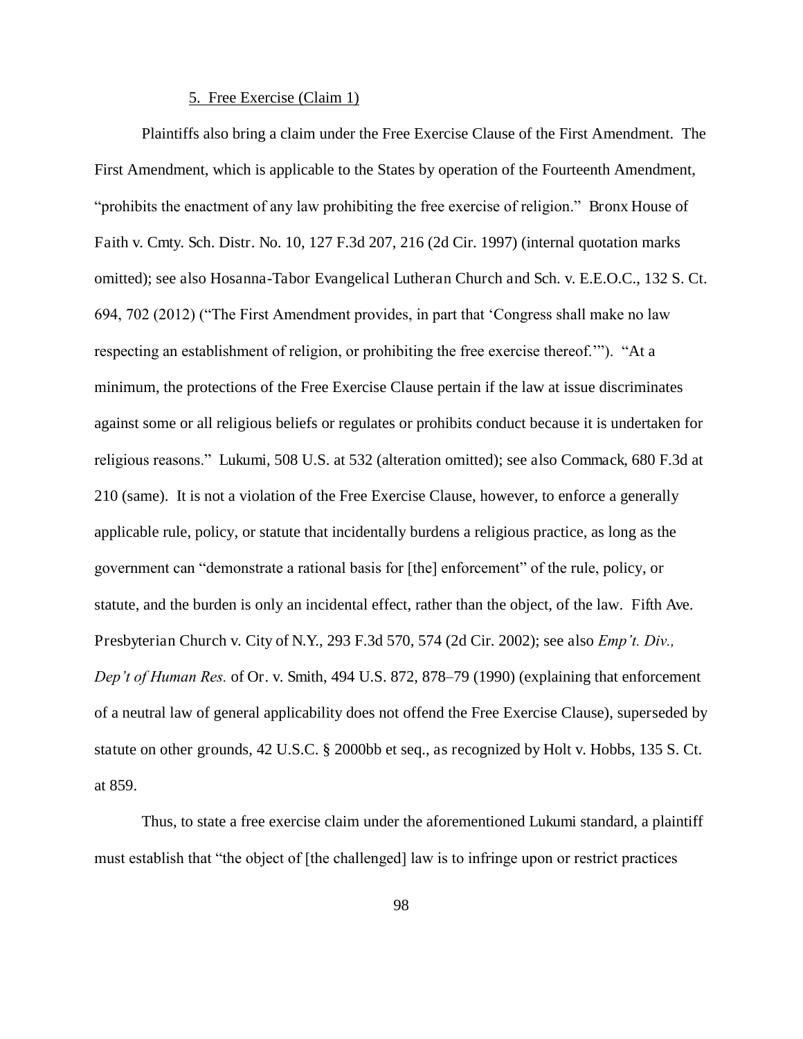5. Free Exercise (Claim 1)

Plaintiffs also bring a claim under the Free Exercise Clause of the First Amendment. The First Amendment, which is applicable to the States by operation of the Fourteenth Amendment, "prohibits the enactment of any law prohibiting the free exercise of religion." Bronx House of Faith v. Cmty. Sch. Distr. No. 10, 127 F.3d 207, 216 (2d Cir. 1997) (internal quotation marks omitted); see also Hosanna-Tabor Evangelical Lutheran Church and Sch. v. E.E.O.C., 132 S. Ct. 694, 702 (2012) ("The First Amendment provides, in part that 'Congress shall make no law respecting an establishment of religion, or prohibiting the free exercise thereof.'"). "At a minimum, the protections of the Free Exercise Clause pertain if the law at issue discriminates against some or all religious beliefs or regulates or prohibits conduct because it is undertaken for religious reasons." Lukumi, 508 U.S. at 532 (alteration omitted); see also Commack, 680 F.3d at 210 (same). It is not a violation of the Free Exercise Clause, however, to enforce a generally applicable rule, policy, or statute that incidentally burdens a religious practice, as long as the government can "demonstrate a rational basis for [the] enforcement" of the rule, policy, or statute, and the burden is only an incidental effect, rather than the object, of the law. Fifth Ave. Presbyterian Church v. City of N.Y., 293 F.3d 570, 574 (2d Cir. 2002); see also *Emp't. Div., Dep't of Human Res.* of Or. v. Smith, 494 U.S. 872, 878–79 (1990) (explaining that enforcement of a neutral law of general applicability does not offend the Free Exercise Clause), superseded by statute on other grounds, 42 U.S.C. § 2000bb et seq., as recognized by Holt v. Hobbs, 135 S. Ct. at 859.

Thus, to state a free exercise claim under the aforementioned Lukumi standard, a plaintiff must establish that "the object of [the challenged] law is to infringe upon or restrict practices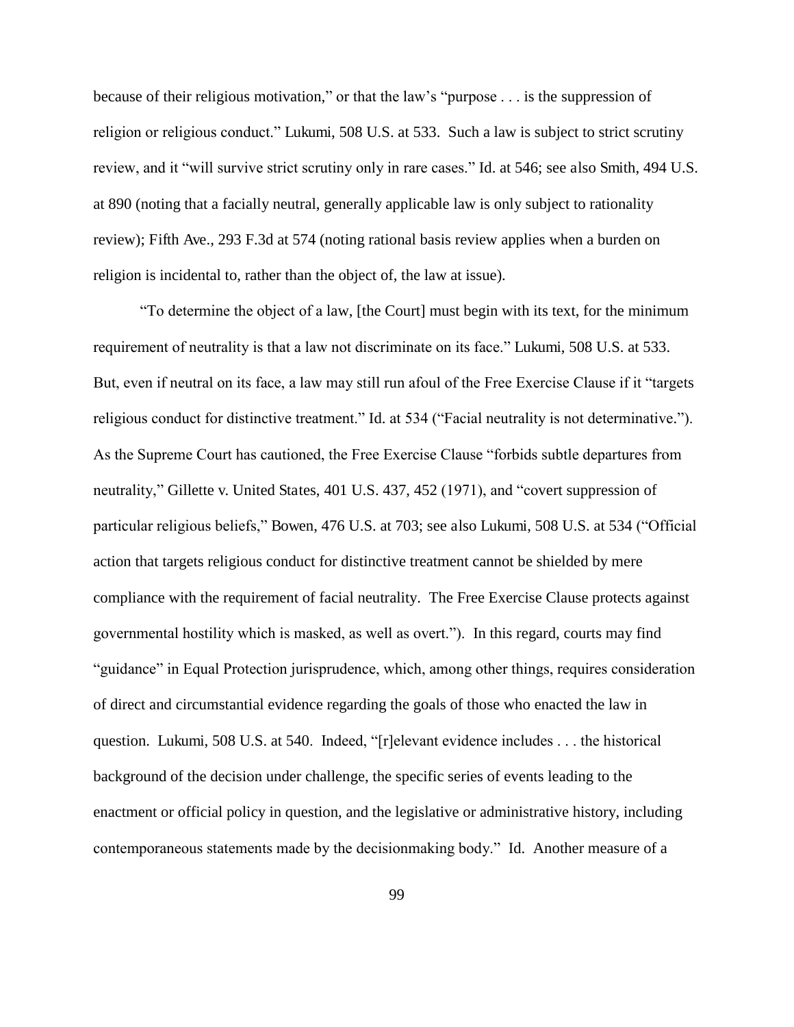because of their religious motivation," or that the law's "purpose . . . is the suppression of religion or religious conduct." Lukumi, 508 U.S. at 533. Such a law is subject to strict scrutiny review, and it "will survive strict scrutiny only in rare cases." Id. at 546; see also Smith, 494 U.S. at 890 (noting that a facially neutral, generally applicable law is only subject to rationality review); Fifth Ave., 293 F.3d at 574 (noting rational basis review applies when a burden on religion is incidental to, rather than the object of, the law at issue).

"To determine the object of a law, [the Court] must begin with its text, for the minimum requirement of neutrality is that a law not discriminate on its face." Lukumi, 508 U.S. at 533. But, even if neutral on its face, a law may still run afoul of the Free Exercise Clause if it "targets religious conduct for distinctive treatment." Id. at 534 ("Facial neutrality is not determinative."). As the Supreme Court has cautioned, the Free Exercise Clause "forbids subtle departures from neutrality," Gillette v. United States, 401 U.S. 437, 452 (1971), and "covert suppression of particular religious beliefs," Bowen, 476 U.S. at 703; see also Lukumi, 508 U.S. at 534 ("Official action that targets religious conduct for distinctive treatment cannot be shielded by mere compliance with the requirement of facial neutrality. The Free Exercise Clause protects against governmental hostility which is masked, as well as overt."). In this regard, courts may find "guidance" in Equal Protection jurisprudence, which, among other things, requires consideration of direct and circumstantial evidence regarding the goals of those who enacted the law in question. Lukumi, 508 U.S. at 540. Indeed, "[r]elevant evidence includes . . . the historical background of the decision under challenge, the specific series of events leading to the enactment or official policy in question, and the legislative or administrative history, including contemporaneous statements made by the decisionmaking body." Id. Another measure of a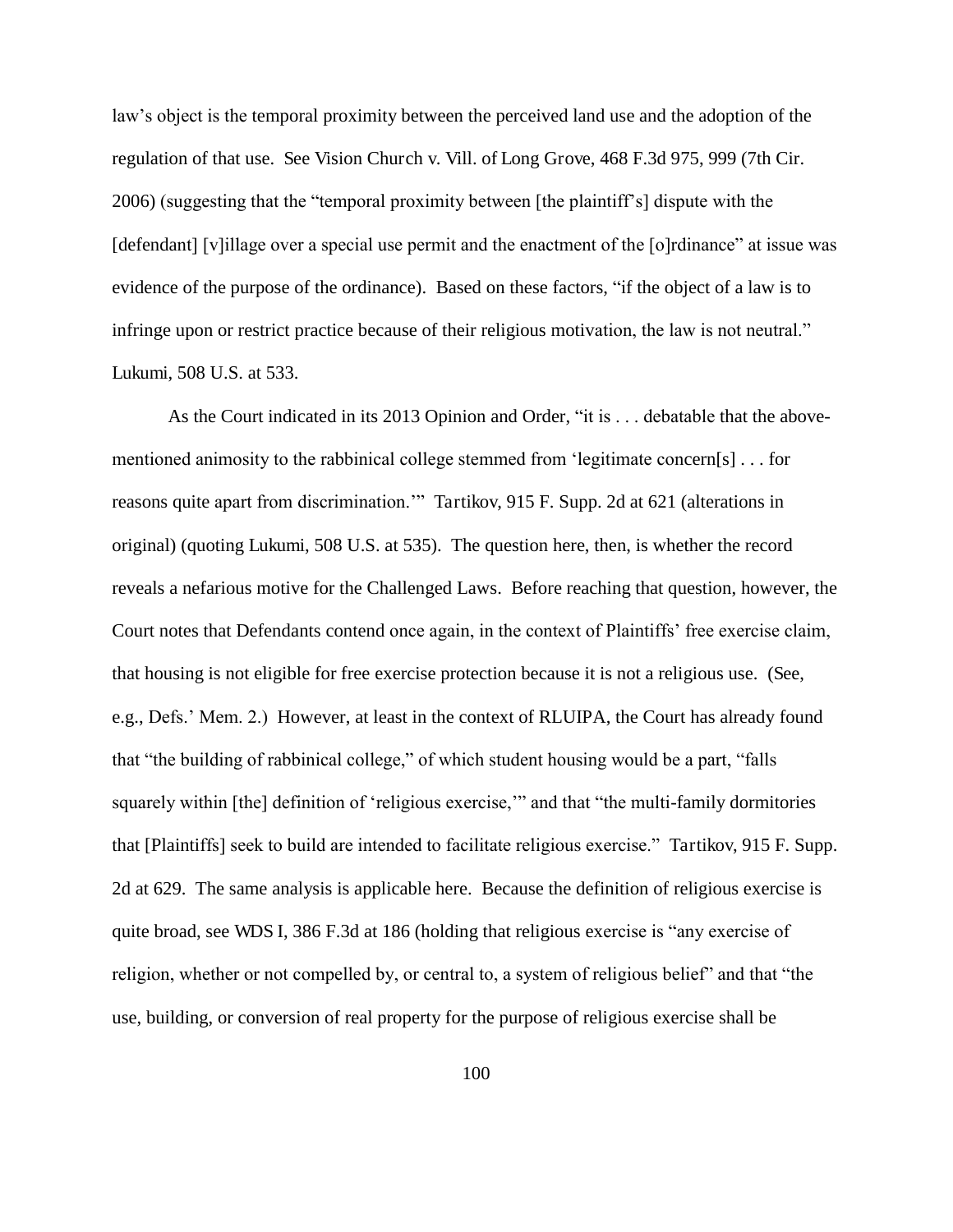law's object is the temporal proximity between the perceived land use and the adoption of the regulation of that use. See Vision Church v. Vill. of Long Grove, 468 F.3d 975, 999 (7th Cir. 2006) (suggesting that the "temporal proximity between [the plaintiff's] dispute with the [defendant] [v]illage over a special use permit and the enactment of the [o]rdinance" at issue was evidence of the purpose of the ordinance). Based on these factors, "if the object of a law is to infringe upon or restrict practice because of their religious motivation, the law is not neutral." Lukumi, 508 U.S. at 533.

As the Court indicated in its 2013 Opinion and Order, "it is . . . debatable that the above-mentioned animosity to the rabbinical college stemmed from 'legitimate concern[s] . . . for reasons quite apart from discrimination.'" Tartikov, 915 F. Supp. 2d at 621 (alterations in original) (quoting Lukumi, 508 U.S. at 535). The question here, then, is whether the record reveals a nefarious motive for the Challenged Laws. Before reaching that question, however, the Court notes that Defendants contend once again, in the context of Plaintiffs' free exercise claim, that housing is not eligible for free exercise protection because it is not a religious use. (See, e.g., Defs.' Mem. 2.) However, at least in the context of RLUIPA, the Court has already found that "the building of rabbinical college," of which student housing would be a part, "falls squarely within [the] definition of 'religious exercise,'" and that "the multi-family dormitories that [Plaintiffs] seek to build are intended to facilitate religious exercise." Tartikov, 915 F. Supp. 2d at 629. The same analysis is applicable here. Because the definition of religious exercise is quite broad, see WDS I, 386 F.3d at 186 (holding that religious exercise is "any exercise of religion, whether or not compelled by, or central to, a system of religious belief" and that "the use, building, or conversion of real property for the purpose of religious exercise shall be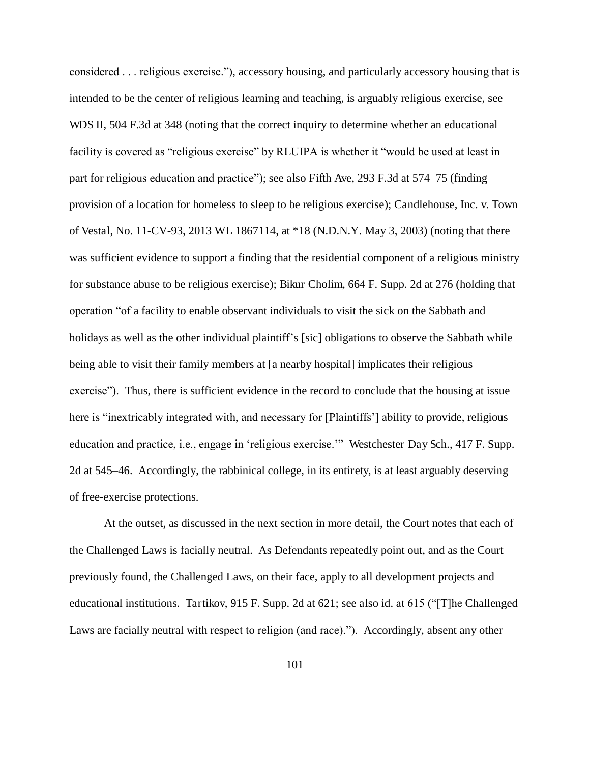considered . . . religious exercise."), accessory housing, and particularly accessory housing that is intended to be the center of religious learning and teaching, is arguably religious exercise, see WDS II, 504 F.3d at 348 (noting that the correct inquiry to determine whether an educational facility is covered as "religious exercise" by RLUIPA is whether it "would be used at least in part for religious education and practice"); see also Fifth Ave, 293 F.3d at 574–75 (finding provision of a location for homeless to sleep to be religious exercise); Candlehouse, Inc. v. Town of Vestal, No. 11-CV-93, 2013 WL 1867114, at *18 (N.D.N.Y. May 3, 2003) (noting that there was sufficient evidence to support a finding that the residential component of a religious ministry for substance abuse to be religious exercise); Bikur Cholim, 664 F. Supp. 2d at 276 (holding that operation "of a facility to enable observant individuals to visit the sick on the Sabbath and holidays as well as the other individual plaintiff's [sic] obligations to observe the Sabbath while being able to visit their family members at [a nearby hospital] implicates their religious exercise"). Thus, there is sufficient evidence in the record to conclude that the housing at issue here is "inextricably integrated with, and necessary for [Plaintiffs'] ability to provide, religious education and practice, i.e., engage in 'religious exercise.'" Westchester Day Sch., 417 F. Supp. 2d at 545–46. Accordingly, the rabbinical college, in its entirety, is at least arguably deserving of free-exercise protections.

At the outset, as discussed in the next section in more detail, the Court notes that each of the Challenged Laws is facially neutral. As Defendants repeatedly point out, and as the Court previously found, the Challenged Laws, on their face, apply to all development projects and educational institutions. Tartikov, 915 F. Supp. 2d at 621; see also id. at 615 ("[T]he Challenged Laws are facially neutral with respect to religion (and race)."). Accordingly, absent any other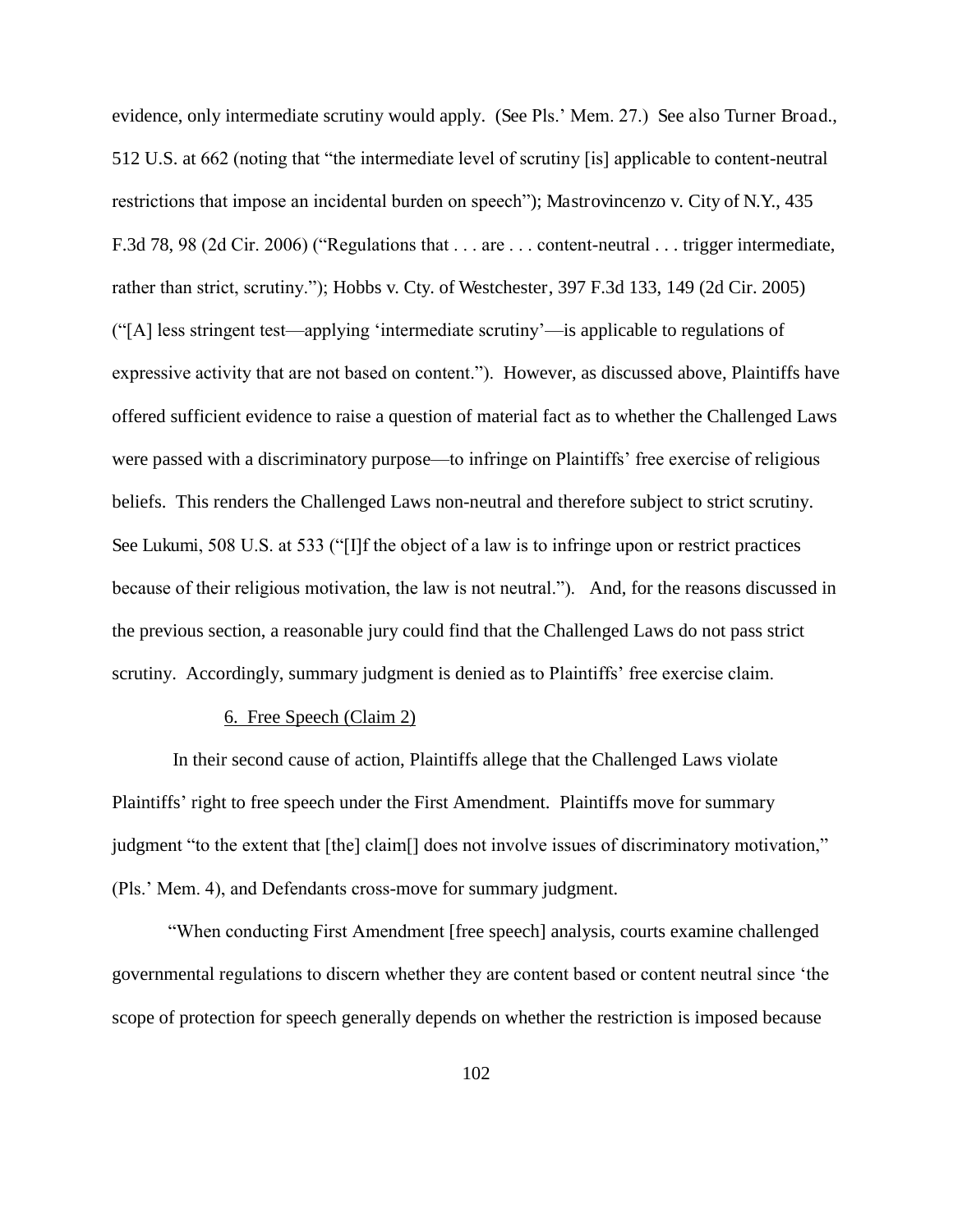evidence, only intermediate scrutiny would apply. (See Pls.' Mem. 27.) See also Turner Broad., 512 U.S. at 662 (noting that "the intermediate level of scrutiny [is] applicable to content-neutral restrictions that impose an incidental burden on speech"); Mastrovincenzo v. City of N.Y., 435 F.3d 78, 98 (2d Cir. 2006) ("Regulations that . . . are . . . content-neutral . . . trigger intermediate, rather than strict, scrutiny."); Hobbs v. Cty. of Westchester, 397 F.3d 133, 149 (2d Cir. 2005) ("[A] less stringent test—applying 'intermediate scrutiny'—is applicable to regulations of expressive activity that are not based on content."). However, as discussed above, Plaintiffs have offered sufficient evidence to raise a question of material fact as to whether the Challenged Laws were passed with a discriminatory purpose—to infringe on Plaintiffs' free exercise of religious beliefs. This renders the Challenged Laws non-neutral and therefore subject to strict scrutiny. See Lukumi, 508 U.S. at 533 ("[I]f the object of a law is to infringe upon or restrict practices because of their religious motivation, the law is not neutral."). And, for the reasons discussed in the previous section, a reasonable jury could find that the Challenged Laws do not pass strict scrutiny. Accordingly, summary judgment is denied as to Plaintiffs' free exercise claim.

6. Free Speech (Claim 2)

In their second cause of action, Plaintiffs allege that the Challenged Laws violate Plaintiffs' right to free speech under the First Amendment. Plaintiffs move for summary judgment "to the extent that [the] claim[] does not involve issues of discriminatory motivation," (Pls.' Mem. 4), and Defendants cross-move for summary judgment.

"When conducting First Amendment [free speech] analysis, courts examine challenged governmental regulations to discern whether they are content based or content neutral since 'the scope of protection for speech generally depends on whether the restriction is imposed because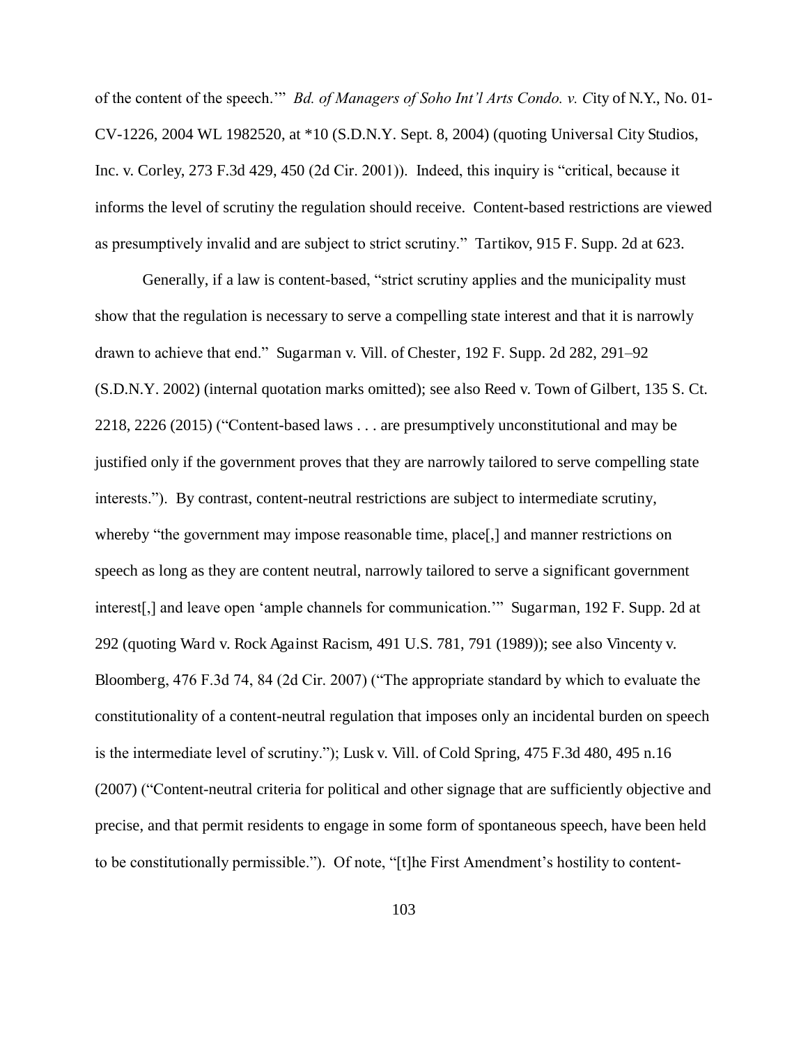of the content of the speech.'" *Bd. of Managers of Soho Int'l Arts Condo. v. C*ity of N.Y., No. 01-CV-1226, 2004 WL 1982520, at *10 (S.D.N.Y. Sept. 8, 2004) (quoting Universal City Studios, Inc. v. Corley, 273 F.3d 429, 450 (2d Cir. 2001)). Indeed, this inquiry is "critical, because it informs the level of scrutiny the regulation should receive. Content-based restrictions are viewed as presumptively invalid and are subject to strict scrutiny." Tartikov, 915 F. Supp. 2d at 623.

Generally, if a law is content-based, "strict scrutiny applies and the municipality must show that the regulation is necessary to serve a compelling state interest and that it is narrowly drawn to achieve that end." Sugarman v. Vill. of Chester, 192 F. Supp. 2d 282, 291–92 (S.D.N.Y. 2002) (internal quotation marks omitted); see also Reed v. Town of Gilbert, 135 S. Ct. 2218, 2226 (2015) ("Content-based laws . . . are presumptively unconstitutional and may be justified only if the government proves that they are narrowly tailored to serve compelling state interests."). By contrast, content-neutral restrictions are subject to intermediate scrutiny, whereby "the government may impose reasonable time, place[,] and manner restrictions on speech as long as they are content neutral, narrowly tailored to serve a significant government interest[,] and leave open 'ample channels for communication.'" Sugarman, 192 F. Supp. 2d at 292 (quoting Ward v. Rock Against Racism, 491 U.S. 781, 791 (1989)); see also Vincenty v. Bloomberg, 476 F.3d 74, 84 (2d Cir. 2007) ("The appropriate standard by which to evaluate the constitutionality of a content-neutral regulation that imposes only an incidental burden on speech is the intermediate level of scrutiny."); Lusk v. Vill. of Cold Spring, 475 F.3d 480, 495 n.16 (2007) ("Content-neutral criteria for political and other signage that are sufficiently objective and precise, and that permit residents to engage in some form of spontaneous speech, have been held to be constitutionally permissible."). Of note, "[t]he First Amendment's hostility to content-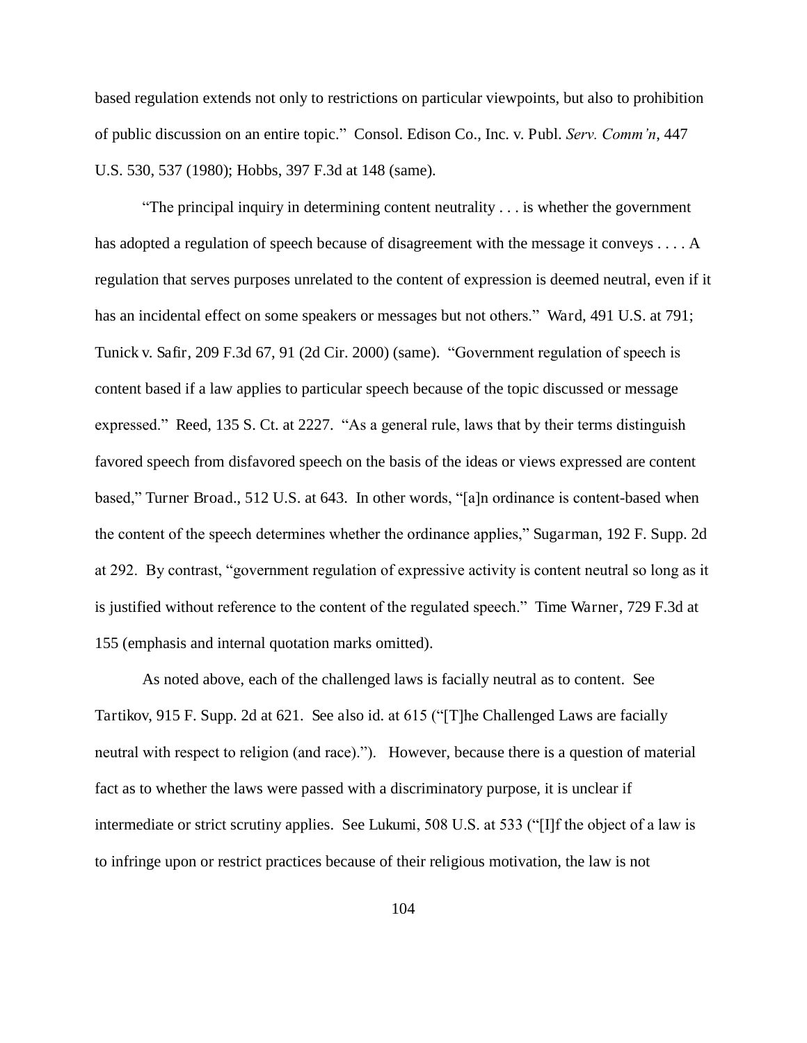based regulation extends not only to restrictions on particular viewpoints, but also to prohibition of public discussion on an entire topic." Consol. Edison Co., Inc. v. Publ. *Serv. Comm'n*, 447 U.S. 530, 537 (1980); Hobbs, 397 F.3d at 148 (same).

"The principal inquiry in determining content neutrality . . . is whether the government has adopted a regulation of speech because of disagreement with the message it conveys . . . . A regulation that serves purposes unrelated to the content of expression is deemed neutral, even if it has an incidental effect on some speakers or messages but not others." Ward, 491 U.S. at 791; Tunick v. Safir, 209 F.3d 67, 91 (2d Cir. 2000) (same). "Government regulation of speech is content based if a law applies to particular speech because of the topic discussed or message expressed." Reed, 135 S. Ct. at 2227. "As a general rule, laws that by their terms distinguish favored speech from disfavored speech on the basis of the ideas or views expressed are content based," Turner Broad., 512 U.S. at 643. In other words, "[a]n ordinance is content-based when the content of the speech determines whether the ordinance applies," Sugarman, 192 F. Supp. 2d at 292. By contrast, "government regulation of expressive activity is content neutral so long as it is justified without reference to the content of the regulated speech." Time Warner, 729 F.3d at 155 (emphasis and internal quotation marks omitted).

As noted above, each of the challenged laws is facially neutral as to content. See Tartikov, 915 F. Supp. 2d at 621. See also id. at 615 ("[T]he Challenged Laws are facially neutral with respect to religion (and race)."). However, because there is a question of material fact as to whether the laws were passed with a discriminatory purpose, it is unclear if intermediate or strict scrutiny applies. See Lukumi, 508 U.S. at 533 ("[I]f the object of a law is to infringe upon or restrict practices because of their religious motivation, the law is not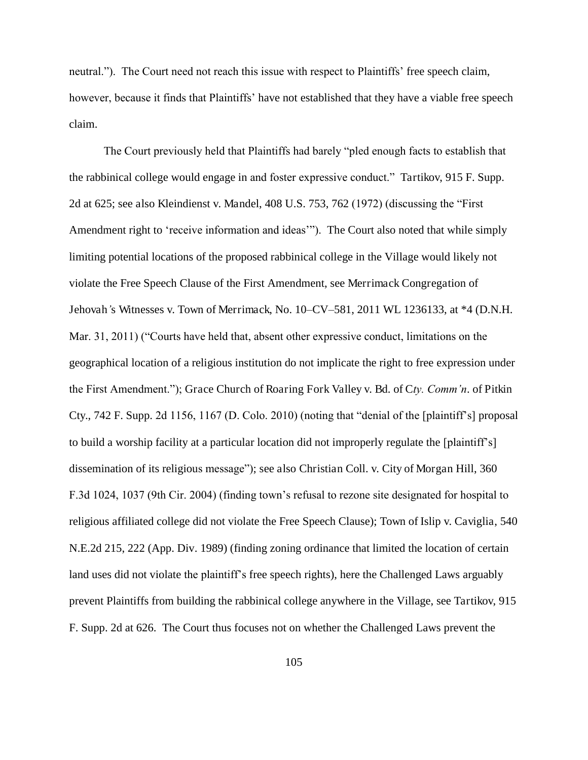neutral."). The Court need not reach this issue with respect to Plaintiffs' free speech claim, however, because it finds that Plaintiffs' have not established that they have a viable free speech claim.

The Court previously held that Plaintiffs had barely "pled enough facts to establish that the rabbinical college would engage in and foster expressive conduct." Tartikov, 915 F. Supp. 2d at 625; see also Kleindienst v. Mandel, 408 U.S. 753, 762 (1972) (discussing the "First Amendment right to 'receive information and ideas'"). The Court also noted that while simply limiting potential locations of the proposed rabbinical college in the Village would likely not violate the Free Speech Clause of the First Amendment, see Merrimack Congregation of Jehovah's Witnesses v. Town of Merrimack, No. 10–CV–581, 2011 WL 1236133, at *4 (D.N.H. Mar. 31, 2011) ("Courts have held that, absent other expressive conduct, limitations on the geographical location of a religious institution do not implicate the right to free expression under the First Amendment."); Grace Church of Roaring Fork Valley v. Bd. of C*ty. Comm'n*. of Pitkin Cty., 742 F. Supp. 2d 1156, 1167 (D. Colo. 2010) (noting that "denial of the [plaintiff's] proposal to build a worship facility at a particular location did not improperly regulate the [plaintiff's] dissemination of its religious message"); see also Christian Coll. v. City of Morgan Hill, 360 F.3d 1024, 1037 (9th Cir. 2004) (finding town's refusal to rezone site designated for hospital to religious affiliated college did not violate the Free Speech Clause); Town of Islip v. Caviglia, 540 N.E.2d 215, 222 (App. Div. 1989) (finding zoning ordinance that limited the location of certain land uses did not violate the plaintiff's free speech rights), here the Challenged Laws arguably prevent Plaintiffs from building the rabbinical college anywhere in the Village, see Tartikov, 915 F. Supp. 2d at 626. The Court thus focuses not on whether the Challenged Laws prevent the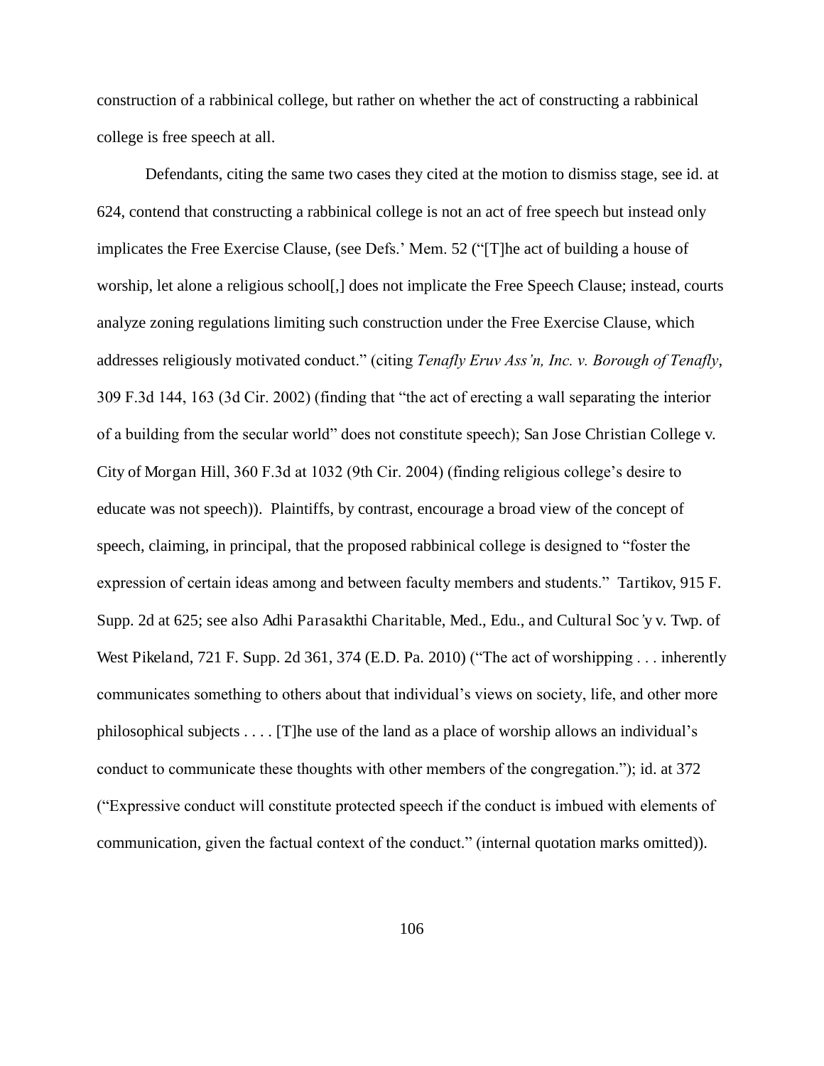construction of a rabbinical college, but rather on whether the act of constructing a rabbinical college is free speech at all.

Defendants, citing the same two cases they cited at the motion to dismiss stage, see id. at 624, contend that constructing a rabbinical college is not an act of free speech but instead only implicates the Free Exercise Clause, (see Defs.' Mem. 52 ("[T]he act of building a house of worship, let alone a religious school[,] does not implicate the Free Speech Clause; instead, courts analyze zoning regulations limiting such construction under the Free Exercise Clause, which addresses religiously motivated conduct." (citing *Tenafly Eruv Ass'n, Inc. v. Borough of Tenafly*, 309 F.3d 144, 163 (3d Cir. 2002) (finding that "the act of erecting a wall separating the interior of a building from the secular world" does not constitute speech); San Jose Christian College v. City of Morgan Hill, 360 F.3d at 1032 (9th Cir. 2004) (finding religious college's desire to educate was not speech)). Plaintiffs, by contrast, encourage a broad view of the concept of speech, claiming, in principal, that the proposed rabbinical college is designed to "foster the expression of certain ideas among and between faculty members and students." Tartikov, 915 F. Supp. 2d at 625; see also Adhi Parasakthi Charitable, Med., Edu., and Cultural Soc'y v. Twp. of West Pikeland, 721 F. Supp. 2d 361, 374 (E.D. Pa. 2010) ("The act of worshipping . . . inherently communicates something to others about that individual's views on society, life, and other more philosophical subjects . . . . [T]he use of the land as a place of worship allows an individual's conduct to communicate these thoughts with other members of the congregation."); id. at 372 ("Expressive conduct will constitute protected speech if the conduct is imbued with elements of communication, given the factual context of the conduct." (internal quotation marks omitted)).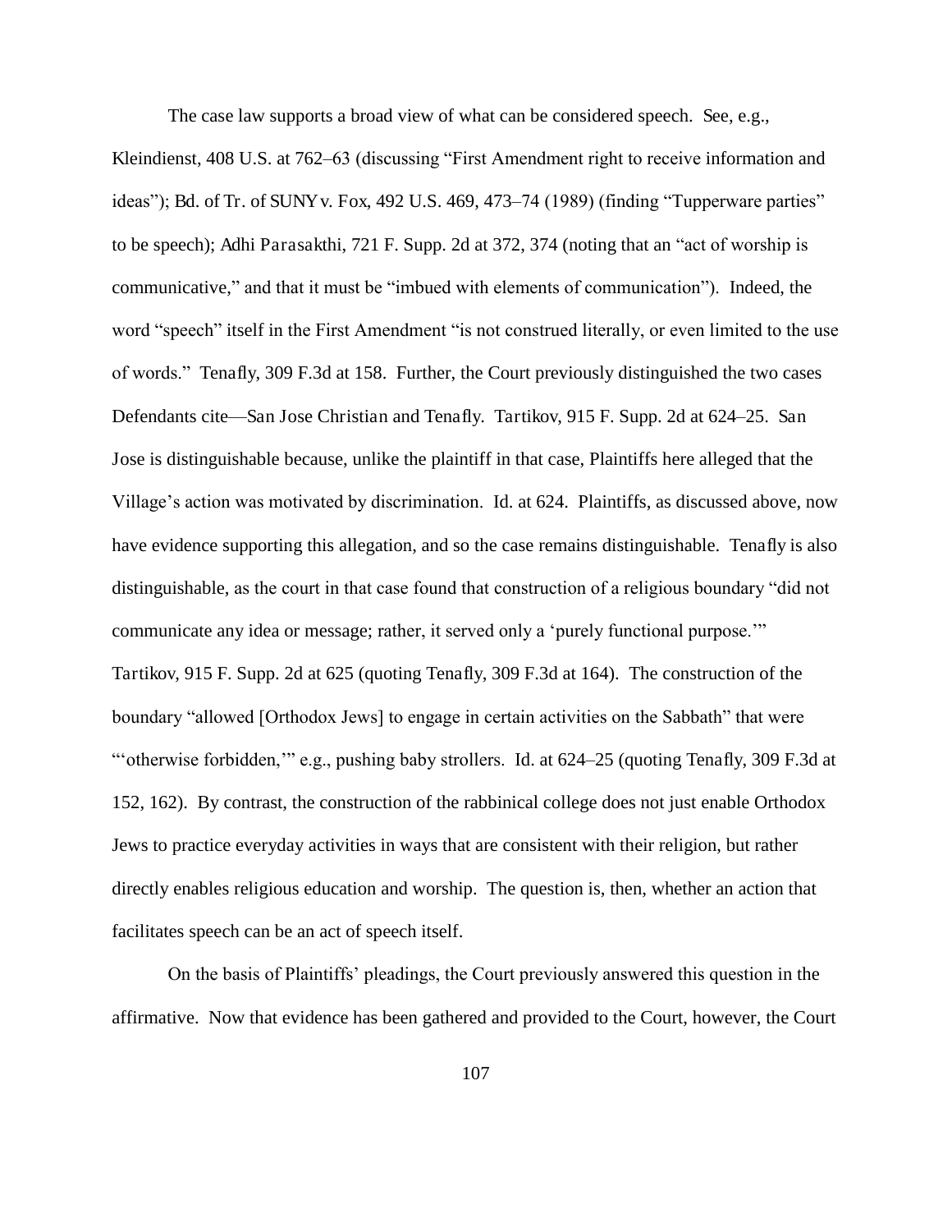The case law supports a broad view of what can be considered speech. See, e.g., Kleindienst, 408 U.S. at 762–63 (discussing "First Amendment right to receive information and ideas"); Bd. of Tr. of SUNY v. Fox, 492 U.S. 469, 473–74 (1989) (finding "Tupperware parties" to be speech); Adhi Parasakthi, 721 F. Supp. 2d at 372, 374 (noting that an "act of worship is communicative," and that it must be "imbued with elements of communication"). Indeed, the word "speech" itself in the First Amendment "is not construed literally, or even limited to the use of words." Tenafly, 309 F.3d at 158. Further, the Court previously distinguished the two cases Defendants cite—San Jose Christian and Tenafly. Tartikov, 915 F. Supp. 2d at 624–25. San Jose is distinguishable because, unlike the plaintiff in that case, Plaintiffs here alleged that the Village's action was motivated by discrimination. Id. at 624. Plaintiffs, as discussed above, now have evidence supporting this allegation, and so the case remains distinguishable. Tenafly is also distinguishable, as the court in that case found that construction of a religious boundary "did not communicate any idea or message; rather, it served only a 'purely functional purpose.'" Tartikov, 915 F. Supp. 2d at 625 (quoting Tenafly, 309 F.3d at 164). The construction of the boundary "allowed [Orthodox Jews] to engage in certain activities on the Sabbath" that were "'otherwise forbidden,'" e.g., pushing baby strollers. Id. at 624–25 (quoting Tenafly, 309 F.3d at 152, 162). By contrast, the construction of the rabbinical college does not just enable Orthodox Jews to practice everyday activities in ways that are consistent with their religion, but rather directly enables religious education and worship. The question is, then, whether an action that facilitates speech can be an act of speech itself.

On the basis of Plaintiffs' pleadings, the Court previously answered this question in the affirmative. Now that evidence has been gathered and provided to the Court, however, the Court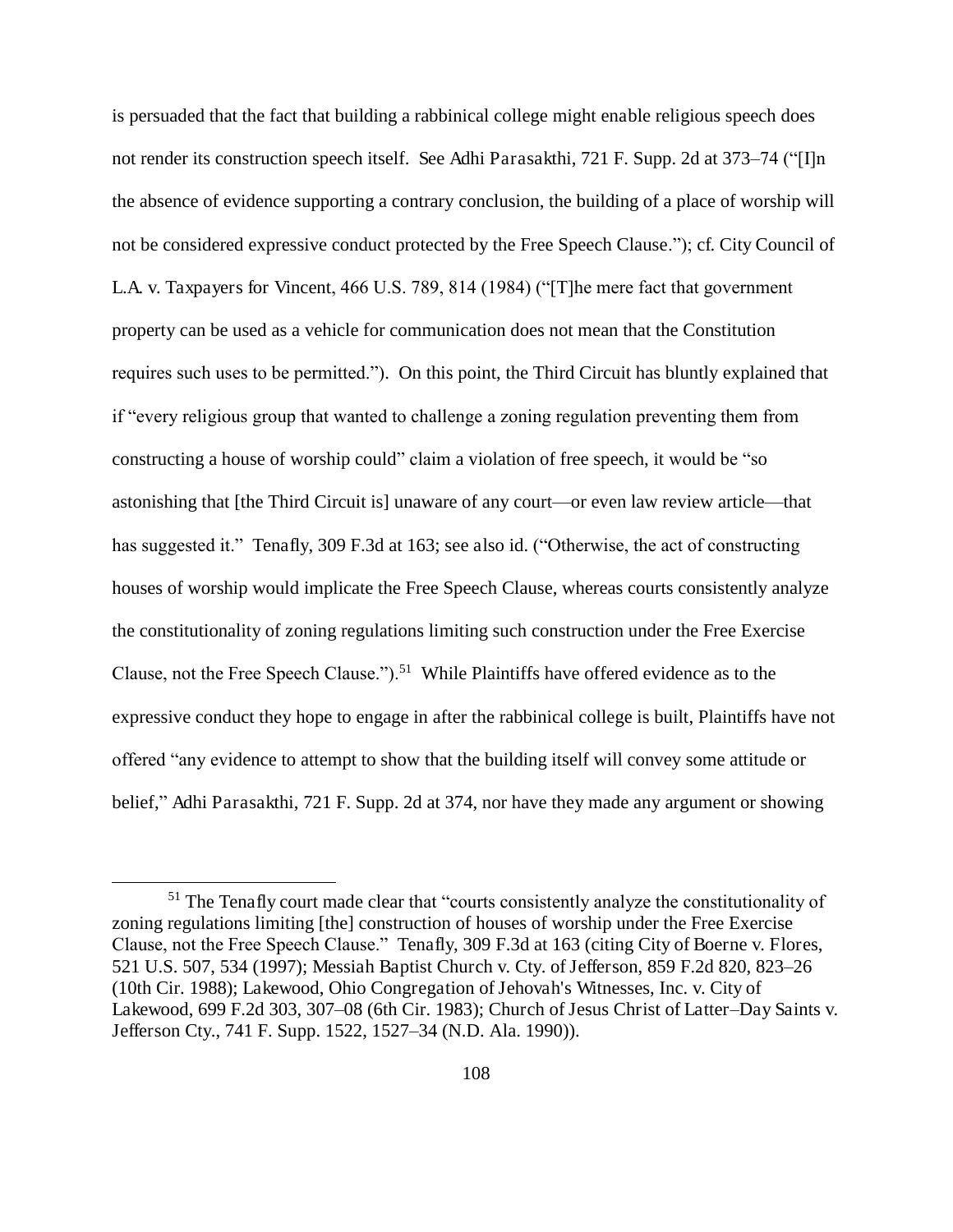is persuaded that the fact that building a rabbinical college might enable religious speech does not render its construction speech itself. See Adhi Parasakthi, 721 F. Supp. 2d at 373–74 ("[I]n the absence of evidence supporting a contrary conclusion, the building of a place of worship will not be considered expressive conduct protected by the Free Speech Clause."); cf. City Council of L.A. v. Taxpayers for Vincent, 466 U.S. 789, 814 (1984) ("[T]he mere fact that government property can be used as a vehicle for communication does not mean that the Constitution requires such uses to be permitted."). On this point, the Third Circuit has bluntly explained that if "every religious group that wanted to challenge a zoning regulation preventing them from constructing a house of worship could" claim a violation of free speech, it would be "so astonishing that [the Third Circuit is] unaware of any court—or even law review article—that has suggested it." Tenafly, 309 F.3d at 163; see also id. ("Otherwise, the act of constructing houses of worship would implicate the Free Speech Clause, whereas courts consistently analyze the constitutionality of zoning regulations limiting such construction under the Free Exercise Clause, not the Free Speech Clause.").[51] While Plaintiffs have offered evidence as to the expressive conduct they hope to engage in after the rabbinical college is built, Plaintiffs have not offered "any evidence to attempt to show that the building itself will convey some attitude or belief," Adhi Parasakthi, 721 F. Supp. 2d at 374, nor have they made any argument or showing

[51] The Tenafly court made clear that "courts consistently analyze the constitutionality of zoning regulations limiting [the] construction of houses of worship under the Free Exercise Clause, not the Free Speech Clause." Tenafly, 309 F.3d at 163 (citing City of Boerne v. Flores, 521 U.S. 507, 534 (1997); Messiah Baptist Church v. Cty. of Jefferson, 859 F.2d 820, 823–26 (10th Cir. 1988); Lakewood, Ohio Congregation of Jehovah's Witnesses, Inc. v. City of Lakewood, 699 F.2d 303, 307–08 (6th Cir. 1983); Church of Jesus Christ of Latter–Day Saints v. Jefferson Cty., 741 F. Supp. 1522, 1527–34 (N.D. Ala. 1990)).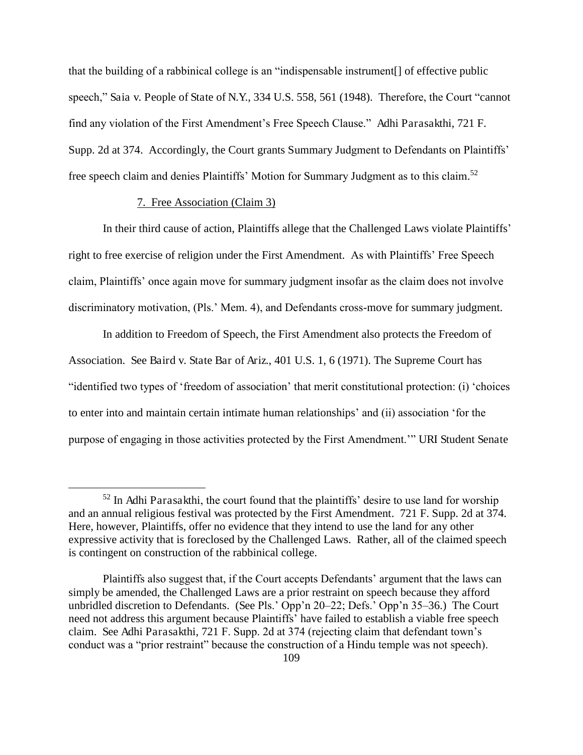that the building of a rabbinical college is an "indispensable instrument[] of effective public speech," Saia v. People of State of N.Y., 334 U.S. 558, 561 (1948). Therefore, the Court "cannot find any violation of the First Amendment's Free Speech Clause." Adhi Parasakthi, 721 F. Supp. 2d at 374. Accordingly, the Court grants Summary Judgment to Defendants on Plaintiffs' free speech claim and denies Plaintiffs' Motion for Summary Judgment as to this claim.[52]

7. Free Association (Claim 3)

In their third cause of action, Plaintiffs allege that the Challenged Laws violate Plaintiffs' right to free exercise of religion under the First Amendment. As with Plaintiffs' Free Speech claim, Plaintiffs' once again move for summary judgment insofar as the claim does not involve discriminatory motivation, (Pls.' Mem. 4), and Defendants cross-move for summary judgment.

In addition to Freedom of Speech, the First Amendment also protects the Freedom of Association. See Baird v. State Bar of Ariz., 401 U.S. 1, 6 (1971). The Supreme Court has "identified two types of 'freedom of association' that merit constitutional protection: (i) 'choices to enter into and maintain certain intimate human relationships' and (ii) association 'for the purpose of engaging in those activities protected by the First Amendment.'" URI Student Senate

---

[52] In Adhi Parasakthi, the court found that the plaintiffs' desire to use land for worship and an annual religious festival was protected by the First Amendment. 721 F. Supp. 2d at 374. Here, however, Plaintiffs, offer no evidence that they intend to use the land for any other expressive activity that is foreclosed by the Challenged Laws. Rather, all of the claimed speech is contingent on construction of the rabbinical college.

Plaintiffs also suggest that, if the Court accepts Defendants' argument that the laws can simply be amended, the Challenged Laws are a prior restraint on speech because they afford unbridled discretion to Defendants. (See Pls.' Opp'n 20–22; Defs.' Opp'n 35–36.) The Court need not address this argument because Plaintiffs' have failed to establish a viable free speech claim. See Adhi Parasakthi, 721 F. Supp. 2d at 374 (rejecting claim that defendant town's conduct was a "prior restraint" because the construction of a Hindu temple was not speech).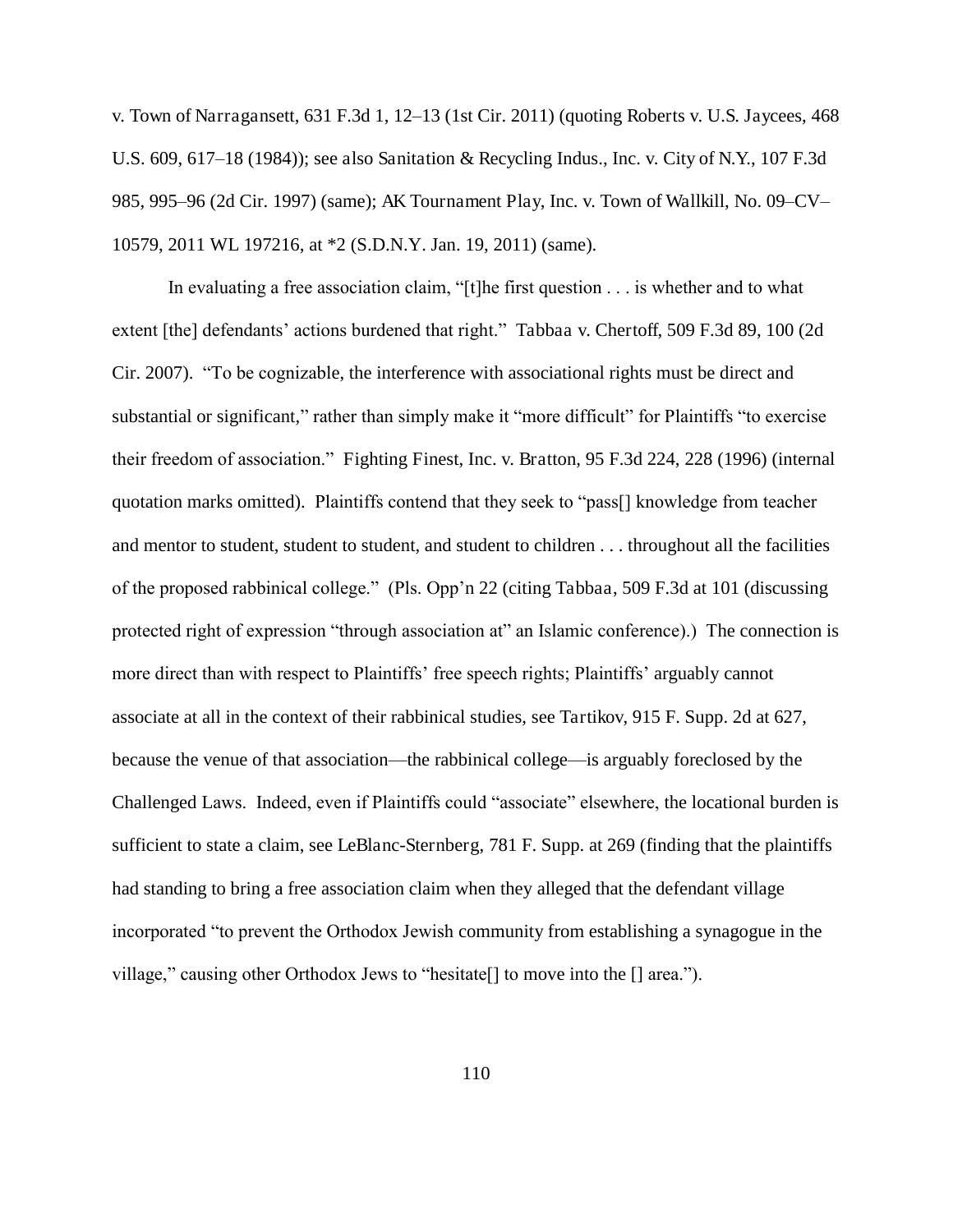v. Town of Narragansett, 631 F.3d 1, 12–13 (1st Cir. 2011) (quoting Roberts v. U.S. Jaycees, 468 U.S. 609, 617–18 (1984)); see also Sanitation & Recycling Indus., Inc. v. City of N.Y., 107 F.3d 985, 995–96 (2d Cir. 1997) (same); AK Tournament Play, Inc. v. Town of Wallkill, No. 09–CV–10579, 2011 WL 197216, at *2 (S.D.N.Y. Jan. 19, 2011) (same).

In evaluating a free association claim, "[t]he first question . . . is whether and to what extent [the] defendants' actions burdened that right." Tabbaa v. Chertoff, 509 F.3d 89, 100 (2d Cir. 2007). "To be cognizable, the interference with associational rights must be direct and substantial or significant," rather than simply make it "more difficult" for Plaintiffs "to exercise their freedom of association." Fighting Finest, Inc. v. Bratton, 95 F.3d 224, 228 (1996) (internal quotation marks omitted). Plaintiffs contend that they seek to "pass[] knowledge from teacher and mentor to student, student to student, and student to children . . . throughout all the facilities of the proposed rabbinical college." (Pls. Opp'n 22 (citing Tabbaa, 509 F.3d at 101 (discussing protected right of expression "through association at" an Islamic conference).) The connection is more direct than with respect to Plaintiffs' free speech rights; Plaintiffs' arguably cannot associate at all in the context of their rabbinical studies, see Tartikov, 915 F. Supp. 2d at 627, because the venue of that association—the rabbinical college—is arguably foreclosed by the Challenged Laws. Indeed, even if Plaintiffs could "associate" elsewhere, the locational burden is sufficient to state a claim, see LeBlanc-Sternberg, 781 F. Supp. at 269 (finding that the plaintiffs had standing to bring a free association claim when they alleged that the defendant village incorporated "to prevent the Orthodox Jewish community from establishing a synagogue in the village," causing other Orthodox Jews to "hesitate[] to move into the [] area.").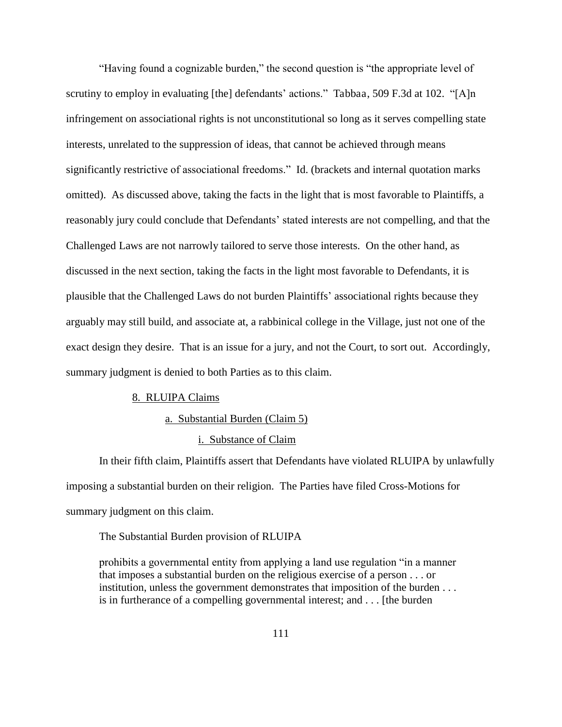"Having found a cognizable burden," the second question is "the appropriate level of scrutiny to employ in evaluating [the] defendants' actions." *Tabbaa*, 509 F.3d at 102. "[A]n infringement on associational rights is not unconstitutional so long as it serves compelling state interests, unrelated to the suppression of ideas, that cannot be achieved through means significantly restrictive of associational freedoms." *Id.* (brackets and internal quotation marks omitted). As discussed above, taking the facts in the light that is most favorable to Plaintiffs, a reasonably jury could conclude that Defendants' stated interests are not compelling, and that the Challenged Laws are not narrowly tailored to serve those interests. On the other hand, as discussed in the next section, taking the facts in the light most favorable to Defendants, it is plausible that the Challenged Laws do not burden Plaintiffs' associational rights because they arguably may still build, and associate at, a rabbinical college in the Village, just not one of the exact design they desire. That is an issue for a jury, and not the Court, to sort out. Accordingly, summary judgment is denied to both Parties as to this claim.

8. RLUIPA Claims

a. Substantial Burden (Claim 5)

i. Substance of Claim

In their fifth claim, Plaintiffs assert that Defendants have violated RLUIPA by unlawfully imposing a substantial burden on their religion. The Parties have filed Cross-Motions for summary judgment on this claim.

The Substantial Burden provision of RLUIPA

> prohibits a governmental entity from applying a land use regulation "in a manner that imposes a substantial burden on the religious exercise of a person . . . or institution, unless the government demonstrates that imposition of the burden . . . is in furtherance of a compelling governmental interest; and . . . [the burden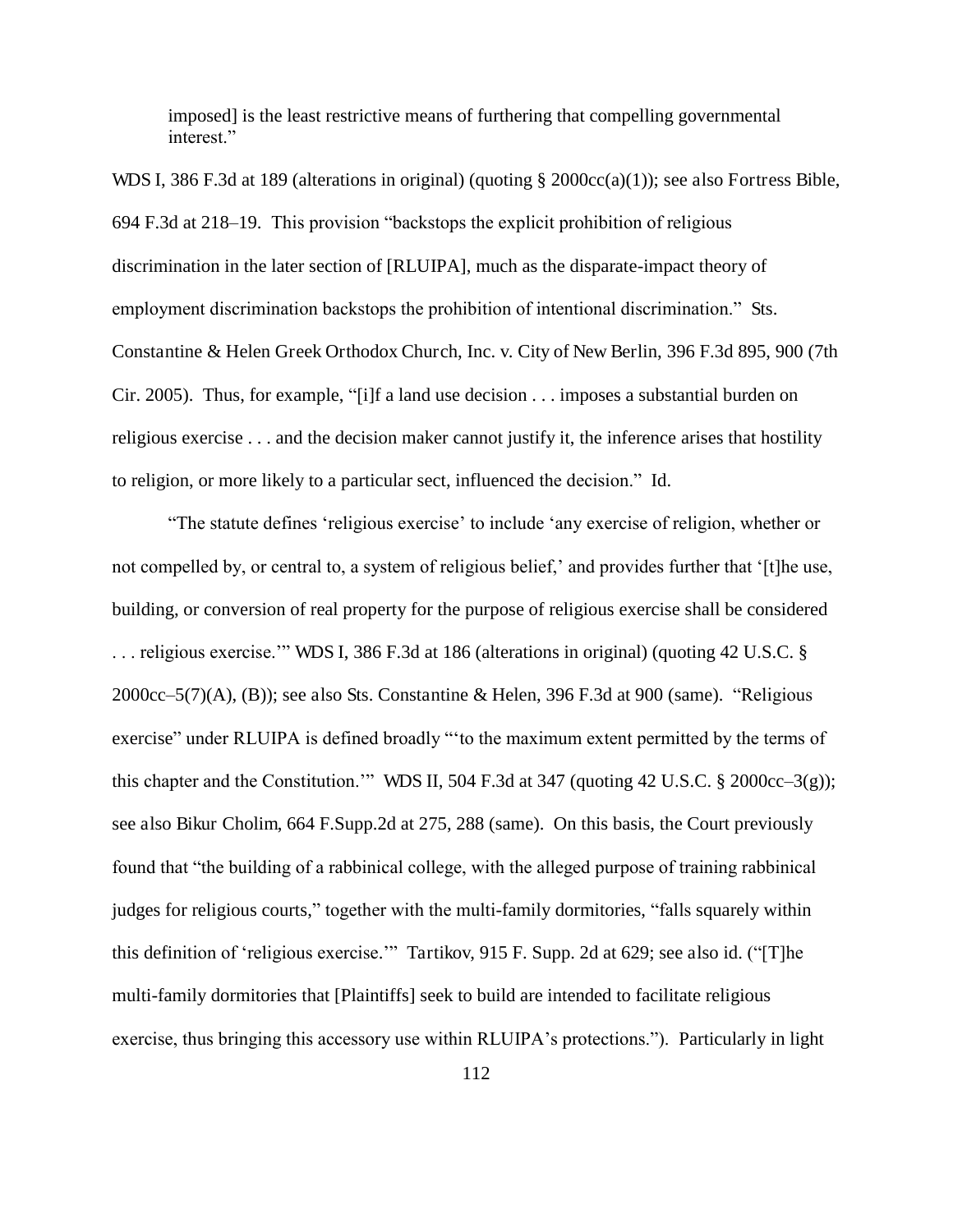> imposed] is the least restrictive means of furthering that compelling governmental interest."

WDS I, 386 F.3d at 189 (alterations in original) (quoting § 2000cc(a)(1)); see also Fortress Bible, 694 F.3d at 218–19. This provision "backstops the explicit prohibition of religious discrimination in the later section of [RLUIPA], much as the disparate-impact theory of employment discrimination backstops the prohibition of intentional discrimination." Sts. Constantine & Helen Greek Orthodox Church, Inc. v. City of New Berlin, 396 F.3d 895, 900 (7th Cir. 2005). Thus, for example, "[i]f a land use decision . . . imposes a substantial burden on religious exercise . . . and the decision maker cannot justify it, the inference arises that hostility to religion, or more likely to a particular sect, influenced the decision." Id.

"The statute defines 'religious exercise' to include 'any exercise of religion, whether or not compelled by, or central to, a system of religious belief,' and provides further that '[t]he use, building, or conversion of real property for the purpose of religious exercise shall be considered . . . religious exercise.'" WDS I, 386 F.3d at 186 (alterations in original) (quoting 42 U.S.C. § 2000cc–5(7)(A), (B)); see also Sts. Constantine & Helen, 396 F.3d at 900 (same). "Religious exercise" under RLUIPA is defined broadly "'to the maximum extent permitted by the terms of this chapter and the Constitution.'" WDS II, 504 F.3d at 347 (quoting 42 U.S.C. § 2000cc–3(g)); see also Bikur Cholim, 664 F.Supp.2d at 275, 288 (same). On this basis, the Court previously found that "the building of a rabbinical college, with the alleged purpose of training rabbinical judges for religious courts," together with the multi-family dormitories, "falls squarely within this definition of 'religious exercise.'" Tartikov, 915 F. Supp. 2d at 629; see also id. ("[T]he multi-family dormitories that [Plaintiffs] seek to build are intended to facilitate religious exercise, thus bringing this accessory use within RLUIPA's protections."). Particularly in light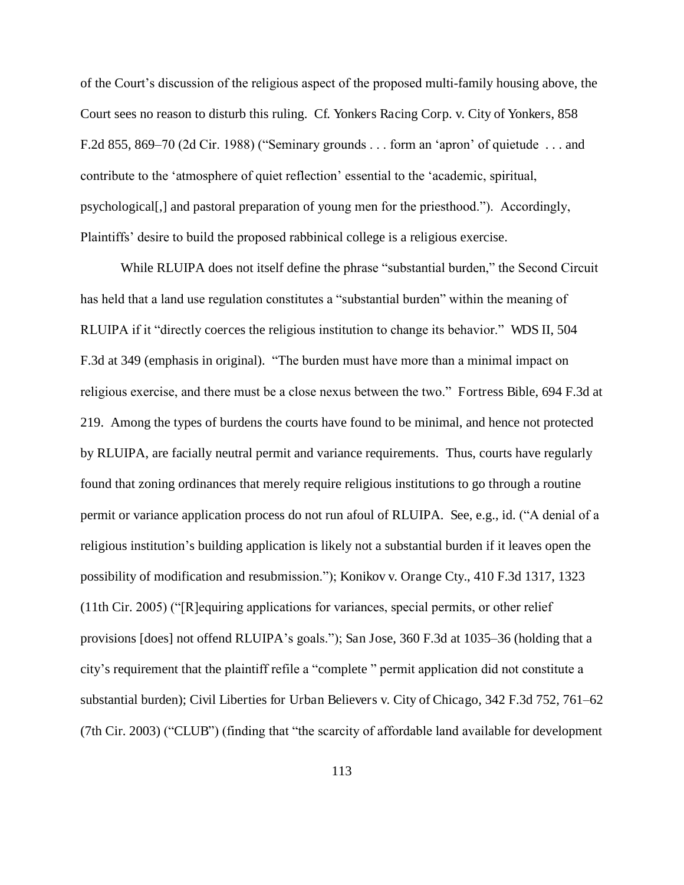of the Court's discussion of the religious aspect of the proposed multi-family housing above, the Court sees no reason to disturb this ruling. Cf. Yonkers Racing Corp. v. City of Yonkers, 858 F.2d 855, 869–70 (2d Cir. 1988) ("Seminary grounds . . . form an 'apron' of quietude . . . and contribute to the 'atmosphere of quiet reflection' essential to the 'academic, spiritual, psychological[,] and pastoral preparation of young men for the priesthood."). Accordingly, Plaintiffs' desire to build the proposed rabbinical college is a religious exercise.

While RLUIPA does not itself define the phrase "substantial burden," the Second Circuit has held that a land use regulation constitutes a "substantial burden" within the meaning of RLUIPA if it "directly coerces the religious institution to change its behavior." WDS II, 504 F.3d at 349 (emphasis in original). "The burden must have more than a minimal impact on religious exercise, and there must be a close nexus between the two." Fortress Bible, 694 F.3d at 219. Among the types of burdens the courts have found to be minimal, and hence not protected by RLUIPA, are facially neutral permit and variance requirements. Thus, courts have regularly found that zoning ordinances that merely require religious institutions to go through a routine permit or variance application process do not run afoul of RLUIPA. See, e.g., id. ("A denial of a religious institution's building application is likely not a substantial burden if it leaves open the possibility of modification and resubmission."); Konikov v. Orange Cty., 410 F.3d 1317, 1323 (11th Cir. 2005) ("[R]equiring applications for variances, special permits, or other relief provisions [does] not offend RLUIPA's goals."); San Jose, 360 F.3d at 1035–36 (holding that a city's requirement that the plaintiff refile a "complete" permit application did not constitute a substantial burden); Civil Liberties for Urban Believers v. City of Chicago, 342 F.3d 752, 761–62 (7th Cir. 2003) ("CLUB") (finding that "the scarcity of affordable land available for development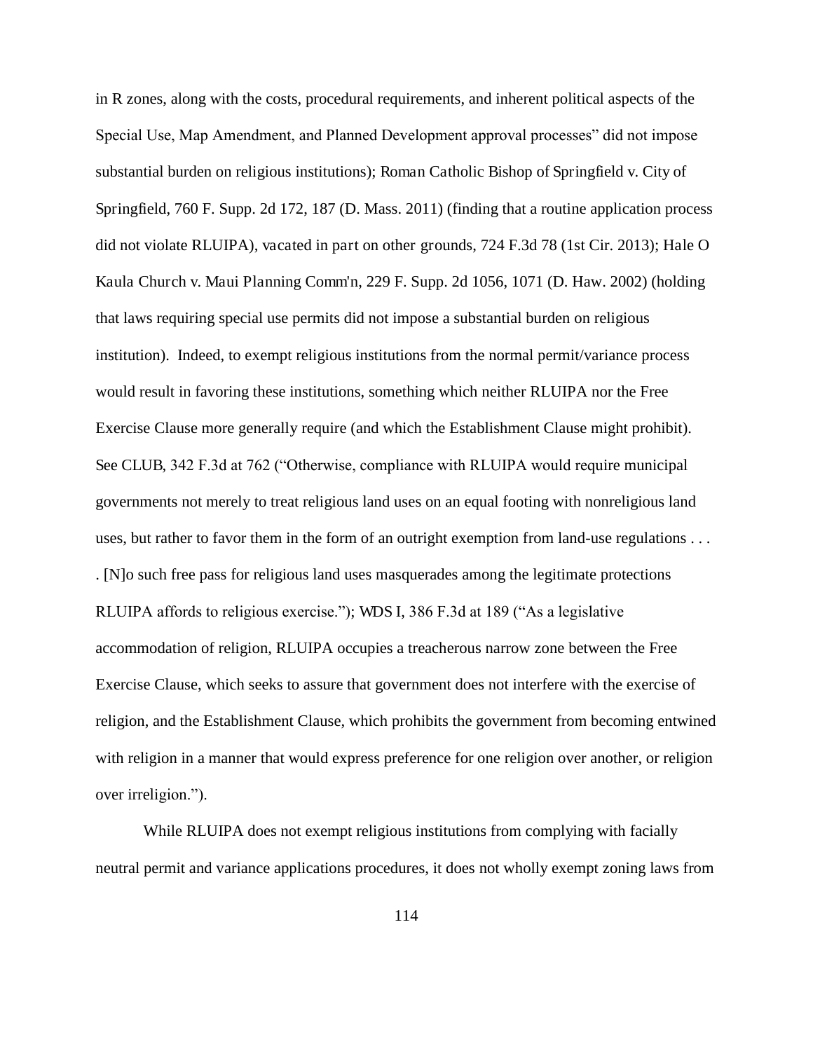in R zones, along with the costs, procedural requirements, and inherent political aspects of the Special Use, Map Amendment, and Planned Development approval processes" did not impose substantial burden on religious institutions); Roman Catholic Bishop of Springfield v. City of Springfield, 760 F. Supp. 2d 172, 187 (D. Mass. 2011) (finding that a routine application process did not violate RLUIPA), vacated in part on other grounds, 724 F.3d 78 (1st Cir. 2013); Hale O Kaula Church v. Maui Planning Comm'n, 229 F. Supp. 2d 1056, 1071 (D. Haw. 2002) (holding that laws requiring special use permits did not impose a substantial burden on religious institution). Indeed, to exempt religious institutions from the normal permit/variance process would result in favoring these institutions, something which neither RLUIPA nor the Free Exercise Clause more generally require (and which the Establishment Clause might prohibit). See CLUB, 342 F.3d at 762 ("Otherwise, compliance with RLUIPA would require municipal governments not merely to treat religious land uses on an equal footing with nonreligious land uses, but rather to favor them in the form of an outright exemption from land-use regulations . . . . [N]o such free pass for religious land uses masquerades among the legitimate protections RLUIPA affords to religious exercise."); WDS I, 386 F.3d at 189 ("As a legislative accommodation of religion, RLUIPA occupies a treacherous narrow zone between the Free Exercise Clause, which seeks to assure that government does not interfere with the exercise of religion, and the Establishment Clause, which prohibits the government from becoming entwined with religion in a manner that would express preference for one religion over another, or religion over irreligion.").

While RLUIPA does not exempt religious institutions from complying with facially neutral permit and variance applications procedures, it does not wholly exempt zoning laws from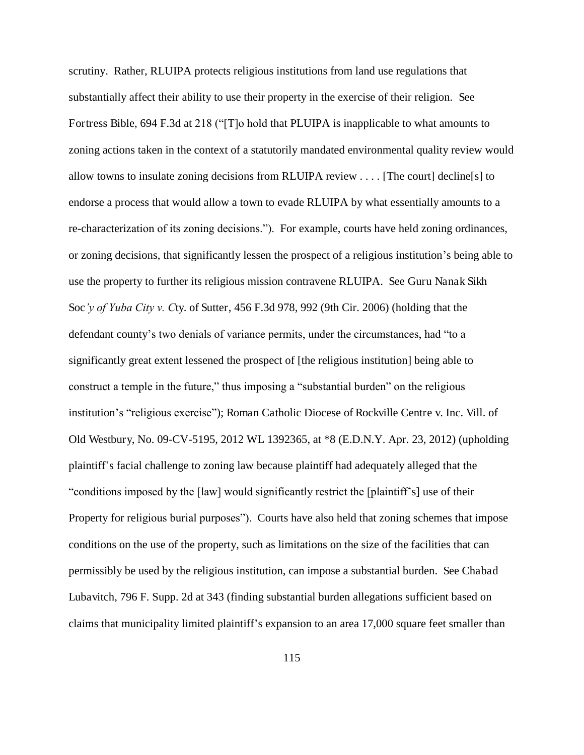scrutiny. Rather, RLUIPA protects religious institutions from land use regulations that substantially affect their ability to use their property in the exercise of their religion. See Fortress Bible, 694 F.3d at 218 ("[T]o hold that PLUIPA is inapplicable to what amounts to zoning actions taken in the context of a statutorily mandated environmental quality review would allow towns to insulate zoning decisions from RLUIPA review . . . . [The court] decline[s] to endorse a process that would allow a town to evade RLUIPA by what essentially amounts to a re-characterization of its zoning decisions."). For example, courts have held zoning ordinances, or zoning decisions, that significantly lessen the prospect of a religious institution's being able to use the property to further its religious mission contravene RLUIPA. See Guru Nanak Sikh Soc*'y of Yuba City v. C*ty. of Sutter, 456 F.3d 978, 992 (9th Cir. 2006) (holding that the defendant county's two denials of variance permits, under the circumstances, had "to a significantly great extent lessened the prospect of [the religious institution] being able to construct a temple in the future," thus imposing a "substantial burden" on the religious institution's "religious exercise"); Roman Catholic Diocese of Rockville Centre v. Inc. Vill. of Old Westbury, No. 09-CV-5195, 2012 WL 1392365, at *8 (E.D.N.Y. Apr. 23, 2012) (upholding plaintiff's facial challenge to zoning law because plaintiff had adequately alleged that the "conditions imposed by the [law] would significantly restrict the [plaintiff's] use of their Property for religious burial purposes"). Courts have also held that zoning schemes that impose conditions on the use of the property, such as limitations on the size of the facilities that can permissibly be used by the religious institution, can impose a substantial burden. See Chabad Lubavitch, 796 F. Supp. 2d at 343 (finding substantial burden allegations sufficient based on claims that municipality limited plaintiff's expansion to an area 17,000 square feet smaller than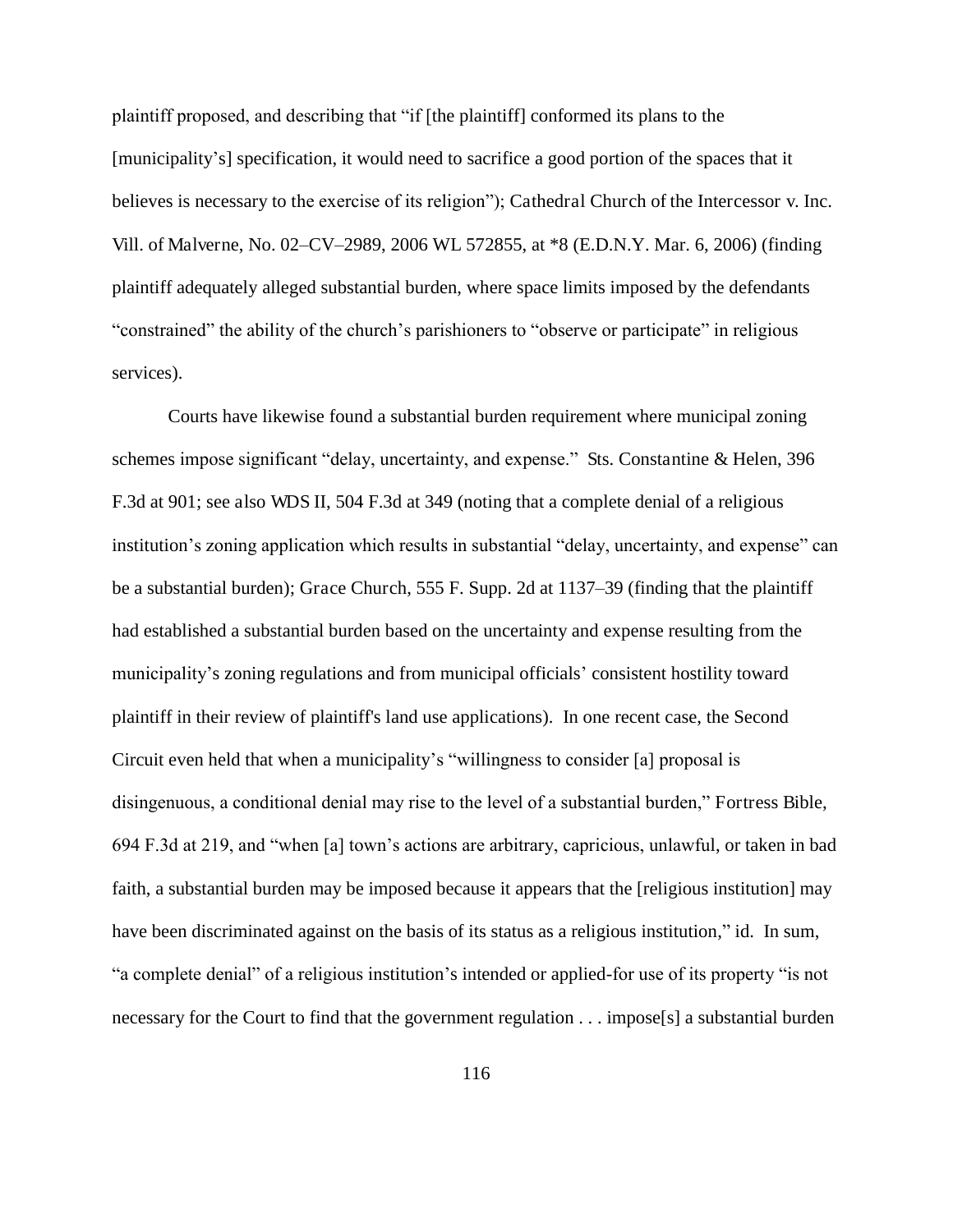plaintiff proposed, and describing that "if [the plaintiff] conformed its plans to the [municipality's] specification, it would need to sacrifice a good portion of the spaces that it believes is necessary to the exercise of its religion"); Cathedral Church of the Intercessor v. Inc. Vill. of Malverne, No. 02–CV–2989, 2006 WL 572855, at *8 (E.D.N.Y. Mar. 6, 2006) (finding plaintiff adequately alleged substantial burden, where space limits imposed by the defendants "constrained" the ability of the church's parishioners to "observe or participate" in religious services).

Courts have likewise found a substantial burden requirement where municipal zoning schemes impose significant "delay, uncertainty, and expense." Sts. Constantine & Helen, 396 F.3d at 901; see also WDS II, 504 F.3d at 349 (noting that a complete denial of a religious institution's zoning application which results in substantial "delay, uncertainty, and expense" can be a substantial burden); Grace Church, 555 F. Supp. 2d at 1137–39 (finding that the plaintiff had established a substantial burden based on the uncertainty and expense resulting from the municipality's zoning regulations and from municipal officials' consistent hostility toward plaintiff in their review of plaintiff's land use applications). In one recent case, the Second Circuit even held that when a municipality's "willingness to consider [a] proposal is disingenuous, a conditional denial may rise to the level of a substantial burden," Fortress Bible, 694 F.3d at 219, and "when [a] town's actions are arbitrary, capricious, unlawful, or taken in bad faith, a substantial burden may be imposed because it appears that the [religious institution] may have been discriminated against on the basis of its status as a religious institution," id. In sum, "a complete denial" of a religious institution's intended or applied-for use of its property "is not necessary for the Court to find that the government regulation . . . impose[s] a substantial burden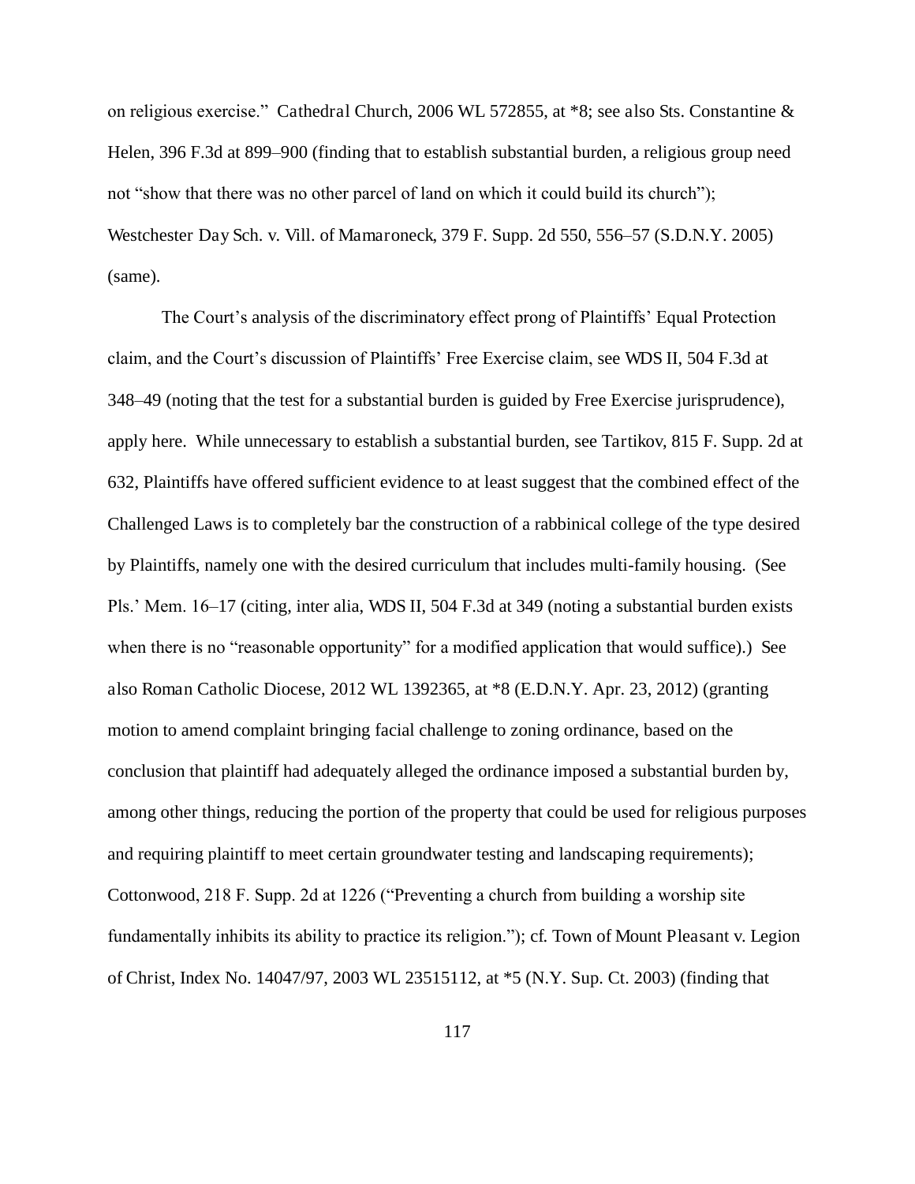on religious exercise." Cathedral Church, 2006 WL 572855, at *8; see also Sts. Constantine & Helen, 396 F.3d at 899–900 (finding that to establish substantial burden, a religious group need not "show that there was no other parcel of land on which it could build its church"); Westchester Day Sch. v. Vill. of Mamaroneck, 379 F. Supp. 2d 550, 556–57 (S.D.N.Y. 2005) (same).

The Court's analysis of the discriminatory effect prong of Plaintiffs' Equal Protection claim, and the Court's discussion of Plaintiffs' Free Exercise claim, see WDS II, 504 F.3d at 348–49 (noting that the test for a substantial burden is guided by Free Exercise jurisprudence), apply here. While unnecessary to establish a substantial burden, see Tartikov, 815 F. Supp. 2d at 632, Plaintiffs have offered sufficient evidence to at least suggest that the combined effect of the Challenged Laws is to completely bar the construction of a rabbinical college of the type desired by Plaintiffs, namely one with the desired curriculum that includes multi-family housing. (See Pls.' Mem. 16–17 (citing, inter alia, WDS II, 504 F.3d at 349 (noting a substantial burden exists when there is no "reasonable opportunity" for a modified application that would suffice).) See also Roman Catholic Diocese, 2012 WL 1392365, at *8 (E.D.N.Y. Apr. 23, 2012) (granting motion to amend complaint bringing facial challenge to zoning ordinance, based on the conclusion that plaintiff had adequately alleged the ordinance imposed a substantial burden by, among other things, reducing the portion of the property that could be used for religious purposes and requiring plaintiff to meet certain groundwater testing and landscaping requirements); Cottonwood, 218 F. Supp. 2d at 1226 ("Preventing a church from building a worship site fundamentally inhibits its ability to practice its religion."); cf. Town of Mount Pleasant v. Legion of Christ, Index No. 14047/97, 2003 WL 23515112, at *5 (N.Y. Sup. Ct. 2003) (finding that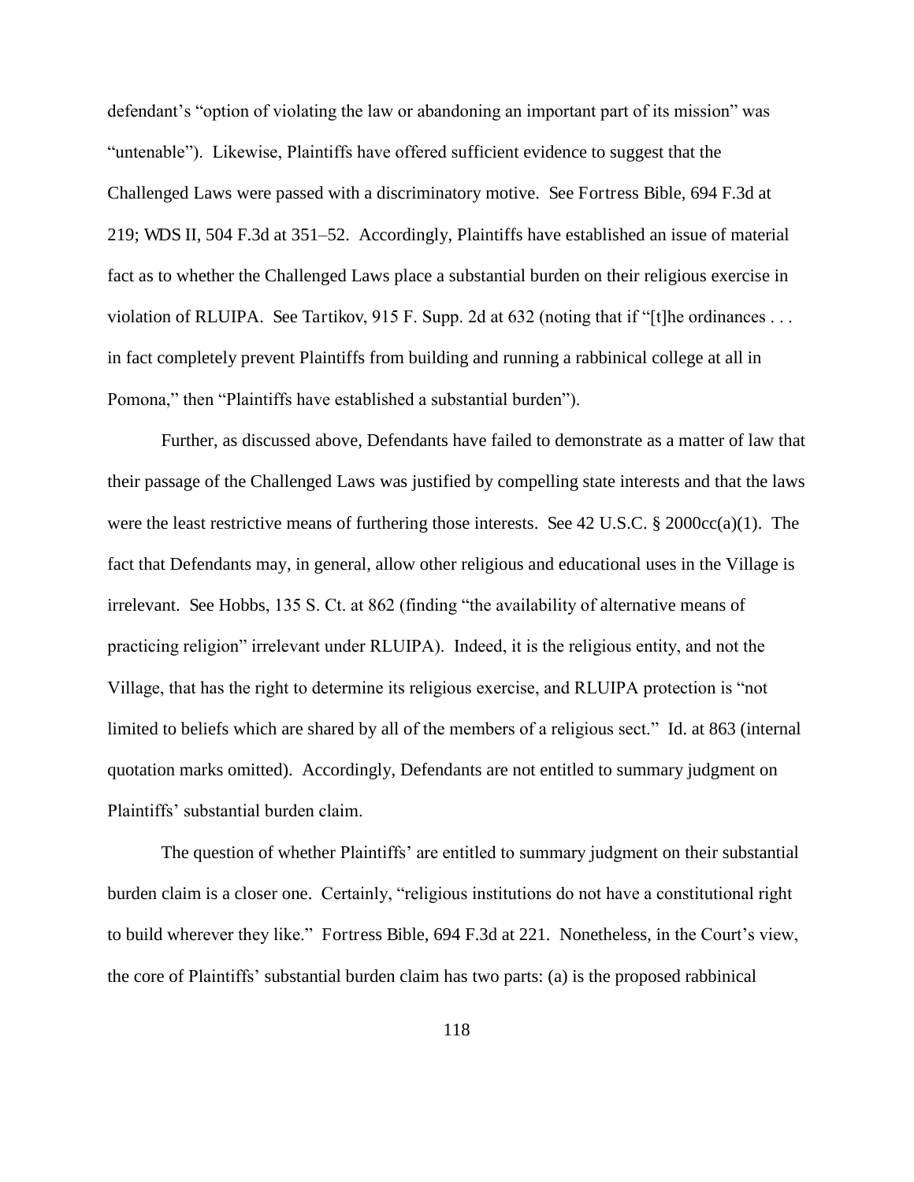defendant's "option of violating the law or abandoning an important part of its mission" was "untenable"). Likewise, Plaintiffs have offered sufficient evidence to suggest that the Challenged Laws were passed with a discriminatory motive. See Fortress Bible, 694 F.3d at 219; WDS II, 504 F.3d at 351–52. Accordingly, Plaintiffs have established an issue of material fact as to whether the Challenged Laws place a substantial burden on their religious exercise in violation of RLUIPA. See Tartikov, 915 F. Supp. 2d at 632 (noting that if "[t]he ordinances . . . in fact completely prevent Plaintiffs from building and running a rabbinical college at all in Pomona," then "Plaintiffs have established a substantial burden").

Further, as discussed above, Defendants have failed to demonstrate as a matter of law that their passage of the Challenged Laws was justified by compelling state interests and that the laws were the least restrictive means of furthering those interests. See 42 U.S.C. § 2000cc(a)(1). The fact that Defendants may, in general, allow other religious and educational uses in the Village is irrelevant. See Hobbs, 135 S. Ct. at 862 (finding "the availability of alternative means of practicing religion" irrelevant under RLUIPA). Indeed, it is the religious entity, and not the Village, that has the right to determine its religious exercise, and RLUIPA protection is "not limited to beliefs which are shared by all of the members of a religious sect." Id. at 863 (internal quotation marks omitted). Accordingly, Defendants are not entitled to summary judgment on Plaintiffs' substantial burden claim.

The question of whether Plaintiffs' are entitled to summary judgment on their substantial burden claim is a closer one. Certainly, "religious institutions do not have a constitutional right to build wherever they like." Fortress Bible, 694 F.3d at 221. Nonetheless, in the Court's view, the core of Plaintiffs' substantial burden claim has two parts: (a) is the proposed rabbinical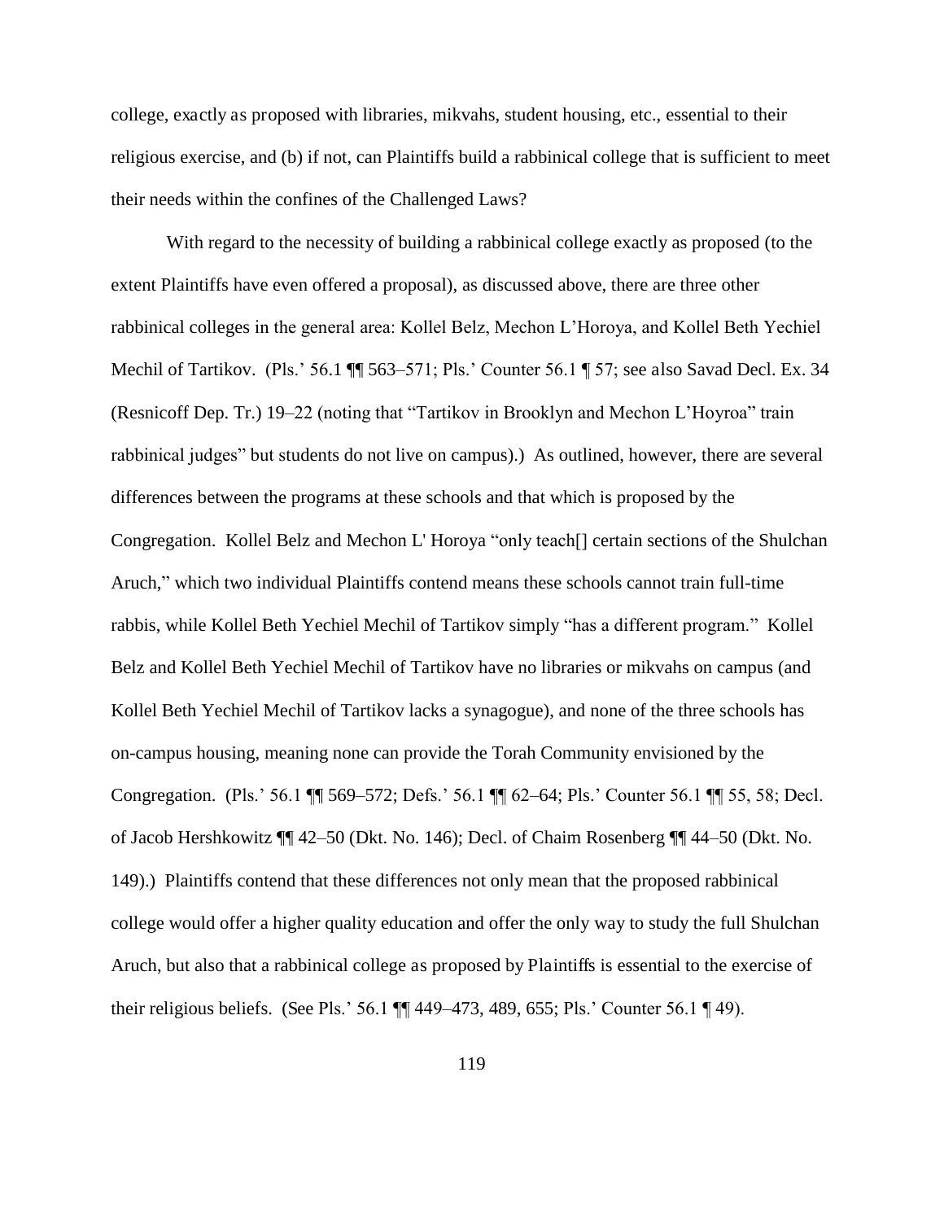college, exactly as proposed with libraries, mikvahs, student housing, etc., essential to their religious exercise, and (b) if not, can Plaintiffs build a rabbinical college that is sufficient to meet their needs within the confines of the Challenged Laws?

With regard to the necessity of building a rabbinical college exactly as proposed (to the extent Plaintiffs have even offered a proposal), as discussed above, there are three other rabbinical colleges in the general area: Kollel Belz, Mechon L'Horoya, and Kollel Beth Yechiel Mechil of Tartikov. (Pls.' 56.1 ¶¶ 563–571; Pls.' Counter 56.1 ¶ 57; see also Savad Decl. Ex. 34 (Resnicoff Dep. Tr.) 19–22 (noting that "Tartikov in Brooklyn and Mechon L'Hoyroa" train rabbinical judges" but students do not live on campus).) As outlined, however, there are several differences between the programs at these schools and that which is proposed by the Congregation. Kollel Belz and Mechon L' Horoya "only teach[] certain sections of the Shulchan Aruch," which two individual Plaintiffs contend means these schools cannot train full-time rabbis, while Kollel Beth Yechiel Mechil of Tartikov simply "has a different program." Kollel Belz and Kollel Beth Yechiel Mechil of Tartikov have no libraries or mikvahs on campus (and Kollel Beth Yechiel Mechil of Tartikov lacks a synagogue), and none of the three schools has on-campus housing, meaning none can provide the Torah Community envisioned by the Congregation. (Pls.' 56.1 ¶¶ 569–572; Defs.' 56.1 ¶¶ 62–64; Pls.' Counter 56.1 ¶¶ 55, 58; Decl. of Jacob Hershkowitz ¶¶ 42–50 (Dkt. No. 146); Decl. of Chaim Rosenberg ¶¶ 44–50 (Dkt. No. 149).) Plaintiffs contend that these differences not only mean that the proposed rabbinical college would offer a higher quality education and offer the only way to study the full Shulchan Aruch, but also that a rabbinical college as proposed by Plaintiffs is essential to the exercise of their religious beliefs. (See Pls.' 56.1 ¶¶ 449–473, 489, 655; Pls.' Counter 56.1 ¶ 49).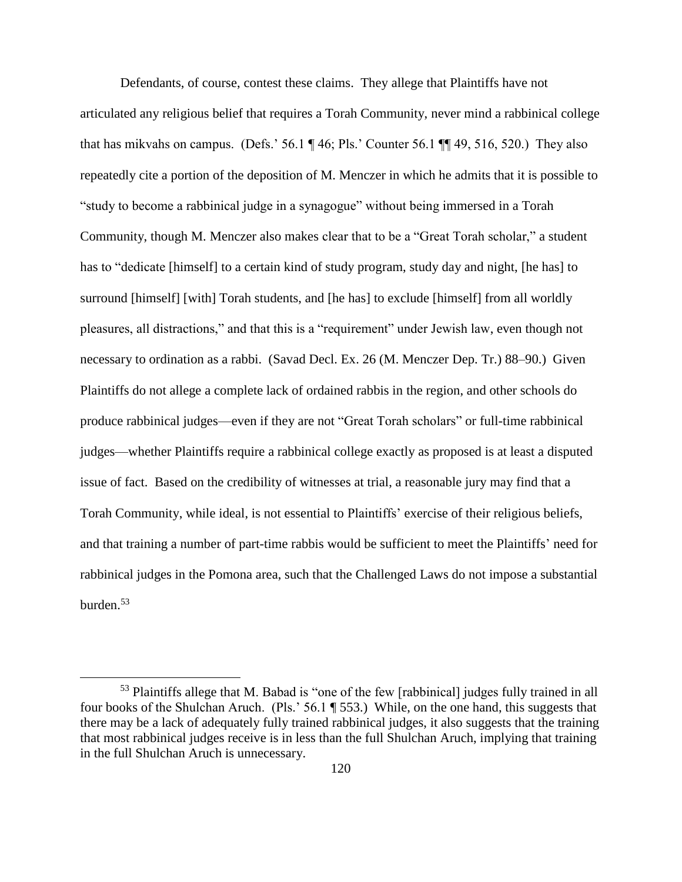Defendants, of course, contest these claims. They allege that Plaintiffs have not articulated any religious belief that requires a Torah Community, never mind a rabbinical college that has mikvahs on campus. (Defs.' 56.1 ¶ 46; Pls.' Counter 56.1 ¶¶ 49, 516, 520.) They also repeatedly cite a portion of the deposition of M. Menczer in which he admits that it is possible to "study to become a rabbinical judge in a synagogue" without being immersed in a Torah Community, though M. Menczer also makes clear that to be a "Great Torah scholar," a student has to "dedicate [himself] to a certain kind of study program, study day and night, [he has] to surround [himself] [with] Torah students, and [he has] to exclude [himself] from all worldly pleasures, all distractions," and that this is a "requirement" under Jewish law, even though not necessary to ordination as a rabbi. (Savad Decl. Ex. 26 (M. Menczer Dep. Tr.) 88–90.) Given Plaintiffs do not allege a complete lack of ordained rabbis in the region, and other schools do produce rabbinical judges—even if they are not "Great Torah scholars" or full-time rabbinical judges—whether Plaintiffs require a rabbinical college exactly as proposed is at least a disputed issue of fact. Based on the credibility of witnesses at trial, a reasonable jury may find that a Torah Community, while ideal, is not essential to Plaintiffs' exercise of their religious beliefs, and that training a number of part-time rabbis would be sufficient to meet the Plaintiffs' need for rabbinical judges in the Pomona area, such that the Challenged Laws do not impose a substantial burden.[53]

[53] Plaintiffs allege that M. Babad is "one of the few [rabbinical] judges fully trained in all four books of the Shulchan Aruch. (Pls.' 56.1 ¶ 553.) While, on the one hand, this suggests that there may be a lack of adequately fully trained rabbinical judges, it also suggests that the training that most rabbinical judges receive is in less than the full Shulchan Aruch, implying that training in the full Shulchan Aruch is unnecessary.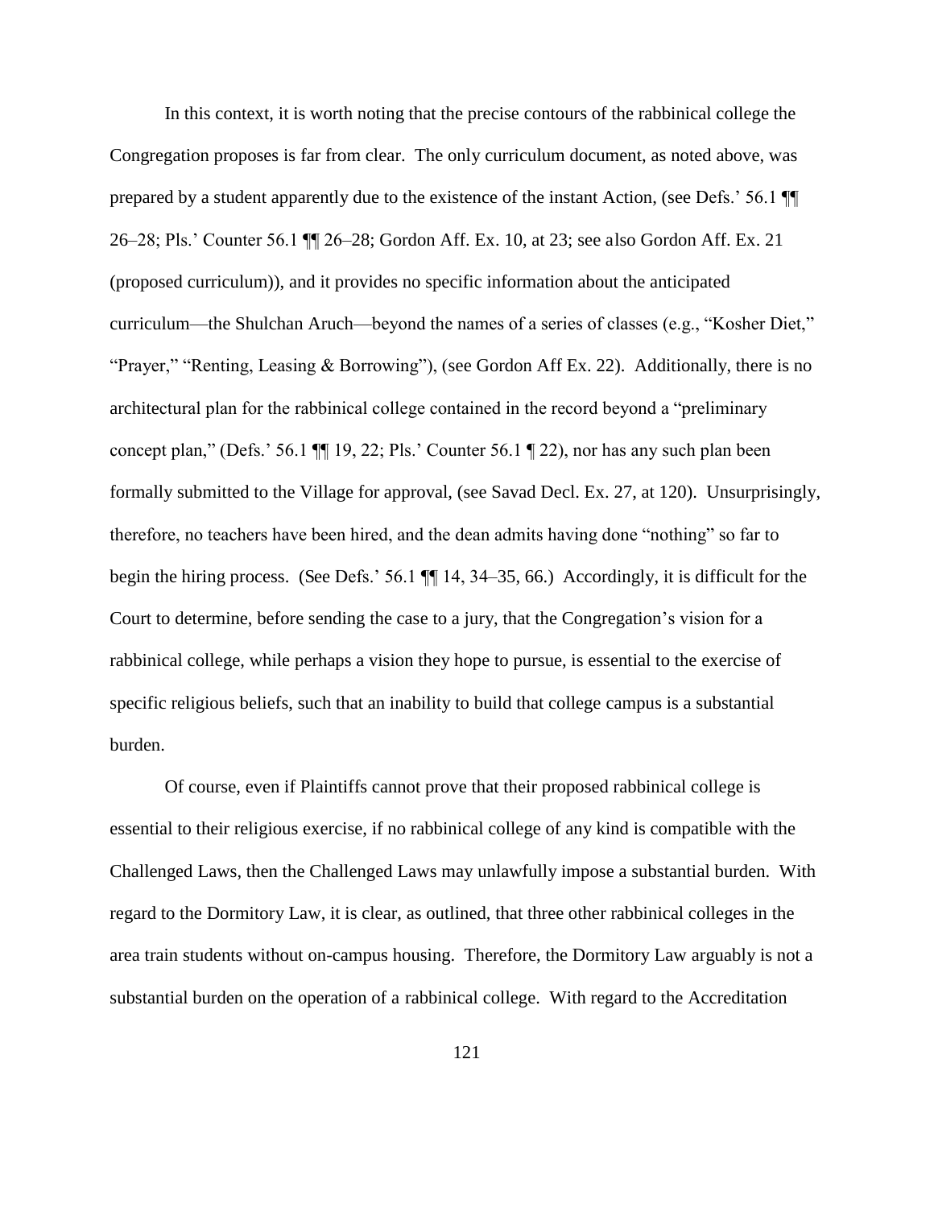In this context, it is worth noting that the precise contours of the rabbinical college the Congregation proposes is far from clear. The only curriculum document, as noted above, was prepared by a student apparently due to the existence of the instant Action, (see Defs.' 56.1 ¶¶ 26–28; Pls.' Counter 56.1 ¶¶ 26–28; Gordon Aff. Ex. 10, at 23; see also Gordon Aff. Ex. 21 (proposed curriculum)), and it provides no specific information about the anticipated curriculum—the Shulchan Aruch—beyond the names of a series of classes (e.g., "Kosher Diet," "Prayer," "Renting, Leasing & Borrowing"), (see Gordon Aff Ex. 22). Additionally, there is no architectural plan for the rabbinical college contained in the record beyond a "preliminary concept plan," (Defs.' 56.1 ¶¶ 19, 22; Pls.' Counter 56.1 ¶ 22), nor has any such plan been formally submitted to the Village for approval, (see Savad Decl. Ex. 27, at 120). Unsurprisingly, therefore, no teachers have been hired, and the dean admits having done "nothing" so far to begin the hiring process. (See Defs.' 56.1 ¶¶ 14, 34–35, 66.) Accordingly, it is difficult for the Court to determine, before sending the case to a jury, that the Congregation's vision for a rabbinical college, while perhaps a vision they hope to pursue, is essential to the exercise of specific religious beliefs, such that an inability to build that college campus is a substantial burden.

Of course, even if Plaintiffs cannot prove that their proposed rabbinical college is essential to their religious exercise, if no rabbinical college of any kind is compatible with the Challenged Laws, then the Challenged Laws may unlawfully impose a substantial burden. With regard to the Dormitory Law, it is clear, as outlined, that three other rabbinical colleges in the area train students without on-campus housing. Therefore, the Dormitory Law arguably is not a substantial burden on the operation of a rabbinical college. With regard to the Accreditation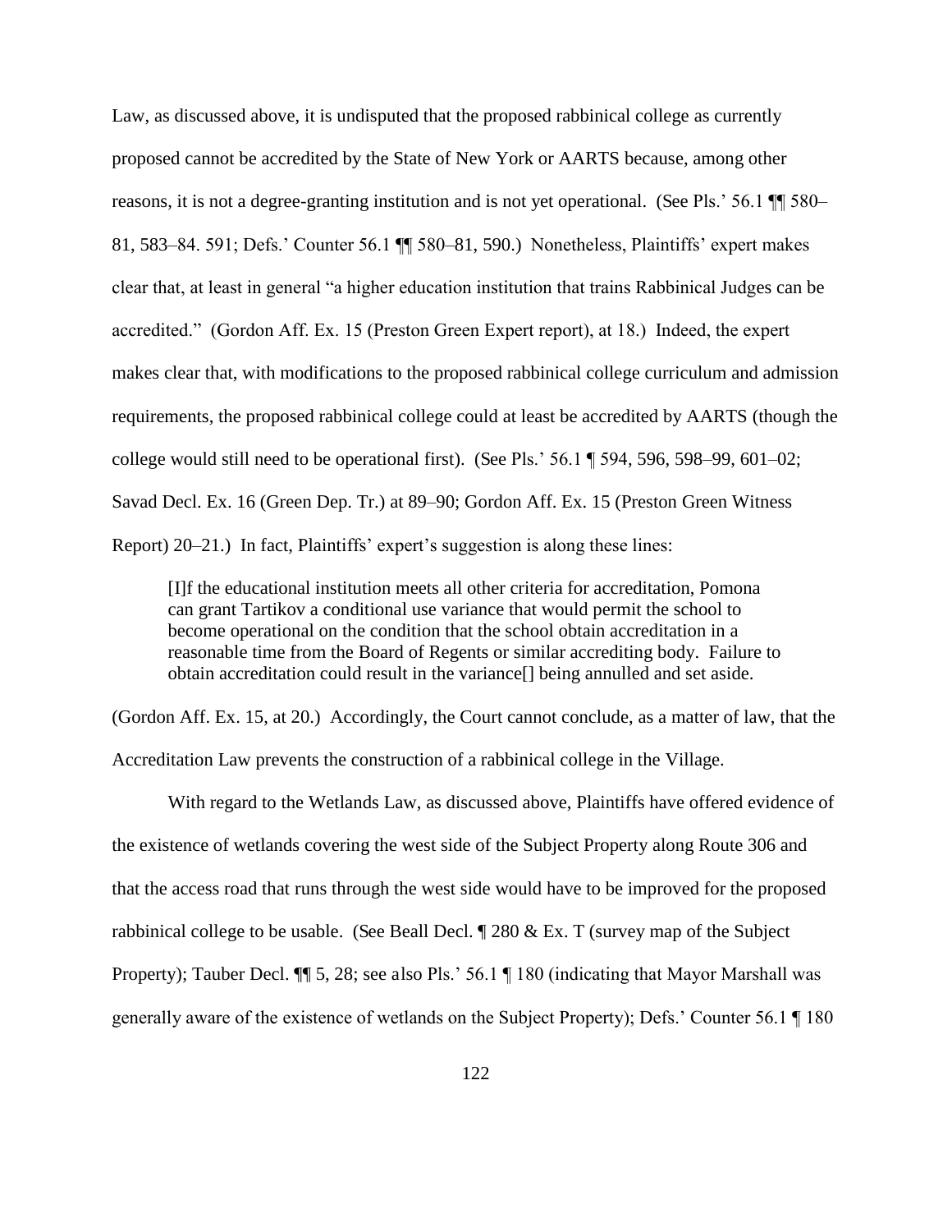Law, as discussed above, it is undisputed that the proposed rabbinical college as currently proposed cannot be accredited by the State of New York or AARTS because, among other reasons, it is not a degree-granting institution and is not yet operational. (See Pls.' 56.1 ¶¶ 580–81, 583–84. 591; Defs.' Counter 56.1 ¶¶ 580–81, 590.) Nonetheless, Plaintiffs' expert makes clear that, at least in general "a higher education institution that trains Rabbinical Judges can be accredited." (Gordon Aff. Ex. 15 (Preston Green Expert report), at 18.) Indeed, the expert makes clear that, with modifications to the proposed rabbinical college curriculum and admission requirements, the proposed rabbinical college could at least be accredited by AARTS (though the college would still need to be operational first). (See Pls.' 56.1 ¶ 594, 596, 598–99, 601–02; Savad Decl. Ex. 16 (Green Dep. Tr.) at 89–90; Gordon Aff. Ex. 15 (Preston Green Witness Report) 20–21.) In fact, Plaintiffs' expert's suggestion is along these lines:

> [I]f the educational institution meets all other criteria for accreditation, Pomona can grant Tartikov a conditional use variance that would permit the school to become operational on the condition that the school obtain accreditation in a reasonable time from the Board of Regents or similar accrediting body. Failure to obtain accreditation could result in the variance[] being annulled and set aside.

(Gordon Aff. Ex. 15, at 20.) Accordingly, the Court cannot conclude, as a matter of law, that the Accreditation Law prevents the construction of a rabbinical college in the Village.

With regard to the Wetlands Law, as discussed above, Plaintiffs have offered evidence of the existence of wetlands covering the west side of the Subject Property along Route 306 and that the access road that runs through the west side would have to be improved for the proposed rabbinical college to be usable. (See Beall Decl. ¶ 280 & Ex. T (survey map of the Subject Property); Tauber Decl. ¶¶ 5, 28; see also Pls.' 56.1 ¶ 180 (indicating that Mayor Marshall was generally aware of the existence of wetlands on the Subject Property); Defs.' Counter 56.1 ¶ 180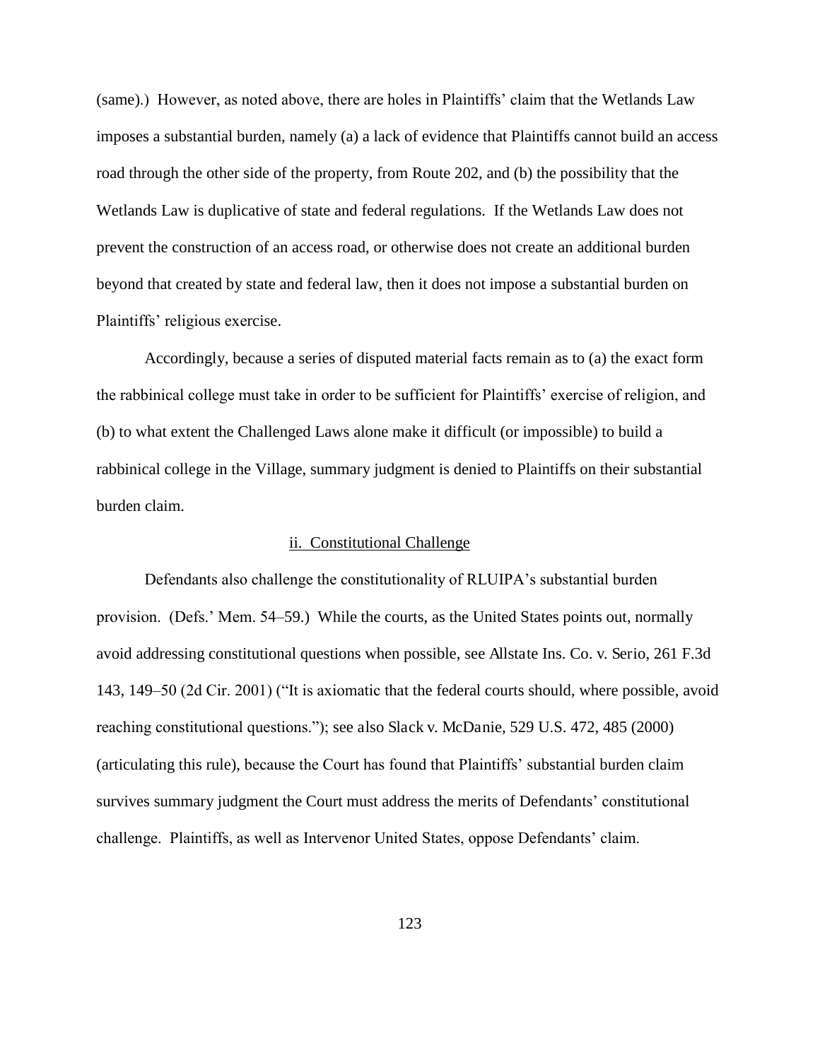(same).) However, as noted above, there are holes in Plaintiffs' claim that the Wetlands Law imposes a substantial burden, namely (a) a lack of evidence that Plaintiffs cannot build an access road through the other side of the property, from Route 202, and (b) the possibility that the Wetlands Law is duplicative of state and federal regulations. If the Wetlands Law does not prevent the construction of an access road, or otherwise does not create an additional burden beyond that created by state and federal law, then it does not impose a substantial burden on Plaintiffs' religious exercise.

Accordingly, because a series of disputed material facts remain as to (a) the exact form the rabbinical college must take in order to be sufficient for Plaintiffs' exercise of religion, and (b) to what extent the Challenged Laws alone make it difficult (or impossible) to build a rabbinical college in the Village, summary judgment is denied to Plaintiffs on their substantial burden claim.

ii. Constitutional Challenge

Defendants also challenge the constitutionality of RLUIPA's substantial burden provision. (Defs.' Mem. 54–59.) While the courts, as the United States points out, normally avoid addressing constitutional questions when possible, see *Allstate Ins. Co. v. Serio*, 261 F.3d 143, 149–50 (2d Cir. 2001) ("It is axiomatic that the federal courts should, where possible, avoid reaching constitutional questions."); see also *Slack v. McDanie*, 529 U.S. 472, 485 (2000) (articulating this rule), because the Court has found that Plaintiffs' substantial burden claim survives summary judgment the Court must address the merits of Defendants' constitutional challenge. Plaintiffs, as well as Intervenor United States, oppose Defendants' claim.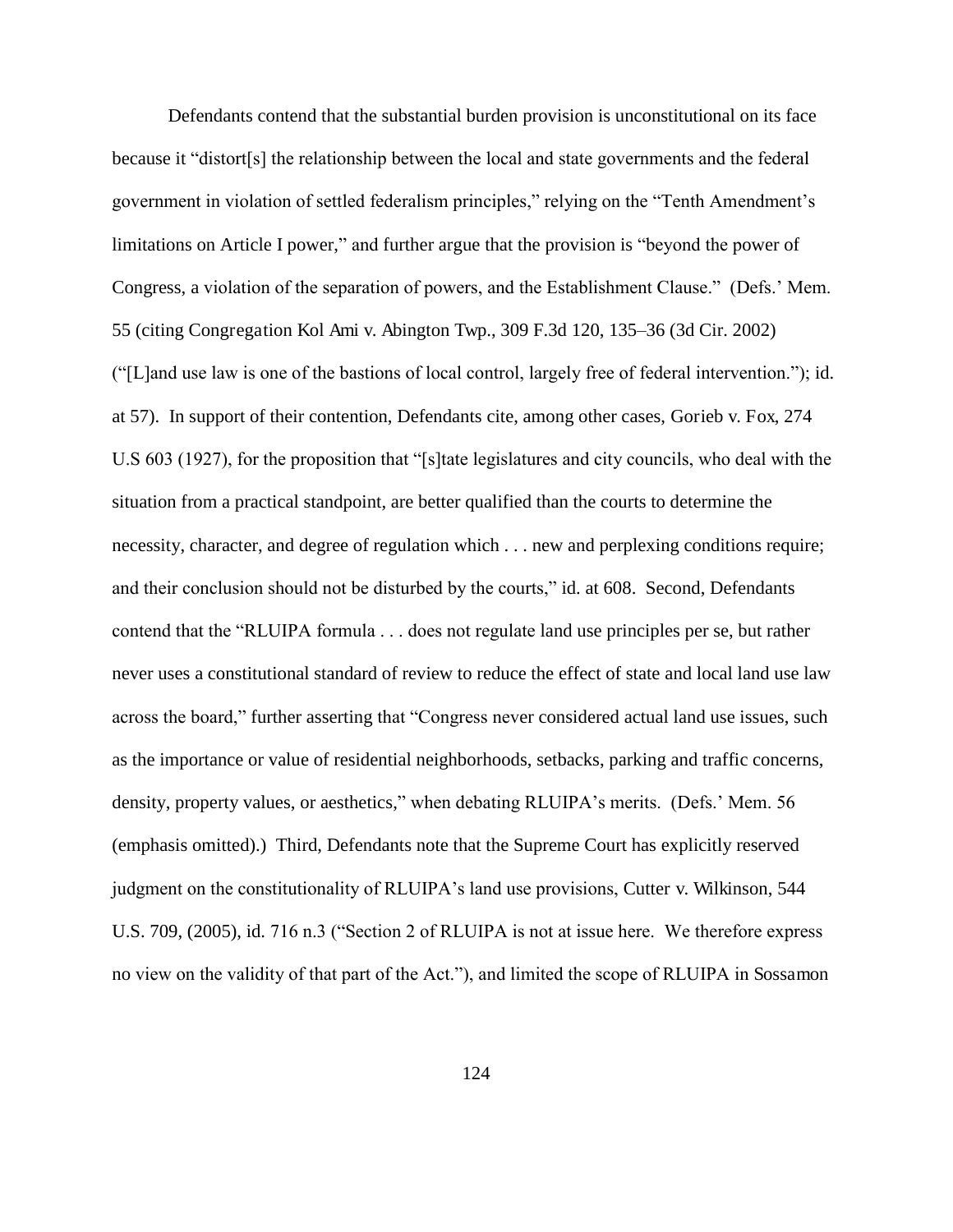Defendants contend that the substantial burden provision is unconstitutional on its face because it "distort[s] the relationship between the local and state governments and the federal government in violation of settled federalism principles," relying on the "Tenth Amendment's limitations on Article I power," and further argue that the provision is "beyond the power of Congress, a violation of the separation of powers, and the Establishment Clause." (Defs.' Mem. 55 (citing Congregation Kol Ami v. Abington Twp., 309 F.3d 120, 135–36 (3d Cir. 2002) ("[L]and use law is one of the bastions of local control, largely free of federal intervention."); id. at 57). In support of their contention, Defendants cite, among other cases, Gorieb v. Fox, 274 U.S 603 (1927), for the proposition that "[s]tate legislatures and city councils, who deal with the situation from a practical standpoint, are better qualified than the courts to determine the necessity, character, and degree of regulation which . . . new and perplexing conditions require; and their conclusion should not be disturbed by the courts," id. at 608. Second, Defendants contend that the "RLUIPA formula . . . does not regulate land use principles per se, but rather never uses a constitutional standard of review to reduce the effect of state and local land use law across the board," further asserting that "Congress never considered actual land use issues, such as the importance or value of residential neighborhoods, setbacks, parking and traffic concerns, density, property values, or aesthetics," when debating RLUIPA's merits. (Defs.' Mem. 56 (emphasis omitted).) Third, Defendants note that the Supreme Court has explicitly reserved judgment on the constitutionality of RLUIPA's land use provisions, Cutter v. Wilkinson, 544 U.S. 709, (2005), id. 716 n.3 ("Section 2 of RLUIPA is not at issue here. We therefore express no view on the validity of that part of the Act."), and limited the scope of RLUIPA in Sossamon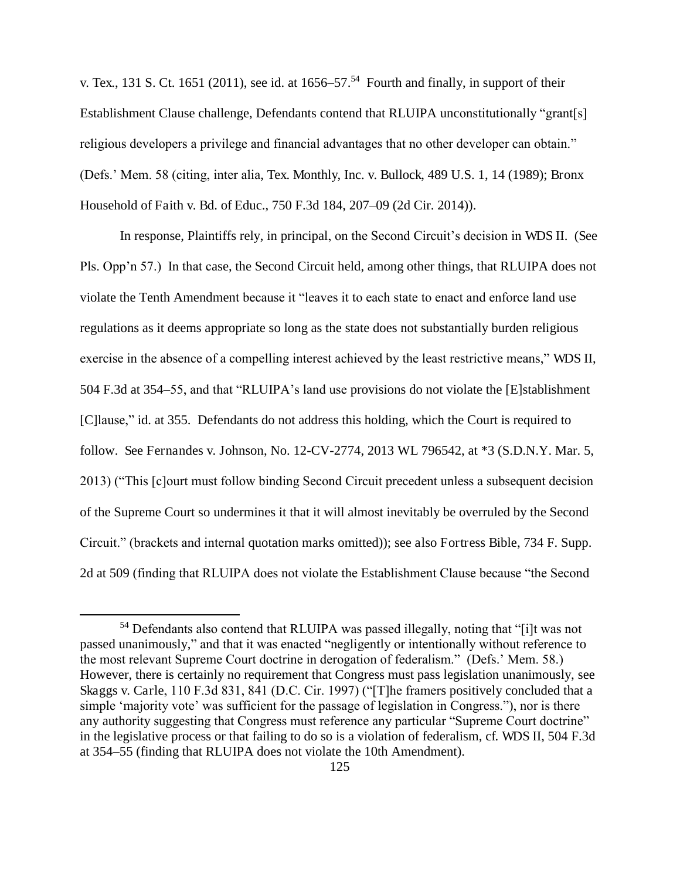v. Tex., 131 S. Ct. 1651 (2011), see id. at 1656–57.[54] Fourth and finally, in support of their Establishment Clause challenge, Defendants contend that RLUIPA unconstitutionally "grant[s] religious developers a privilege and financial advantages that no other developer can obtain." (Defs.' Mem. 58 (citing, inter alia, Tex. Monthly, Inc. v. Bullock, 489 U.S. 1, 14 (1989); Bronx Household of Faith v. Bd. of Educ., 750 F.3d 184, 207–09 (2d Cir. 2014)).

In response, Plaintiffs rely, in principal, on the Second Circuit's decision in WDS II. (See Pls. Opp'n 57.) In that case, the Second Circuit held, among other things, that RLUIPA does not violate the Tenth Amendment because it "leaves it to each state to enact and enforce land use regulations as it deems appropriate so long as the state does not substantially burden religious exercise in the absence of a compelling interest achieved by the least restrictive means," WDS II, 504 F.3d at 354–55, and that "RLUIPA's land use provisions do not violate the [E]stablishment [C]lause," id. at 355. Defendants do not address this holding, which the Court is required to follow. See Fernandes v. Johnson, No. 12-CV-2774, 2013 WL 796542, at *3 (S.D.N.Y. Mar. 5, 2013) ("This [c]ourt must follow binding Second Circuit precedent unless a subsequent decision of the Supreme Court so undermines it that it will almost inevitably be overruled by the Second Circuit." (brackets and internal quotation marks omitted)); see also Fortress Bible, 734 F. Supp. 2d at 509 (finding that RLUIPA does not violate the Establishment Clause because "the Second

[54] Defendants also contend that RLUIPA was passed illegally, noting that "[i]t was not passed unanimously," and that it was enacted "negligently or intentionally without reference to the most relevant Supreme Court doctrine in derogation of federalism." (Defs.' Mem. 58.) However, there is certainly no requirement that Congress must pass legislation unanimously, see Skaggs v. Carle, 110 F.3d 831, 841 (D.C. Cir. 1997) ("[T]he framers positively concluded that a simple 'majority vote' was sufficient for the passage of legislation in Congress."), nor is there any authority suggesting that Congress must reference any particular "Supreme Court doctrine" in the legislative process or that failing to do so is a violation of federalism, cf. WDS II, 504 F.3d at 354–55 (finding that RLUIPA does not violate the 10th Amendment).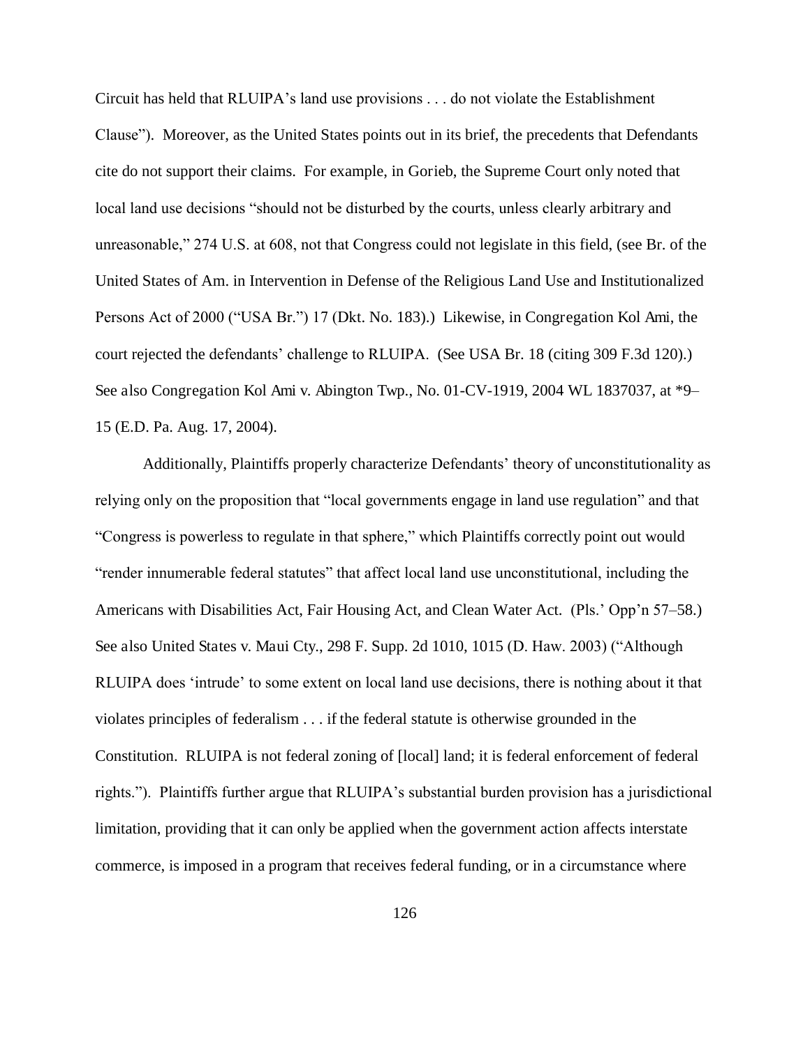Circuit has held that RLUIPA's land use provisions . . . do not violate the Establishment Clause"). Moreover, as the United States points out in its brief, the precedents that Defendants cite do not support their claims. For example, in Gorieb, the Supreme Court only noted that local land use decisions "should not be disturbed by the courts, unless clearly arbitrary and unreasonable," 274 U.S. at 608, not that Congress could not legislate in this field, (see Br. of the United States of Am. in Intervention in Defense of the Religious Land Use and Institutionalized Persons Act of 2000 ("USA Br.") 17 (Dkt. No. 183).) Likewise, in Congregation Kol Ami, the court rejected the defendants' challenge to RLUIPA. (See USA Br. 18 (citing 309 F.3d 120).) See also Congregation Kol Ami v. Abington Twp., No. 01-CV-1919, 2004 WL 1837037, at *9–15 (E.D. Pa. Aug. 17, 2004).

Additionally, Plaintiffs properly characterize Defendants' theory of unconstitutionality as relying only on the proposition that "local governments engage in land use regulation" and that "Congress is powerless to regulate in that sphere," which Plaintiffs correctly point out would "render innumerable federal statutes" that affect local land use unconstitutional, including the Americans with Disabilities Act, Fair Housing Act, and Clean Water Act. (Pls.' Opp'n 57–58.) See also United States v. Maui Cty., 298 F. Supp. 2d 1010, 1015 (D. Haw. 2003) ("Although RLUIPA does 'intrude' to some extent on local land use decisions, there is nothing about it that violates principles of federalism . . . if the federal statute is otherwise grounded in the Constitution. RLUIPA is not federal zoning of [local] land; it is federal enforcement of federal rights."). Plaintiffs further argue that RLUIPA's substantial burden provision has a jurisdictional limitation, providing that it can only be applied when the government action affects interstate commerce, is imposed in a program that receives federal funding, or in a circumstance where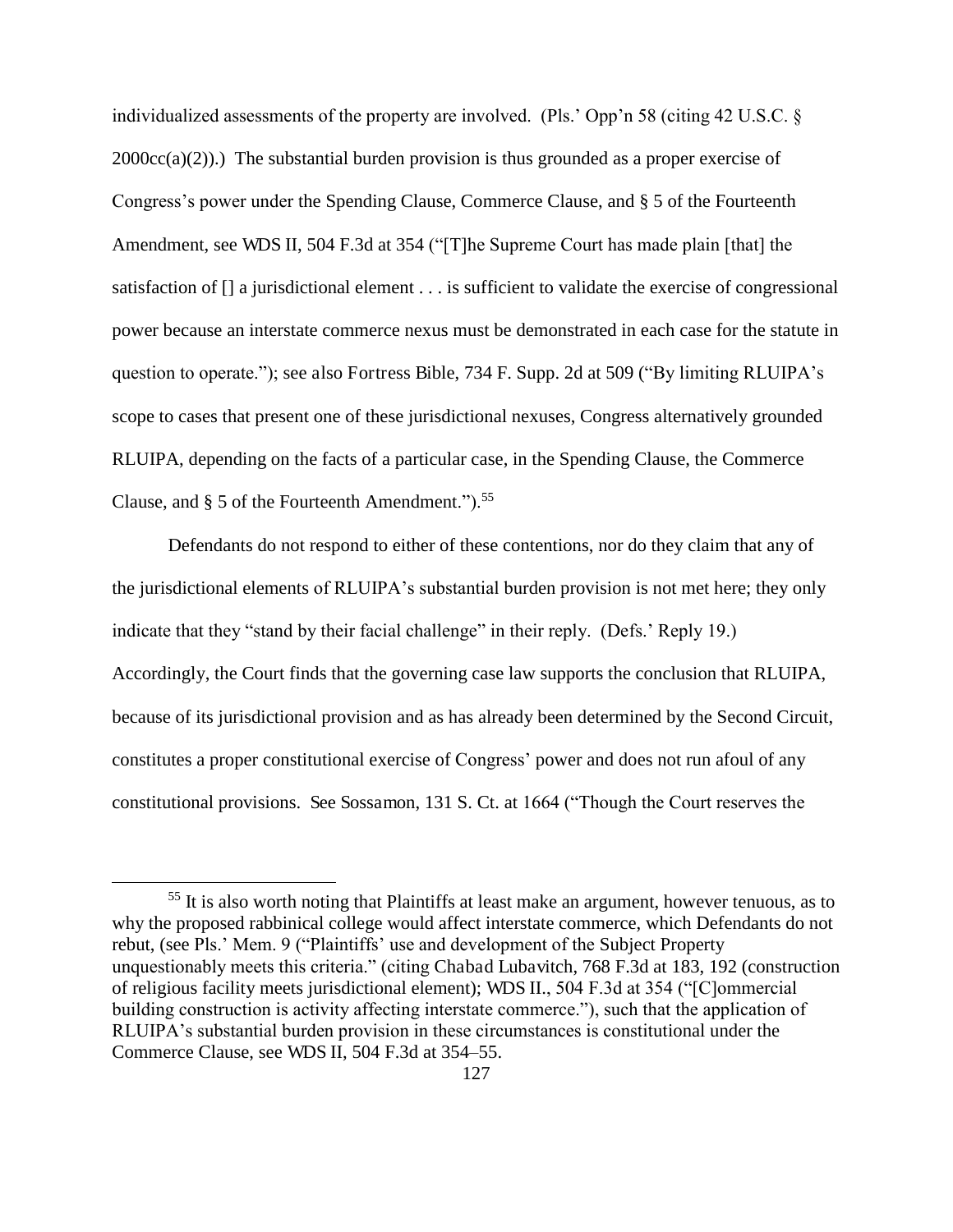individualized assessments of the property are involved. (Pls.' Opp'n 58 (citing 42 U.S.C. § 2000cc(a)(2)).) The substantial burden provision is thus grounded as a proper exercise of Congress's power under the Spending Clause, Commerce Clause, and § 5 of the Fourteenth Amendment, see WDS II, 504 F.3d at 354 ("[T]he Supreme Court has made plain [that] the satisfaction of [] a jurisdictional element . . . is sufficient to validate the exercise of congressional power because an interstate commerce nexus must be demonstrated in each case for the statute in question to operate."); see also Fortress Bible, 734 F. Supp. 2d at 509 ("By limiting RLUIPA's scope to cases that present one of these jurisdictional nexuses, Congress alternatively grounded RLUIPA, depending on the facts of a particular case, in the Spending Clause, the Commerce Clause, and § 5 of the Fourteenth Amendment.").[55]

Defendants do not respond to either of these contentions, nor do they claim that any of the jurisdictional elements of RLUIPA's substantial burden provision is not met here; they only indicate that they "stand by their facial challenge" in their reply. (Defs.' Reply 19.) Accordingly, the Court finds that the governing case law supports the conclusion that RLUIPA, because of its jurisdictional provision and as has already been determined by the Second Circuit, constitutes a proper constitutional exercise of Congress' power and does not run afoul of any constitutional provisions. See Sossamon, 131 S. Ct. at 1664 ("Though the Court reserves the

---

[55] It is also worth noting that Plaintiffs at least make an argument, however tenuous, as to why the proposed rabbinical college would affect interstate commerce, which Defendants do not rebut, (see Pls.' Mem. 9 ("Plaintiffs' use and development of the Subject Property unquestionably meets this criteria." (citing Chabad Lubavitch, 768 F.3d at 183, 192 (construction of religious facility meets jurisdictional element); WDS II., 504 F.3d at 354 ("[C]ommercial building construction is activity affecting interstate commerce."), such that the application of RLUIPA's substantial burden provision in these circumstances is constitutional under the Commerce Clause, see WDS II, 504 F.3d at 354–55.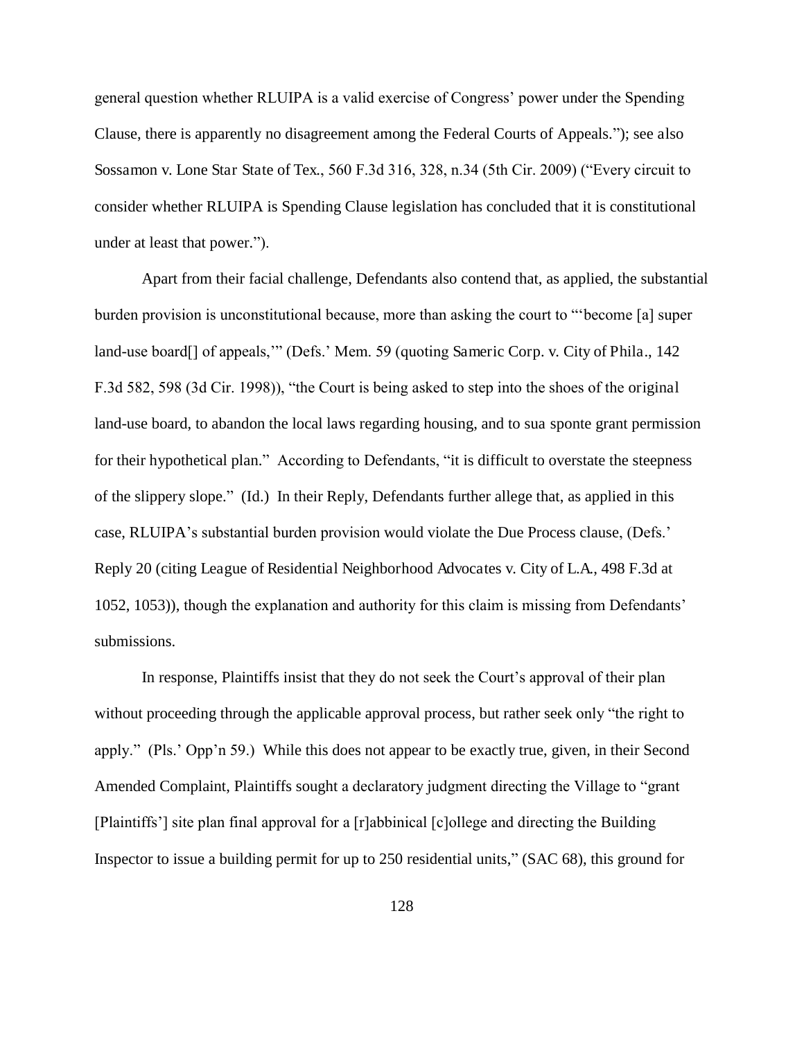general question whether RLUIPA is a valid exercise of Congress' power under the Spending Clause, there is apparently no disagreement among the Federal Courts of Appeals."); see also Sossamon v. Lone Star State of Tex., 560 F.3d 316, 328, n.34 (5th Cir. 2009) ("Every circuit to consider whether RLUIPA is Spending Clause legislation has concluded that it is constitutional under at least that power.").

Apart from their facial challenge, Defendants also contend that, as applied, the substantial burden provision is unconstitutional because, more than asking the court to "'become [a] super land-use board[] of appeals,'" (Defs.' Mem. 59 (quoting Sameric Corp. v. City of Phila., 142 F.3d 582, 598 (3d Cir. 1998)), "the Court is being asked to step into the shoes of the original land-use board, to abandon the local laws regarding housing, and to sua sponte grant permission for their hypothetical plan." According to Defendants, "it is difficult to overstate the steepness of the slippery slope." (Id.) In their Reply, Defendants further allege that, as applied in this case, RLUIPA's substantial burden provision would violate the Due Process clause, (Defs.' Reply 20 (citing League of Residential Neighborhood Advocates v. City of L.A., 498 F.3d at 1052, 1053)), though the explanation and authority for this claim is missing from Defendants' submissions.

In response, Plaintiffs insist that they do not seek the Court's approval of their plan without proceeding through the applicable approval process, but rather seek only "the right to apply." (Pls.' Opp'n 59.) While this does not appear to be exactly true, given, in their Second Amended Complaint, Plaintiffs sought a declaratory judgment directing the Village to "grant [Plaintiffs'] site plan final approval for a [r]abbinical [c]ollege and directing the Building Inspector to issue a building permit for up to 250 residential units," (SAC 68), this ground for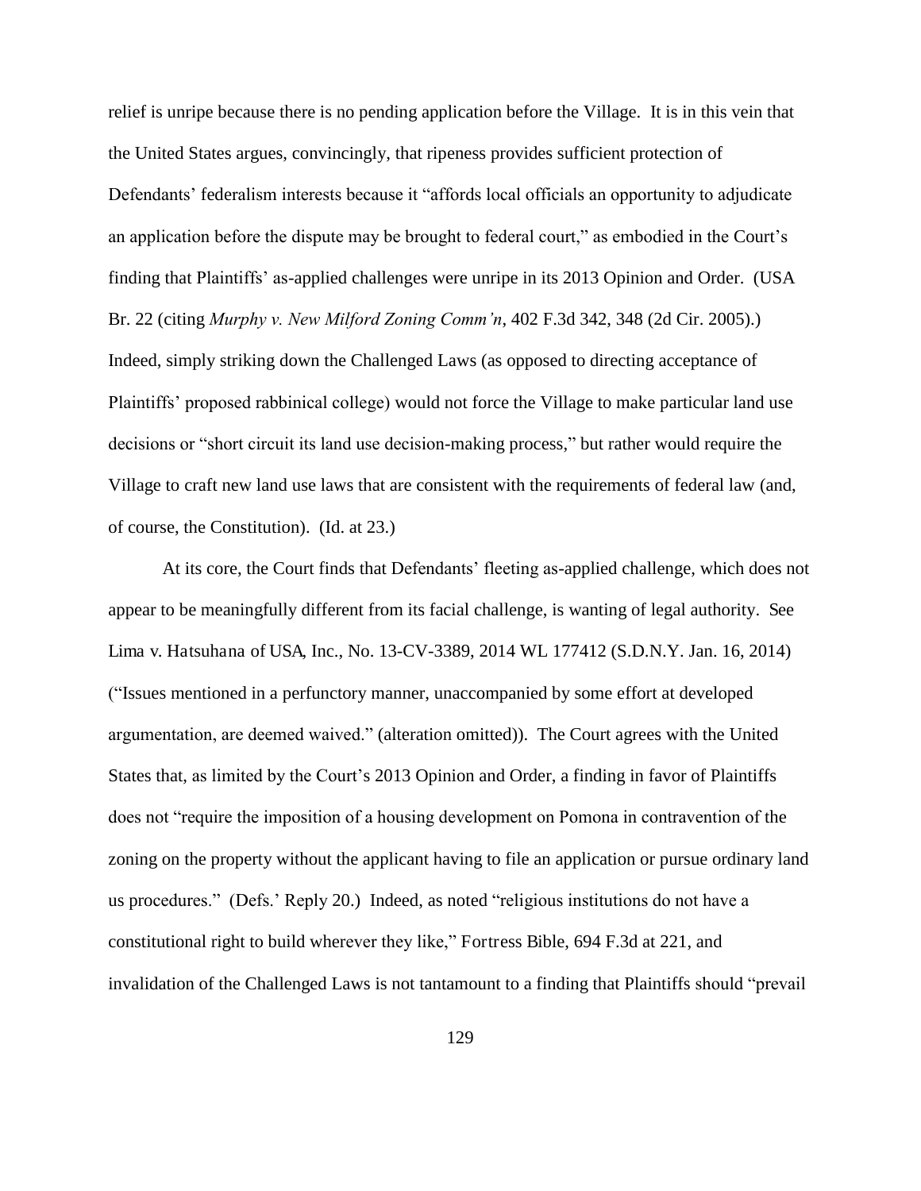relief is unripe because there is no pending application before the Village. It is in this vein that the United States argues, convincingly, that ripeness provides sufficient protection of Defendants' federalism interests because it "affords local officials an opportunity to adjudicate an application before the dispute may be brought to federal court," as embodied in the Court's finding that Plaintiffs' as-applied challenges were unripe in its 2013 Opinion and Order. (USA Br. 22 (citing *Murphy v. New Milford Zoning Comm'n*, 402 F.3d 342, 348 (2d Cir. 2005).) Indeed, simply striking down the Challenged Laws (as opposed to directing acceptance of Plaintiffs' proposed rabbinical college) would not force the Village to make particular land use decisions or "short circuit its land use decision-making process," but rather would require the Village to craft new land use laws that are consistent with the requirements of federal law (and, of course, the Constitution). (Id. at 23.)

At its core, the Court finds that Defendants' fleeting as-applied challenge, which does not appear to be meaningfully different from its facial challenge, is wanting of legal authority. See Lima v. Hatsuhana of USA, Inc., No. 13-CV-3389, 2014 WL 177412 (S.D.N.Y. Jan. 16, 2014) ("Issues mentioned in a perfunctory manner, unaccompanied by some effort at developed argumentation, are deemed waived." (alteration omitted)). The Court agrees with the United States that, as limited by the Court's 2013 Opinion and Order, a finding in favor of Plaintiffs does not "require the imposition of a housing development on Pomona in contravention of the zoning on the property without the applicant having to file an application or pursue ordinary land us procedures." (Defs.' Reply 20.) Indeed, as noted "religious institutions do not have a constitutional right to build wherever they like," Fortress Bible, 694 F.3d at 221, and invalidation of the Challenged Laws is not tantamount to a finding that Plaintiffs should "prevail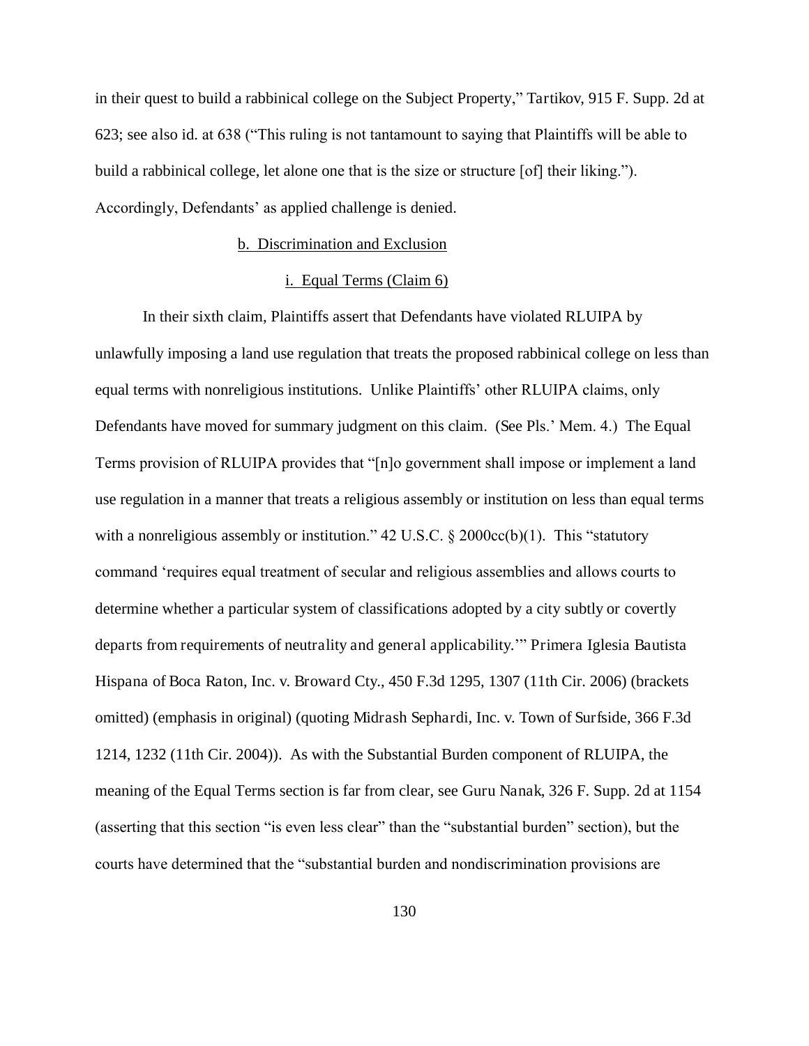in their quest to build a rabbinical college on the Subject Property," Tartikov, 915 F. Supp. 2d at 623; see also id. at 638 ("This ruling is not tantamount to saying that Plaintiffs will be able to build a rabbinical college, let alone one that is the size or structure [of] their liking."). Accordingly, Defendants' as applied challenge is denied.

b. Discrimination and Exclusion

i. Equal Terms (Claim 6)

In their sixth claim, Plaintiffs assert that Defendants have violated RLUIPA by unlawfully imposing a land use regulation that treats the proposed rabbinical college on less than equal terms with nonreligious institutions. Unlike Plaintiffs' other RLUIPA claims, only Defendants have moved for summary judgment on this claim. (See Pls.' Mem. 4.) The Equal Terms provision of RLUIPA provides that "[n]o government shall impose or implement a land use regulation in a manner that treats a religious assembly or institution on less than equal terms with a nonreligious assembly or institution." 42 U.S.C. § 2000cc(b)(1). This "statutory command 'requires equal treatment of secular and religious assemblies and allows courts to determine whether a particular system of classifications adopted by a city subtly or covertly departs from requirements of neutrality and general applicability.'" Primera Iglesia Bautista Hispana of Boca Raton, Inc. v. Broward Cty., 450 F.3d 1295, 1307 (11th Cir. 2006) (brackets omitted) (emphasis in original) (quoting Midrash Sephardi, Inc. v. Town of Surfside, 366 F.3d 1214, 1232 (11th Cir. 2004)). As with the Substantial Burden component of RLUIPA, the meaning of the Equal Terms section is far from clear, see Guru Nanak, 326 F. Supp. 2d at 1154 (asserting that this section "is even less clear" than the "substantial burden" section), but the courts have determined that the "substantial burden and nondiscrimination provisions are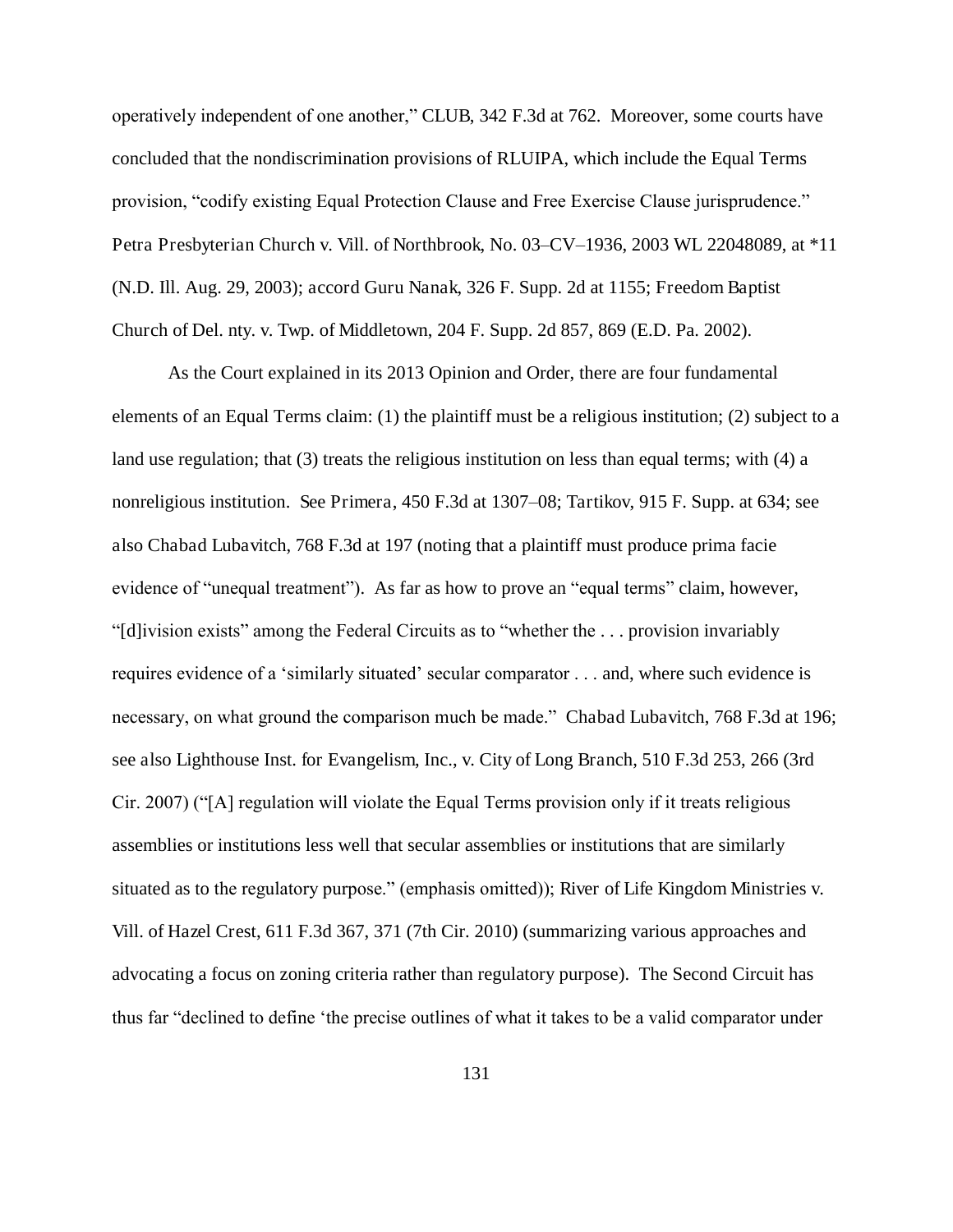operatively independent of one another," CLUB, 342 F.3d at 762. Moreover, some courts have concluded that the nondiscrimination provisions of RLUIPA, which include the Equal Terms provision, "codify existing Equal Protection Clause and Free Exercise Clause jurisprudence." Petra Presbyterian Church v. Vill. of Northbrook, No. 03–CV–1936, 2003 WL 22048089, at *11 (N.D. Ill. Aug. 29, 2003); accord Guru Nanak, 326 F. Supp. 2d at 1155; Freedom Baptist Church of Del. nty. v. Twp. of Middletown, 204 F. Supp. 2d 857, 869 (E.D. Pa. 2002).

As the Court explained in its 2013 Opinion and Order, there are four fundamental elements of an Equal Terms claim: (1) the plaintiff must be a religious institution; (2) subject to a land use regulation; that (3) treats the religious institution on less than equal terms; with (4) a nonreligious institution. See Primera, 450 F.3d at 1307–08; Tartikov, 915 F. Supp. at 634; see also Chabad Lubavitch, 768 F.3d at 197 (noting that a plaintiff must produce prima facie evidence of "unequal treatment"). As far as how to prove an "equal terms" claim, however, "[d]ivision exists" among the Federal Circuits as to "whether the . . . provision invariably requires evidence of a 'similarly situated' secular comparator . . . and, where such evidence is necessary, on what ground the comparison much be made." Chabad Lubavitch, 768 F.3d at 196; see also Lighthouse Inst. for Evangelism, Inc., v. City of Long Branch, 510 F.3d 253, 266 (3rd Cir. 2007) ("[A] regulation will violate the Equal Terms provision only if it treats religious assemblies or institutions less well that secular assemblies or institutions that are similarly situated as to the regulatory purpose." (emphasis omitted)); River of Life Kingdom Ministries v. Vill. of Hazel Crest, 611 F.3d 367, 371 (7th Cir. 2010) (summarizing various approaches and advocating a focus on zoning criteria rather than regulatory purpose). The Second Circuit has thus far "declined to define 'the precise outlines of what it takes to be a valid comparator under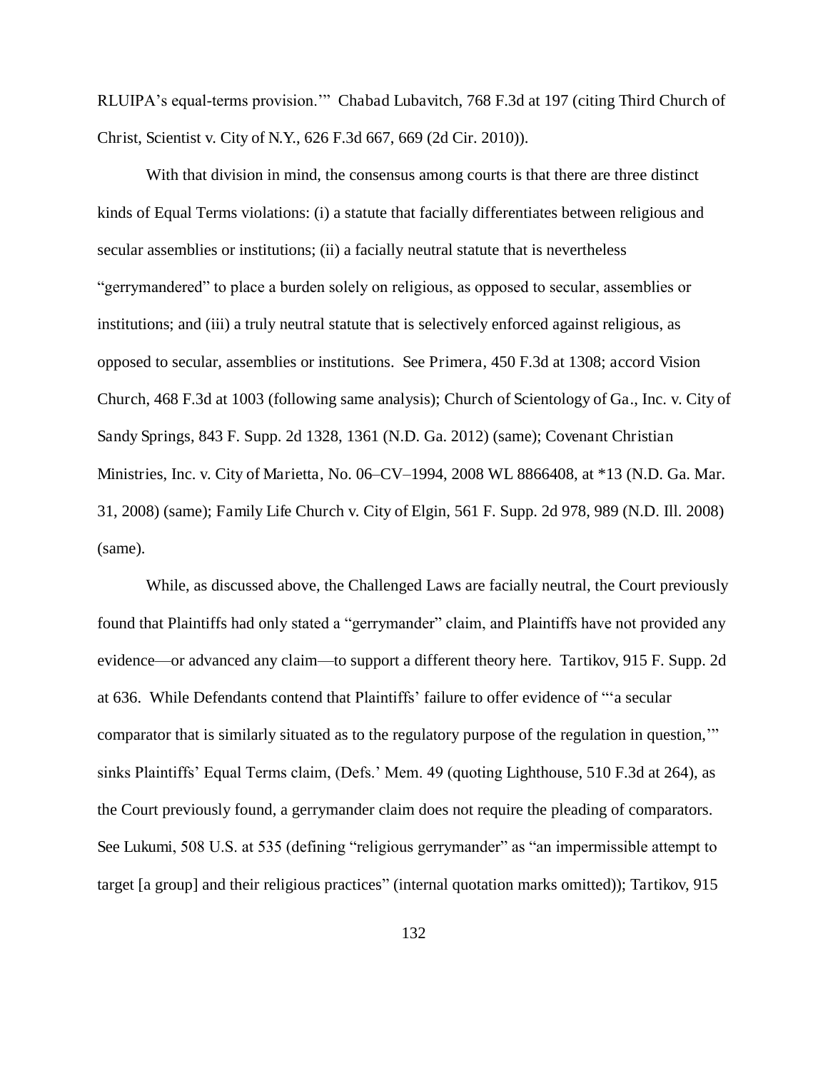RLUIPA's equal-terms provision.'" Chabad Lubavitch, 768 F.3d at 197 (citing Third Church of Christ, Scientist v. City of N.Y., 626 F.3d 667, 669 (2d Cir. 2010)).

With that division in mind, the consensus among courts is that there are three distinct kinds of Equal Terms violations: (i) a statute that facially differentiates between religious and secular assemblies or institutions; (ii) a facially neutral statute that is nevertheless "gerrymandered" to place a burden solely on religious, as opposed to secular, assemblies or institutions; and (iii) a truly neutral statute that is selectively enforced against religious, as opposed to secular, assemblies or institutions. See Primera, 450 F.3d at 1308; accord Vision Church, 468 F.3d at 1003 (following same analysis); Church of Scientology of Ga., Inc. v. City of Sandy Springs, 843 F. Supp. 2d 1328, 1361 (N.D. Ga. 2012) (same); Covenant Christian Ministries, Inc. v. City of Marietta, No. 06–CV–1994, 2008 WL 8866408, at *13 (N.D. Ga. Mar. 31, 2008) (same); Family Life Church v. City of Elgin, 561 F. Supp. 2d 978, 989 (N.D. Ill. 2008) (same).

While, as discussed above, the Challenged Laws are facially neutral, the Court previously found that Plaintiffs had only stated a "gerrymander" claim, and Plaintiffs have not provided any evidence—or advanced any claim—to support a different theory here. Tartikov, 915 F. Supp. 2d at 636. While Defendants contend that Plaintiffs' failure to offer evidence of "'a secular comparator that is similarly situated as to the regulatory purpose of the regulation in question,'" sinks Plaintiffs' Equal Terms claim, (Defs.' Mem. 49 (quoting Lighthouse, 510 F.3d at 264), as the Court previously found, a gerrymander claim does not require the pleading of comparators. See Lukumi, 508 U.S. at 535 (defining "religious gerrymander" as "an impermissible attempt to target [a group] and their religious practices" (internal quotation marks omitted)); Tartikov, 915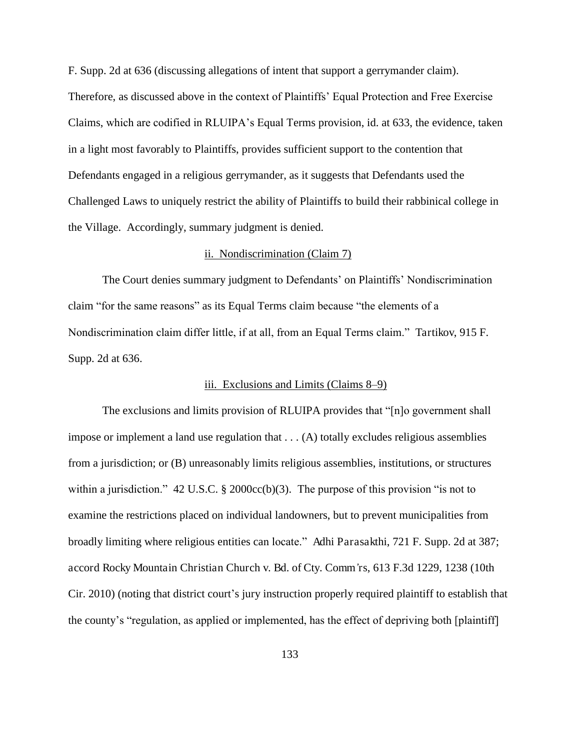F. Supp. 2d at 636 (discussing allegations of intent that support a gerrymander claim). Therefore, as discussed above in the context of Plaintiffs' Equal Protection and Free Exercise Claims, which are codified in RLUIPA's Equal Terms provision, id. at 633, the evidence, taken in a light most favorably to Plaintiffs, provides sufficient support to the contention that Defendants engaged in a religious gerrymander, as it suggests that Defendants used the Challenged Laws to uniquely restrict the ability of Plaintiffs to build their rabbinical college in the Village. Accordingly, summary judgment is denied.

ii. Nondiscrimination (Claim 7)

The Court denies summary judgment to Defendants' on Plaintiffs' Nondiscrimination claim "for the same reasons" as its Equal Terms claim because "the elements of a Nondiscrimination claim differ little, if at all, from an Equal Terms claim." *Tartikov*, 915 F. Supp. 2d at 636.

iii. Exclusions and Limits (Claims 8–9)

The exclusions and limits provision of RLUIPA provides that "[n]o government shall impose or implement a land use regulation that . . . (A) totally excludes religious assemblies from a jurisdiction; or (B) unreasonably limits religious assemblies, institutions, or structures within a jurisdiction." 42 U.S.C. § 2000cc(b)(3). The purpose of this provision "is not to examine the restrictions placed on individual landowners, but to prevent municipalities from broadly limiting where religious entities can locate." *Adhi Parasakthi*, 721 F. Supp. 2d at 387; *accord Rocky Mountain Christian Church v. Bd. of Cty. Comm'rs*, 613 F.3d 1229, 1238 (10th Cir. 2010) (noting that district court's jury instruction properly required plaintiff to establish that the county's "regulation, as applied or implemented, has the effect of depriving both [plaintiff]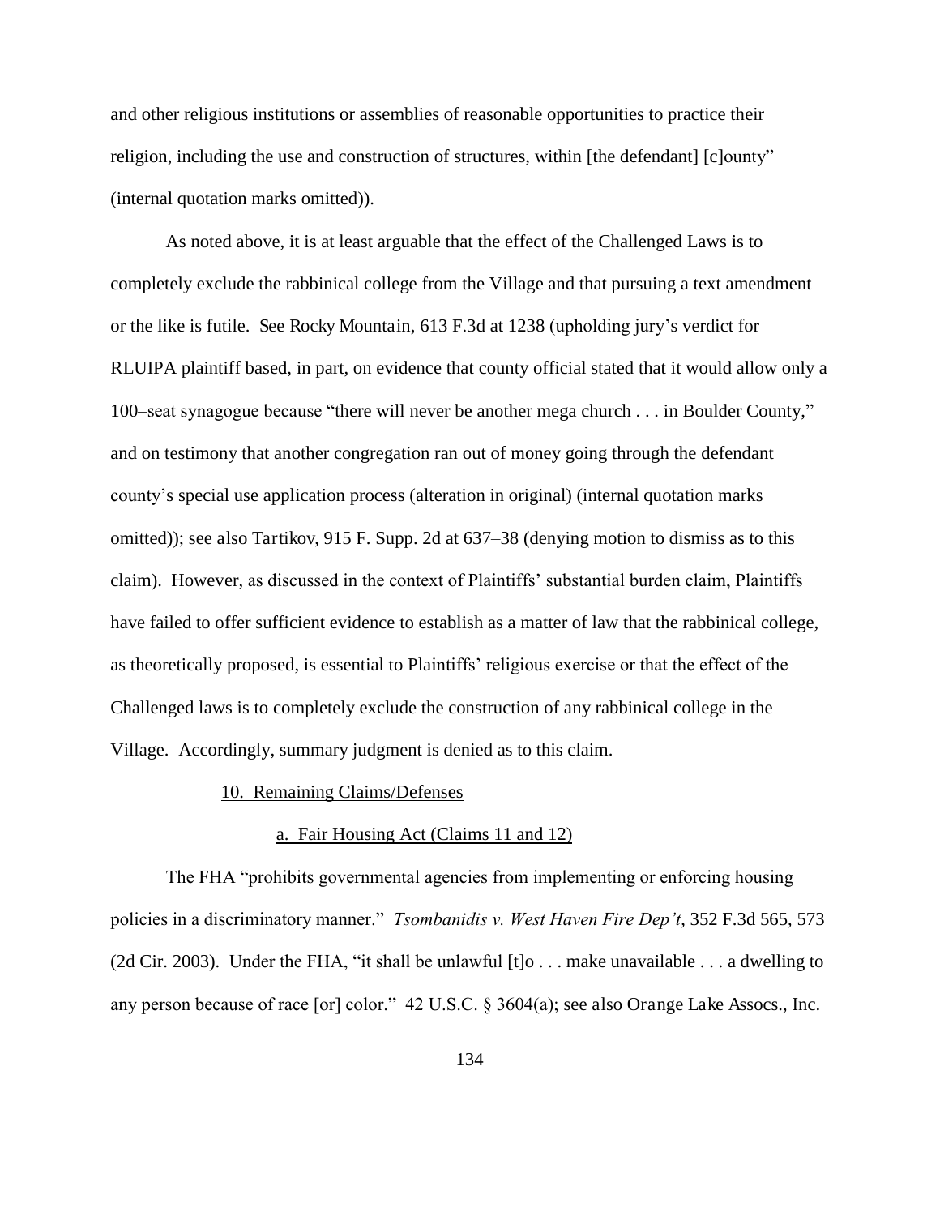and other religious institutions or assemblies of reasonable opportunities to practice their religion, including the use and construction of structures, within [the defendant] [c]ounty" (internal quotation marks omitted)).

As noted above, it is at least arguable that the effect of the Challenged Laws is to completely exclude the rabbinical college from the Village and that pursuing a text amendment or the like is futile. See Rocky Mountain, 613 F.3d at 1238 (upholding jury's verdict for RLUIPA plaintiff based, in part, on evidence that county official stated that it would allow only a 100–seat synagogue because "there will never be another mega church . . . in Boulder County," and on testimony that another congregation ran out of money going through the defendant county's special use application process (alteration in original) (internal quotation marks omitted)); see also Tartikov, 915 F. Supp. 2d at 637–38 (denying motion to dismiss as to this claim). However, as discussed in the context of Plaintiffs' substantial burden claim, Plaintiffs have failed to offer sufficient evidence to establish as a matter of law that the rabbinical college, as theoretically proposed, is essential to Plaintiffs' religious exercise or that the effect of the Challenged laws is to completely exclude the construction of any rabbinical college in the Village. Accordingly, summary judgment is denied as to this claim.

10. Remaining Claims/Defenses

a. Fair Housing Act (Claims 11 and 12)

The FHA "prohibits governmental agencies from implementing or enforcing housing policies in a discriminatory manner." *Tsombanidis v. West Haven Fire Dep't*, 352 F.3d 565, 573 (2d Cir. 2003). Under the FHA, "it shall be unlawful [t]o . . . make unavailable . . . a dwelling to any person because of race [or] color." 42 U.S.C. § 3604(a); see also Orange Lake Assocs., Inc.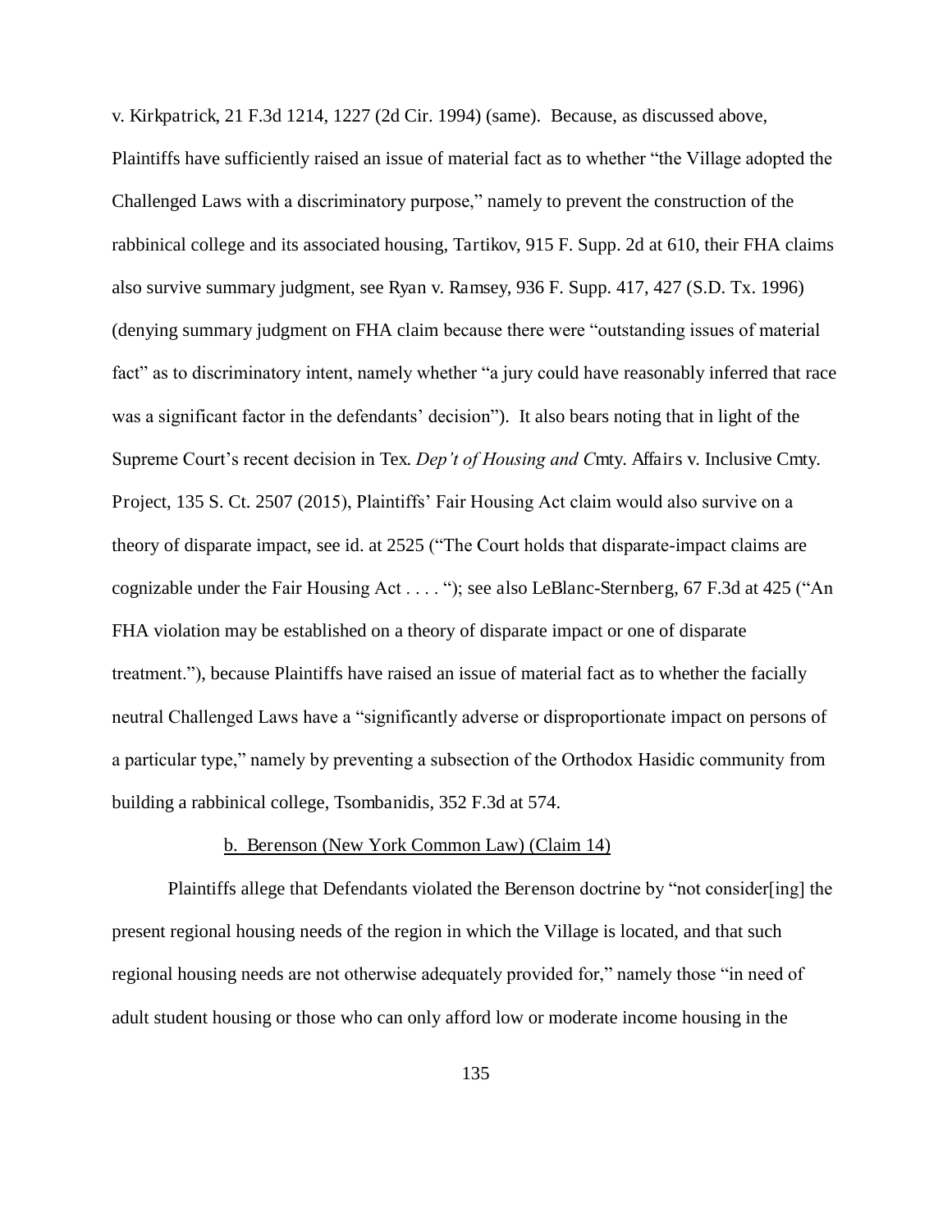v. Kirkpatrick, 21 F.3d 1214, 1227 (2d Cir. 1994) (same). Because, as discussed above, Plaintiffs have sufficiently raised an issue of material fact as to whether "the Village adopted the Challenged Laws with a discriminatory purpose," namely to prevent the construction of the rabbinical college and its associated housing, Tartikov, 915 F. Supp. 2d at 610, their FHA claims also survive summary judgment, see Ryan v. Ramsey, 936 F. Supp. 417, 427 (S.D. Tx. 1996) (denying summary judgment on FHA claim because there were "outstanding issues of material fact" as to discriminatory intent, namely whether "a jury could have reasonably inferred that race was a significant factor in the defendants' decision"). It also bears noting that in light of the Supreme Court's recent decision in Tex. *Dep't of Housing and C*mty. Affairs v. Inclusive Cmty. Project, 135 S. Ct. 2507 (2015), Plaintiffs' Fair Housing Act claim would also survive on a theory of disparate impact, see id. at 2525 ("The Court holds that disparate-impact claims are cognizable under the Fair Housing Act . . . . "); see also LeBlanc-Sternberg, 67 F.3d at 425 ("An FHA violation may be established on a theory of disparate impact or one of disparate treatment."), because Plaintiffs have raised an issue of material fact as to whether the facially neutral Challenged Laws have a "significantly adverse or disproportionate impact on persons of a particular type," namely by preventing a subsection of the Orthodox Hasidic community from building a rabbinical college, Tsombanidis, 352 F.3d at 574.

b. Berenson (New York Common Law) (Claim 14)

Plaintiffs allege that Defendants violated the Berenson doctrine by "not consider[ing] the present regional housing needs of the region in which the Village is located, and that such regional housing needs are not otherwise adequately provided for," namely those "in need of adult student housing or those who can only afford low or moderate income housing in the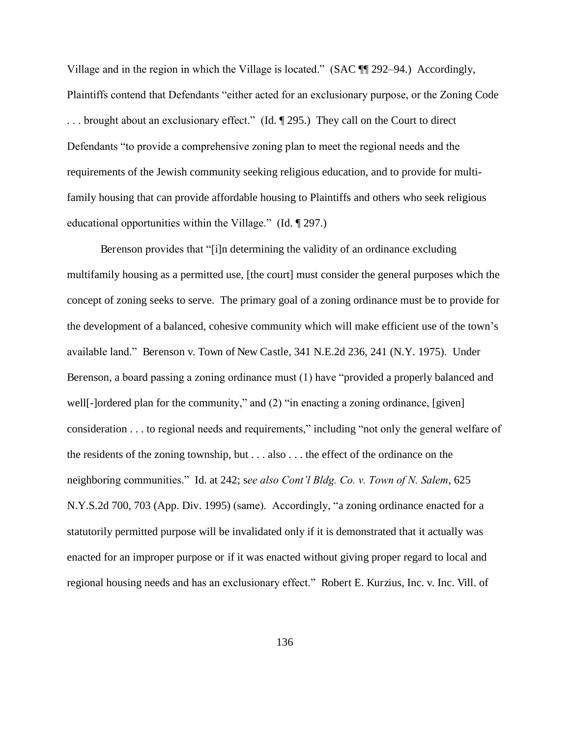Village and in the region in which the Village is located." (SAC ¶¶ 292–94.) Accordingly, Plaintiffs contend that Defendants "either acted for an exclusionary purpose, or the Zoning Code . . . brought about an exclusionary effect." (Id. ¶ 295.) They call on the Court to direct Defendants "to provide a comprehensive zoning plan to meet the regional needs and the requirements of the Jewish community seeking religious education, and to provide for multi-family housing that can provide affordable housing to Plaintiffs and others who seek religious educational opportunities within the Village." (Id. ¶ 297.)

Berenson provides that "[i]n determining the validity of an ordinance excluding multifamily housing as a permitted use, [the court] must consider the general purposes which the concept of zoning seeks to serve. The primary goal of a zoning ordinance must be to provide for the development of a balanced, cohesive community which will make efficient use of the town's available land." Berenson v. Town of New Castle, 341 N.E.2d 236, 241 (N.Y. 1975). Under Berenson, a board passing a zoning ordinance must (1) have "provided a properly balanced and well[-]ordered plan for the community," and (2) "in enacting a zoning ordinance, [given] consideration . . . to regional needs and requirements," including "not only the general welfare of the residents of the zoning township, but . . . also . . . the effect of the ordinance on the neighboring communities." Id. at 242; s*ee also Cont'l Bldg. Co. v. Town of N. Salem*, 625 N.Y.S.2d 700, 703 (App. Div. 1995) (same). Accordingly, "a zoning ordinance enacted for a statutorily permitted purpose will be invalidated only if it is demonstrated that it actually was enacted for an improper purpose or if it was enacted without giving proper regard to local and regional housing needs and has an exclusionary effect." Robert E. Kurzius, Inc. v. Inc. Vill. of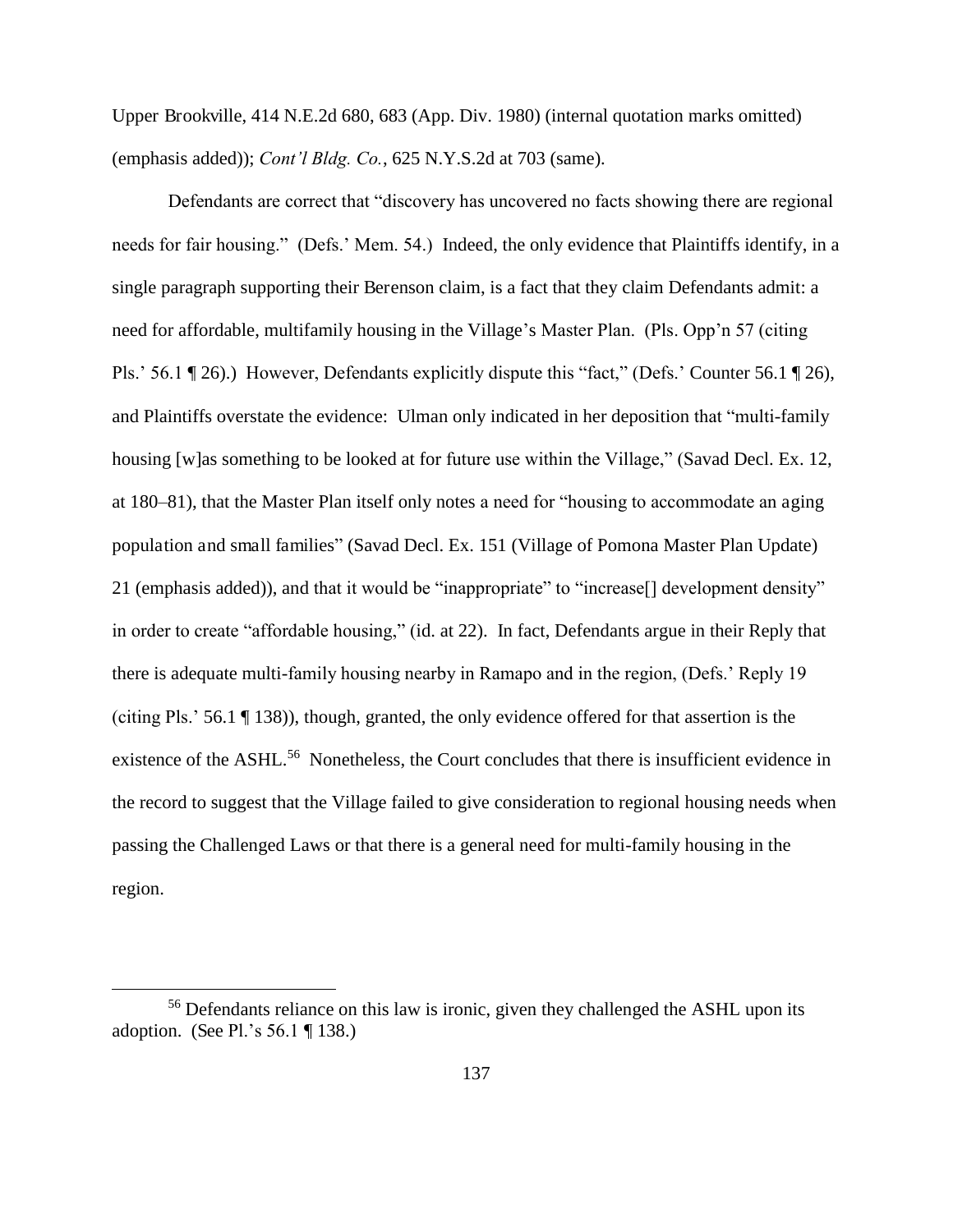Upper Brookville, 414 N.E.2d 680, 683 (App. Div. 1980) (internal quotation marks omitted) (emphasis added)); *Cont'l Bldg. Co.*, 625 N.Y.S.2d at 703 (same).

Defendants are correct that "discovery has uncovered no facts showing there are regional needs for fair housing." (Defs.' Mem. 54.) Indeed, the only evidence that Plaintiffs identify, in a single paragraph supporting their Berenson claim, is a fact that they claim Defendants admit: a need for affordable, multifamily housing in the Village's Master Plan. (Pls. Opp'n 57 (citing Pls.' 56.1 ¶ 26).) However, Defendants explicitly dispute this "fact," (Defs.' Counter 56.1 ¶ 26), and Plaintiffs overstate the evidence: Ulman only indicated in her deposition that "multi-family housing [w]as something to be looked at for future use within the Village," (Savad Decl. Ex. 12, at 180–81), that the Master Plan itself only notes a need for "housing to accommodate an aging population and small families" (Savad Decl. Ex. 151 (Village of Pomona Master Plan Update) 21 (emphasis added)), and that it would be "inappropriate" to "increase[] development density" in order to create "affordable housing," (id. at 22). In fact, Defendants argue in their Reply that there is adequate multi-family housing nearby in Ramapo and in the region, (Defs.' Reply 19 (citing Pls.' 56.1 ¶ 138)), though, granted, the only evidence offered for that assertion is the existence of the ASHL.[56] Nonetheless, the Court concludes that there is insufficient evidence in the record to suggest that the Village failed to give consideration to regional housing needs when passing the Challenged Laws or that there is a general need for multi-family housing in the region.

[56] Defendants reliance on this law is ironic, given they challenged the ASHL upon its adoption. (See Pl.'s 56.1 ¶ 138.)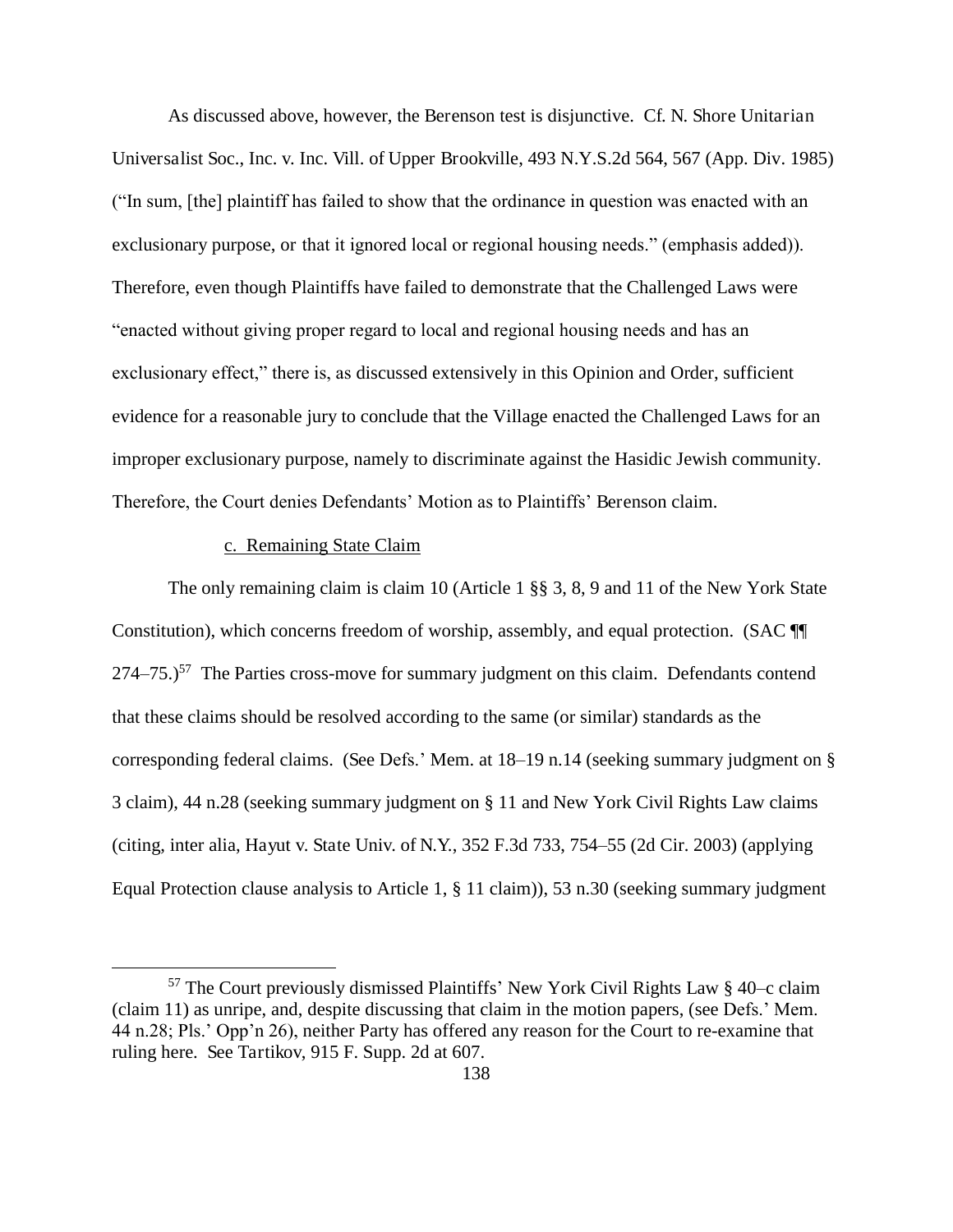As discussed above, however, the Berenson test is disjunctive. Cf. N. Shore Unitarian Universalist Soc., Inc. v. Inc. Vill. of Upper Brookville, 493 N.Y.S.2d 564, 567 (App. Div. 1985) ("In sum, [the] plaintiff has failed to show that the ordinance in question was enacted with an exclusionary purpose, or that it ignored local or regional housing needs." (emphasis added)). Therefore, even though Plaintiffs have failed to demonstrate that the Challenged Laws were "enacted without giving proper regard to local and regional housing needs and has an exclusionary effect," there is, as discussed extensively in this Opinion and Order, sufficient evidence for a reasonable jury to conclude that the Village enacted the Challenged Laws for an improper exclusionary purpose, namely to discriminate against the Hasidic Jewish community. Therefore, the Court denies Defendants' Motion as to Plaintiffs' Berenson claim.

c. Remaining State Claim

The only remaining claim is claim 10 (Article 1 §§ 3, 8, 9 and 11 of the New York State Constitution), which concerns freedom of worship, assembly, and equal protection. (SAC ¶¶ 274–75.)[57] The Parties cross-move for summary judgment on this claim. Defendants contend that these claims should be resolved according to the same (or similar) standards as the corresponding federal claims. (See Defs.' Mem. at 18–19 n.14 (seeking summary judgment on § 3 claim), 44 n.28 (seeking summary judgment on § 11 and New York Civil Rights Law claims (citing, inter alia, Hayut v. State Univ. of N.Y., 352 F.3d 733, 754–55 (2d Cir. 2003) (applying Equal Protection clause analysis to Article 1, § 11 claim)), 53 n.30 (seeking summary judgment

[57] The Court previously dismissed Plaintiffs' New York Civil Rights Law § 40–c claim (claim 11) as unripe, and, despite discussing that claim in the motion papers, (see Defs.' Mem. 44 n.28; Pls.' Opp'n 26), neither Party has offered any reason for the Court to re-examine that ruling here. See Tartikov, 915 F. Supp. 2d at 607.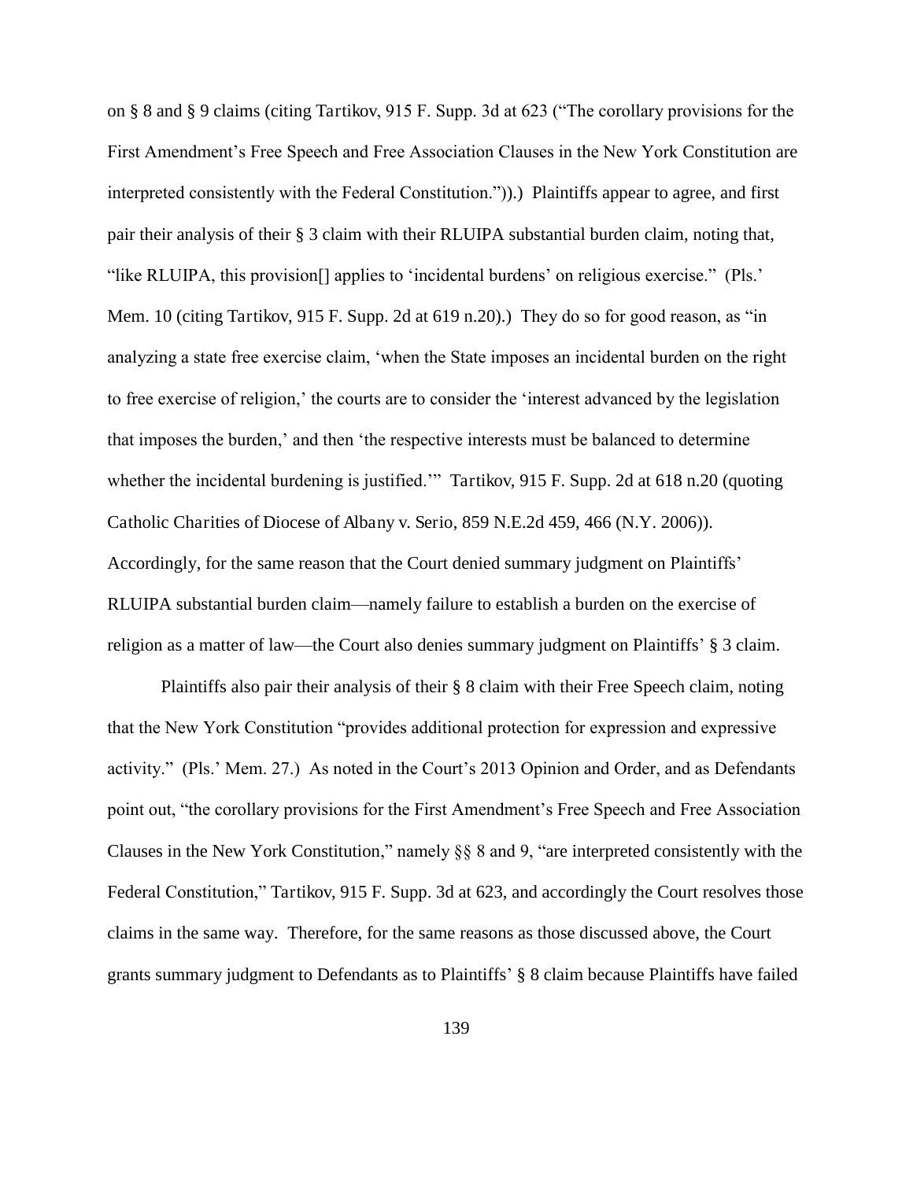on § 8 and § 9 claims (citing *Tartikov*, 915 F. Supp. 3d at 623 ("The corollary provisions for the First Amendment's Free Speech and Free Association Clauses in the New York Constitution are interpreted consistently with the Federal Constitution.")).) Plaintiffs appear to agree, and first pair their analysis of their § 3 claim with their RLUIPA substantial burden claim, noting that, "like RLUIPA, this provision[] applies to 'incidental burdens' on religious exercise." (Pls.' Mem. 10 (citing *Tartikov*, 915 F. Supp. 2d at 619 n.20).) They do so for good reason, as "in analyzing a state free exercise claim, 'when the State imposes an incidental burden on the right to free exercise of religion,' the courts are to consider the 'interest advanced by the legislation that imposes the burden,' and then 'the respective interests must be balanced to determine whether the incidental burdening is justified.'" *Tartikov*, 915 F. Supp. 2d at 618 n.20 (quoting *Catholic Charities of Diocese of Albany v. Serio*, 859 N.E.2d 459, 466 (N.Y. 2006)). Accordingly, for the same reason that the Court denied summary judgment on Plaintiffs' RLUIPA substantial burden claim—namely failure to establish a burden on the exercise of religion as a matter of law—the Court also denies summary judgment on Plaintiffs' § 3 claim.

Plaintiffs also pair their analysis of their § 8 claim with their Free Speech claim, noting that the New York Constitution "provides additional protection for expression and expressive activity." (Pls.' Mem. 27.) As noted in the Court's 2013 Opinion and Order, and as Defendants point out, "the corollary provisions for the First Amendment's Free Speech and Free Association Clauses in the New York Constitution," namely §§ 8 and 9, "are interpreted consistently with the Federal Constitution," *Tartikov*, 915 F. Supp. 3d at 623, and accordingly the Court resolves those claims in the same way. Therefore, for the same reasons as those discussed above, the Court grants summary judgment to Defendants as to Plaintiffs' § 8 claim because Plaintiffs have failed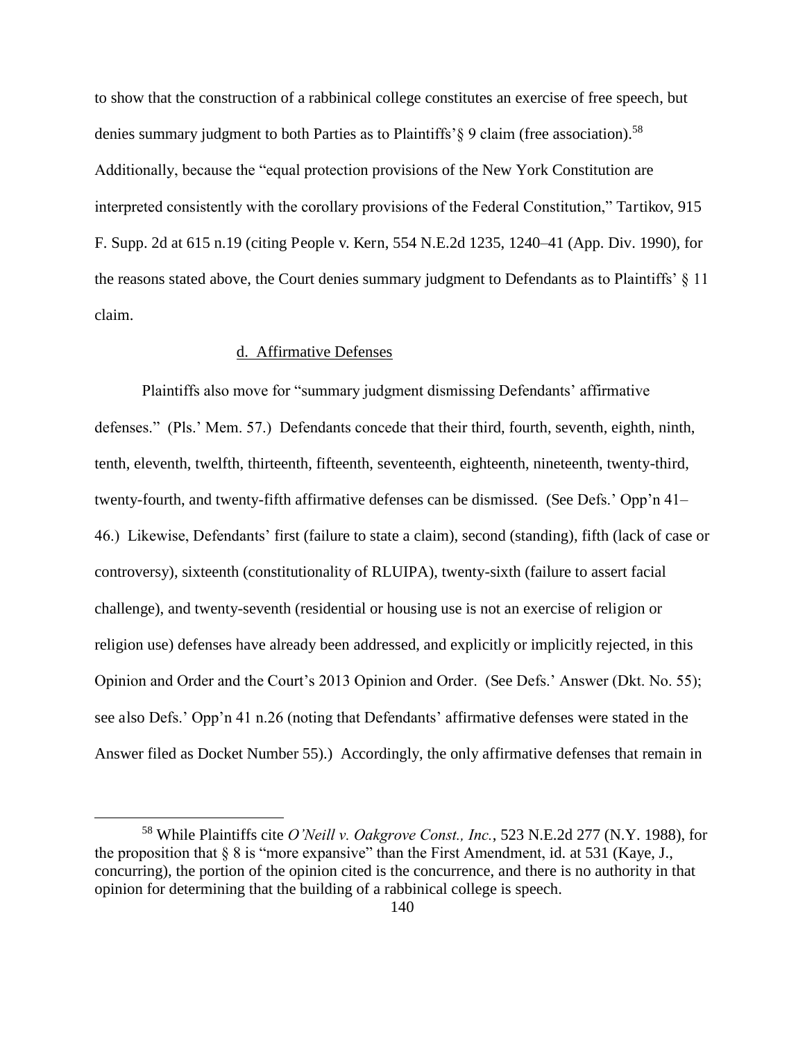to show that the construction of a rabbinical college constitutes an exercise of free speech, but denies summary judgment to both Parties as to Plaintiffs'§ 9 claim (free association).[58] Additionally, because the "equal protection provisions of the New York Constitution are interpreted consistently with the corollary provisions of the Federal Constitution," Tartikov, 915 F. Supp. 2d at 615 n.19 (citing People v. Kern, 554 N.E.2d 1235, 1240–41 (App. Div. 1990), for the reasons stated above, the Court denies summary judgment to Defendants as to Plaintiffs' § 11 claim.

d. Affirmative Defenses

Plaintiffs also move for "summary judgment dismissing Defendants' affirmative defenses." (Pls.' Mem. 57.) Defendants concede that their third, fourth, seventh, eighth, ninth, tenth, eleventh, twelfth, thirteenth, fifteenth, seventeenth, eighteenth, nineteenth, twenty-third, twenty-fourth, and twenty-fifth affirmative defenses can be dismissed. (See Defs.' Opp'n 41–46.) Likewise, Defendants' first (failure to state a claim), second (standing), fifth (lack of case or controversy), sixteenth (constitutionality of RLUIPA), twenty-sixth (failure to assert facial challenge), and twenty-seventh (residential or housing use is not an exercise of religion or religion use) defenses have already been addressed, and explicitly or implicitly rejected, in this Opinion and Order and the Court's 2013 Opinion and Order. (See Defs.' Answer (Dkt. No. 55); see also Defs.' Opp'n 41 n.26 (noting that Defendants' affirmative defenses were stated in the Answer filed as Docket Number 55).) Accordingly, the only affirmative defenses that remain in

[58] While Plaintiffs cite *O'Neill v. Oakgrove Const., Inc.*, 523 N.E.2d 277 (N.Y. 1988), for the proposition that § 8 is "more expansive" than the First Amendment, id. at 531 (Kaye, J., concurring), the portion of the opinion cited is the concurrence, and there is no authority in that opinion for determining that the building of a rabbinical college is speech.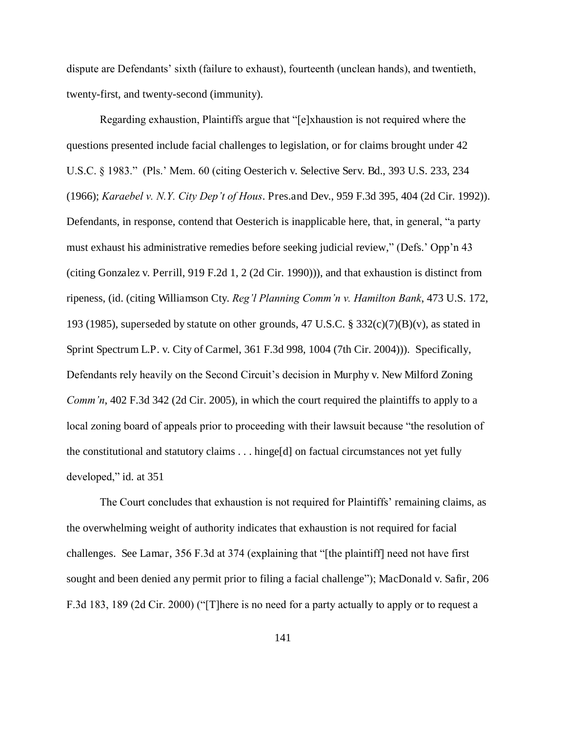dispute are Defendants' sixth (failure to exhaust), fourteenth (unclean hands), and twentieth, twenty-first, and twenty-second (immunity).

Regarding exhaustion, Plaintiffs argue that "[e]xhaustion is not required where the questions presented include facial challenges to legislation, or for claims brought under 42 U.S.C. § 1983." (Pls.' Mem. 60 (citing Oesterich v. Selective Serv. Bd., 393 U.S. 233, 234 (1966); *Karaebel v. N.Y. City Dep't of Hous*. Pres.and Dev., 959 F.3d 395, 404 (2d Cir. 1992)). Defendants, in response, contend that Oesterich is inapplicable here, that, in general, "a party must exhaust his administrative remedies before seeking judicial review," (Defs.' Opp'n 43 (citing Gonzalez v. Perrill, 919 F.2d 1, 2 (2d Cir. 1990))), and that exhaustion is distinct from ripeness, (id. (citing Williamson Cty. *Reg'l Planning Comm'n v. Hamilton Bank*, 473 U.S. 172, 193 (1985), superseded by statute on other grounds, 47 U.S.C. § 332(c)(7)(B)(v), as stated in Sprint Spectrum L.P. v. City of Carmel, 361 F.3d 998, 1004 (7th Cir. 2004))). Specifically, Defendants rely heavily on the Second Circuit's decision in Murphy v. New Milford Zoning *Comm'n*, 402 F.3d 342 (2d Cir. 2005), in which the court required the plaintiffs to apply to a local zoning board of appeals prior to proceeding with their lawsuit because "the resolution of the constitutional and statutory claims . . . hinge[d] on factual circumstances not yet fully developed," id. at 351

The Court concludes that exhaustion is not required for Plaintiffs' remaining claims, as the overwhelming weight of authority indicates that exhaustion is not required for facial challenges. See Lamar, 356 F.3d at 374 (explaining that "[the plaintiff] need not have first sought and been denied any permit prior to filing a facial challenge"); MacDonald v. Safir, 206 F.3d 183, 189 (2d Cir. 2000) ("[T]here is no need for a party actually to apply or to request a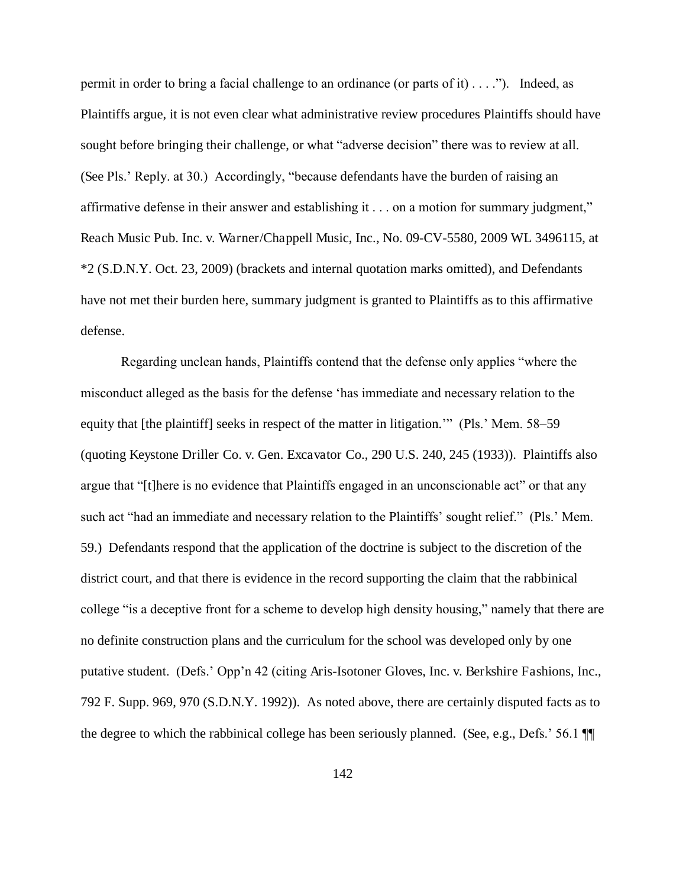permit in order to bring a facial challenge to an ordinance (or parts of it) . . . ."). Indeed, as Plaintiffs argue, it is not even clear what administrative review procedures Plaintiffs should have sought before bringing their challenge, or what "adverse decision" there was to review at all. (See Pls.' Reply. at 30.) Accordingly, "because defendants have the burden of raising an affirmative defense in their answer and establishing it . . . on a motion for summary judgment," Reach Music Pub. Inc. v. Warner/Chappell Music, Inc., No. 09-CV-5580, 2009 WL 3496115, at *2 (S.D.N.Y. Oct. 23, 2009) (brackets and internal quotation marks omitted), and Defendants have not met their burden here, summary judgment is granted to Plaintiffs as to this affirmative defense.

Regarding unclean hands, Plaintiffs contend that the defense only applies "where the misconduct alleged as the basis for the defense 'has immediate and necessary relation to the equity that [the plaintiff] seeks in respect of the matter in litigation.'" (Pls.' Mem. 58–59 (quoting Keystone Driller Co. v. Gen. Excavator Co., 290 U.S. 240, 245 (1933)). Plaintiffs also argue that "[t]here is no evidence that Plaintiffs engaged in an unconscionable act" or that any such act "had an immediate and necessary relation to the Plaintiffs' sought relief." (Pls.' Mem. 59.) Defendants respond that the application of the doctrine is subject to the discretion of the district court, and that there is evidence in the record supporting the claim that the rabbinical college "is a deceptive front for a scheme to develop high density housing," namely that there are no definite construction plans and the curriculum for the school was developed only by one putative student. (Defs.' Opp'n 42 (citing Aris-Isotoner Gloves, Inc. v. Berkshire Fashions, Inc., 792 F. Supp. 969, 970 (S.D.N.Y. 1992)). As noted above, there are certainly disputed facts as to the degree to which the rabbinical college has been seriously planned. (See, e.g., Defs.' 56.1 ¶¶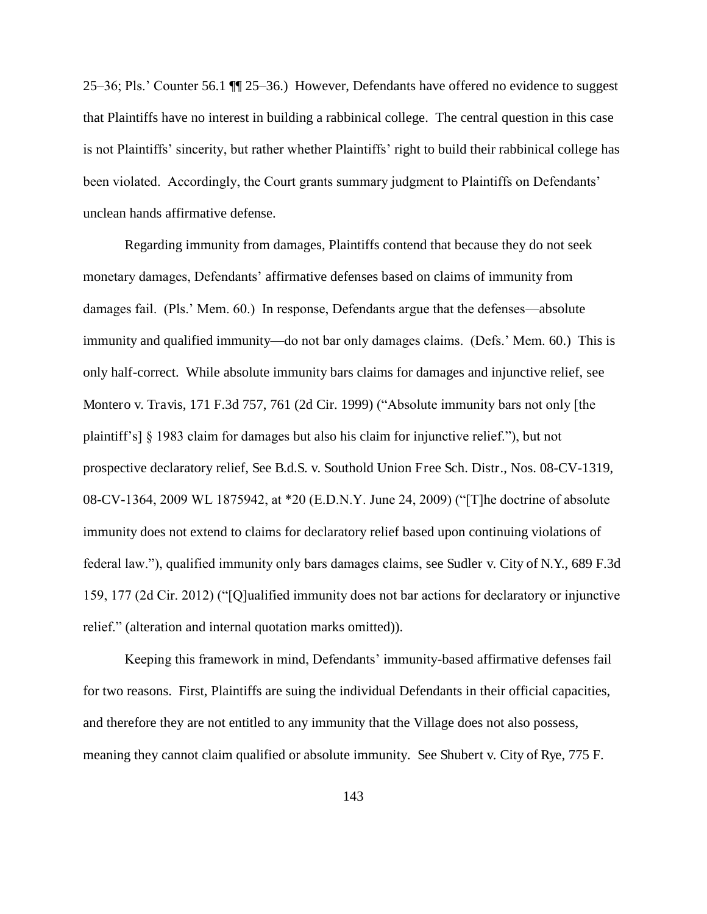25–36; Pls.' Counter 56.1 ¶¶ 25–36.) However, Defendants have offered no evidence to suggest that Plaintiffs have no interest in building a rabbinical college. The central question in this case is not Plaintiffs' sincerity, but rather whether Plaintiffs' right to build their rabbinical college has been violated. Accordingly, the Court grants summary judgment to Plaintiffs on Defendants' unclean hands affirmative defense.

Regarding immunity from damages, Plaintiffs contend that because they do not seek monetary damages, Defendants' affirmative defenses based on claims of immunity from damages fail. (Pls.' Mem. 60.) In response, Defendants argue that the defenses—absolute immunity and qualified immunity—do not bar only damages claims. (Defs.' Mem. 60.) This is only half-correct. While absolute immunity bars claims for damages and injunctive relief, see Montero v. Travis, 171 F.3d 757, 761 (2d Cir. 1999) ("Absolute immunity bars not only [the plaintiff's] § 1983 claim for damages but also his claim for injunctive relief."), but not prospective declaratory relief, See B.d.S. v. Southold Union Free Sch. Distr., Nos. 08-CV-1319, 08-CV-1364, 2009 WL 1875942, at *20 (E.D.N.Y. June 24, 2009) ("[T]he doctrine of absolute immunity does not extend to claims for declaratory relief based upon continuing violations of federal law."), qualified immunity only bars damages claims, see Sudler v. City of N.Y., 689 F.3d 159, 177 (2d Cir. 2012) ("[Q]ualified immunity does not bar actions for declaratory or injunctive relief." (alteration and internal quotation marks omitted)).

Keeping this framework in mind, Defendants' immunity-based affirmative defenses fail for two reasons. First, Plaintiffs are suing the individual Defendants in their official capacities, and therefore they are not entitled to any immunity that the Village does not also possess, meaning they cannot claim qualified or absolute immunity. See Shubert v. City of Rye, 775 F.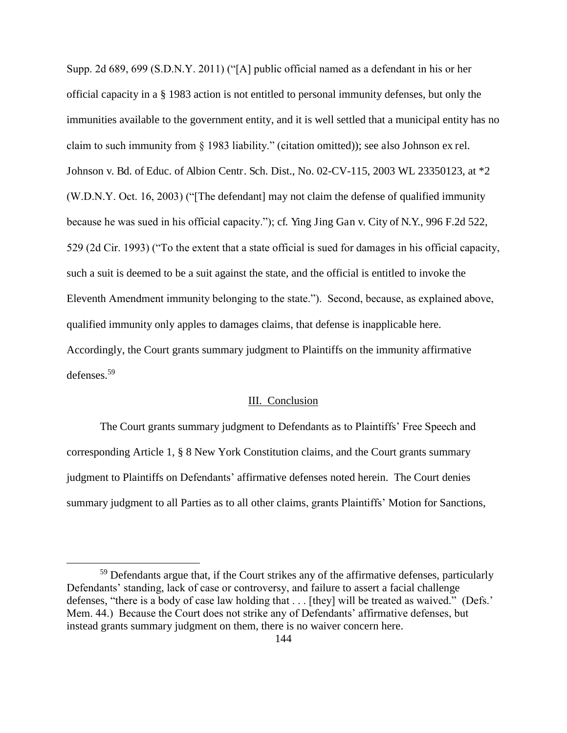Supp. 2d 689, 699 (S.D.N.Y. 2011) ("[A] public official named as a defendant in his or her official capacity in a § 1983 action is not entitled to personal immunity defenses, but only the immunities available to the government entity, and it is well settled that a municipal entity has no claim to such immunity from § 1983 liability." (citation omitted)); see also Johnson ex rel. Johnson v. Bd. of Educ. of Albion Centr. Sch. Dist., No. 02-CV-115, 2003 WL 23350123, at *2 (W.D.N.Y. Oct. 16, 2003) ("[The defendant] may not claim the defense of qualified immunity because he was sued in his official capacity."); cf. Ying Jing Gan v. City of N.Y., 996 F.2d 522, 529 (2d Cir. 1993) ("To the extent that a state official is sued for damages in his official capacity, such a suit is deemed to be a suit against the state, and the official is entitled to invoke the Eleventh Amendment immunity belonging to the state."). Second, because, as explained above, qualified immunity only apples to damages claims, that defense is inapplicable here. Accordingly, the Court grants summary judgment to Plaintiffs on the immunity affirmative defenses.[59]

## III. Conclusion

The Court grants summary judgment to Defendants as to Plaintiffs' Free Speech and corresponding Article 1, § 8 New York Constitution claims, and the Court grants summary judgment to Plaintiffs on Defendants' affirmative defenses noted herein. The Court denies summary judgment to all Parties as to all other claims, grants Plaintiffs' Motion for Sanctions,

[59] Defendants argue that, if the Court strikes any of the affirmative defenses, particularly Defendants' standing, lack of case or controversy, and failure to assert a facial challenge defenses, "there is a body of case law holding that . . . [they] will be treated as waived." (Defs.' Mem. 44.) Because the Court does not strike any of Defendants' affirmative defenses, but instead grants summary judgment on them, there is no waiver concern here.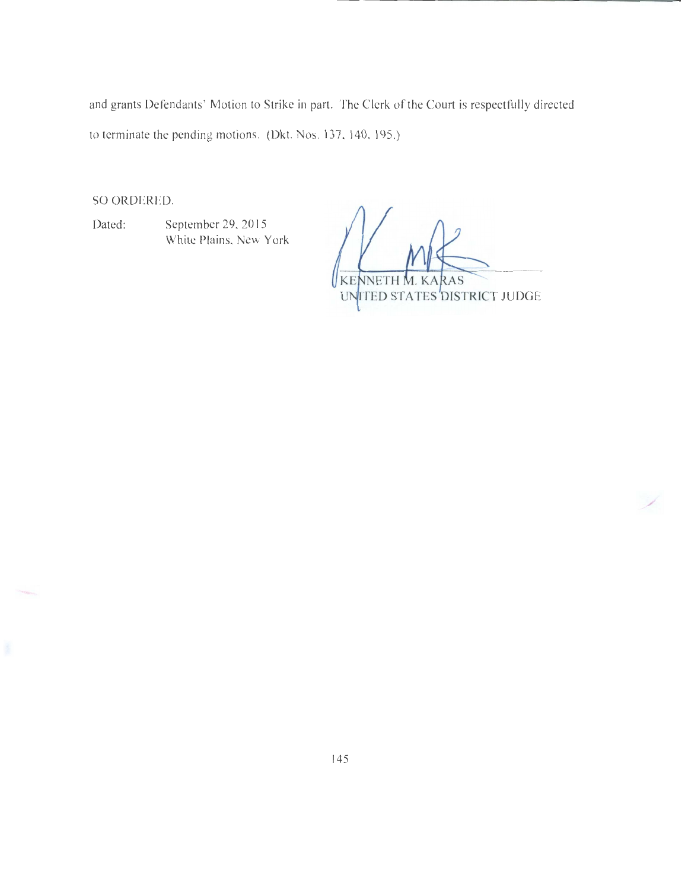and grants Defendants' Motion to Strike in part. The Clerk of the Court is respectfully directed to terminate the pending motions. (Dkt. Nos. 137, 140, 195.)

SO ORDERED.

Dated: September 29, 2015
White Plains, New York

KENNETH M. KARAS
UNITED STATES DISTRICT JUDGE